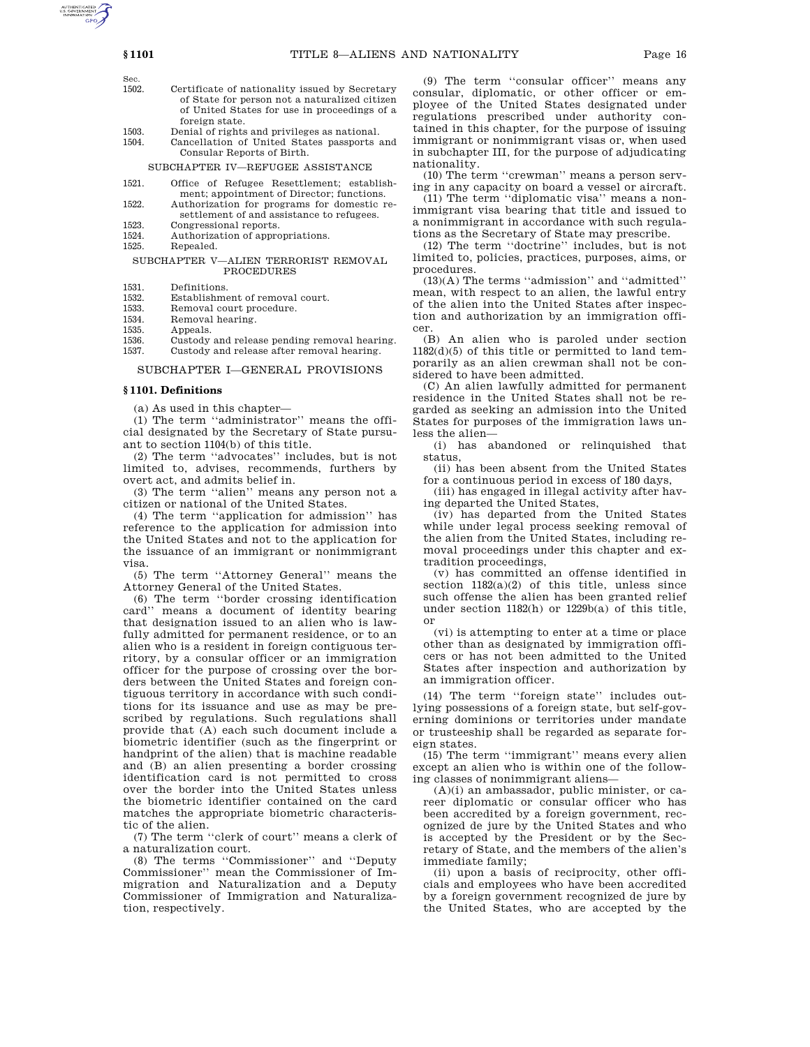| Sec. | |
|---|---|
| 1502. | Certificate of nationality issued by Secretary of State for person not a naturalized citizen of United States for use in proceedings of a foreign state. |
| 1503. | Denial of rights and privileges as national. |
| 1504. | Cancellation of United States passports and Consular Reports of Birth. |

SUBCHAPTER IV—REFUGEE ASSISTANCE

| | |
|---|---|
| 1521. | Office of Refugee Resettlement; establishment; appointment of Director; functions. |
| 1522. | Authorization for programs for domestic resettlement of and assistance to refugees. |
| 1523. | Congressional reports. |
| 1524. | Authorization of appropriations. |
| 1525. | Repealed. |

SUBCHAPTER V—ALIEN TERRORIST REMOVAL PROCEDURES

| | |
|---|---|
| 1531. | Definitions. |
| 1532. | Establishment of removal court. |
| 1533. | Removal court procedure. |
| 1534. | Removal hearing. |
| 1535. | Appeals. |
| 1536. | Custody and release pending removal hearing. |
| 1537. | Custody and release after removal hearing. |

## SUBCHAPTER I—GENERAL PROVISIONS

### § 1101. Definitions

(a) As used in this chapter—

(1) The term ''administrator'' means the official designated by the Secretary of State pursuant to section 1104(b) of this title.

(2) The term ''advocates'' includes, but is not limited to, advises, recommends, furthers by overt act, and admits belief in.

(3) The term ''alien'' means any person not a citizen or national of the United States.

(4) The term ''application for admission'' has reference to the application for admission into the United States and not to the application for the issuance of an immigrant or nonimmigrant visa.

(5) The term ''Attorney General'' means the Attorney General of the United States.

(6) The term ''border crossing identification card'' means a document of identity bearing that designation issued to an alien who is lawfully admitted for permanent residence, or to an alien who is a resident in foreign contiguous territory, by a consular officer or an immigration officer for the purpose of crossing over the borders between the United States and foreign contiguous territory in accordance with such conditions for its issuance and use as may be prescribed by regulations. Such regulations shall provide that (A) each such document include a biometric identifier (such as the fingerprint or handprint of the alien) that is machine readable and (B) an alien presenting a border crossing identification card is not permitted to cross over the border into the United States unless the biometric identifier contained on the card matches the appropriate biometric characteristic of the alien.

(7) The term ''clerk of court'' means a clerk of a naturalization court.

(8) The terms ''Commissioner'' and ''Deputy Commissioner'' mean the Commissioner of Immigration and Naturalization and a Deputy Commissioner of Immigration and Naturalization, respectively.

(9) The term ''consular officer'' means any consular, diplomatic, or other officer or employee of the United States designated under regulations prescribed under authority contained in this chapter, for the purpose of issuing immigrant or nonimmigrant visas or, when used in subchapter III, for the purpose of adjudicating nationality.

(10) The term ''crewman'' means a person serving in any capacity on board a vessel or aircraft.

(11) The term ''diplomatic visa'' means a nonimmigrant visa bearing that title and issued to a nonimmigrant in accordance with such regulations as the Secretary of State may prescribe.

(12) The term ''doctrine'' includes, but is not limited to, policies, practices, purposes, aims, or procedures.

(13)(A) The terms ''admission'' and ''admitted'' mean, with respect to an alien, the lawful entry of the alien into the United States after inspection and authorization by an immigration officer.

(B) An alien who is paroled under section 1182(d)(5) of this title or permitted to land temporarily as an alien crewman shall not be considered to have been admitted.

(C) An alien lawfully admitted for permanent residence in the United States shall not be regarded as seeking an admission into the United States for purposes of the immigration laws unless the alien—

(i) has abandoned or relinquished that status,

(ii) has been absent from the United States for a continuous period in excess of 180 days,

(iii) has engaged in illegal activity after having departed the United States,

(iv) has departed from the United States while under legal process seeking removal of the alien from the United States, including removal proceedings under this chapter and extradition proceedings,

(v) has committed an offense identified in section 1182(a)(2) of this title, unless since such offense the alien has been granted relief under section 1182(h) or 1229b(a) of this title, or

(vi) is attempting to enter at a time or place other than as designated by immigration officers or has not been admitted to the United States after inspection and authorization by an immigration officer.

(14) The term ''foreign state'' includes outlying possessions of a foreign state, but self-governing dominions or territories under mandate or trusteeship shall be regarded as separate foreign states.

(15) The term ''immigrant'' means every alien except an alien who is within one of the following classes of nonimmigrant aliens—

(A)(i) an ambassador, public minister, or career diplomatic or consular officer who has been accredited by a foreign government, recognized de jure by the United States and who is accepted by the President or by the Secretary of State, and the members of the alien's immediate family;

(ii) upon a basis of reciprocity, other officials and employees who have been accredited by a foreign government recognized de jure by the United States, who are accepted by the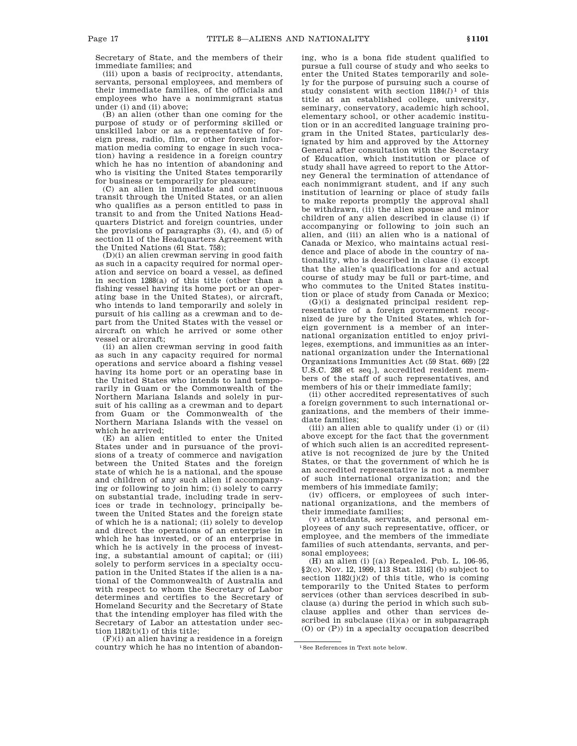Secretary of State, and the members of their immediate families; and

(iii) upon a basis of reciprocity, attendants, servants, personal employees, and members of their immediate families, of the officials and employees who have a nonimmigrant status under (i) and (ii) above;

(B) an alien (other than one coming for the purpose of study or of performing skilled or unskilled labor or as a representative of foreign press, radio, film, or other foreign information media coming to engage in such vocation) having a residence in a foreign country which he has no intention of abandoning and who is visiting the United States temporarily for business or temporarily for pleasure;

(C) an alien in immediate and continuous transit through the United States, or an alien who qualifies as a person entitled to pass in transit to and from the United Nations Headquarters District and foreign countries, under the provisions of paragraphs (3), (4), and (5) of section 11 of the Headquarters Agreement with the United Nations (61 Stat. 758);

(D)(i) an alien crewman serving in good faith as such in a capacity required for normal operation and service on board a vessel, as defined in section 1288(a) of this title (other than a fishing vessel having its home port or an operating base in the United States), or aircraft, who intends to land temporarily and solely in pursuit of his calling as a crewman and to depart from the United States with the vessel or aircraft on which he arrived or some other vessel or aircraft;

(ii) an alien crewman serving in good faith as such in any capacity required for normal operations and service aboard a fishing vessel having its home port or an operating base in the United States who intends to land temporarily in Guam or the Commonwealth of the Northern Mariana Islands and solely in pursuit of his calling as a crewman and to depart from Guam or the Commonwealth of the Northern Mariana Islands with the vessel on which he arrived;

(E) an alien entitled to enter the United States under and in pursuance of the provisions of a treaty of commerce and navigation between the United States and the foreign state of which he is a national, and the spouse and children of any such alien if accompanying or following to join him; (i) solely to carry on substantial trade, including trade in services or trade in technology, principally between the United States and the foreign state of which he is a national; (ii) solely to develop and direct the operations of an enterprise in which he has invested, or of an enterprise in which he is actively in the process of investing, a substantial amount of capital; or (iii) solely to perform services in a specialty occupation in the United States if the alien is a national of the Commonwealth of Australia and with respect to whom the Secretary of Labor determines and certifies to the Secretary of Homeland Security and the Secretary of State that the intending employer has filed with the Secretary of Labor an attestation under section 1182(t)(1) of this title;

(F)(i) an alien having a residence in a foreign country which he has no intention of abandoning, who is a bona fide student qualified to pursue a full course of study and who seeks to enter the United States temporarily and solely for the purpose of pursuing such a course of study consistent with section 1184(*l*)[1] of this title at an established college, university, seminary, conservatory, academic high school, elementary school, or other academic institution or in an accredited language training program in the United States, particularly designated by him and approved by the Attorney General after consultation with the Secretary of Education, which institution or place of study shall have agreed to report to the Attorney General the termination of attendance of each nonimmigrant student, and if any such institution of learning or place of study fails to make reports promptly the approval shall be withdrawn, (ii) the alien spouse and minor children of any alien described in clause (i) if accompanying or following to join such an alien, and (iii) an alien who is a national of Canada or Mexico, who maintains actual residence and place of abode in the country of nationality, who is described in clause (i) except that the alien's qualifications for and actual course of study may be full or part-time, and who commutes to the United States institution or place of study from Canada or Mexico;

(G)(i) a designated principal resident representative of a foreign government recognized de jure by the United States, which foreign government is a member of an international organization entitled to enjoy privileges, exemptions, and immunities as an international organization under the International Organizations Immunities Act (59 Stat. 669) [22 U.S.C. 288 et seq.], accredited resident members of the staff of such representatives, and members of his or their immediate family;

(ii) other accredited representatives of such a foreign government to such international organizations, and the members of their immediate families;

(iii) an alien able to qualify under (i) or (ii) above except for the fact that the government of which such alien is an accredited representative is not recognized de jure by the United States, or that the government of which he is an accredited representative is not a member of such international organization; and the members of his immediate family;

(iv) officers, or employees of such international organizations, and the members of their immediate families;

(v) attendants, servants, and personal employees of any such representative, officer, or employee, and the members of the immediate families of such attendants, servants, and personal employees;

(H) an alien (i) [(a) Repealed. Pub. L. 106–95, §2(c), Nov. 12, 1999, 113 Stat. 1316] (b) subject to section 1182(j)(2) of this title, who is coming temporarily to the United States to perform services (other than services described in subclause (a) during the period in which such subclause applies and other than services described in subclause (ii)(a) or in subparagraph (O) or (P)) in a specialty occupation described

---

[1] See References in Text note below.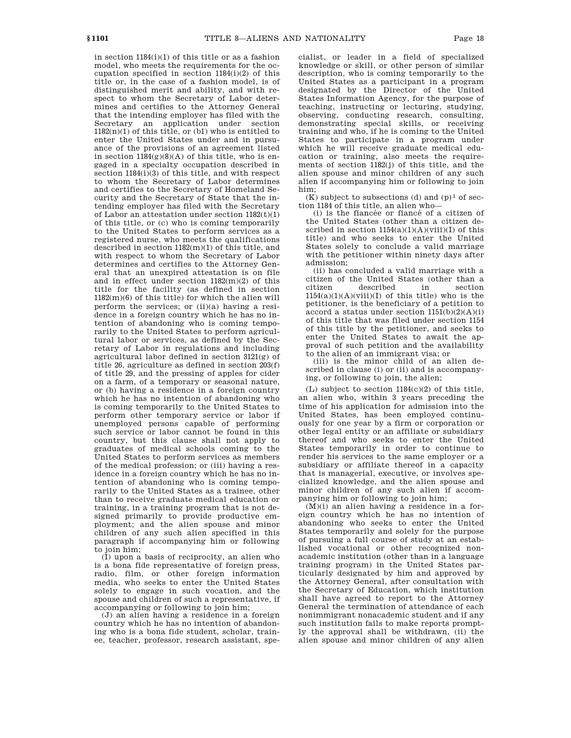in section 1184(i)(1) of this title or as a fashion model, who meets the requirements for the occupation specified in section 1184(i)(2) of this title or, in the case of a fashion model, is of distinguished merit and ability, and with respect to whom the Secretary of Labor determines and certifies to the Attorney General that the intending employer has filed with the Secretary an application under section 1182(n)(1) of this title, or (b1) who is entitled to enter the United States under and in pursuance of the provisions of an agreement listed in section 1184(g)(8)(A) of this title, who is engaged in a specialty occupation described in section 1184(i)(3) of this title, and with respect to whom the Secretary of Labor determines and certifies to the Secretary of Homeland Security and the Secretary of State that the intending employer has filed with the Secretary of Labor an attestation under section 1182(t)(1) of this title, or (c) who is coming temporarily to the United States to perform services as a registered nurse, who meets the qualifications described in section 1182(m)(1) of this title, and with respect to whom the Secretary of Labor determines and certifies to the Attorney General that an unexpired attestation is on file and in effect under section 1182(m)(2) of this title for the facility (as defined in section 1182(m)(6) of this title) for which the alien will perform the services; or (ii)(a) having a residence in a foreign country which he has no intention of abandoning who is coming temporarily to the United States to perform agricultural labor or services, as defined by the Secretary of Labor in regulations and including agricultural labor defined in section 3121(g) of title 26, agriculture as defined in section 203(f) of title 29, and the pressing of apples for cider on a farm, of a temporary or seasonal nature, or (b) having a residence in a foreign country which he has no intention of abandoning who is coming temporarily to the United States to perform other temporary service or labor if unemployed persons capable of performing such service or labor cannot be found in this country, but this clause shall not apply to graduates of medical schools coming to the United States to perform services as members of the medical profession; or (iii) having a residence in a foreign country which he has no intention of abandoning who is coming temporarily to the United States as a trainee, other than to receive graduate medical education or training, in a training program that is not designed primarily to provide productive employment; and the alien spouse and minor children of any such alien specified in this paragraph if accompanying him or following to join him;

(I) upon a basis of reciprocity, an alien who is a bona fide representative of foreign press, radio, film, or other foreign information media, who seeks to enter the United States solely to engage in such vocation, and the spouse and children of such a representative, if accompanying or following to join him;

(J) an alien having a residence in a foreign country which he has no intention of abandoning who is a bona fide student, scholar, trainee, teacher, professor, research assistant, specialist, or leader in a field of specialized knowledge or skill, or other person of similar description, who is coming temporarily to the United States as a participant in a program designated by the Director of the United States Information Agency, for the purpose of teaching, instructing or lecturing, studying, observing, conducting research, consulting, demonstrating special skills, or receiving training and who, if he is coming to the United States to participate in a program under which he will receive graduate medical education or training, also meets the requirements of section 1182(j) of this title, and the alien spouse and minor children of any such alien if accompanying him or following to join him;

(K) subject to subsections (d) and (p)[1] of section 1184 of this title, an alien who—

(i) is the fiancée or fiancé of a citizen of the United States (other than a citizen described in section 1154(a)(1)(A)(viii)(I) of this title) and who seeks to enter the United States solely to conclude a valid marriage with the petitioner within ninety days after admission;

(ii) has concluded a valid marriage with a citizen of the United States (other than a citizen described in section 1154(a)(1)(A)(viii)(I) of this title) who is the petitioner, is the beneficiary of a petition to accord a status under section 1151(b)(2)(A)(i) of this title that was filed under section 1154 of this title by the petitioner, and seeks to enter the United States to await the approval of such petition and the availability to the alien of an immigrant visa; or

(iii) is the minor child of an alien described in clause (i) or (ii) and is accompanying, or following to join, the alien;

(L) subject to section 1184(c)(2) of this title, an alien who, within 3 years preceding the time of his application for admission into the United States, has been employed continuously for one year by a firm or corporation or other legal entity or an affiliate or subsidiary thereof and who seeks to enter the United States temporarily in order to continue to render his services to the same employer or a subsidiary or affiliate thereof in a capacity that is managerial, executive, or involves specialized knowledge, and the alien spouse and minor children of any such alien if accompanying him or following to join him;

(M)(i) an alien having a residence in a foreign country which he has no intention of abandoning who seeks to enter the United States temporarily and solely for the purpose of pursuing a full course of study at an established vocational or other recognized nonacademic institution (other than in a language training program) in the United States particularly designated by him and approved by the Attorney General, after consultation with the Secretary of Education, which institution shall have agreed to report to the Attorney General the termination of attendance of each nonimmigrant nonacademic student and if any such institution fails to make reports promptly the approval shall be withdrawn, (ii) the alien spouse and minor children of any alien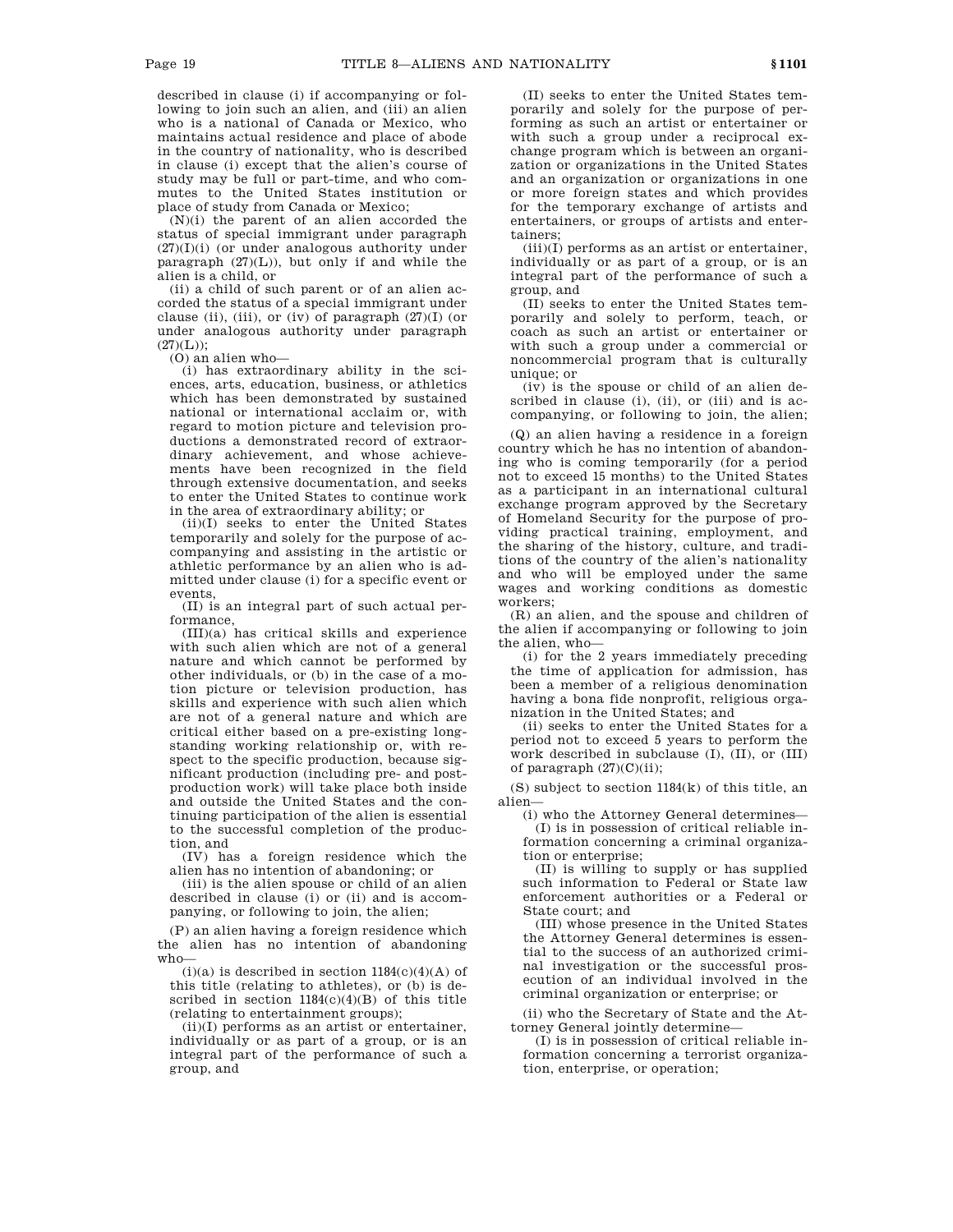described in clause (i) if accompanying or following to join such an alien, and (iii) an alien who is a national of Canada or Mexico, who maintains actual residence and place of abode in the country of nationality, who is described in clause (i) except that the alien's course of study may be full or part-time, and who commutes to the United States institution or place of study from Canada or Mexico;

(N)(i) the parent of an alien accorded the status of special immigrant under paragraph (27)(I)(i) (or under analogous authority under paragraph (27)(L)), but only if and while the alien is a child, or

(ii) a child of such parent or of an alien accorded the status of a special immigrant under clause (ii), (iii), or (iv) of paragraph (27)(I) (or under analogous authority under paragraph (27)(L));

(O) an alien who—

(i) has extraordinary ability in the sciences, arts, education, business, or athletics which has been demonstrated by sustained national or international acclaim or, with regard to motion picture and television productions a demonstrated record of extraordinary achievement, and whose achievements have been recognized in the field through extensive documentation, and seeks to enter the United States to continue work in the area of extraordinary ability; or

(ii)(I) seeks to enter the United States temporarily and solely for the purpose of accompanying and assisting in the artistic or athletic performance by an alien who is admitted under clause (i) for a specific event or events,

(II) is an integral part of such actual performance,

(III)(a) has critical skills and experience with such alien which are not of a general nature and which cannot be performed by other individuals, or (b) in the case of a motion picture or television production, has skills and experience with such alien which are not of a general nature and which are critical either based on a pre-existing longstanding working relationship or, with respect to the specific production, because significant production (including pre- and post-production work) will take place both inside and outside the United States and the continuing participation of the alien is essential to the successful completion of the production, and

(IV) has a foreign residence which the alien has no intention of abandoning; or

(iii) is the alien spouse or child of an alien described in clause (i) or (ii) and is accompanying, or following to join, the alien;

(P) an alien having a foreign residence which the alien has no intention of abandoning who—

(i)(a) is described in section 1184(c)(4)(A) of this title (relating to athletes), or (b) is described in section 1184(c)(4)(B) of this title (relating to entertainment groups);

(ii)(I) performs as an artist or entertainer, individually or as part of a group, or is an integral part of the performance of such a group, and

(II) seeks to enter the United States temporarily and solely for the purpose of performing as such an artist or entertainer or with such a group under a reciprocal exchange program which is between an organization or organizations in the United States and an organization or organizations in one or more foreign states and which provides for the temporary exchange of artists and entertainers, or groups of artists and entertainers;

(iii)(I) performs as an artist or entertainer, individually or as part of a group, or is an integral part of the performance of such a group, and

(II) seeks to enter the United States temporarily and solely to perform, teach, or coach as such an artist or entertainer or with such a group under a commercial or noncommercial program that is culturally unique; or

(iv) is the spouse or child of an alien described in clause (i), (ii), or (iii) and is accompanying, or following to join, the alien;

(Q) an alien having a residence in a foreign country which he has no intention of abandoning who is coming temporarily (for a period not to exceed 15 months) to the United States as a participant in an international cultural exchange program approved by the Secretary of Homeland Security for the purpose of providing practical training, employment, and the sharing of the history, culture, and traditions of the country of the alien's nationality and who will be employed under the same wages and working conditions as domestic workers;

(R) an alien, and the spouse and children of the alien if accompanying or following to join the alien, who—

(i) for the 2 years immediately preceding the time of application for admission, has been a member of a religious denomination having a bona fide nonprofit, religious organization in the United States; and

(ii) seeks to enter the United States for a period not to exceed 5 years to perform the work described in subclause (I), (II), or (III) of paragraph (27)(C)(ii);

(S) subject to section 1184(k) of this title, an alien—

(i) who the Attorney General determines—

(I) is in possession of critical reliable information concerning a criminal organization or enterprise;

(II) is willing to supply or has supplied such information to Federal or State law enforcement authorities or a Federal or State court; and

(III) whose presence in the United States the Attorney General determines is essential to the success of an authorized criminal investigation or the successful prosecution of an individual involved in the criminal organization or enterprise; or

(ii) who the Secretary of State and the Attorney General jointly determine—

(I) is in possession of critical reliable information concerning a terrorist organization, enterprise, or operation;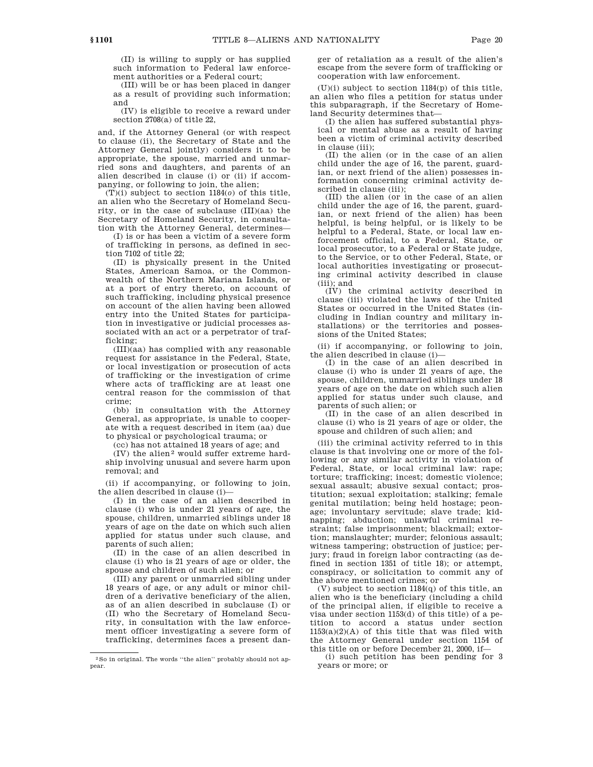(II) is willing to supply or has supplied such information to Federal law enforcement authorities or a Federal court;

(III) will be or has been placed in danger as a result of providing such information; and

(IV) is eligible to receive a reward under section 2708(a) of title 22,

and, if the Attorney General (or with respect to clause (ii), the Secretary of State and the Attorney General jointly) considers it to be appropriate, the spouse, married and unmarried sons and daughters, and parents of an alien described in clause (i) or (ii) if accompanying, or following to join, the alien;

(T)(i) subject to section 1184(*o*) of this title, an alien who the Secretary of Homeland Security, or in the case of subclause (III)(aa) the Secretary of Homeland Security, in consultation with the Attorney General, determines—

(I) is or has been a victim of a severe form of trafficking in persons, as defined in section 7102 of title 22;

(II) is physically present in the United States, American Samoa, or the Commonwealth of the Northern Mariana Islands, or at a port of entry thereto, on account of such trafficking, including physical presence on account of the alien having been allowed entry into the United States for participation in investigative or judicial processes associated with an act or a perpetrator of trafficking;

(III)(aa) has complied with any reasonable request for assistance in the Federal, State, or local investigation or prosecution of acts of trafficking or the investigation of crime where acts of trafficking are at least one central reason for the commission of that crime;

(bb) in consultation with the Attorney General, as appropriate, is unable to cooperate with a request described in item (aa) due to physical or psychological trauma; or

(cc) has not attained 18 years of age; and

(IV) the alien[2] would suffer extreme hardship involving unusual and severe harm upon removal; and

(ii) if accompanying, or following to join, the alien described in clause (i)—

(I) in the case of an alien described in clause (i) who is under 21 years of age, the spouse, children, unmarried siblings under 18 years of age on the date on which such alien applied for status under such clause, and parents of such alien;

(II) in the case of an alien described in clause (i) who is 21 years of age or older, the spouse and children of such alien; or

(III) any parent or unmarried sibling under 18 years of age, or any adult or minor children of a derivative beneficiary of the alien, as of an alien described in subclause (I) or (II) who the Secretary of Homeland Security, in consultation with the law enforcement officer investigating a severe form of trafficking, determines faces a present danger of retaliation as a result of the alien's escape from the severe form of trafficking or cooperation with law enforcement.

(U)(i) subject to section 1184(p) of this title, an alien who files a petition for status under this subparagraph, if the Secretary of Homeland Security determines that—

(I) the alien has suffered substantial physical or mental abuse as a result of having been a victim of criminal activity described in clause (iii);

(II) the alien (or in the case of an alien child under the age of 16, the parent, guardian, or next friend of the alien) possesses information concerning criminal activity described in clause (iii);

(III) the alien (or in the case of an alien child under the age of 16, the parent, guardian, or next friend of the alien) has been helpful, is being helpful, or is likely to be helpful to a Federal, State, or local law enforcement official, to a Federal, State, or local prosecutor, to a Federal or State judge, to the Service, or to other Federal, State, or local authorities investigating or prosecuting criminal activity described in clause (iii); and

(IV) the criminal activity described in clause (iii) violated the laws of the United States or occurred in the United States (including in Indian country and military installations) or the territories and possessions of the United States;

(ii) if accompanying, or following to join, the alien described in clause (i)—

(I) in the case of an alien described in clause (i) who is under 21 years of age, the spouse, children, unmarried siblings under 18 years of age on the date on which such alien applied for status under such clause, and parents of such alien; or

(II) in the case of an alien described in clause (i) who is 21 years of age or older, the spouse and children of such alien; and

(iii) the criminal activity referred to in this clause is that involving one or more of the following or any similar activity in violation of Federal, State, or local criminal law: rape; torture; trafficking; incest; domestic violence; sexual assault; abusive sexual contact; prostitution; sexual exploitation; stalking; female genital mutilation; being held hostage; peonage; involuntary servitude; slave trade; kidnapping; abduction; unlawful criminal restraint; false imprisonment; blackmail; extortion; manslaughter; murder; felonious assault; witness tampering; obstruction of justice; perjury; fraud in foreign labor contracting (as defined in section 1351 of title 18); or attempt, conspiracy, or solicitation to commit any of the above mentioned crimes; or

(V) subject to section 1184(q) of this title, an alien who is the beneficiary (including a child of the principal alien, if eligible to receive a visa under section 1153(d) of this title) of a petition to accord a status under section 1153(a)(2)(A) of this title that was filed with the Attorney General under section 1154 of this title on or before December 21, 2000, if—

(i) such petition has been pending for 3 years or more; or

[2] So in original. The words "the alien" probably should not appear.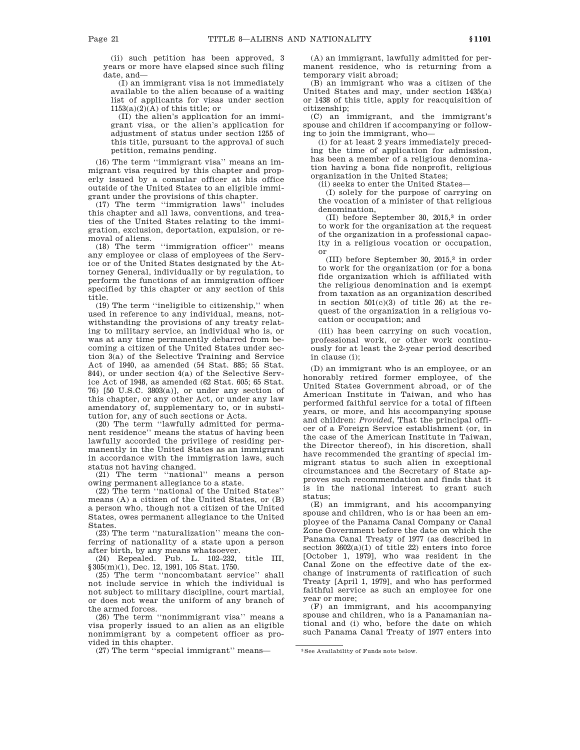(ii) such petition has been approved, 3 years or more have elapsed since such filing date, and—

(I) an immigrant visa is not immediately available to the alien because of a waiting list of applicants for visas under section 1153(a)(2)(A) of this title; or

(II) the alien's application for an immigrant visa, or the alien's application for adjustment of status under section 1255 of this title, pursuant to the approval of such petition, remains pending.

(16) The term ''immigrant visa'' means an immigrant visa required by this chapter and properly issued by a consular officer at his office outside of the United States to an eligible immigrant under the provisions of this chapter.

(17) The term ''immigration laws'' includes this chapter and all laws, conventions, and treaties of the United States relating to the immigration, exclusion, deportation, expulsion, or removal of aliens.

(18) The term ''immigration officer'' means any employee or class of employees of the Service or of the United States designated by the Attorney General, individually or by regulation, to perform the functions of an immigration officer specified by this chapter or any section of this title.

(19) The term ''ineligible to citizenship,'' when used in reference to any individual, means, notwithstanding the provisions of any treaty relating to military service, an individual who is, or was at any time permanently debarred from becoming a citizen of the United States under section 3(a) of the Selective Training and Service Act of 1940, as amended (54 Stat. 885; 55 Stat. 844), or under section 4(a) of the Selective Service Act of 1948, as amended (62 Stat. 605; 65 Stat. 76) [50 U.S.C. 3803(a)], or under any section of this chapter, or any other Act, or under any law amendatory of, supplementary to, or in substitution for, any of such sections or Acts.

(20) The term ''lawfully admitted for permanent residence'' means the status of having been lawfully accorded the privilege of residing permanently in the United States as an immigrant in accordance with the immigration laws, such status not having changed.

(21) The term ''national'' means a person owing permanent allegiance to a state.

(22) The term ''national of the United States'' means (A) a citizen of the United States, or (B) a person who, though not a citizen of the United States, owes permanent allegiance to the United States.

(23) The term ''naturalization'' means the conferring of nationality of a state upon a person after birth, by any means whatsoever.

(24) Repealed. Pub. L. 102–232, title III, §305(m)(1), Dec. 12, 1991, 105 Stat. 1750.

(25) The term ''noncombatant service'' shall not include service in which the individual is not subject to military discipline, court martial, or does not wear the uniform of any branch of the armed forces.

(26) The term ''nonimmigrant visa'' means a visa properly issued to an alien as an eligible nonimmigrant by a competent officer as provided in this chapter.

(27) The term ''special immigrant'' means—

(A) an immigrant, lawfully admitted for permanent residence, who is returning from a temporary visit abroad;

(B) an immigrant who was a citizen of the United States and may, under section 1435(a) or 1438 of this title, apply for reacquisition of citizenship;

(C) an immigrant, and the immigrant's spouse and children if accompanying or following to join the immigrant, who—

(i) for at least 2 years immediately preceding the time of application for admission, has been a member of a religious denomination having a bona fide nonprofit, religious organization in the United States;

(ii) seeks to enter the United States—

(I) solely for the purpose of carrying on the vocation of a minister of that religious denomination,

(II) before September 30, 2015,[3] in order to work for the organization at the request of the organization in a professional capacity in a religious vocation or occupation, or

(III) before September 30, 2015,[3] in order to work for the organization (or for a bona fide organization which is affiliated with the religious denomination and is exempt from taxation as an organization described in section 501(c)(3) of title 26) at the request of the organization in a religious vocation or occupation; and

(iii) has been carrying on such vocation, professional work, or other work continuously for at least the 2-year period described in clause (i);

(D) an immigrant who is an employee, or an honorably retired former employee, of the United States Government abroad, or of the American Institute in Taiwan, and who has performed faithful service for a total of fifteen years, or more, and his accompanying spouse and children: *Provided*, That the principal officer of a Foreign Service establishment (or, in the case of the American Institute in Taiwan, the Director thereof), in his discretion, shall have recommended the granting of special immigrant status to such alien in exceptional circumstances and the Secretary of State approves such recommendation and finds that it is in the national interest to grant such status;

(E) an immigrant, and his accompanying spouse and children, who is or has been an employee of the Panama Canal Company or Canal Zone Government before the date on which the Panama Canal Treaty of 1977 (as described in section 3602(a)(1) of title 22) enters into force [October 1, 1979], who was resident in the Canal Zone on the effective date of the exchange of instruments of ratification of such Treaty [April 1, 1979], and who has performed faithful service as such an employee for one year or more;

(F) an immigrant, and his accompanying spouse and children, who is a Panamanian national and (i) who, before the date on which such Panama Canal Treaty of 1977 enters into

[3] See Availability of Funds note below.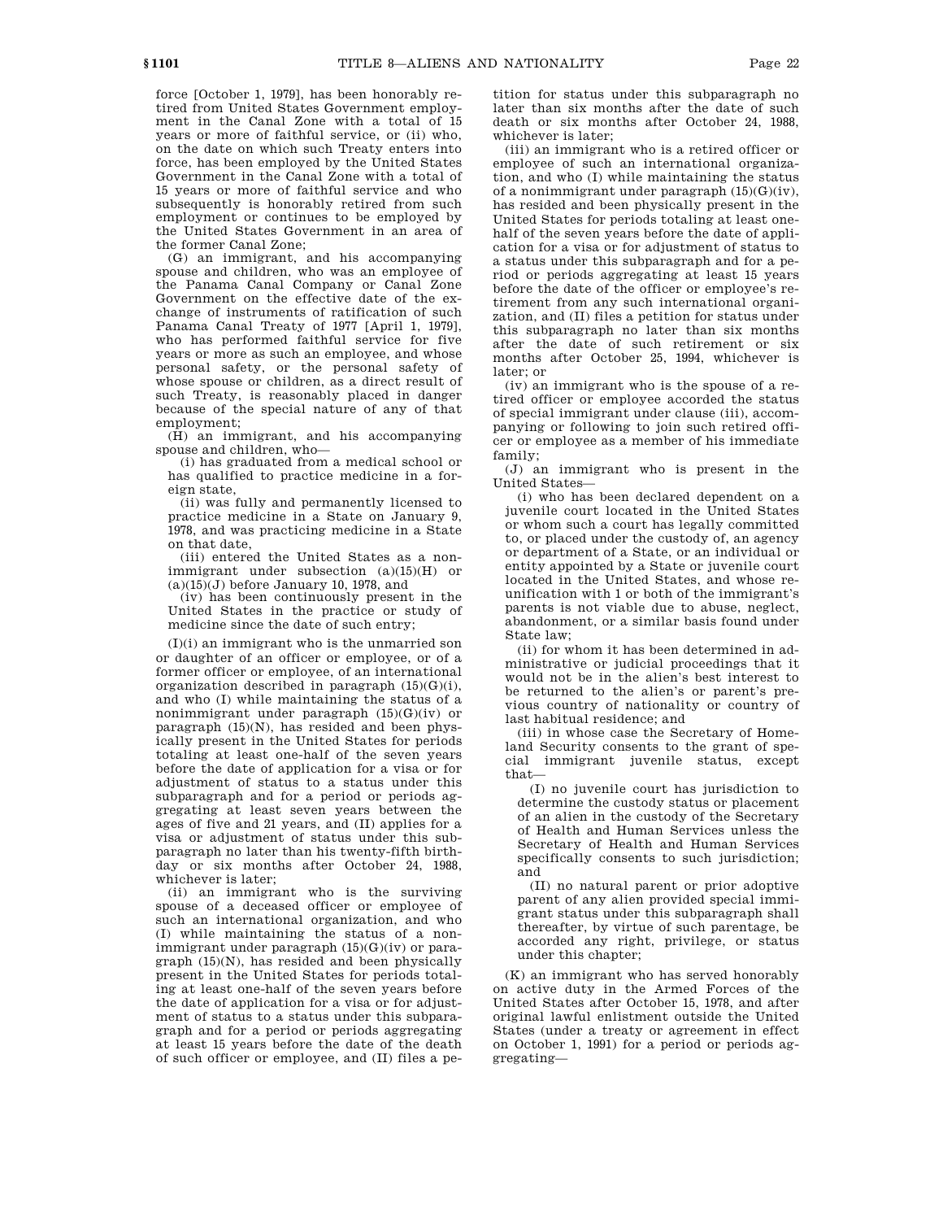force [October 1, 1979], has been honorably retired from United States Government employment in the Canal Zone with a total of 15 years or more of faithful service, or (ii) who, on the date on which such Treaty enters into force, has been employed by the United States Government in the Canal Zone with a total of 15 years or more of faithful service and who subsequently is honorably retired from such employment or continues to be employed by the United States Government in an area of the former Canal Zone;

(G) an immigrant, and his accompanying spouse and children, who was an employee of the Panama Canal Company or Canal Zone Government on the effective date of the exchange of instruments of ratification of such Panama Canal Treaty of 1977 [April 1, 1979], who has performed faithful service for five years or more as such an employee, and whose personal safety, or the personal safety of whose spouse or children, as a direct result of such Treaty, is reasonably placed in danger because of the special nature of any of that employment;

(H) an immigrant, and his accompanying spouse and children, who—

(i) has graduated from a medical school or has qualified to practice medicine in a foreign state,

(ii) was fully and permanently licensed to practice medicine in a State on January 9, 1978, and was practicing medicine in a State on that date,

(iii) entered the United States as a nonimmigrant under subsection (a)(15)(H) or (a)(15)(J) before January 10, 1978, and

(iv) has been continuously present in the United States in the practice or study of medicine since the date of such entry;

(I)(i) an immigrant who is the unmarried son or daughter of an officer or employee, or of a former officer or employee, of an international organization described in paragraph (15)(G)(i), and who (I) while maintaining the status of a nonimmigrant under paragraph (15)(G)(iv) or paragraph (15)(N), has resided and been physically present in the United States for periods totaling at least one-half of the seven years before the date of application for a visa or for adjustment of status to a status under this subparagraph and for a period or periods aggregating at least seven years between the ages of five and 21 years, and (II) applies for a visa or adjustment of status under this subparagraph no later than his twenty-fifth birthday or six months after October 24, 1988, whichever is later;

(ii) an immigrant who is the surviving spouse of a deceased officer or employee of such an international organization, and who (I) while maintaining the status of a nonimmigrant under paragraph (15)(G)(iv) or paragraph (15)(N), has resided and been physically present in the United States for periods totaling at least one-half of the seven years before the date of application for a visa or for adjustment of status to a status under this subparagraph and for a period or periods aggregating at least 15 years before the date of the death of such officer or employee, and (II) files a petition for status under this subparagraph no later than six months after the date of such death or six months after October 24, 1988, whichever is later;

(iii) an immigrant who is a retired officer or employee of such an international organization, and who (I) while maintaining the status of a nonimmigrant under paragraph (15)(G)(iv), has resided and been physically present in the United States for periods totaling at least one-half of the seven years before the date of application for a visa or for adjustment of status to a status under this subparagraph and for a period or periods aggregating at least 15 years before the date of the officer or employee's retirement from any such international organization, and (II) files a petition for status under this subparagraph no later than six months after the date of such retirement or six months after October 25, 1994, whichever is later; or

(iv) an immigrant who is the spouse of a retired officer or employee accorded the status of special immigrant under clause (iii), accompanying or following to join such retired officer or employee as a member of his immediate family;

(J) an immigrant who is present in the United States—

(i) who has been declared dependent on a juvenile court located in the United States or whom such a court has legally committed to, or placed under the custody of, an agency or department of a State, or an individual or entity appointed by a State or juvenile court located in the United States, and whose reunification with 1 or both of the immigrant's parents is not viable due to abuse, neglect, abandonment, or a similar basis found under State law;

(ii) for whom it has been determined in administrative or judicial proceedings that it would not be in the alien's best interest to be returned to the alien's or parent's previous country of nationality or country of last habitual residence; and

(iii) in whose case the Secretary of Homeland Security consents to the grant of special immigrant juvenile status, except that—

(I) no juvenile court has jurisdiction to determine the custody status or placement of an alien in the custody of the Secretary of Health and Human Services unless the Secretary of Health and Human Services specifically consents to such jurisdiction; and

(II) no natural parent or prior adoptive parent of any alien provided special immigrant status under this subparagraph shall thereafter, by virtue of such parentage, be accorded any right, privilege, or status under this chapter;

(K) an immigrant who has served honorably on active duty in the Armed Forces of the United States after October 15, 1978, and after original lawful enlistment outside the United States (under a treaty or agreement in effect on October 1, 1991) for a period or periods aggregating—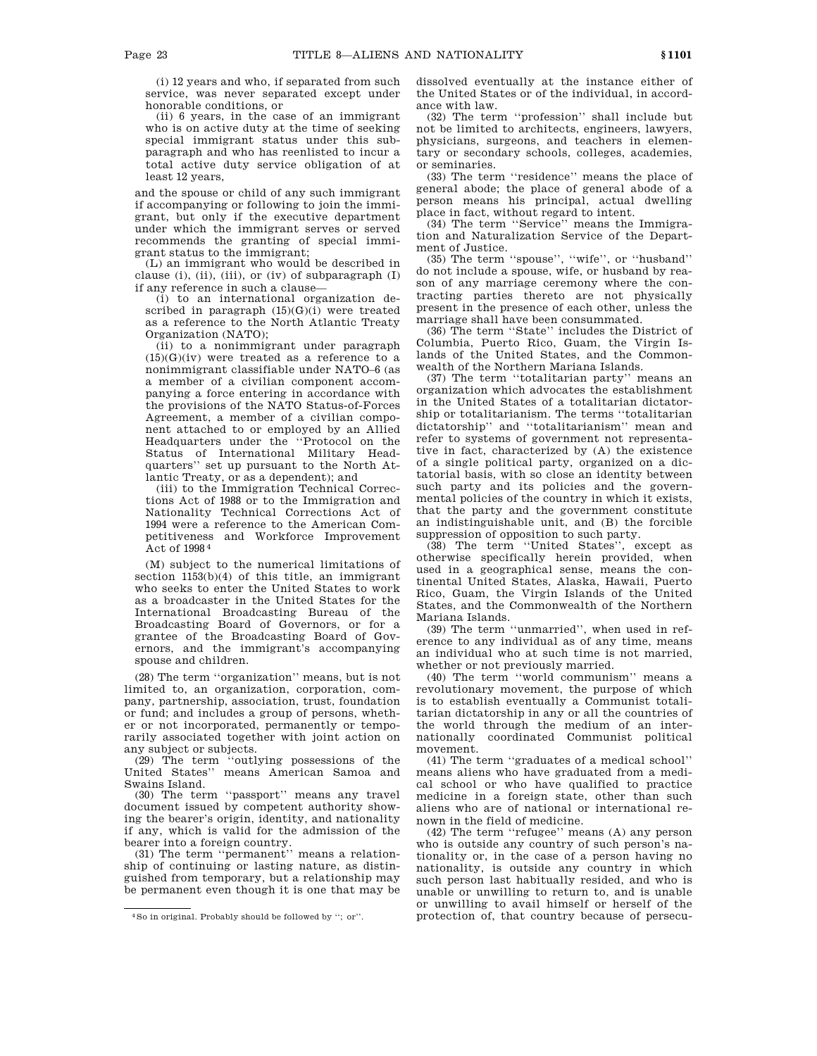(i) 12 years and who, if separated from such service, was never separated except under honorable conditions, or

(ii) 6 years, in the case of an immigrant who is on active duty at the time of seeking special immigrant status under this subparagraph and who has reenlisted to incur a total active duty service obligation of at least 12 years,

and the spouse or child of any such immigrant if accompanying or following to join the immigrant, but only if the executive department under which the immigrant serves or served recommends the granting of special immigrant status to the immigrant;

(L) an immigrant who would be described in clause (i), (ii), (iii), or (iv) of subparagraph (I) if any reference in such a clause—

(i) to an international organization described in paragraph (15)(G)(i) were treated as a reference to the North Atlantic Treaty Organization (NATO);

(ii) to a nonimmigrant under paragraph (15)(G)(iv) were treated as a reference to a nonimmigrant classifiable under NATO–6 (as a member of a civilian component accompanying a force entering in accordance with the provisions of the NATO Status-of-Forces Agreement, a member of a civilian component attached to or employed by an Allied Headquarters under the ''Protocol on the Status of International Military Headquarters'' set up pursuant to the North Atlantic Treaty, or as a dependent); and

(iii) to the Immigration Technical Corrections Act of 1988 or to the Immigration and Nationality Technical Corrections Act of 1994 were a reference to the American Competitiveness and Workforce Improvement Act of 1998 [4]

(M) subject to the numerical limitations of section 1153(b)(4) of this title, an immigrant who seeks to enter the United States to work as a broadcaster in the United States for the International Broadcasting Bureau of the Broadcasting Board of Governors, or for a grantee of the Broadcasting Board of Governors, and the immigrant's accompanying spouse and children.

(28) The term ''organization'' means, but is not limited to, an organization, corporation, company, partnership, association, trust, foundation or fund; and includes a group of persons, whether or not incorporated, permanently or temporarily associated together with joint action on any subject or subjects.

(29) The term ''outlying possessions of the United States'' means American Samoa and Swains Island.

(30) The term ''passport'' means any travel document issued by competent authority showing the bearer's origin, identity, and nationality if any, which is valid for the admission of the bearer into a foreign country.

(31) The term ''permanent'' means a relationship of continuing or lasting nature, as distinguished from temporary, but a relationship may be permanent even though it is one that may be dissolved eventually at the instance either of the United States or of the individual, in accordance with law.

(32) The term ''profession'' shall include but not be limited to architects, engineers, lawyers, physicians, surgeons, and teachers in elementary or secondary schools, colleges, academies, or seminaries.

(33) The term ''residence'' means the place of general abode; the place of general abode of a person means his principal, actual dwelling place in fact, without regard to intent.

(34) The term ''Service'' means the Immigration and Naturalization Service of the Department of Justice.

(35) The term ''spouse'', ''wife'', or ''husband'' do not include a spouse, wife, or husband by reason of any marriage ceremony where the contracting parties thereto are not physically present in the presence of each other, unless the marriage shall have been consummated.

(36) The term ''State'' includes the District of Columbia, Puerto Rico, Guam, the Virgin Islands of the United States, and the Commonwealth of the Northern Mariana Islands.

(37) The term ''totalitarian party'' means an organization which advocates the establishment in the United States of a totalitarian dictatorship or totalitarianism. The terms ''totalitarian dictatorship'' and ''totalitarianism'' mean and refer to systems of government not representative in fact, characterized by (A) the existence of a single political party, organized on a dictatorial basis, with so close an identity between such party and its policies and the governmental policies of the country in which it exists, that the party and the government constitute an indistinguishable unit, and (B) the forcible suppression of opposition to such party.

(38) The term ''United States'', except as otherwise specifically herein provided, when used in a geographical sense, means the continental United States, Alaska, Hawaii, Puerto Rico, Guam, the Virgin Islands of the United States, and the Commonwealth of the Northern Mariana Islands.

(39) The term ''unmarried'', when used in reference to any individual as of any time, means an individual who at such time is not married, whether or not previously married.

(40) The term ''world communism'' means a revolutionary movement, the purpose of which is to establish eventually a Communist totalitarian dictatorship in any or all the countries of the world through the medium of an internationally coordinated Communist political movement.

(41) The term ''graduates of a medical school'' means aliens who have graduated from a medical school or who have qualified to practice medicine in a foreign state, other than such aliens who are of national or international renown in the field of medicine.

(42) The term ''refugee'' means (A) any person who is outside any country of such person's nationality or, in the case of a person having no nationality, is outside any country in which such person last habitually resided, and who is unable or unwilling to return to, and is unable or unwilling to avail himself or herself of the protection of, that country because of persecu-

[4] So in original. Probably should be followed by ''; or''.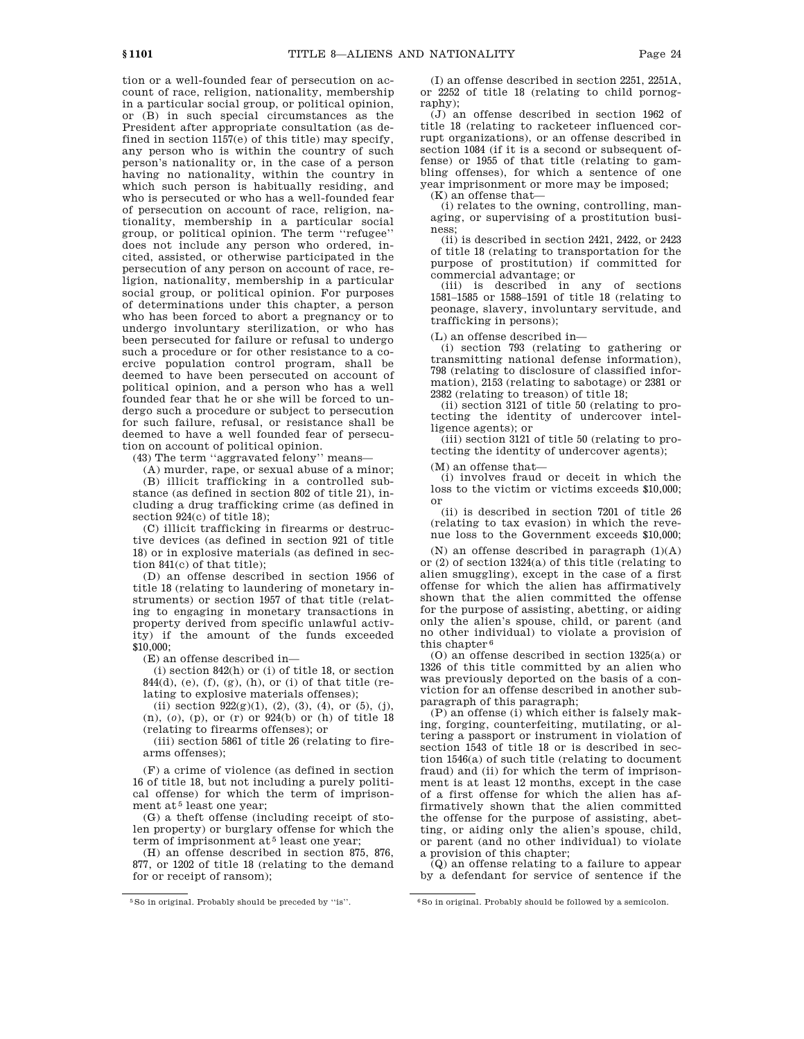tion or a well-founded fear of persecution on account of race, religion, nationality, membership in a particular social group, or political opinion, or (B) in such special circumstances as the President after appropriate consultation (as defined in section 1157(e) of this title) may specify, any person who is within the country of such person's nationality or, in the case of a person having no nationality, within the country in which such person is habitually residing, and who is persecuted or who has a well-founded fear of persecution on account of race, religion, nationality, membership in a particular social group, or political opinion. The term "refugee" does not include any person who ordered, incited, assisted, or otherwise participated in the persecution of any person on account of race, religion, nationality, membership in a particular social group, or political opinion. For purposes of determinations under this chapter, a person who has been forced to abort a pregnancy or to undergo involuntary sterilization, or who has been persecuted for failure or refusal to undergo such a procedure or for other resistance to a coercive population control program, shall be deemed to have been persecuted on account of political opinion, and a person who has a well founded fear that he or she will be forced to undergo such a procedure or subject to persecution for such failure, refusal, or resistance shall be deemed to have a well founded fear of persecution on account of political opinion.

(43) The term "aggravated felony" means—

(A) murder, rape, or sexual abuse of a minor;

(B) illicit trafficking in a controlled substance (as defined in section 802 of title 21), including a drug trafficking crime (as defined in section 924(c) of title 18);

(C) illicit trafficking in firearms or destructive devices (as defined in section 921 of title 18) or in explosive materials (as defined in section 841(c) of that title);

(D) an offense described in section 1956 of title 18 (relating to laundering of monetary instruments) or section 1957 of that title (relating to engaging in monetary transactions in property derived from specific unlawful activity) if the amount of the funds exceeded $10,000;

(E) an offense described in—

(i) section 842(h) or (i) of title 18, or section 844(d), (e), (f), (g), (h), or (i) of that title (relating to explosive materials offenses);

(ii) section 922(g)(1), (2), (3), (4), or (5), (j), (n), (*o*), (p), or (r) or 924(b) or (h) of title 18 (relating to firearms offenses); or

(iii) section 5861 of title 26 (relating to firearms offenses);

(F) a crime of violence (as defined in section 16 of title 18, but not including a purely political offense) for which the term of imprisonment at[5] least one year;

(G) a theft offense (including receipt of stolen property) or burglary offense for which the term of imprisonment at[5] least one year;

(H) an offense described in section 875, 876, 877, or 1202 of title 18 (relating to the demand for or receipt of ransom);

(I) an offense described in section 2251, 2251A, or 2252 of title 18 (relating to child pornography);

(J) an offense described in section 1962 of title 18 (relating to racketeer influenced corrupt organizations), or an offense described in section 1084 (if it is a second or subsequent offense) or 1955 of that title (relating to gambling offenses), for which a sentence of one year imprisonment or more may be imposed;

(K) an offense that—

(i) relates to the owning, controlling, managing, or supervising of a prostitution business;

(ii) is described in section 2421, 2422, or 2423 of title 18 (relating to transportation for the purpose of prostitution) if committed for commercial advantage; or

(iii) is described in any of sections 1581–1585 or 1588–1591 of title 18 (relating to peonage, slavery, involuntary servitude, and trafficking in persons);

(L) an offense described in—

(i) section 793 (relating to gathering or transmitting national defense information), 798 (relating to disclosure of classified information), 2153 (relating to sabotage) or 2381 or 2382 (relating to treason) of title 18;

(ii) section 3121 of title 50 (relating to protecting the identity of undercover intelligence agents); or

(iii) section 3121 of title 50 (relating to protecting the identity of undercover agents);

(M) an offense that—

(i) involves fraud or deceit in which the loss to the victim or victims exceeds $10,000; or

(ii) is described in section 7201 of title 26 (relating to tax evasion) in which the revenue loss to the Government exceeds $10,000;

(N) an offense described in paragraph (1)(A) or (2) of section 1324(a) of this title (relating to alien smuggling), except in the case of a first offense for which the alien has affirmatively shown that the alien committed the offense for the purpose of assisting, abetting, or aiding only the alien's spouse, child, or parent (and no other individual) to violate a provision of this chapter[6]

(O) an offense described in section 1325(a) or 1326 of this title committed by an alien who was previously deported on the basis of a conviction for an offense described in another subparagraph of this paragraph;

(P) an offense (i) which either is falsely making, forging, counterfeiting, mutilating, or altering a passport or instrument in violation of section 1543 of title 18 or is described in section 1546(a) of such title (relating to document fraud) and (ii) for which the term of imprisonment is at least 12 months, except in the case of a first offense for which the alien has affirmatively shown that the alien committed the offense for the purpose of assisting, abetting, or aiding only the alien's spouse, child, or parent (and no other individual) to violate a provision of this chapter;

(Q) an offense relating to a failure to appear by a defendant for service of sentence if the

---

[5] So in original. Probably should be preceded by "is".

[6] So in original. Probably should be followed by a semicolon.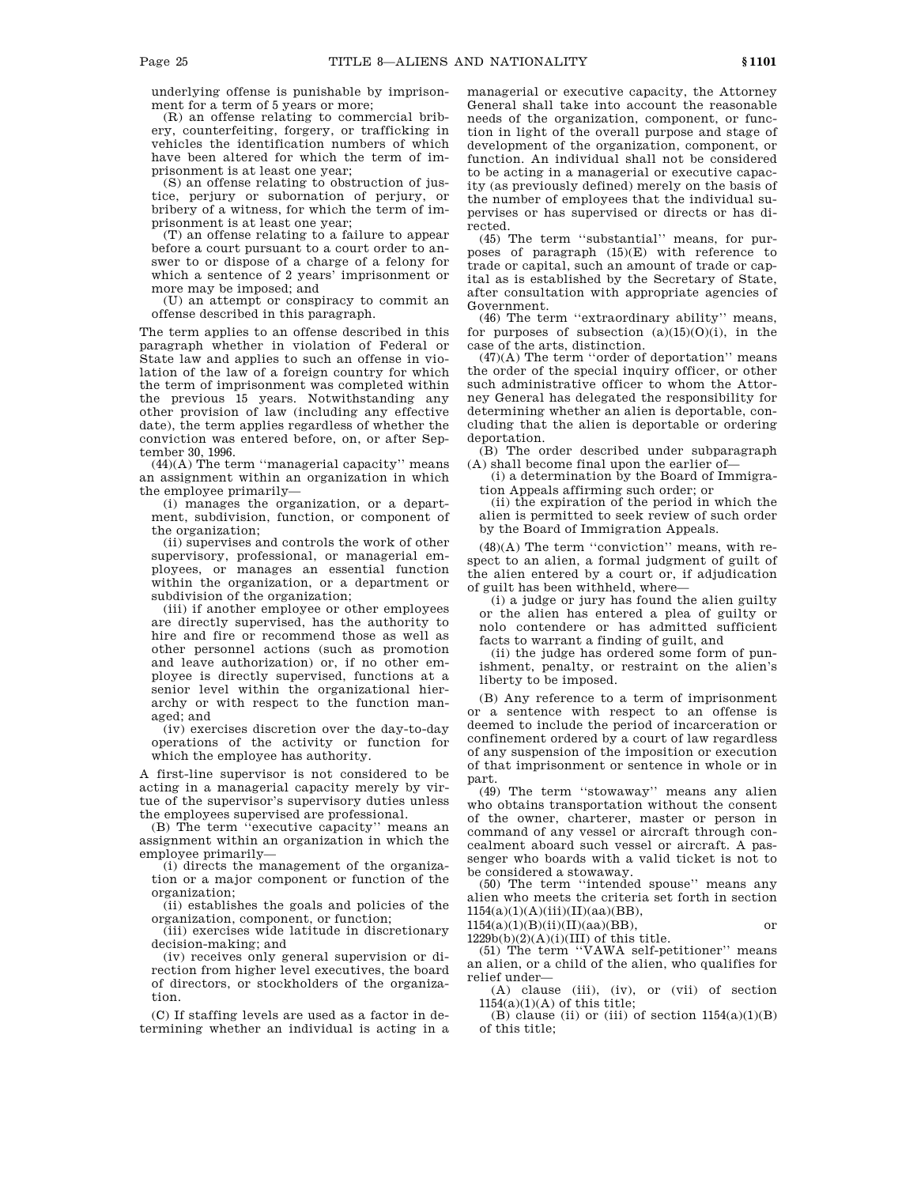underlying offense is punishable by imprisonment for a term of 5 years or more;

(R) an offense relating to commercial bribery, counterfeiting, forgery, or trafficking in vehicles the identification numbers of which have been altered for which the term of imprisonment is at least one year;

(S) an offense relating to obstruction of justice, perjury or subornation of perjury, or bribery of a witness, for which the term of imprisonment is at least one year;

(T) an offense relating to a failure to appear before a court pursuant to a court order to answer to or dispose of a charge of a felony for which a sentence of 2 years' imprisonment or more may be imposed; and

(U) an attempt or conspiracy to commit an offense described in this paragraph.

The term applies to an offense described in this paragraph whether in violation of Federal or State law and applies to such an offense in violation of the law of a foreign country for which the term of imprisonment was completed within the previous 15 years. Notwithstanding any other provision of law (including any effective date), the term applies regardless of whether the conviction was entered before, on, or after September 30, 1996.

(44)(A) The term ''managerial capacity'' means an assignment within an organization in which the employee primarily—

(i) manages the organization, or a department, subdivision, function, or component of the organization;

(ii) supervises and controls the work of other supervisory, professional, or managerial employees, or manages an essential function within the organization, or a department or subdivision of the organization;

(iii) if another employee or other employees are directly supervised, has the authority to hire and fire or recommend those as well as other personnel actions (such as promotion and leave authorization) or, if no other employee is directly supervised, functions at a senior level within the organizational hierarchy or with respect to the function managed; and

(iv) exercises discretion over the day-to-day operations of the activity or function for which the employee has authority.

A first-line supervisor is not considered to be acting in a managerial capacity merely by virtue of the supervisor's supervisory duties unless the employees supervised are professional.

(B) The term ''executive capacity'' means an assignment within an organization in which the employee primarily—

(i) directs the management of the organization or a major component or function of the organization;

(ii) establishes the goals and policies of the organization, component, or function;

(iii) exercises wide latitude in discretionary decision-making; and

(iv) receives only general supervision or direction from higher level executives, the board of directors, or stockholders of the organization.

(C) If staffing levels are used as a factor in determining whether an individual is acting in a managerial or executive capacity, the Attorney General shall take into account the reasonable needs of the organization, component, or function in light of the overall purpose and stage of development of the organization, component, or function. An individual shall not be considered to be acting in a managerial or executive capacity (as previously defined) merely on the basis of the number of employees that the individual supervises or has supervised or directs or has directed.

(45) The term ''substantial'' means, for purposes of paragraph (15)(E) with reference to trade or capital, such an amount of trade or capital as is established by the Secretary of State, after consultation with appropriate agencies of Government.

(46) The term ''extraordinary ability'' means, for purposes of subsection (a)(15)(O)(i), in the case of the arts, distinction.

(47)(A) The term ''order of deportation'' means the order of the special inquiry officer, or other such administrative officer to whom the Attorney General has delegated the responsibility for determining whether an alien is deportable, concluding that the alien is deportable or ordering deportation.

(B) The order described under subparagraph (A) shall become final upon the earlier of—

(i) a determination by the Board of Immigration Appeals affirming such order; or

(ii) the expiration of the period in which the alien is permitted to seek review of such order by the Board of Immigration Appeals.

(48)(A) The term ''conviction'' means, with respect to an alien, a formal judgment of guilt of the alien entered by a court or, if adjudication of guilt has been withheld, where—

(i) a judge or jury has found the alien guilty or the alien has entered a plea of guilty or nolo contendere or has admitted sufficient facts to warrant a finding of guilt, and

(ii) the judge has ordered some form of punishment, penalty, or restraint on the alien's liberty to be imposed.

(B) Any reference to a term of imprisonment or a sentence with respect to an offense is deemed to include the period of incarceration or confinement ordered by a court of law regardless of any suspension of the imposition or execution of that imprisonment or sentence in whole or in part.

(49) The term ''stowaway'' means any alien who obtains transportation without the consent of the owner, charterer, master or person in command of any vessel or aircraft through concealment aboard such vessel or aircraft. A passenger who boards with a valid ticket is not to be considered a stowaway.

(50) The term ''intended spouse'' means any alien who meets the criteria set forth in section 1154(a)(1)(A)(iii)(II)(aa)(BB), 1154(a)(1)(B)(ii)(II)(aa)(BB), or 1229b(b)(2)(A)(i)(III) of this title.

(51) The term ''VAWA self-petitioner'' means an alien, or a child of the alien, who qualifies for relief under—

(A) clause (iii), (iv), or (vii) of section 1154(a)(1)(A) of this title;

(B) clause (ii) or (iii) of section 1154(a)(1)(B) of this title;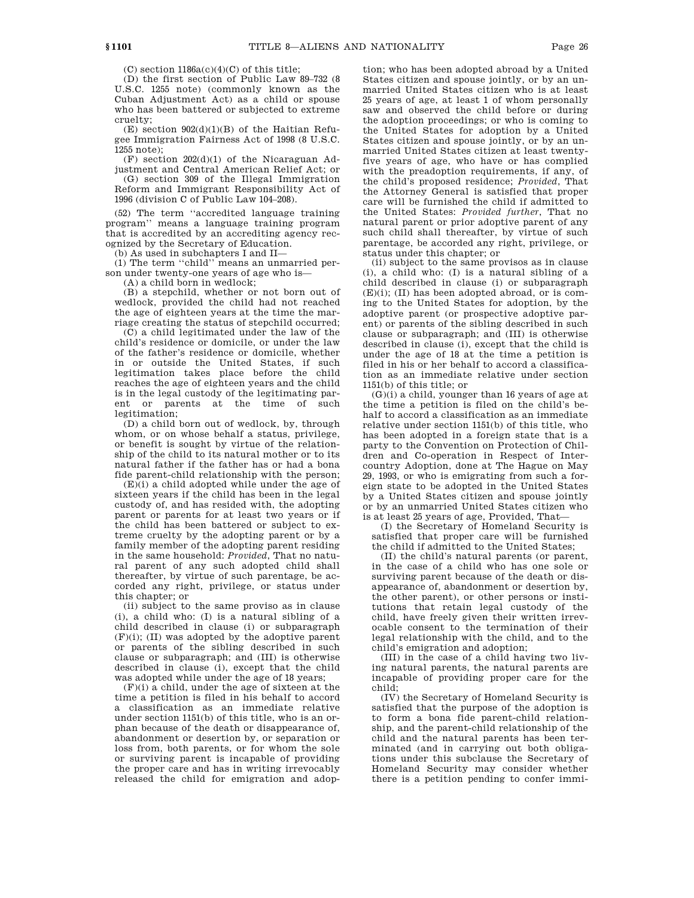(C) section 1186a(c)(4)(C) of this title;

(D) the first section of Public Law 89–732 (8 U.S.C. 1255 note) (commonly known as the Cuban Adjustment Act) as a child or spouse who has been battered or subjected to extreme cruelty;

(E) section 902(d)(1)(B) of the Haitian Refugee Immigration Fairness Act of 1998 (8 U.S.C. 1255 note);

(F) section 202(d)(1) of the Nicaraguan Adjustment and Central American Relief Act; or

(G) section 309 of the Illegal Immigration Reform and Immigrant Responsibility Act of 1996 (division C of Public Law 104–208).

(52) The term ''accredited language training program'' means a language training program that is accredited by an accrediting agency recognized by the Secretary of Education.

(b) As used in subchapters I and II—

(1) The term ''child'' means an unmarried person under twenty-one years of age who is—

(A) a child born in wedlock;

(B) a stepchild, whether or not born out of wedlock, provided the child had not reached the age of eighteen years at the time the marriage creating the status of stepchild occurred;

(C) a child legitimated under the law of the child's residence or domicile, or under the law of the father's residence or domicile, whether in or outside the United States, if such legitimation takes place before the child reaches the age of eighteen years and the child is in the legal custody of the legitimating parent or parents at the time of such legitimation;

(D) a child born out of wedlock, by, through whom, or on whose behalf a status, privilege, or benefit is sought by virtue of the relationship of the child to its natural mother or to its natural father if the father has or had a bona fide parent-child relationship with the person;

(E)(i) a child adopted while under the age of sixteen years if the child has been in the legal custody of, and has resided with, the adopting parent or parents for at least two years or if the child has been battered or subject to extreme cruelty by the adopting parent or by a family member of the adopting parent residing in the same household: *Provided*, That no natural parent of any such adopted child shall thereafter, by virtue of such parentage, be accorded any right, privilege, or status under this chapter; or

(ii) subject to the same proviso as in clause (i), a child who: (I) is a natural sibling of a child described in clause (i) or subparagraph (F)(i); (II) was adopted by the adoptive parent or parents of the sibling described in such clause or subparagraph; and (III) is otherwise described in clause (i), except that the child was adopted while under the age of 18 years;

(F)(i) a child, under the age of sixteen at the time a petition is filed in his behalf to accord a classification as an immediate relative under section 1151(b) of this title, who is an orphan because of the death or disappearance of, abandonment or desertion by, or separation or loss from, both parents, or for whom the sole or surviving parent is incapable of providing the proper care and has in writing irrevocably released the child for emigration and adoption; who has been adopted abroad by a United States citizen and spouse jointly, or by an unmarried United States citizen who is at least 25 years of age, at least 1 of whom personally saw and observed the child before or during the adoption proceedings; or who is coming to the United States for adoption by a United States citizen and spouse jointly, or by an unmarried United States citizen at least twenty-five years of age, who have or has complied with the preadoption requirements, if any, of the child's proposed residence; *Provided*, That the Attorney General is satisfied that proper care will be furnished the child if admitted to the United States: *Provided further*, That no natural parent or prior adoptive parent of any such child shall thereafter, by virtue of such parentage, be accorded any right, privilege, or status under this chapter; or

(ii) subject to the same provisos as in clause (i), a child who: (I) is a natural sibling of a child described in clause (i) or subparagraph (E)(i); (II) has been adopted abroad, or is coming to the United States for adoption, by the adoptive parent (or prospective adoptive parent) or parents of the sibling described in such clause or subparagraph; and (III) is otherwise described in clause (i), except that the child is under the age of 18 at the time a petition is filed in his or her behalf to accord a classification as an immediate relative under section 1151(b) of this title; or

(G)(i) a child, younger than 16 years of age at the time a petition is filed on the child's behalf to accord a classification as an immediate relative under section 1151(b) of this title, who has been adopted in a foreign state that is a party to the Convention on Protection of Children and Co-operation in Respect of Intercountry Adoption, done at The Hague on May 29, 1993, or who is emigrating from such a foreign state to be adopted in the United States by a United States citizen and spouse jointly or by an unmarried United States citizen who is at least 25 years of age, Provided, That—

(I) the Secretary of Homeland Security is satisfied that proper care will be furnished the child if admitted to the United States;

(II) the child's natural parents (or parent, in the case of a child who has one sole or surviving parent because of the death or disappearance of, abandonment or desertion by, the other parent), or other persons or institutions that retain legal custody of the child, have freely given their written irrevocable consent to the termination of their legal relationship with the child, and to the child's emigration and adoption;

(III) in the case of a child having two living natural parents, the natural parents are incapable of providing proper care for the child;

(IV) the Secretary of Homeland Security is satisfied that the purpose of the adoption is to form a bona fide parent-child relationship, and the parent-child relationship of the child and the natural parents has been terminated (and in carrying out both obligations under this subclause the Secretary of Homeland Security may consider whether there is a petition pending to confer immi-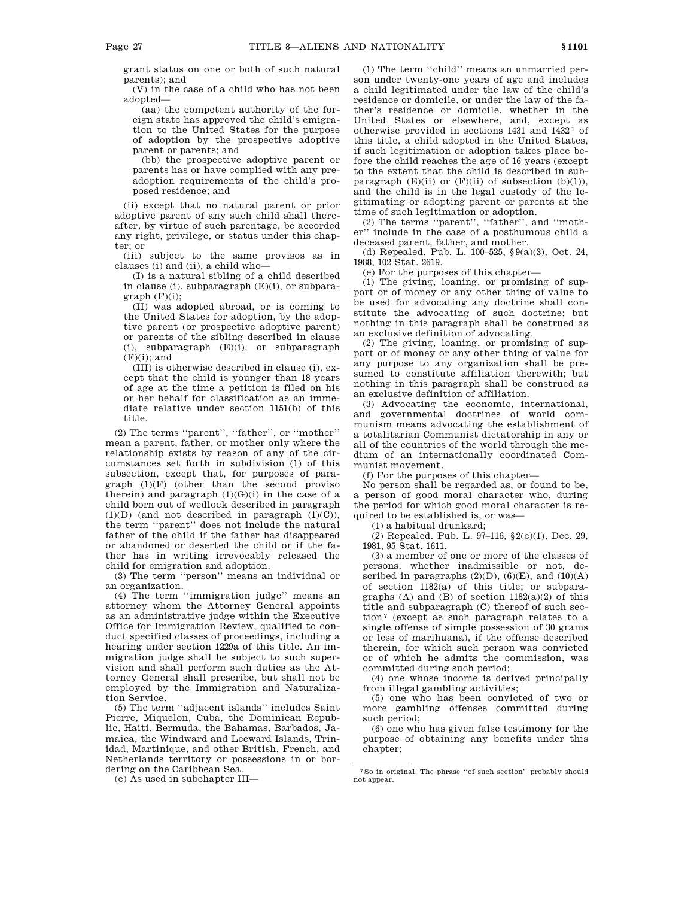grant status on one or both of such natural parents); and

(V) in the case of a child who has not been adopted—

(aa) the competent authority of the foreign state has approved the child's emigration to the United States for the purpose of adoption by the prospective adoptive parent or parents; and

(bb) the prospective adoptive parent or parents has or have complied with any pre-adoption requirements of the child's proposed residence; and

(ii) except that no natural parent or prior adoptive parent of any such child shall thereafter, by virtue of such parentage, be accorded any right, privilege, or status under this chapter; or

(iii) subject to the same provisos as in clauses (i) and (ii), a child who—

(I) is a natural sibling of a child described in clause (i), subparagraph (E)(i), or subparagraph (F)(i);

(II) was adopted abroad, or is coming to the United States for adoption, by the adoptive parent (or prospective adoptive parent) or parents of the sibling described in clause (i), subparagraph (E)(i), or subparagraph (F)(i); and

(III) is otherwise described in clause (i), except that the child is younger than 18 years of age at the time a petition is filed on his or her behalf for classification as an immediate relative under section 1151(b) of this title.

(2) The terms "parent", "father", or "mother" mean a parent, father, or mother only where the relationship exists by reason of any of the circumstances set forth in subdivision (1) of this subsection, except that, for purposes of paragraph (1)(F) (other than the second proviso therein) and paragraph (1)(G)(i) in the case of a child born out of wedlock described in paragraph (1)(D) (and not described in paragraph (1)(C)), the term "parent" does not include the natural father of the child if the father has disappeared or abandoned or deserted the child or if the father has in writing irrevocably released the child for emigration and adoption.

(3) The term "person" means an individual or an organization.

(4) The term "immigration judge" means an attorney whom the Attorney General appoints as an administrative judge within the Executive Office for Immigration Review, qualified to conduct specified classes of proceedings, including a hearing under section 1229a of this title. An immigration judge shall be subject to such supervision and shall perform such duties as the Attorney General shall prescribe, but shall not be employed by the Immigration and Naturalization Service.

(5) The term "adjacent islands" includes Saint Pierre, Miquelon, Cuba, the Dominican Republic, Haiti, Bermuda, the Bahamas, Barbados, Jamaica, the Windward and Leeward Islands, Trinidad, Martinique, and other British, French, and Netherlands territory or possessions in or bordering on the Caribbean Sea.

(c) As used in subchapter III—

(1) The term "child" means an unmarried person under twenty-one years of age and includes a child legitimated under the law of the child's residence or domicile, or under the law of the father's residence or domicile, whether in the United States or elsewhere, and, except as otherwise provided in sections 1431 and 1432[1] of this title, a child adopted in the United States, if such legitimation or adoption takes place before the child reaches the age of 16 years (except to the extent that the child is described in subparagraph (E)(ii) or (F)(ii) of subsection (b)(1)), and the child is in the legal custody of the legitimating or adopting parent or parents at the time of such legitimation or adoption.

(2) The terms "parent", "father", and "mother" include in the case of a posthumous child a deceased parent, father, and mother.

(d) Repealed. Pub. L. 100–525, §9(a)(3), Oct. 24, 1988, 102 Stat. 2619.

(e) For the purposes of this chapter—

(1) The giving, loaning, or promising of support or of money or any other thing of value to be used for advocating any doctrine shall constitute the advocating of such doctrine; but nothing in this paragraph shall be construed as an exclusive definition of advocating.

(2) The giving, loaning, or promising of support or of money or any other thing of value for any purpose to any organization shall be presumed to constitute affiliation therewith; but nothing in this paragraph shall be construed as an exclusive definition of affiliation.

(3) Advocating the economic, international, and governmental doctrines of world communism means advocating the establishment of a totalitarian Communist dictatorship in any or all of the countries of the world through the medium of an internationally coordinated Communist movement.

(f) For the purposes of this chapter—

No person shall be regarded as, or found to be, a person of good moral character who, during the period for which good moral character is required to be established is, or was—

(1) a habitual drunkard;

(2) Repealed. Pub. L. 97–116, §2(c)(1), Dec. 29, 1981, 95 Stat. 1611.

(3) a member of one or more of the classes of persons, whether inadmissible or not, described in paragraphs (2)(D), (6)(E), and (10)(A) of section 1182(a) of this title; or subparagraphs (A) and (B) of section 1182(a)(2) of this title and subparagraph (C) thereof of such section[7] (except as such paragraph relates to a single offense of simple possession of 30 grams or less of marihuana), if the offense described therein, for which such person was convicted or of which he admits the commission, was committed during such period;

(4) one whose income is derived principally from illegal gambling activities;

(5) one who has been convicted of two or more gambling offenses committed during such period;

(6) one who has given false testimony for the purpose of obtaining any benefits under this chapter;

[7] So in original. The phrase "of such section" probably should not appear.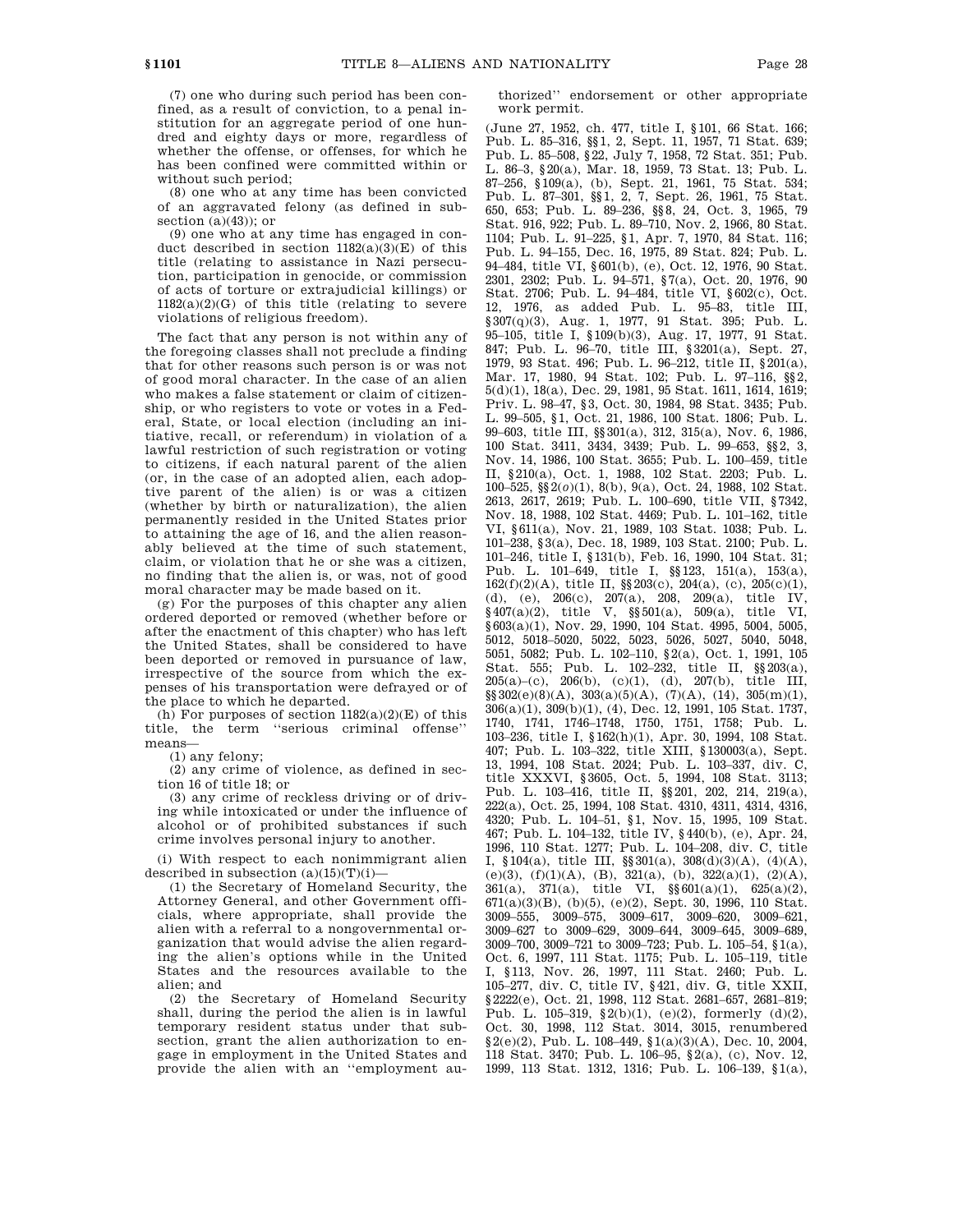(7) one who during such period has been confined, as a result of conviction, to a penal institution for an aggregate period of one hundred and eighty days or more, regardless of whether the offense, or offenses, for which he has been confined were committed within or without such period;

(8) one who at any time has been convicted of an aggravated felony (as defined in subsection (a)(43)); or

(9) one who at any time has engaged in conduct described in section 1182(a)(3)(E) of this title (relating to assistance in Nazi persecution, participation in genocide, or commission of acts of torture or extrajudicial killings) or 1182(a)(2)(G) of this title (relating to severe violations of religious freedom).

The fact that any person is not within any of the foregoing classes shall not preclude a finding that for other reasons such person is or was not of good moral character. In the case of an alien who makes a false statement or claim of citizenship, or who registers to vote or votes in a Federal, State, or local election (including an initiative, recall, or referendum) in violation of a lawful restriction of such registration or voting to citizens, if each natural parent of the alien (or, in the case of an adopted alien, each adoptive parent of the alien) is or was a citizen (whether by birth or naturalization), the alien permanently resided in the United States prior to attaining the age of 16, and the alien reasonably believed at the time of such statement, claim, or violation that he or she was a citizen, no finding that the alien is, or was, not of good moral character may be made based on it.

(g) For the purposes of this chapter any alien ordered deported or removed (whether before or after the enactment of this chapter) who has left the United States, shall be considered to have been deported or removed in pursuance of law, irrespective of the source from which the expenses of his transportation were defrayed or of the place to which he departed.

(h) For purposes of section 1182(a)(2)(E) of this title, the term ''serious criminal offense'' means—

(1) any felony;

(2) any crime of violence, as defined in section 16 of title 18; or

(3) any crime of reckless driving or of driving while intoxicated or under the influence of alcohol or of prohibited substances if such crime involves personal injury to another.

(i) With respect to each nonimmigrant alien described in subsection (a)(15)(T)(i)—

(1) the Secretary of Homeland Security, the Attorney General, and other Government officials, where appropriate, shall provide the alien with a referral to a nongovernmental organization that would advise the alien regarding the alien's options while in the United States and the resources available to the alien; and

(2) the Secretary of Homeland Security shall, during the period the alien is in lawful temporary resident status under that subsection, grant the alien authorization to engage in employment in the United States and provide the alien with an ''employment authorized'' endorsement or other appropriate work permit.

(June 27, 1952, ch. 477, title I, §101, 66 Stat. 166; Pub. L. 85–316, §§1, 2, Sept. 11, 1957, 71 Stat. 639; Pub. L. 85–508, §22, July 7, 1958, 72 Stat. 351; Pub. L. 86–3, §20(a), Mar. 18, 1959, 73 Stat. 13; Pub. L. 87–256, §109(a), (b), Sept. 21, 1961, 75 Stat. 534; Pub. L. 87–301, §§1, 2, 7, Sept. 26, 1961, 75 Stat. 650, 653; Pub. L. 89–236, §§8, 24, Oct. 3, 1965, 79 Stat. 916, 922; Pub. L. 89–710, Nov. 2, 1966, 80 Stat. 1104; Pub. L. 91–225, §1, Apr. 7, 1970, 84 Stat. 116; Pub. L. 94–155, Dec. 16, 1975, 89 Stat. 824; Pub. L. 94–484, title VI, §601(b), (e), Oct. 12, 1976, 90 Stat. 2301, 2302; Pub. L. 94–571, §7(a), Oct. 20, 1976, 90 Stat. 2706; Pub. L. 94–484, title VI, §602(c), Oct. 12, 1976, as added Pub. L. 95–83, title III, §307(q)(3), Aug. 1, 1977, 91 Stat. 395; Pub. L. 95–105, title I, §109(b)(3), Aug. 17, 1977, 91 Stat. 847; Pub. L. 96–70, title III, §3201(a), Sept. 27, 1979, 93 Stat. 496; Pub. L. 96–212, title II, §201(a), Mar. 17, 1980, 94 Stat. 102; Pub. L. 97–116, §§2, 5(d)(1), 18(a), Dec. 29, 1981, 95 Stat. 1611, 1614, 1619; Priv. L. 98–47, §3, Oct. 30, 1984, 98 Stat. 3435; Pub. L. 99–505, §1, Oct. 21, 1986, 100 Stat. 1806; Pub. L. 99–603, title III, §§301(a), 312, 315(a), Nov. 6, 1986, 100 Stat. 3411, 3434, 3439; Pub. L. 99–653, §§2, 3, Nov. 14, 1986, 100 Stat. 3655; Pub. L. 100–459, title II, §210(a), Oct. 1, 1988, 102 Stat. 2203; Pub. L. 100–525, §§2(*o*)(1), 8(b), 9(a), Oct. 24, 1988, 102 Stat. 2613, 2617, 2619; Pub. L. 100–690, title VII, §7342, Nov. 18, 1988, 102 Stat. 4469; Pub. L. 101–162, title VI, §611(a), Nov. 21, 1989, 103 Stat. 1038; Pub. L. 101–238, §3(a), Dec. 18, 1989, 103 Stat. 2100; Pub. L. 101–246, title I, §131(b), Feb. 16, 1990, 104 Stat. 31; Pub. L. 101–649, title I, §§123, 151(a), 153(a), 162(f)(2)(A), title II, §§203(c), 204(a), (c), 205(c)(1), (d), (e), 206(c), 207(a), 208, 209(a), title IV, §407(a)(2), title V, §§501(a), 509(a), title VI, §603(a)(1), Nov. 29, 1990, 104 Stat. 4995, 5004, 5005, 5012, 5018–5020, 5022, 5023, 5026, 5027, 5040, 5048, 5051, 5082; Pub. L. 102–110, §2(a), Oct. 1, 1991, 105 Stat. 555; Pub. L. 102–232, title II, §§203(a), 205(a)–(c), 206(b), (c)(1), (d), 207(b), title III, §§302(e)(8)(A), 303(a)(5)(A), (7)(A), (14), 305(m)(1), 306(a)(1), 309(b)(1), (4), Dec. 12, 1991, 105 Stat. 1737, 1740, 1741, 1746–1748, 1750, 1751, 1758; Pub. L. 103–236, title I, §162(h)(1), Apr. 30, 1994, 108 Stat. 407; Pub. L. 103–322, title XIII, §130003(a), Sept. 13, 1994, 108 Stat. 2024; Pub. L. 103–337, div. C, title XXXVI, §3605, Oct. 5, 1994, 108 Stat. 3113; Pub. L. 103–416, title II, §§201, 202, 214, 219(a), 222(a), Oct. 25, 1994, 108 Stat. 4310, 4311, 4314, 4316, 4320; Pub. L. 104–51, §1, Nov. 15, 1995, 109 Stat. 467; Pub. L. 104–132, title IV, §440(b), (e), Apr. 24, 1996, 110 Stat. 1277; Pub. L. 104–208, div. C, title I, §104(a), title III, §§301(a), 308(d)(3)(A), (4)(A), (e)(3), (f)(1)(A), (B), 321(a), (b), 322(a)(1), (2)(A), 361(a), 371(a), title VI, §§601(a)(1), 625(a)(2), 671(a)(3)(B), (b)(5), (e)(2), Sept. 30, 1996, 110 Stat. 3009–555, 3009–575, 3009–617, 3009–620, 3009–621, 3009–627 to 3009–629, 3009–644, 3009–645, 3009–689, 3009–700, 3009–721 to 3009–723; Pub. L. 105–54, §1(a), Oct. 6, 1997, 111 Stat. 1175; Pub. L. 105–119, title I, §113, Nov. 26, 1997, 111 Stat. 2460; Pub. L. 105–277, div. C, title IV, §421, div. G, title XXII, §2222(e), Oct. 21, 1998, 112 Stat. 2681–657, 2681–819; Pub. L. 105–319, §2(b)(1), (e)(2), formerly (d)(2), Oct. 30, 1998, 112 Stat. 3014, 3015, renumbered §2(e)(2), Pub. L. 108–449, §1(a)(3)(A), Dec. 10, 2004, 118 Stat. 3470; Pub. L. 106–95, §2(a), (c), Nov. 12, 1999, 113 Stat. 1312, 1316; Pub. L. 106–139, §1(a),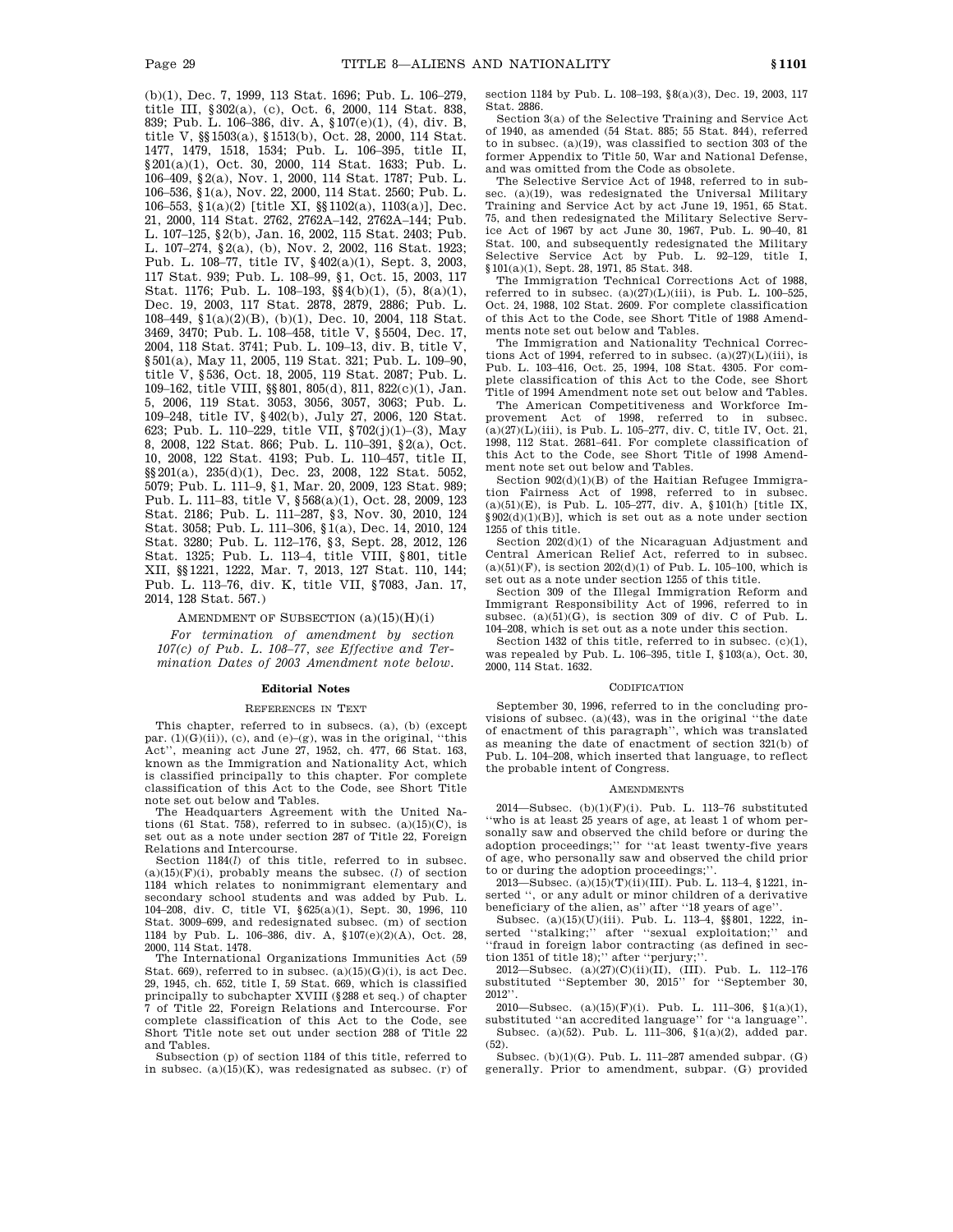(b)(1), Dec. 7, 1999, 113 Stat. 1696; Pub. L. 106–279, title III, §302(a), (c), Oct. 6, 2000, 114 Stat. 838, 839; Pub. L. 106–386, div. A, §107(e)(1), (4), div. B, title V, §§1503(a), 1513(b), Oct. 28, 2000, 114 Stat. 1477, 1479, 1518, 1534; Pub. L. 106–395, title II, §201(a)(1), Oct. 30, 2000, 114 Stat. 1633; Pub. L. 106–409, §2(a), Nov. 1, 2000, 114 Stat. 1787; Pub. L. 106–536, §1(a), Nov. 22, 2000, 114 Stat. 2560; Pub. L. 106–553, §1(a)(2) [title XI, §§1102(a), 1103(a)], Dec. 21, 2000, 114 Stat. 2762, 2762A–142, 2762A–144; Pub. L. 107–125, §2(b), Jan. 16, 2002, 115 Stat. 2403; Pub. L. 107–274, §2(a), (b), Nov. 2, 2002, 116 Stat. 1923; Pub. L. 108–77, title IV, §402(a)(1), Sept. 3, 2003, 117 Stat. 939; Pub. L. 108–99, §1, Oct. 15, 2003, 117 Stat. 1176; Pub. L. 108–193, §§4(b)(1), (5), 8(a)(1), Dec. 19, 2003, 117 Stat. 2878, 2879, 2886; Pub. L. 108–449, §1(a)(2)(B), (b)(1), Dec. 10, 2004, 118 Stat. 3469, 3470; Pub. L. 108–458, title V, §5504, Dec. 17, 2004, 118 Stat. 3741; Pub. L. 109–13, div. B, title V, §501(a), May 11, 2005, 119 Stat. 321; Pub. L. 109–90, title V, §536, Oct. 18, 2005, 119 Stat. 2087; Pub. L. 109–162, title VIII, §§801, 805(d), 811, 822(c)(1), Jan. 5, 2006, 119 Stat. 3053, 3056, 3057, 3063; Pub. L. 109–248, title IV, §402(b), July 27, 2006, 120 Stat. 623; Pub. L. 110–229, title VII, §702(j)(1)–(3), May 8, 2008, 122 Stat. 866; Pub. L. 110–391, §2(a), Oct. 10, 2008, 122 Stat. 4193; Pub. L. 110–457, title II, §§201(a), 235(d)(1), Dec. 23, 2008, 122 Stat. 5052, 5079; Pub. L. 111–9, §1, Mar. 20, 2009, 123 Stat. 989; Pub. L. 111–83, title V, §568(a)(1), Oct. 28, 2009, 123 Stat. 2186; Pub. L. 111–287, §3, Nov. 30, 2010, 124 Stat. 3058; Pub. L. 111–306, §1(a), Dec. 14, 2010, 124 Stat. 3280; Pub. L. 112–176, §3, Sept. 28, 2012, 126 Stat. 1325; Pub. L. 113–4, title VIII, §801, title XII, §§1221, 1222, Mar. 7, 2013, 127 Stat. 110, 144; Pub. L. 113–76, div. K, title VII, §7083, Jan. 17, 2014, 128 Stat. 567.)

AMENDMENT OF SUBSECTION (a)(15)(H)(i)

*For termination of amendment by section 107(c) of Pub. L. 108–77, see Effective and Termination Dates of 2003 Amendment note below.*

## Editorial Notes

### REFERENCES IN TEXT

This chapter, referred to in subsecs. (a), (b) (except par. (1)(G)(ii)), (c), and (e)–(g), was in the original, ''this Act'', meaning act June 27, 1952, ch. 477, 66 Stat. 163, known as the Immigration and Nationality Act, which is classified principally to this chapter. For complete classification of this Act to the Code, see Short Title note set out below and Tables.

The Headquarters Agreement with the United Nations (61 Stat. 758), referred to in subsec. (a)(15)(C), is set out as a note under section 287 of Title 22, Foreign Relations and Intercourse.

Section 1184(*l*) of this title, referred to in subsec. (a)(15)(F)(i), probably means the subsec. (*l*) of section 1184 which relates to nonimmigrant elementary and secondary school students and was added by Pub. L. 104–208, div. C, title VI, §625(a)(1), Sept. 30, 1996, 110 Stat. 3009–699, and redesignated subsec. (m) of section 1184 by Pub. L. 106–386, div. A, §107(e)(2)(A), Oct. 28, 2000, 114 Stat. 1478.

The International Organizations Immunities Act (59 Stat. 669), referred to in subsec. (a)(15)(G)(i), is act Dec. 29, 1945, ch. 652, title I, 59 Stat. 669, which is classified principally to subchapter XVIII (§288 et seq.) of chapter 7 of Title 22, Foreign Relations and Intercourse. For complete classification of this Act to the Code, see Short Title note set out under section 288 of Title 22 and Tables.

Subsection (p) of section 1184 of this title, referred to in subsec. (a)(15)(K), was redesignated as subsec. (r) of section 1184 by Pub. L. 108–193, §8(a)(3), Dec. 19, 2003, 117 Stat. 2886.

Section 3(a) of the Selective Training and Service Act of 1940, as amended (54 Stat. 885; 55 Stat. 844), referred to in subsec. (a)(19), was classified to section 303 of the former Appendix to Title 50, War and National Defense, and was omitted from the Code as obsolete.

The Selective Service Act of 1948, referred to in subsec. (a)(19), was redesignated the Universal Military Training and Service Act by act June 19, 1951, 65 Stat. 75, and then redesignated the Military Selective Service Act of 1967 by act June 30, 1967, Pub. L. 90–40, 81 Stat. 100, and subsequently redesignated the Military Selective Service Act by Pub. L. 92–129, title I, §101(a)(1), Sept. 28, 1971, 85 Stat. 348.

The Immigration Technical Corrections Act of 1988, referred to in subsec. (a)(27)(L)(iii), is Pub. L. 100–525, Oct. 24, 1988, 102 Stat. 2609. For complete classification of this Act to the Code, see Short Title of 1988 Amendments note set out below and Tables.

The Immigration and Nationality Technical Corrections Act of 1994, referred to in subsec. (a)(27)(L)(iii), is Pub. L. 103–416, Oct. 25, 1994, 108 Stat. 4305. For complete classification of this Act to the Code, see Short Title of 1994 Amendment note set out below and Tables.

The American Competitiveness and Workforce Improvement Act of 1998, referred to in subsec. (a)(27)(L)(iii), is Pub. L. 105–277, div. C, title IV, Oct. 21, 1998, 112 Stat. 2681–641. For complete classification of this Act to the Code, see Short Title of 1998 Amendment note set out below and Tables.

Section 902(d)(1)(B) of the Haitian Refugee Immigration Fairness Act of 1998, referred to in subsec. (a)(51)(E), is Pub. L. 105–277, div. A, §101(h) [title IX, §902(d)(1)(B)], which is set out as a note under section 1255 of this title.

Section 202(d)(1) of the Nicaraguan Adjustment and Central American Relief Act, referred to in subsec. (a)(51)(F), is section 202(d)(1) of Pub. L. 105–100, which is set out as a note under section 1255 of this title.

Section 309 of the Illegal Immigration Reform and Immigrant Responsibility Act of 1996, referred to in subsec. (a)(51)(G), is section 309 of div. C of Pub. L. 104–208, which is set out as a note under this section.

Section 1432 of this title, referred to in subsec. (c)(1), was repealed by Pub. L. 106–395, title I, §103(a), Oct. 30, 2000, 114 Stat. 1632.

### CODIFICATION

September 30, 1996, referred to in the concluding provisions of subsec. (a)(43), was in the original ''the date of enactment of this paragraph'', which was translated as meaning the date of enactment of section 321(b) of Pub. L. 104–208, which inserted that language, to reflect the probable intent of Congress.

### AMENDMENTS

2014—Subsec. (b)(1)(F)(i). Pub. L. 113–76 substituted ''who is at least 25 years of age, at least 1 of whom personally saw and observed the child before or during the adoption proceedings;'' for ''at least twenty-five years of age, who personally saw and observed the child prior to or during the adoption proceedings;''.

2013—Subsec. (a)(15)(T)(ii)(III). Pub. L. 113–4, §1221, inserted '', or any adult or minor children of a derivative beneficiary of the alien, as'' after ''18 years of age''.

Subsec. (a)(15)(U)(iii). Pub. L. 113–4, §§801, 1222, inserted ''stalking;'' after ''sexual exploitation;'' and ''fraud in foreign labor contracting (as defined in section 1351 of title 18);'' after ''perjury;''.

2012—Subsec. (a)(27)(C)(ii)(II), (III). Pub. L. 112–176 substituted ''September 30, 2015'' for ''September 30, 2012''.

2010—Subsec. (a)(15)(F)(i). Pub. L. 111–306, §1(a)(1), substituted ''an accredited language'' for ''a language''.

Subsec. (a)(52). Pub. L. 111–306, §1(a)(2), added par. (52).

Subsec. (b)(1)(G). Pub. L. 111–287 amended subpar. (G) generally. Prior to amendment, subpar. (G) provided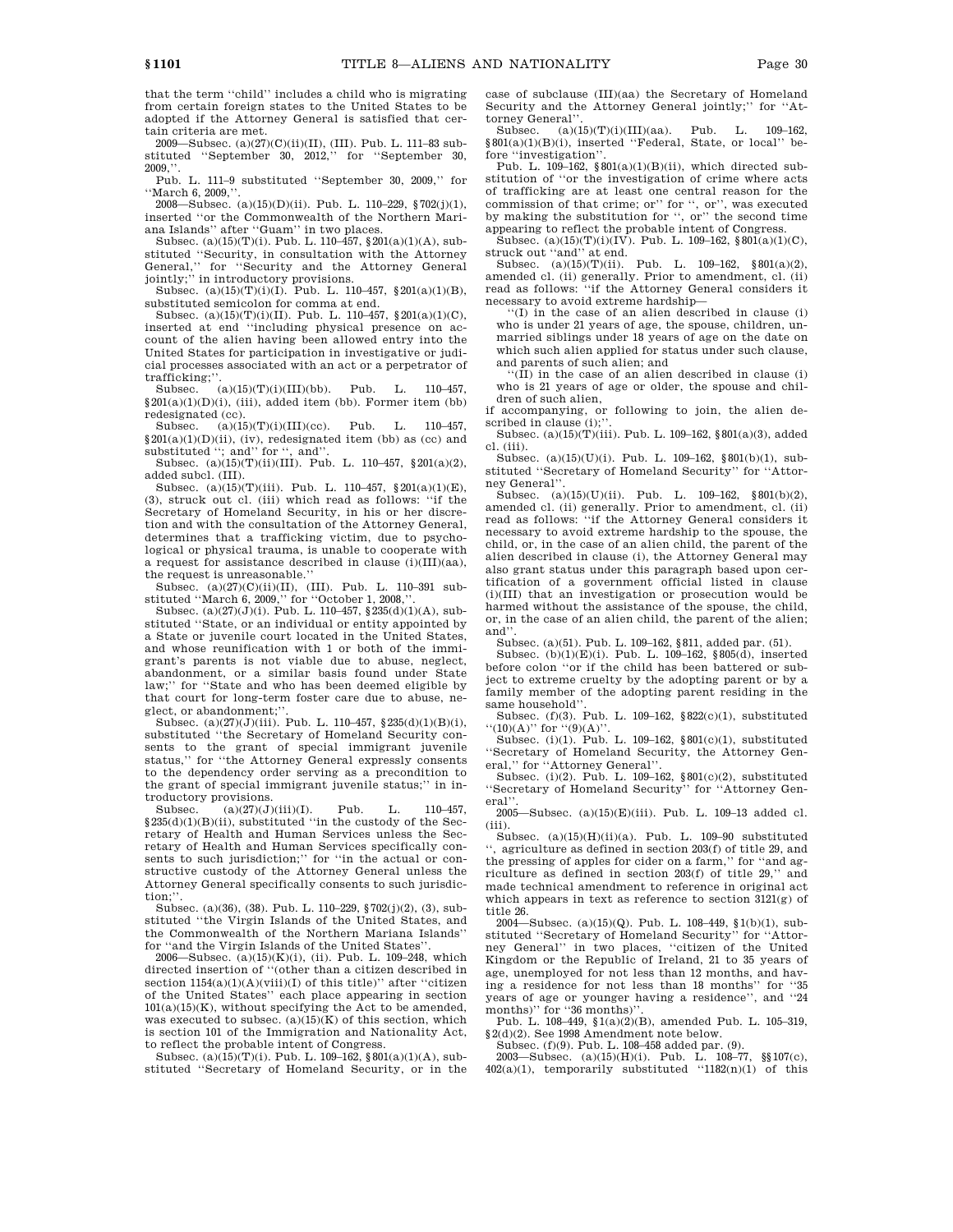that the term ''child'' includes a child who is migrating from certain foreign states to the United States to be adopted if the Attorney General is satisfied that certain criteria are met.

2009—Subsec. (a)(27)(C)(ii)(II), (III). Pub. L. 111–83 substituted ''September 30, 2012,'' for ''September 30, 2009,''.

Pub. L. 111–9 substituted ''September 30, 2009,'' for ''March 6, 2009,''.

2008—Subsec. (a)(15)(D)(ii). Pub. L. 110–229, §702(j)(1), inserted ''or the Commonwealth of the Northern Mariana Islands'' after ''Guam'' in two places.

Subsec. (a)(15)(T)(i). Pub. L. 110–457, §201(a)(1)(A), substituted ''Security, in consultation with the Attorney General,'' for ''Security and the Attorney General jointly;'' in introductory provisions.

Subsec. (a)(15)(T)(i)(I). Pub. L. 110–457, §201(a)(1)(B), substituted semicolon for comma at end.

Subsec. (a)(15)(T)(i)(II). Pub. L. 110–457, §201(a)(1)(C), inserted at end ''including physical presence on account of the alien having been allowed entry into the United States for participation in investigative or judicial processes associated with an act or a perpetrator of trafficking;''.

Subsec. (a)(15)(T)(i)(III)(bb). Pub. L. 110–457, §201(a)(1)(D)(i), (iii), added item (bb). Former item (bb) redesignated (cc).

Subsec. (a)(15)(T)(i)(III)(cc). Pub. L. 110–457, §201(a)(1)(D)(ii), (iv), redesignated item (bb) as (cc) and substituted ''; and'' for '', and''.

Subsec. (a)(15)(T)(ii)(III). Pub. L. 110–457, §201(a)(2), added subcl. (III).

Subsec. (a)(15)(T)(iii). Pub. L. 110–457, §201(a)(1)(E), (3), struck out cl. (iii) which read as follows: ''if the Secretary of Homeland Security, in his or her discretion and with the consultation of the Attorney General, determines that a trafficking victim, due to psychological or physical trauma, is unable to cooperate with a request for assistance described in clause (i)(III)(aa), the request is unreasonable.''

Subsec. (a)(27)(C)(ii)(II), (III). Pub. L. 110–391 substituted ''March 6, 2009,'' for ''October 1, 2008,''.

Subsec. (a)(27)(J)(i). Pub. L. 110–457, §235(d)(1)(A), substituted ''State, or an individual or entity appointed by a State or juvenile court located in the United States, and whose reunification with 1 or both of the immigrant's parents is not viable due to abuse, neglect, abandonment, or a similar basis found under State law;'' for ''State and who has been deemed eligible by that court for long-term foster care due to abuse, neglect, or abandonment;''.

Subsec. (a)(27)(J)(iii). Pub. L. 110–457, §235(d)(1)(B)(i), substituted ''the Secretary of Homeland Security consents to the grant of special immigrant juvenile status,'' for ''the Attorney General expressly consents to the dependency order serving as a precondition to the grant of special immigrant juvenile status;'' in introductory provisions.

Subsec. (a)(27)(J)(iii)(I). Pub. L. 110–457, §235(d)(1)(B)(ii), substituted ''in the custody of the Secretary of Health and Human Services unless the Secretary of Health and Human Services specifically consents to such jurisdiction;'' for ''in the actual or constructive custody of the Attorney General unless the Attorney General specifically consents to such jurisdiction;''.

Subsec. (a)(36), (38). Pub. L. 110–229, §702(j)(2), (3), substituted ''the Virgin Islands of the United States, and the Commonwealth of the Northern Mariana Islands'' for ''and the Virgin Islands of the United States''.

2006—Subsec. (a)(15)(K)(i), (ii). Pub. L. 109–248, which directed insertion of ''(other than a citizen described in section 1154(a)(1)(A)(viii)(I) of this title)'' after ''citizen of the United States'' each place appearing in section 101(a)(15)(K), without specifying the Act to be amended, was executed to subsec. (a)(15)(K) of this section, which is section 101 of the Immigration and Nationality Act, to reflect the probable intent of Congress.

Subsec. (a)(15)(T)(i). Pub. L. 109–162, §801(a)(1)(A), substituted ''Secretary of Homeland Security, or in the case of subclause (III)(aa) the Secretary of Homeland Security and the Attorney General jointly;'' for ''Attorney General''.

Subsec. (a)(15)(T)(i)(III)(aa). Pub. L. 109–162, §801(a)(1)(B)(i), inserted ''Federal, State, or local'' before ''investigation''.

Pub. L. 109–162, §801(a)(1)(B)(ii), which directed substitution of ''or the investigation of crime where acts of trafficking are at least one central reason for the commission of that crime; or'' for '', or'', was executed by making the substitution for '', or'' the second time appearing to reflect the probable intent of Congress.

Subsec. (a)(15)(T)(i)(IV). Pub. L. 109–162, §801(a)(1)(C), struck out ''and'' at end.

Subsec. (a)(15)(T)(ii). Pub. L. 109–162, §801(a)(2), amended cl. (ii) generally. Prior to amendment, cl. (ii) read as follows: ''if the Attorney General considers it necessary to avoid extreme hardship—

''(I) in the case of an alien described in clause (i) who is under 21 years of age, the spouse, children, unmarried siblings under 18 years of age on the date on which such alien applied for status under such clause, and parents of such alien; and

''(II) in the case of an alien described in clause (i) who is 21 years of age or older, the spouse and children of such alien,

if accompanying, or following to join, the alien described in clause (i);''.

Subsec. (a)(15)(T)(iii). Pub. L. 109–162, §801(a)(3), added cl. (iii).

Subsec. (a)(15)(U)(i). Pub. L. 109–162, §801(b)(1), substituted ''Secretary of Homeland Security'' for ''Attorney General''.

Subsec. (a)(15)(U)(ii). Pub. L. 109–162, §801(b)(2), amended cl. (ii) generally. Prior to amendment, cl. (ii) read as follows: ''if the Attorney General considers it necessary to avoid extreme hardship to the spouse, the child, or, in the case of an alien child, the parent of the alien described in clause (i), the Attorney General may also grant status under this paragraph based upon certification of a government official listed in clause (i)(III) that an investigation or prosecution would be harmed without the assistance of the spouse, the child, or, in the case of an alien child, the parent of the alien; and''.

Subsec. (a)(51). Pub. L. 109–162, §811, added par. (51).

Subsec. (b)(1)(E)(i). Pub. L. 109–162, §805(d), inserted before colon ''or if the child has been battered or subject to extreme cruelty by the adopting parent or by a family member of the adopting parent residing in the same household''.

Subsec. (f)(3). Pub. L. 109–162, §822(c)(1), substituted ''(10)(A)'' for ''(9)(A)''.

Subsec. (i)(1). Pub. L. 109–162, §801(c)(1), substituted ''Secretary of Homeland Security, the Attorney General,'' for ''Attorney General''.

Subsec. (i)(2). Pub. L. 109–162, §801(c)(2), substituted ''Secretary of Homeland Security'' for ''Attorney General''.

2005—Subsec. (a)(15)(E)(iii). Pub. L. 109–13 added cl. (iii).

Subsec. (a)(15)(H)(ii)(a). Pub. L. 109–90 substituted '', agriculture as defined in section 203(f) of title 29, and the pressing of apples for cider on a farm,'' for ''and agriculture as defined in section 203(f) of title 29,'' and made technical amendment to reference in original act which appears in text as reference to section 3121(g) of title 26.

2004—Subsec. (a)(15)(Q). Pub. L. 108–449, §1(b)(1), substituted ''Secretary of Homeland Security'' for ''Attorney General'' in two places, ''citizen of the United Kingdom or the Republic of Ireland, 21 to 35 years of age, unemployed for not less than 12 months, and having a residence for not less than 18 months'' for ''35 years of age or younger having a residence'', and ''24 months)'' for ''36 months)''.

Pub. L. 108–449, §1(a)(2)(B), amended Pub. L. 105–319, §2(d)(2). See 1998 Amendment note below.

Subsec. (f)(9). Pub. L. 108–458 added par. (9).

2003—Subsec. (a)(15)(H)(i). Pub. L. 108–77, §§107(c), 402(a)(1), temporarily substituted ''1182(n)(1) of this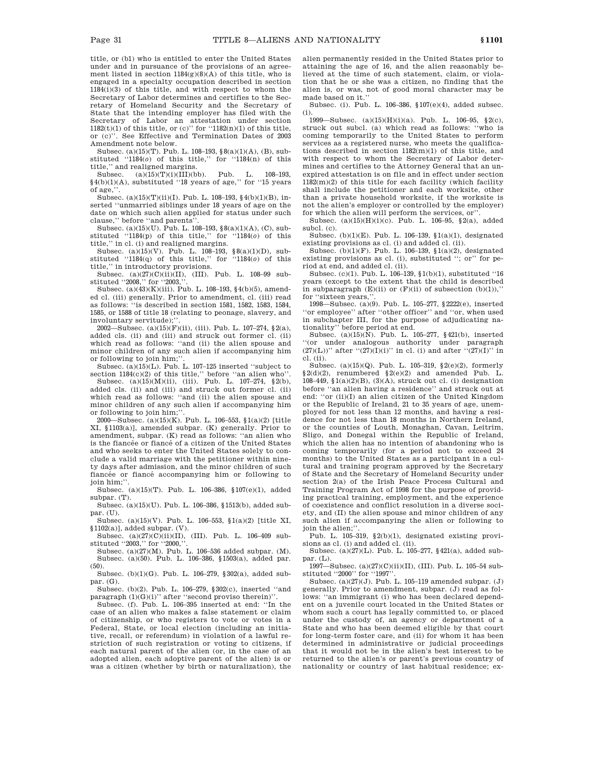title, or (b1) who is entitled to enter the United States under and in pursuance of the provisions of an agreement listed in section 1184(g)(8)(A) of this title, who is engaged in a specialty occupation described in section 1184(i)(3) of this title, and with respect to whom the Secretary of Labor determines and certifies to the Secretary of Homeland Security and the Secretary of State that the intending employer has filed with the Secretary of Labor an attestation under section 1182(t)(1) of this title, or (c)'' for ''1182(n)(1) of this title, or (c)''. See Effective and Termination Dates of 2003 Amendment note below.

Subsec. (a)(15)(T). Pub. L. 108–193, §8(a)(1)(A), (B), substituted ''1184(*o*) of this title,'' for ''1184(n) of this title,'' and realigned margins.

Subsec. (a)(15)(T)(i)(III)(bb). Pub. L. 108–193, §4(b)(1)(A), substituted ''18 years of age,'' for ''15 years of age,''.

Subsec. (a)(15)(T)(ii)(I). Pub. L. 108–193, §4(b)(1)(B), inserted ''unmarried siblings under 18 years of age on the date on which such alien applied for status under such clause,'' before ''and parents''.

Subsec. (a)(15)(U). Pub. L. 108–193, §8(a)(1)(A), (C), substituted ''1184(p) of this title,'' for ''1184(*o*) of this title,'' in cl. (i) and realigned margins.

Subsec. (a)(15)(V). Pub. L. 108–193, §8(a)(1)(D), substituted ''1184(q) of this title,'' for ''1184(*o*) of this title,'' in introductory provisions.

Subsec. (a)(27)(C)(ii)(II), (III). Pub. L. 108–99 substituted ''2008,'' for ''2003,''.

Subsec. (a)(43)(K)(iii). Pub. L. 108–193, §4(b)(5), amended cl. (iii) generally. Prior to amendment, cl. (iii) read as follows: ''is described in section 1581, 1582, 1583, 1584, 1585, or 1588 of title 18 (relating to peonage, slavery, and involuntary servitude);''.

2002—Subsec. (a)(15)(F)(ii), (iii). Pub. L. 107–274, §2(a), added cls. (ii) and (iii) and struck out former cl. (ii) which read as follows: ''and (ii) the alien spouse and minor children of any such alien if accompanying him or following to join him;''.

Subsec. (a)(15)(L). Pub. L. 107–125 inserted ''subject to section 1184(c)(2) of this title,'' before ''an alien who''.

Subsec. (a)(15)(M)(ii), (iii). Pub. L. 107–274, §2(b), added cls. (ii) and (iii) and struck out former cl. (ii) which read as follows: ''and (ii) the alien spouse and minor children of any such alien if accompanying him or following to join him;''.

2000—Subsec. (a)(15)(K). Pub. L. 106–553, §1(a)(2) [title XI, §1103(a)], amended subpar. (K) generally. Prior to amendment, subpar. (K) read as follows: ''an alien who is the fiancée or fiancé of a citizen of the United States and who seeks to enter the United States solely to conclude a valid marriage with the petitioner within ninety days after admission, and the minor children of such fiancée or fiancé accompanying him or following to join him;''.

Subsec. (a)(15)(T). Pub. L. 106–386, §107(e)(1), added subpar. (T).

Subsec. (a)(15)(U). Pub. L. 106–386, §1513(b), added subpar. (U).

Subsec. (a)(15)(V). Pub. L. 106–553, §1(a)(2) [title XI, §1102(a)], added subpar. (V).

Subsec. (a)(27)(C)(ii)(II), (III). Pub. L. 106–409 substituted ''2003,'' for ''2000,''.

Subsec. (a)(27)(M). Pub. L. 106–536 added subpar. (M).

Subsec. (a)(50). Pub. L. 106–386, §1503(a), added par. (50).

Subsec. (b)(1)(G). Pub. L. 106–279, §302(a), added subpar. (G).

Subsec. (b)(2). Pub. L. 106–279, §302(c), inserted ''and paragraph (1)(G)(i)'' after ''second proviso therein)''.

Subsec. (f). Pub. L. 106–395 inserted at end: ''In the case of an alien who makes a false statement or claim of citizenship, or who registers to vote or votes in a Federal, State, or local election (including an initiative, recall, or referendum) in violation of a lawful restriction of such registration or voting to citizens, if each natural parent of the alien (or, in the case of an adopted alien, each adoptive parent of the alien) is or was a citizen (whether by birth or naturalization), the alien permanently resided in the United States prior to attaining the age of 16, and the alien reasonably believed at the time of such statement, claim, or violation that he or she was a citizen, no finding that the alien is, or was, not of good moral character may be made based on it.''

Subsec. (i). Pub. L. 106–386, §107(e)(4), added subsec. (i).

1999—Subsec. (a)(15)(H)(i)(a). Pub. L. 106–95, §2(c), struck out subcl. (a) which read as follows: ''who is coming temporarily to the United States to perform services as a registered nurse, who meets the qualifications described in section 1182(m)(1) of this title, and with respect to whom the Secretary of Labor determines and certifies to the Attorney General that an unexpired attestation is on file and in effect under section 1182(m)(2) of this title for each facility (which facility shall include the petitioner and each worksite, other than a private household worksite, if the worksite is not the alien's employer or controlled by the employer) for which the alien will perform the services, or''.

Subsec. (a)(15)(H)(i)(c). Pub. L. 106–95, §2(a), added subcl. (c).

Subsec. (b)(1)(E). Pub. L. 106–139, §1(a)(1), designated existing provisions as cl. (i) and added cl. (ii).

Subsec. (b)(1)(F). Pub. L. 106–139, §1(a)(2), designated existing provisions as cl. (i), substituted ''; or'' for period at end, and added cl. (ii).

Subsec. (c)(1). Pub. L. 106–139, §1(b)(1), substituted ''16 years (except to the extent that the child is described in subparagraph (E)(ii) or (F)(ii) of subsection (b)(1)),'' for ''sixteen years,''.

1998—Subsec. (a)(9). Pub. L. 105–277, §2222(e), inserted ''or employee'' after ''other officer'' and ''or, when used in subchapter III, for the purpose of adjudicating nationality'' before period at end.

Subsec. (a)(15)(N). Pub. L. 105–277, §421(b), inserted ''(or under analogous authority under paragraph (27)(L))'' after ''(27)(I)(i)'' in cl. (i) and after ''(27)(I)'' in cl. (ii).

Subsec. (a)(15)(Q). Pub. L. 105–319, §2(e)(2), formerly §2(d)(2), renumbered §2(e)(2) and amended Pub. L. 108–449, §1(a)(2)(B), (3)(A), struck out cl. (i) designation before ''an alien having a residence'' and struck out at end: ''or (ii)(I) an alien citizen of the United Kingdom or the Republic of Ireland, 21 to 35 years of age, unemployed for not less than 12 months, and having a residence for not less than 18 months in Northern Ireland, or the counties of Louth, Monaghan, Cavan, Leitrim, Sligo, and Donegal within the Republic of Ireland, which the alien has no intention of abandoning who is coming temporarily (for a period not to exceed 24 months) to the United States as a participant in a cultural and training program approved by the Secretary of State and the Secretary of Homeland Security under section 2(a) of the Irish Peace Process Cultural and Training Program Act of 1998 for the purpose of providing practical training, employment, and the experience of coexistence and conflict resolution in a diverse society, and (II) the alien spouse and minor children of any such alien if accompanying the alien or following to join the alien;''.

Pub. L. 105–319, §2(b)(1), designated existing provisions as cl. (i) and added cl. (ii).

Subsec. (a)(27)(L). Pub. L. 105–277, §421(a), added subpar. (L).

1997—Subsec. (a)(27)(C)(ii)(II), (III). Pub. L. 105–54 substituted ''2000'' for ''1997''.

Subsec. (a)(27)(J). Pub. L. 105–119 amended subpar. (J) generally. Prior to amendment, subpar. (J) read as follows: ''an immigrant (i) who has been declared dependent on a juvenile court located in the United States or whom such a court has legally committed to, or placed under the custody of, an agency or department of a State and who has been deemed eligible by that court for long-term foster care, and (ii) for whom it has been determined in administrative or judicial proceedings that it would not be in the alien's best interest to be returned to the alien's or parent's previous country of nationality or country of last habitual residence; ex-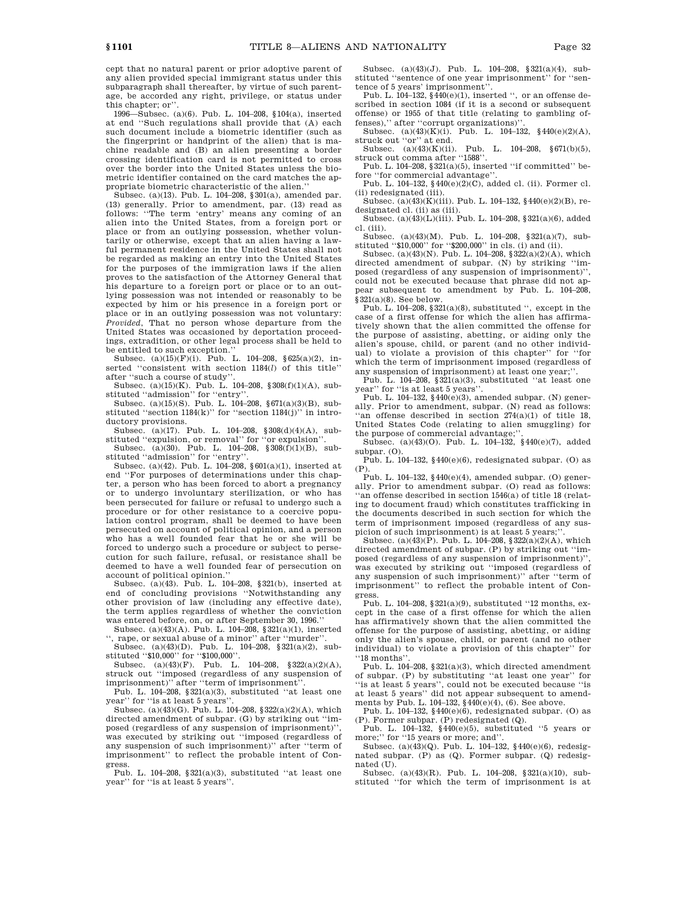cept that no natural parent or prior adoptive parent of any alien provided special immigrant status under this subparagraph shall thereafter, by virtue of such parentage, be accorded any right, privilege, or status under this chapter; or''.

1996—Subsec. (a)(6). Pub. L. 104–208, §104(a), inserted at end "Such regulations shall provide that (A) each such document include a biometric identifier (such as the fingerprint or handprint of the alien) that is machine readable and (B) an alien presenting a border crossing identification card is not permitted to cross over the border into the United States unless the biometric identifier contained on the card matches the appropriate biometric characteristic of the alien.''

Subsec. (a)(13). Pub. L. 104–208, §301(a), amended par. (13) generally. Prior to amendment, par. (13) read as follows: "The term 'entry' means any coming of an alien into the United States, from a foreign port or place or from an outlying possession, whether voluntarily or otherwise, except that an alien having a lawful permanent residence in the United States shall not be regarded as making an entry into the United States for the purposes of the immigration laws if the alien proves to the satisfaction of the Attorney General that his departure to a foreign port or place or to an outlying possession was not intended or reasonably to be expected by him or his presence in a foreign port or place or in an outlying possession was not voluntary: *Provided*, That no person whose departure from the United States was occasioned by deportation proceedings, extradition, or other legal process shall be held to be entitled to such exception.''

Subsec. (a)(15)(F)(i). Pub. L. 104–208, §625(a)(2), inserted "consistent with section 1184(*l*) of this title'' after "such a course of study''.

Subsec. (a)(15)(K). Pub. L. 104–208, §308(f)(1)(A), substituted "admission'' for "entry''.

Subsec. (a)(15)(S). Pub. L. 104–208, §671(a)(3)(B), substituted "section 1184(k)'' for "section 1184(j)'' in introductory provisions.

Subsec. (a)(17). Pub. L. 104–208, §308(d)(4)(A), substituted "expulsion, or removal'' for "or expulsion''.

Subsec. (a)(30). Pub. L. 104–208, §308(f)(1)(B), substituted "admission'' for "entry''.

Subsec. (a)(42). Pub. L. 104–208, §601(a)(1), inserted at end "For purposes of determinations under this chapter, a person who has been forced to abort a pregnancy or to undergo involuntary sterilization, or who has been persecuted for failure or refusal to undergo such a procedure or for other resistance to a coercive population control program, shall be deemed to have been persecuted on account of political opinion, and a person who has a well founded fear that he or she will be forced to undergo such a procedure or subject to persecution for such failure, refusal, or resistance shall be deemed to have a well founded fear of persecution on account of political opinion.''

Subsec. (a)(43). Pub. L. 104–208, §321(b), inserted at end of concluding provisions "Notwithstanding any other provision of law (including any effective date), the term applies regardless of whether the conviction was entered before, on, or after September 30, 1996.''

Subsec. (a)(43)(A). Pub. L. 104–208, §321(a)(1), inserted ", rape, or sexual abuse of a minor'' after "murder''.

Subsec. (a)(43)(D). Pub. L. 104–208, §321(a)(2), substituted "$10,000'' for "$100,000''.

Subsec. (a)(43)(F). Pub. L. 104–208, §322(a)(2)(A), struck out "imposed (regardless of any suspension of imprisonment)'' after "term of imprisonment''.

Pub. L. 104–208, §321(a)(3), substituted "at least one year'' for "is at least 5 years''.

Subsec. (a)(43)(G). Pub. L. 104–208, §322(a)(2)(A), which directed amendment of subpar. (G) by striking out "imposed (regardless of any suspension of imprisonment)'', was executed by striking out "imposed (regardless of any suspension of such imprisonment)'' after "term of imprisonment'' to reflect the probable intent of Congress.

Pub. L. 104–208, §321(a)(3), substituted "at least one year'' for "is at least 5 years''.

Subsec. (a)(43)(J). Pub. L. 104–208, §321(a)(4), substituted "sentence of one year imprisonment'' for "sentence of 5 years' imprisonment''.

Pub. L. 104–132, §440(e)(1), inserted ", or an offense described in section 1084 (if it is a second or subsequent offense) or 1955 of that title (relating to gambling offenses),'' after "corrupt organizations)''.

Subsec. (a)(43)(K)(i). Pub. L. 104–132, §440(e)(2)(A), struck out "or'' at end.

Subsec. (a)(43)(K)(ii). Pub. L. 104–208, §671(b)(5), struck out comma after "1588''.

Pub. L. 104–208, §321(a)(5), inserted "if committed'' before "for commercial advantage''.

Pub. L. 104–132, §440(e)(2)(C), added cl. (ii). Former cl. (ii) redesignated (iii).

Subsec. (a)(43)(K)(iii). Pub. L. 104–132, §440(e)(2)(B), redesignated cl. (ii) as (iii).

Subsec. (a)(43)(L)(iii). Pub. L. 104–208, §321(a)(6), added cl. (iii).

Subsec. (a)(43)(M). Pub. L. 104–208, §321(a)(7), substituted "$10,000'' for "$200,000'' in cls. (i) and (ii).

Subsec. (a)(43)(N). Pub. L. 104–208, §322(a)(2)(A), which directed amendment of subpar. (N) by striking "imposed (regardless of any suspension of imprisonment)'', could not be executed because that phrase did not appear subsequent to amendment by Pub. L. 104–208, §321(a)(8). See below.

Pub. L. 104–208, §321(a)(8), substituted ", except in the case of a first offense for which the alien has affirmatively shown that the alien committed the offense for the purpose of assisting, abetting, or aiding only the alien's spouse, child, or parent (and no other individual) to violate a provision of this chapter'' for "for which the term of imprisonment imposed (regardless of any suspension of imprisonment) at least one year;''.

Pub. L. 104–208, §321(a)(3), substituted "at least one year'' for "is at least 5 years''.

Pub. L. 104–132, §440(e)(3), amended subpar. (N) generally. Prior to amendment, subpar. (N) read as follows: "an offense described in section 274(a)(1) of title 18, United States Code (relating to alien smuggling) for the purpose of commercial advantage;''.

Subsec. (a)(43)(O). Pub. L. 104–132, §440(e)(7), added subpar. (O).

Pub. L. 104–132, §440(e)(6), redesignated subpar. (O) as (P).

Pub. L. 104–132, §440(e)(4), amended subpar. (O) generally. Prior to amendment subpar. (O) read as follows: "an offense described in section 1546(a) of title 18 (relating to document fraud) which constitutes trafficking in the documents described in such section for which the term of imprisonment imposed (regardless of any suspicion of such imprisonment) is at least 5 years;''.

Subsec. (a)(43)(P). Pub. L. 104–208, §322(a)(2)(A), which directed amendment of subpar. (P) by striking out "imposed (regardless of any suspension of imprisonment)'', was executed by striking out "imposed (regardless of any suspension of such imprisonment)'' after "term of imprisonment'' to reflect the probable intent of Congress.

Pub. L. 104–208, §321(a)(9), substituted "12 months, except in the case of a first offense for which the alien has affirmatively shown that the alien committed the offense for the purpose of assisting, abetting, or aiding only the alien's spouse, child, or parent (and no other individual) to violate a provision of this chapter'' for "18 months''.

Pub. L. 104–208, §321(a)(3), which directed amendment of subpar. (P) by substituting "at least one year'' for "is at least 5 years'', could not be executed because "is at least 5 years'' did not appear subsequent to amendments by Pub. L. 104–132, §440(e)(4), (6). See above.

Pub. L. 104–132, §440(e)(6), redesignated subpar. (O) as (P). Former subpar. (P) redesignated (Q).

Pub. L. 104–132, §440(e)(5), substituted "5 years or more;'' for "15 years or more; and''.

Subsec. (a)(43)(Q). Pub. L. 104–132, §440(e)(6), redesignated subpar. (P) as (Q). Former subpar. (Q) redesignated (U).

Subsec. (a)(43)(R). Pub. L. 104–208, §321(a)(10), substituted "for which the term of imprisonment is at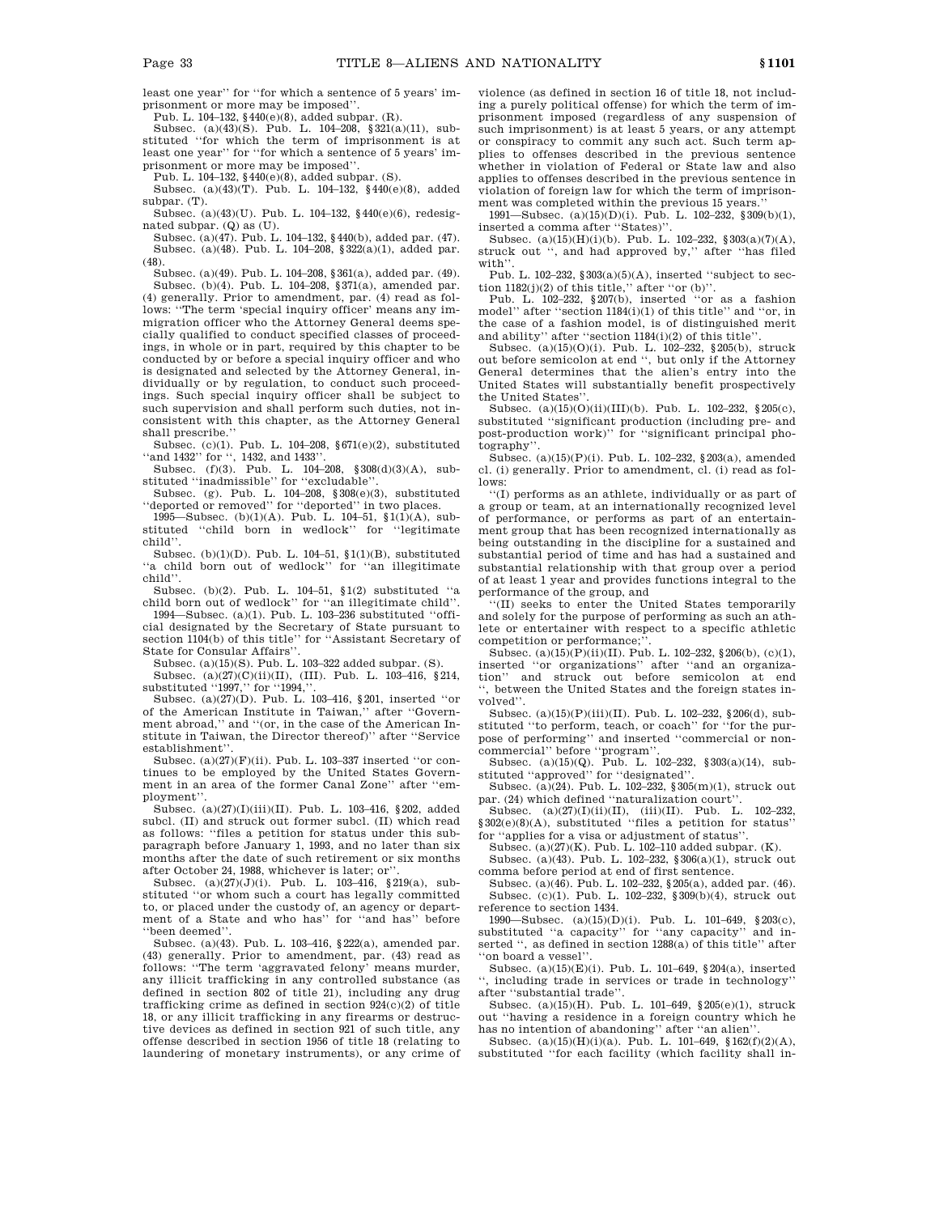least one year'' for ''for which a sentence of 5 years' imprisonment or more may be imposed''.

Pub. L. 104–132, §440(e)(8), added subpar. (R).

Subsec. (a)(43)(S). Pub. L. 104–208, §321(a)(11), substituted ''for which the term of imprisonment is at least one year'' for ''for which a sentence of 5 years' imprisonment or more may be imposed''.

Pub. L. 104–132, §440(e)(8), added subpar. (S).

Subsec. (a)(43)(T). Pub. L. 104–132, §440(e)(8), added subpar. (T).

Subsec. (a)(43)(U). Pub. L. 104–132, §440(e)(6), redesignated subpar. (Q) as (U).

Subsec. (a)(47). Pub. L. 104–132, §440(b), added par. (47).

Subsec. (a)(48). Pub. L. 104–208, §322(a)(1), added par. (48).

Subsec. (a)(49). Pub. L. 104–208, §361(a), added par. (49).

Subsec. (b)(4). Pub. L. 104–208, §371(a), amended par. (4) generally. Prior to amendment, par. (4) read as follows: ''The term 'special inquiry officer' means any immigration officer who the Attorney General deems specially qualified to conduct specified classes of proceedings, in whole or in part, required by this chapter to be conducted by or before a special inquiry officer and who is designated and selected by the Attorney General, individually or by regulation, to conduct such proceedings. Such special inquiry officer shall be subject to such supervision and shall perform such duties, not inconsistent with this chapter, as the Attorney General shall prescribe.''

Subsec. (c)(1). Pub. L. 104–208, §671(e)(2), substituted ''and 1432'' for '', 1432, and 1433''.

Subsec. (f)(3). Pub. L. 104–208, §308(d)(3)(A), substituted ''inadmissible'' for ''excludable''.

Subsec. (g). Pub. L. 104–208, §308(e)(3), substituted ''deported or removed'' for ''deported'' in two places.

1995—Subsec. (b)(1)(A). Pub. L. 104–51, §1(1)(A), substituted ''child born in wedlock'' for ''legitimate child''.

Subsec. (b)(1)(D). Pub. L. 104–51, §1(1)(B), substituted ''a child born out of wedlock'' for ''an illegitimate child''.

Subsec. (b)(2). Pub. L. 104–51, §1(2) substituted ''a child born out of wedlock'' for ''an illegitimate child''.

1994—Subsec. (a)(1). Pub. L. 103–236 substituted ''official designated by the Secretary of State pursuant to section 1104(b) of this title'' for ''Assistant Secretary of State for Consular Affairs''.

Subsec. (a)(15)(S). Pub. L. 103–322 added subpar. (S).

Subsec. (a)(27)(C)(ii)(II), (III). Pub. L. 103–416, §214, substituted ''1997,'' for ''1994,''.

Subsec. (a)(27)(D). Pub. L. 103–416, §201, inserted ''or of the American Institute in Taiwan,'' after ''Government abroad,'' and ''(or, in the case of the American Institute in Taiwan, the Director thereof)'' after ''Service establishment''.

Subsec. (a)(27)(F)(ii). Pub. L. 103–337 inserted ''or continues to be employed by the United States Government in an area of the former Canal Zone'' after ''employment''.

Subsec. (a)(27)(I)(iii)(II). Pub. L. 103–416, §202, added subcl. (II) and struck out former subcl. (II) which read as follows: ''files a petition for status under this subparagraph before January 1, 1993, and no later than six months after the date of such retirement or six months after October 24, 1988, whichever is later; or''.

Subsec. (a)(27)(J)(i). Pub. L. 103–416, §219(a), substituted ''or whom such a court has legally committed to, or placed under the custody of, an agency or department of a State and who has'' for ''and has'' before ''been deemed''.

Subsec. (a)(43). Pub. L. 103–416, §222(a), amended par. (43) generally. Prior to amendment, par. (43) read as follows: ''The term 'aggravated felony' means murder, any illicit trafficking in any controlled substance (as defined in section 802 of title 21), including any drug trafficking crime as defined in section 924(c)(2) of title 18, or any illicit trafficking in any firearms or destructive devices as defined in section 921 of such title, any offense described in section 1956 of title 18 (relating to laundering of monetary instruments), or any crime of violence (as defined in section 16 of title 18, not including a purely political offense) for which the term of imprisonment imposed (regardless of any suspension of such imprisonment) is at least 5 years, or any attempt or conspiracy to commit any such act. Such term applies to offenses described in the previous sentence whether in violation of Federal or State law and also applies to offenses described in the previous sentence in violation of foreign law for which the term of imprisonment was completed within the previous 15 years.''

1991—Subsec. (a)(15)(D)(i). Pub. L. 102–232, §309(b)(1), inserted a comma after ''States)''.

Subsec. (a)(15)(H)(i)(b). Pub. L. 102–232, §303(a)(7)(A), struck out '', and had approved by,'' after ''has filed with''.

Pub. L. 102–232, §303(a)(5)(A), inserted ''subject to section 1182(j)(2) of this title,'' after ''or (b)''.

Pub. L. 102–232, §207(b), inserted ''or as a fashion model'' after ''section 1184(i)(1) of this title'' and ''or, in the case of a fashion model, is of distinguished merit and ability'' after ''section 1184(i)(2) of this title''.

Subsec. (a)(15)(O)(i). Pub. L. 102–232, §205(b), struck out before semicolon at end '', but only if the Attorney General determines that the alien's entry into the United States will substantially benefit prospectively the United States''.

Subsec. (a)(15)(O)(ii)(III)(b). Pub. L. 102–232, §205(c), substituted ''significant production (including pre- and post-production work)'' for ''significant principal photography''.

Subsec. (a)(15)(P)(i). Pub. L. 102–232, §203(a), amended cl. (i) generally. Prior to amendment, cl. (i) read as follows:

''(I) performs as an athlete, individually or as part of a group or team, at an internationally recognized level of performance, or performs as part of an entertainment group that has been recognized internationally as being outstanding in the discipline for a sustained and substantial period of time and has had a sustained and substantial relationship with that group over a period of at least 1 year and provides functions integral to the performance of the group, and

''(II) seeks to enter the United States temporarily and solely for the purpose of performing as such an athlete or entertainer with respect to a specific athletic competition or performance;''.

Subsec. (a)(15)(P)(ii)(II). Pub. L. 102–232, §206(b), (c)(1), inserted ''or organizations'' after ''and an organization'' and struck out before semicolon at end '', between the United States and the foreign states involved''.

Subsec. (a)(15)(P)(iii)(II). Pub. L. 102–232, §206(d), substituted ''to perform, teach, or coach'' for ''for the purpose of performing'' and inserted ''commercial or noncommercial'' before ''program''.

Subsec. (a)(15)(Q). Pub. L. 102–232, §303(a)(14), substituted ''approved'' for ''designated''.

Subsec. (a)(24). Pub. L. 102–232, §305(m)(1), struck out par. (24) which defined ''naturalization court''.

Subsec. (a)(27)(I)(ii)(II), (iii)(II). Pub. L. 102–232, §302(e)(8)(A), substituted ''files a petition for status'' for ''applies for a visa or adjustment of status''.

Subsec. (a)(27)(K). Pub. L. 102–110 added subpar. (K).

Subsec. (a)(43). Pub. L. 102–232, §306(a)(1), struck out comma before period at end of first sentence.

Subsec. (a)(46). Pub. L. 102–232, §205(a), added par. (46).

Subsec. (c)(1). Pub. L. 102–232, §309(b)(4), struck out reference to section 1434.

1990—Subsec. (a)(15)(D)(i). Pub. L. 101–649, §203(c), substituted ''a capacity'' for ''any capacity'' and inserted '', as defined in section 1288(a) of this title'' after ''on board a vessel''.

Subsec. (a)(15)(E)(i). Pub. L. 101–649, §204(a), inserted '', including trade in services or trade in technology'' after ''substantial trade''.

Subsec. (a)(15)(H). Pub. L. 101–649, §205(e)(1), struck out ''having a residence in a foreign country which he has no intention of abandoning'' after ''an alien''.

Subsec. (a)(15)(H)(i)(a). Pub. L. 101–649, §162(f)(2)(A), substituted ''for each facility (which facility shall in-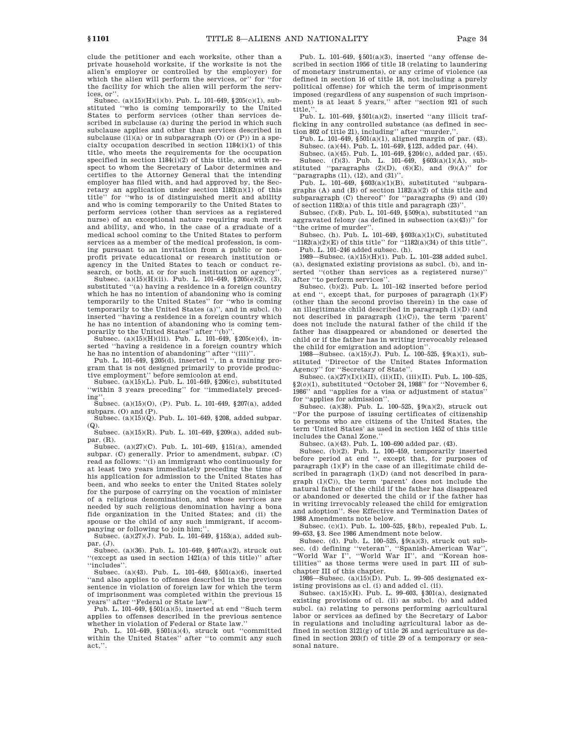clude the petitioner and each worksite, other than a private household worksite, if the worksite is not the alien's employer or controlled by the employer) for which the alien will perform the services, or'' for ''for the facility for which the alien will perform the services, or''.

Subsec. (a)(15)(H)(i)(b). Pub. L. 101–649, §205(c)(1), substituted ''who is coming temporarily to the United States to perform services (other than services described in subclause (a) during the period in which such subclause applies and other than services described in subclause (ii)(a) or in subparagraph (O) or (P)) in a specialty occupation described in section 1184(i)(1) of this title, who meets the requirements for the occupation specified in section 1184(i)(2) of this title, and with respect to whom the Secretary of Labor determines and certifies to the Attorney General that the intending employer has filed with, and had approved by, the Secretary an application under section 1182(n)(1) of this title'' for ''who is of distinguished merit and ability and who is coming temporarily to the United States to perform services (other than services as a registered nurse) of an exceptional nature requiring such merit and ability, and who, in the case of a graduate of a medical school coming to the United States to perform services as a member of the medical profession, is coming pursuant to an invitation from a public or nonprofit private educational or research institution or agency in the United States to teach or conduct research, or both, at or for such institution or agency''.

Subsec. (a)(15)(H)(ii). Pub. L. 101–649, §205(e)(2), (3), substituted ''(a) having a residence in a foreign country which he has no intention of abandoning who is coming temporarily to the United States'' for ''who is coming temporarily to the United States (a)'', and in subcl. (b) inserted ''having a residence in a foreign country which he has no intention of abandoning who is coming temporarily to the United States'' after ''(b)''.

Subsec. (a)(15)(H)(iii). Pub. L. 101–649, §205(e)(4), inserted ''having a residence in a foreign country which he has no intention of abandoning'' after ''(iii)''.

Pub. L. 101–649, §205(d), inserted '', in a training program that is not designed primarily to provide productive employment'' before semicolon at end.

Subsec. (a)(15)(L). Pub. L. 101–649, §206(c), substituted ''within 3 years preceding'' for ''immediately preceding''.

Subsec. (a)(15)(O), (P). Pub. L. 101–649, §207(a), added subpars. (O) and (P).

Subsec. (a)(15)(Q). Pub. L. 101–649, §208, added subpar. (Q).

Subsec. (a)(15)(R). Pub. L. 101–649, §209(a), added subpar. (R).

Subsec. (a)(27)(C). Pub. L. 101–649, §151(a), amended subpar. (C) generally. Prior to amendment, subpar. (C) read as follows: ''(i) an immigrant who continuously for at least two years immediately preceding the time of his application for admission to the United States has been, and who seeks to enter the United States solely for the purpose of carrying on the vocation of minister of a religious denomination, and whose services are needed by such religious denomination having a bona fide organization in the United States; and (ii) the spouse or the child of any such immigrant, if accompanying or following to join him;''.

Subsec. (a)(27)(J). Pub. L. 101–649, §153(a), added subpar. (J).

Subsec. (a)(36). Pub. L. 101–649, §407(a)(2), struck out ''(except as used in section 1421(a) of this title)'' after ''includes''.

Subsec. (a)(43). Pub. L. 101–649, §501(a)(6), inserted ''and also applies to offenses described in the previous sentence in violation of foreign law for which the term of imprisonment was completed within the previous 15 years'' after ''Federal or State law''.

Pub. L. 101–649, §501(a)(5), inserted at end ''Such term applies to offenses described in the previous sentence whether in violation of Federal or State law.''

Pub. L. 101–649, §501(a)(4), struck out ''committed within the United States'' after ''to commit any such act,''.

Pub. L. 101–649, §501(a)(3), inserted ''any offense described in section 1956 of title 18 (relating to laundering of monetary instruments), or any crime of violence (as defined in section 16 of title 18, not including a purely political offense) for which the term of imprisonment imposed (regardless of any suspension of such imprisonment) is at least 5 years,'' after ''section 921 of such title,''.

Pub. L. 101–649, §501(a)(2), inserted ''any illicit trafficking in any controlled substance (as defined in section 802 of title 21), including'' after ''murder,''.

Pub. L. 101–649, §501(a)(1), aligned margin of par. (43).

Subsec. (a)(44). Pub. L. 101–649, §123, added par. (44).

Subsec. (a)(45). Pub. L. 101–649, §204(c), added par. (45).

Subsec. (f)(3). Pub. L. 101–649, §603(a)(1)(A), substituted ''paragraphs (2)(D), (6)(E), and (9)(A)'' for ''paragraphs (11), (12), and (31)''.

Pub. L. 101–649, §603(a)(1)(B), substituted ''subparagraphs (A) and (B) of section 1182(a)(2) of this title and subparagraph (C) thereof'' for ''paragraphs (9) and (10) of section 1182(a) of this title and paragraph (23)''.

Subsec. (f)(8). Pub. L. 101–649, §509(a), substituted ''an aggravated felony (as defined in subsection (a)(43))'' for ''the crime of murder''.

Subsec. (h). Pub. L. 101–649, §603(a)(1)(C), substituted ''1182(a)(2)(E) of this title'' for ''1182(a)(34) of this title''.

Pub. L. 101–246 added subsec. (h).

1989—Subsec. (a)(15)(H)(i). Pub. L. 101–238 added subcl. (a), designated existing provisions as subcl. (b), and inserted ''(other than services as a registered nurse)'' after ''to perform services''.

Subsec. (b)(2). Pub. L. 101–162 inserted before period at end '', except that, for purposes of paragraph (1)(F) (other than the second proviso therein) in the case of an illegitimate child described in paragraph (1)(D) (and not described in paragraph (1)(C)), the term 'parent' does not include the natural father of the child if the father has disappeared or abandoned or deserted the child or if the father has in writing irrevocably released the child for emigration and adoption''.

1988—Subsec. (a)(15)(J). Pub. L. 100–525, §9(a)(1), substituted ''Director of the United States Information Agency'' for ''Secretary of State''.

Subsec. (a)(27)(I)(i)(II), (ii)(II), (iii)(II). Pub. L. 100–525, §2(o)(1), substituted ''October 24, 1988'' for ''November 6, 1986'' and ''applies for a visa or adjustment of status'' for ''applies for admission''.

Subsec. (a)(38). Pub. L. 100–525, §9(a)(2), struck out ''For the purpose of issuing certificates of citizenship to persons who are citizens of the United States, the term 'United States' as used in section 1452 of this title includes the Canal Zone.''

Subsec. (a)(43). Pub. L. 100–690 added par. (43).

Subsec. (b)(2). Pub. L. 100–459, temporarily inserted before period at end '', except that, for purposes of paragraph (1)(F) in the case of an illegitimate child described in paragraph (1)(D) (and not described in paragraph (1)(C)), the term 'parent' does not include the natural father of the child if the father has disappeared or abandoned or deserted the child or if the father has in writing irrevocably released the child for emigration and adoption''. See Effective and Termination Dates of 1988 Amendments note below.

Subsec. (c)(1). Pub. L. 100–525, §8(b), repealed Pub. L. 99–653, §3. See 1986 Amendment note below.

Subsec. (d). Pub. L. 100–525, §9(a)(3), struck out subsec. (d) defining ''veteran'', ''Spanish-American War'', ''World War I'', ''World War II'', and ''Korean hostilities'' as those terms were used in part III of subchapter III of this chapter.

1986—Subsec. (a)(15)(D). Pub. L. 99–505 designated existing provisions as cl. (i) and added cl. (ii).

Subsec. (a)(15)(H). Pub. L. 99–603, §301(a), designated existing provisions of cl. (ii) as subcl. (b) and added subcl. (a) relating to persons performing agricultural labor or services as defined by the Secretary of Labor in regulations and including agricultural labor as defined in section 3121(g) of title 26 and agriculture as defined in section 203(f) of title 29 of a temporary or seasonal nature.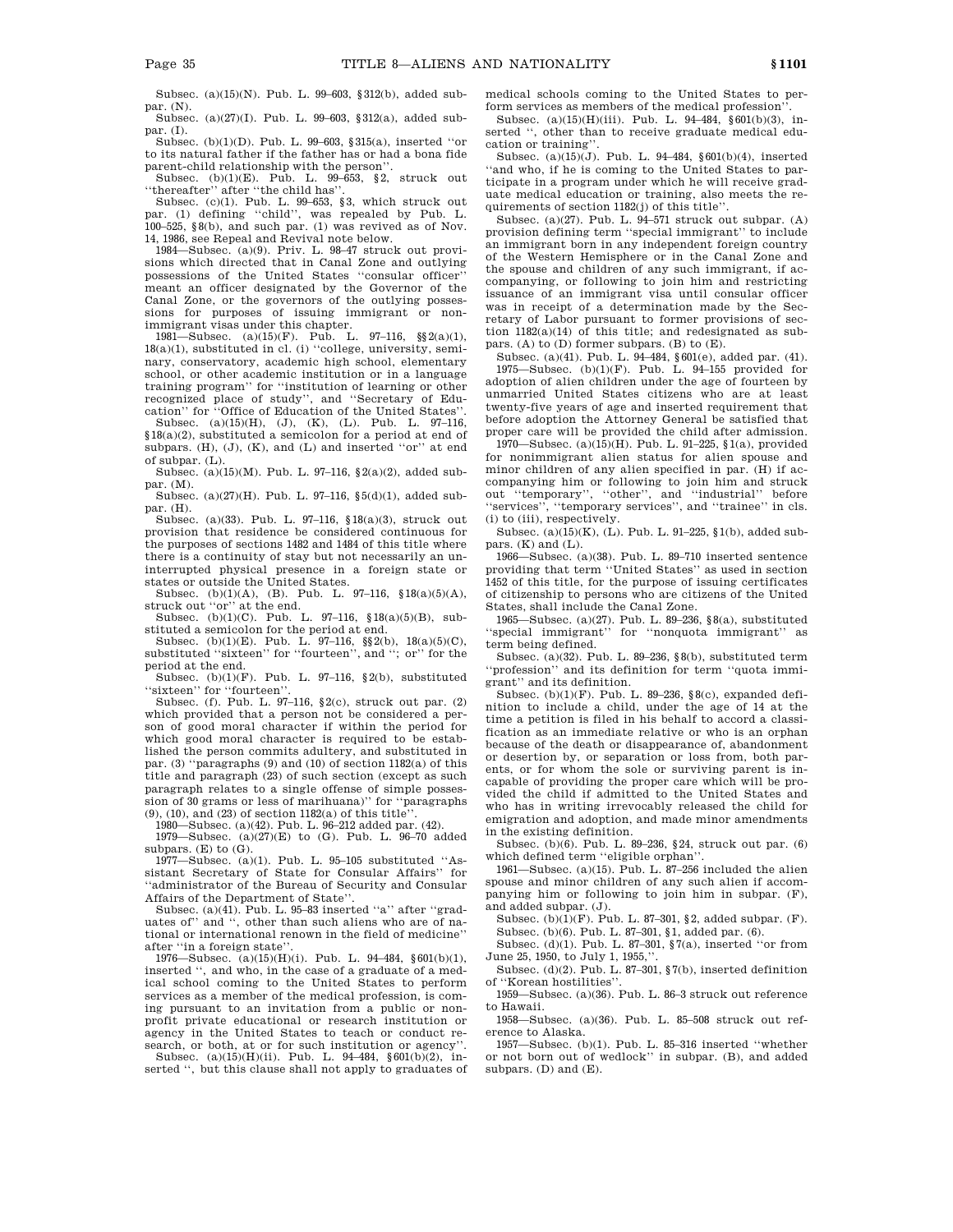Subsec. (a)(15)(N). Pub. L. 99–603, §312(b), added subpar. (N).

Subsec. (a)(27)(I). Pub. L. 99–603, §312(a), added subpar. (I).

Subsec. (b)(1)(D). Pub. L. 99–603, §315(a), inserted ''or to its natural father if the father has or had a bona fide parent-child relationship with the person''.

Subsec. (b)(1)(E). Pub. L. 99–653, §2, struck out ''thereafter'' after ''the child has''.

Subsec. (c)(1). Pub. L. 99–653, §3, which struck out par. (1) defining ''child'', was repealed by Pub. L. 100–525, §8(b), and such par. (1) was revived as of Nov. 14, 1986, see Repeal and Revival note below.

1984—Subsec. (a)(9). Priv. L. 98–47 struck out provisions which directed that in Canal Zone and outlying possessions of the United States ''consular officer'' meant an officer designated by the Governor of the Canal Zone, or the governors of the outlying possessions for purposes of issuing immigrant or nonimmigrant visas under this chapter.

1981—Subsec. (a)(15)(F). Pub. L. 97–116, §§2(a)(1), 18(a)(1), substituted in cl. (i) ''college, university, seminary, conservatory, academic high school, elementary school, or other academic institution or in a language training program'' for ''institution of learning or other recognized place of study'', and ''Secretary of Education'' for ''Office of Education of the United States''.

Subsec. (a)(15)(H), (J), (K), (L). Pub. L. 97–116, §18(a)(2), substituted a semicolon for a period at end of subpars. (H), (J), (K), and (L) and inserted ''or'' at end of subpar. (L).

Subsec. (a)(15)(M). Pub. L. 97–116, §2(a)(2), added subpar. (M).

Subsec. (a)(27)(H). Pub. L. 97–116, §5(d)(1), added subpar. (H).

Subsec. (a)(33). Pub. L. 97–116, §18(a)(3), struck out provision that residence be considered continuous for the purposes of sections 1482 and 1484 of this title where there is a continuity of stay but not necessarily an uninterrupted physical presence in a foreign state or states or outside the United States.

Subsec. (b)(1)(A), (B). Pub. L. 97–116, §18(a)(5)(A), struck out ''or'' at the end.

Subsec. (b)(1)(C). Pub. L. 97–116, §18(a)(5)(B), substituted a semicolon for the period at end.

Subsec. (b)(1)(E). Pub. L. 97–116, §§2(b), 18(a)(5)(C), substituted ''sixteen'' for ''fourteen'', and ''; or'' for the period at the end.

Subsec. (b)(1)(F). Pub. L. 97–116, §2(b), substituted ''sixteen'' for ''fourteen''.

Subsec. (f). Pub. L. 97–116, §2(c), struck out par. (2) which provided that a person not be considered a person of good moral character if within the period for which good moral character is required to be established the person commits adultery, and substituted in par. (3) ''paragraphs (9) and (10) of section 1182(a) of this title and paragraph (23) of such section (except as such paragraph relates to a single offense of simple possession of 30 grams or less of marihuana)'' for ''paragraphs (9), (10), and (23) of section 1182(a) of this title''.

1980—Subsec. (a)(42). Pub. L. 96–212 added par. (42).

1979—Subsec. (a)(27)(E) to (G). Pub. L. 96–70 added subpars. (E) to (G).

1977—Subsec. (a)(1). Pub. L. 95–105 substituted ''Assistant Secretary of State for Consular Affairs'' for ''administrator of the Bureau of Security and Consular Affairs of the Department of State''.

Subsec. (a)(41). Pub. L. 95–83 inserted ''a'' after ''graduates of'' and '', other than such aliens who are of national or international renown in the field of medicine'' after ''in a foreign state''.

1976—Subsec. (a)(15)(H)(i). Pub. L. 94–484, §601(b)(1), inserted '', and who, in the case of a graduate of a medical school coming to the United States to perform services as a member of the medical profession, is coming pursuant to an invitation from a public or nonprofit private educational or research institution or agency in the United States to teach or conduct research, or both, at or for such institution or agency''.

Subsec. (a)(15)(H)(ii). Pub. L. 94–484, §601(b)(2), inserted '', but this clause shall not apply to graduates of medical schools coming to the United States to perform services as members of the medical profession''.

Subsec. (a)(15)(H)(iii). Pub. L. 94–484, §601(b)(3), inserted '', other than to receive graduate medical education or training''.

Subsec. (a)(15)(J). Pub. L. 94–484, §601(b)(4), inserted ''and who, if he is coming to the United States to participate in a program under which he will receive graduate medical education or training, also meets the requirements of section 1182(j) of this title''.

Subsec. (a)(27). Pub. L. 94–571 struck out subpar. (A) provision defining term ''special immigrant'' to include an immigrant born in any independent foreign country of the Western Hemisphere or in the Canal Zone and the spouse and children of any such immigrant, if accompanying, or following to join him and restricting issuance of an immigrant visa until consular officer was in receipt of a determination made by the Secretary of Labor pursuant to former provisions of section 1182(a)(14) of this title; and redesignated as subpars. (A) to (D) former subpars. (B) to (E).

Subsec. (a)(41). Pub. L. 94–484, §601(e), added par. (41).

1975—Subsec. (b)(1)(F). Pub. L. 94–155 provided for adoption of alien children under the age of fourteen by unmarried United States citizens who are at least twenty-five years of age and inserted requirement that before adoption the Attorney General be satisfied that proper care will be provided the child after admission.

1970—Subsec. (a)(15)(H). Pub. L. 91–225, §1(a), provided for nonimmigrant alien status for alien spouse and minor children of any alien specified in par. (H) if accompanying him or following to join him and struck out ''temporary'', ''other'', and ''industrial'' before ''services'', ''temporary services'', and ''trainee'' in cls. (i) to (iii), respectively.

Subsec. (a)(15)(K), (L). Pub. L. 91–225, §1(b), added subpars. (K) and (L).

1966—Subsec. (a)(38). Pub. L. 89–710 inserted sentence providing that term ''United States'' as used in section 1452 of this title, for the purpose of issuing certificates of citizenship to persons who are citizens of the United States, shall include the Canal Zone.

1965—Subsec. (a)(27). Pub. L. 89–236, §8(a), substituted ''special immigrant'' for ''nonquota immigrant'' as term being defined.

Subsec. (a)(32). Pub. L. 89–236, §8(b), substituted term ''profession'' and its definition for term ''quota immigrant'' and its definition.

Subsec. (b)(1)(F). Pub. L. 89–236, §8(c), expanded definition to include a child, under the age of 14 at the time a petition is filed in his behalf to accord a classification as an immediate relative or who is an orphan because of the death or disappearance of, abandonment or desertion by, or separation or loss from, both parents, or for whom the sole or surviving parent is incapable of providing the proper care which will be provided the child if admitted to the United States and who has in writing irrevocably released the child for emigration and adoption, and made minor amendments in the existing definition.

Subsec. (b)(6). Pub. L. 89–236, §24, struck out par. (6) which defined term ''eligible orphan''.

1961—Subsec. (a)(15). Pub. L. 87–256 included the alien spouse and minor children of any such alien if accompanying him or following to join him in subpar. (F), and added subpar. (J).

Subsec. (b)(1)(F). Pub. L. 87–301, §2, added subpar. (F).

Subsec. (b)(6). Pub. L. 87–301, §1, added par. (6).

Subsec. (d)(1). Pub. L. 87–301, §7(a), inserted ''or from June 25, 1950, to July 1, 1955,''.

Subsec. (d)(2). Pub. L. 87–301, §7(b), inserted definition of ''Korean hostilities''.

1959—Subsec. (a)(36). Pub. L. 86–3 struck out reference to Hawaii.

1958—Subsec. (a)(36). Pub. L. 85–508 struck out reference to Alaska.

1957—Subsec. (b)(1). Pub. L. 85–316 inserted ''whether or not born out of wedlock'' in subpar. (B), and added subpars. (D) and (E).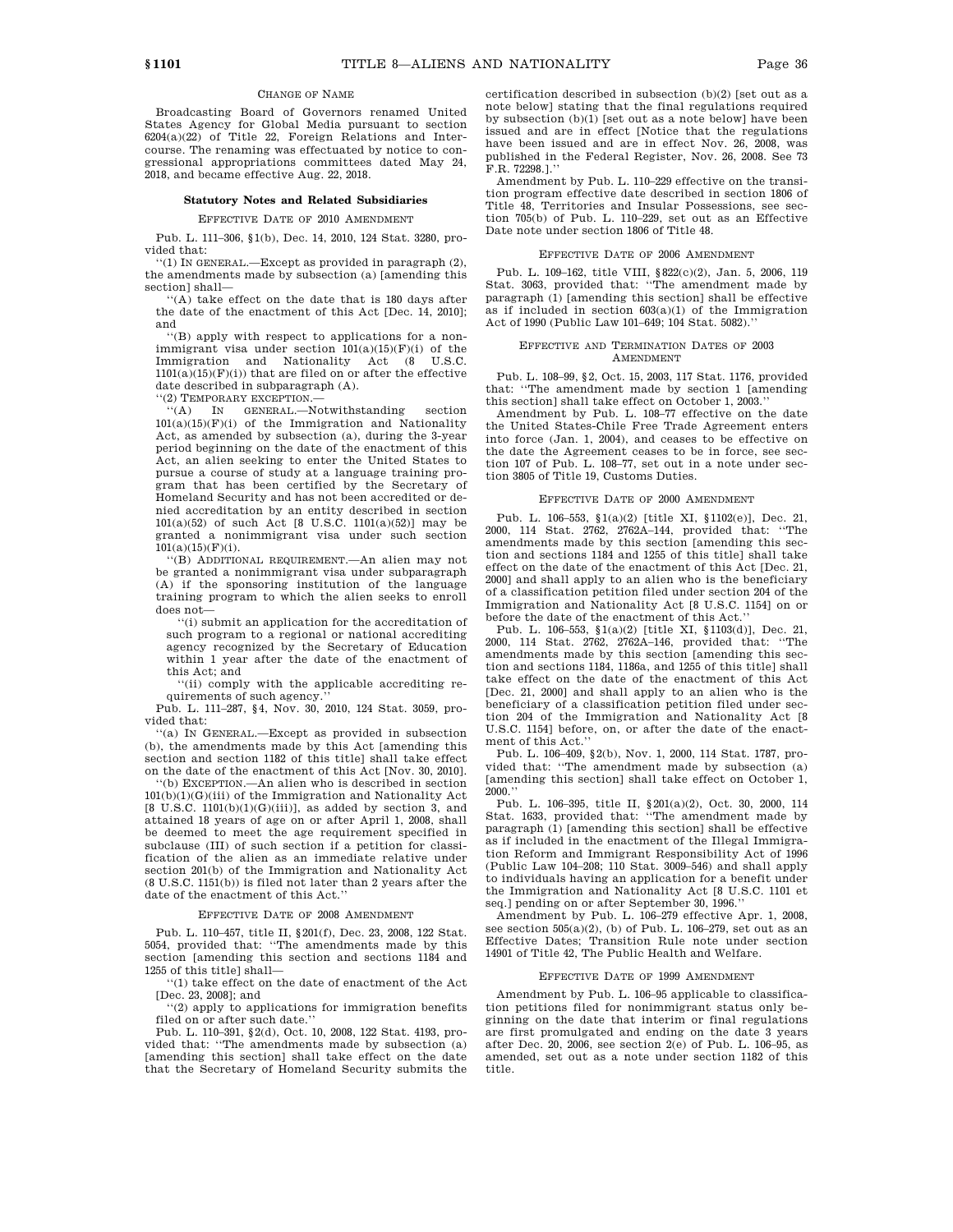CHANGE OF NAME

Broadcasting Board of Governors renamed United States Agency for Global Media pursuant to section 6204(a)(22) of Title 22, Foreign Relations and Intercourse. The renaming was effectuated by notice to congressional appropriations committees dated May 24, 2018, and became effective Aug. 22, 2018.

## Statutory Notes and Related Subsidiaries

### EFFECTIVE DATE OF 2010 AMENDMENT

Pub. L. 111–306, §1(b), Dec. 14, 2010, 124 Stat. 3280, provided that:

''(1) IN GENERAL.—Except as provided in paragraph (2), the amendments made by subsection (a) [amending this section] shall—

''(A) take effect on the date that is 180 days after the date of the enactment of this Act [Dec. 14, 2010]; and

''(B) apply with respect to applications for a nonimmigrant visa under section 101(a)(15)(F)(i) of the Immigration and Nationality Act (8 U.S.C. 1101(a)(15)(F)(i)) that are filed on or after the effective date described in subparagraph (A).

''(2) TEMPORARY EXCEPTION.—

''(A) IN GENERAL.—Notwithstanding section 101(a)(15)(F)(i) of the Immigration and Nationality Act, as amended by subsection (a), during the 3-year period beginning on the date of the enactment of this Act, an alien seeking to enter the United States to pursue a course of study at a language training program that has been certified by the Secretary of Homeland Security and has not been accredited or denied accreditation by an entity described in section 101(a)(52) of such Act [8 U.S.C. 1101(a)(52)] may be granted a nonimmigrant visa under such section 101(a)(15)(F)(i).

''(B) ADDITIONAL REQUIREMENT.—An alien may not be granted a nonimmigrant visa under subparagraph (A) if the sponsoring institution of the language training program to which the alien seeks to enroll does not—

''(i) submit an application for the accreditation of such program to a regional or national accrediting agency recognized by the Secretary of Education within 1 year after the date of the enactment of this Act; and

''(ii) comply with the applicable accrediting requirements of such agency.''

Pub. L. 111–287, §4, Nov. 30, 2010, 124 Stat. 3059, provided that:

''(a) IN GENERAL.—Except as provided in subsection (b), the amendments made by this Act [amending this section and section 1182 of this title] shall take effect on the date of the enactment of this Act [Nov. 30, 2010].

''(b) EXCEPTION.—An alien who is described in section 101(b)(1)(G)(iii) of the Immigration and Nationality Act [8 U.S.C. 1101(b)(1)(G)(iii)], as added by section 3, and attained 18 years of age on or after April 1, 2008, shall be deemed to meet the age requirement specified in subclause (III) of such section if a petition for classification of the alien as an immediate relative under section 201(b) of the Immigration and Nationality Act (8 U.S.C. 1151(b)) is filed not later than 2 years after the date of the enactment of this Act.''

### EFFECTIVE DATE OF 2008 AMENDMENT

Pub. L. 110–457, title II, §201(f), Dec. 23, 2008, 122 Stat. 5054, provided that: ''The amendments made by this section [amending this section and sections 1184 and 1255 of this title] shall—

''(1) take effect on the date of enactment of the Act [Dec. 23, 2008]; and

''(2) apply to applications for immigration benefits filed on or after such date.''

Pub. L. 110–391, §2(d), Oct. 10, 2008, 122 Stat. 4193, provided that: ''The amendments made by subsection (a) [amending this section] shall take effect on the date that the Secretary of Homeland Security submits the certification described in subsection (b)(2) [set out as a note below] stating that the final regulations required by subsection (b)(1) [set out as a note below] have been issued and are in effect [Notice that the regulations have been issued and are in effect Nov. 26, 2008, was published in the Federal Register, Nov. 26, 2008. See 73 F.R. 72298.].''

Amendment by Pub. L. 110–229 effective on the transition program effective date described in section 1806 of Title 48, Territories and Insular Possessions, see section 705(b) of Pub. L. 110–229, set out as an Effective Date note under section 1806 of Title 48.

### EFFECTIVE DATE OF 2006 AMENDMENT

Pub. L. 109–162, title VIII, §822(c)(2), Jan. 5, 2006, 119 Stat. 3063, provided that: ''The amendment made by paragraph (1) [amending this section] shall be effective as if included in section 603(a)(1) of the Immigration Act of 1990 (Public Law 101–649; 104 Stat. 5082).''

### EFFECTIVE AND TERMINATION DATES OF 2003 AMENDMENT

Pub. L. 108–99, §2, Oct. 15, 2003, 117 Stat. 1176, provided that: ''The amendment made by section 1 [amending this section] shall take effect on October 1, 2003.''

Amendment by Pub. L. 108–77 effective on the date the United States-Chile Free Trade Agreement enters into force (Jan. 1, 2004), and ceases to be effective on the date the Agreement ceases to be in force, see section 107 of Pub. L. 108–77, set out in a note under section 3805 of Title 19, Customs Duties.

### EFFECTIVE DATE OF 2000 AMENDMENT

Pub. L. 106–553, §1(a)(2) [title XI, §1102(e)], Dec. 21, 2000, 114 Stat. 2762, 2762A–144, provided that: ''The amendments made by this section [amending this section and sections 1184 and 1255 of this title] shall take effect on the date of the enactment of this Act [Dec. 21, 2000] and shall apply to an alien who is the beneficiary of a classification petition filed under section 204 of the Immigration and Nationality Act [8 U.S.C. 1154] on or before the date of the enactment of this Act.''

Pub. L. 106–553, §1(a)(2) [title XI, §1103(d)], Dec. 21, 2000, 114 Stat. 2762, 2762A–146, provided that: ''The amendments made by this section [amending this section and sections 1184, 1186a, and 1255 of this title] shall take effect on the date of the enactment of this Act [Dec. 21, 2000] and shall apply to an alien who is the beneficiary of a classification petition filed under section 204 of the Immigration and Nationality Act [8 U.S.C. 1154] before, on, or after the date of the enactment of this Act.''

Pub. L. 106–409, §2(b), Nov. 1, 2000, 114 Stat. 1787, provided that: ''The amendment made by subsection (a) [amending this section] shall take effect on October 1, 2000.''

Pub. L. 106–395, title II, §201(a)(2), Oct. 30, 2000, 114 Stat. 1633, provided that: ''The amendment made by paragraph (1) [amending this section] shall be effective as if included in the enactment of the Illegal Immigration Reform and Immigrant Responsibility Act of 1996 (Public Law 104–208; 110 Stat. 3009–546) and shall apply to individuals having an application for a benefit under the Immigration and Nationality Act [8 U.S.C. 1101 et seq.] pending on or after September 30, 1996.''

Amendment by Pub. L. 106–279 effective Apr. 1, 2008, see section 505(a)(2), (b) of Pub. L. 106–279, set out as an Effective Dates; Transition Rule note under section 14901 of Title 42, The Public Health and Welfare.

### EFFECTIVE DATE OF 1999 AMENDMENT

Amendment by Pub. L. 106–95 applicable to classification petitions filed for nonimmigrant status only beginning on the date that interim or final regulations are first promulgated and ending on the date 3 years after Dec. 20, 2006, see section 2(e) of Pub. L. 106–95, as amended, set out as a note under section 1182 of this title.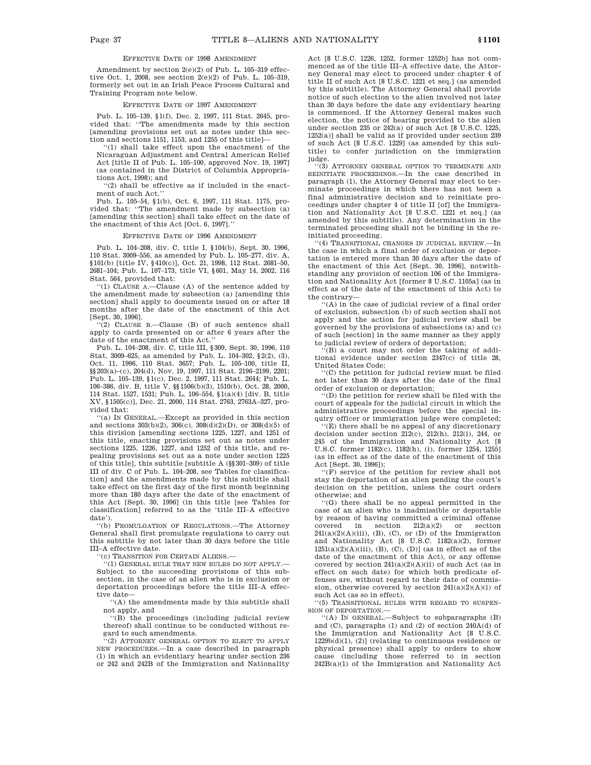### Effective Date of 1998 Amendment

Amendment by section 2(e)(2) of Pub. L. 105–319 effective Oct. 1, 2008, see section 2(e)(2) of Pub. L. 105–319, formerly set out in an Irish Peace Process Cultural and Training Program note below.

### Effective Date of 1997 Amendment

Pub. L. 105–139, §1(f), Dec. 2, 1997, 111 Stat. 2645, provided that: ''The amendments made by this section [amending provisions set out as notes under this section and sections 1151, 1153, and 1255 of this title]—

''(1) shall take effect upon the enactment of the Nicaraguan Adjustment and Central American Relief Act [title II of Pub. L. 105–100, approved Nov. 19, 1997] (as contained in the District of Columbia Appropriations Act, 1998); and

''(2) shall be effective as if included in the enactment of such Act.''

Pub. L. 105–54, §1(b), Oct. 6, 1997, 111 Stat. 1175, provided that: ''The amendment made by subsection (a) [amending this section] shall take effect on the date of the enactment of this Act [Oct. 6, 1997].''

### Effective Date of 1996 Amendment

Pub. L. 104–208, div. C, title I, §104(b), Sept. 30, 1996, 110 Stat. 3009–556, as amended by Pub. L. 105–277, div. A, §101(b) [title IV, §410(c)], Oct. 21, 1998, 112 Stat. 2681–50, 2681–104; Pub. L. 107–173, title VI, §601, May 14, 2002, 116 Stat. 564, provided that:

''(1) Clause a.—Clause (A) of the sentence added by the amendment made by subsection (a) [amending this section] shall apply to documents issued on or after 18 months after the date of the enactment of this Act [Sept. 30, 1996].

''(2) Clause b.—Clause (B) of such sentence shall apply to cards presented on or after 6 years after the date of the enactment of this Act.''

Pub. L. 104–208, div. C, title III, §309, Sept. 30, 1996, 110 Stat. 3009–625, as amended by Pub. L. 104–302, §2(2), (3), Oct. 11, 1996, 110 Stat. 3657; Pub. L. 105–100, title II, §§203(a)–(c), 204(d), Nov. 19, 1997, 111 Stat. 2196–2199, 2201; Pub. L. 105–139, §1(c), Dec. 2, 1997, 111 Stat. 2644; Pub. L. 106–386, div. B, title V, §§1506(b)(3), 1510(b), Oct. 28, 2000, 114 Stat. 1527, 1531; Pub. L. 106–554, §1(a)(4) [div. B, title XV, §1505(c)], Dec. 21, 2000, 114 Stat. 2763, 2763A–327, provided that:

''(a) In General.—Except as provided in this section and sections 303(b)(2), 306(c), 308(d)(2)(D), or 308(d)(5) of this division [amending sections 1225, 1227, and 1251 of this title, enacting provisions set out as notes under sections 1225, 1226, 1227, and 1252 of this title, and repealing provisions set out as a note under section 1225 of this title], this subtitle [subtitle A (§§301–309) of title III of div. C of Pub. L. 104–208, see Tables for classification] and the amendments made by this subtitle shall take effect on the first day of the first month beginning more than 180 days after the date of the enactment of this Act [Sept. 30, 1996] (in this title [see Tables for classification] referred to as the 'title III–A effective date').

''(b) Promulgation of Regulations.—The Attorney General shall first promulgate regulations to carry out this subtitle by not later than 30 days before the title III–A effective date.

''(c) Transition for Certain Aliens.—

''(1) General rule that new rules do not apply.—Subject to the succeeding provisions of this subsection, in the case of an alien who is in exclusion or deportation proceedings before the title III–A effective date—

''(A) the amendments made by this subtitle shall not apply, and

''(B) the proceedings (including judicial review thereof) shall continue to be conducted without regard to such amendments.

''(2) Attorney general option to elect to apply new procedures.—In a case described in paragraph (1) in which an evidentiary hearing under section 236 or 242 and 242B of the Immigration and Nationality Act [8 U.S.C. 1226, 1252, former 1252b] has not commenced as of the title III–A effective date, the Attorney General may elect to proceed under chapter 4 of title II of such Act [8 U.S.C. 1221 et seq.] (as amended by this subtitle). The Attorney General shall provide notice of such election to the alien involved not later than 30 days before the date any evidentiary hearing is commenced. If the Attorney General makes such election, the notice of hearing provided to the alien under section 235 or 242(a) of such Act [8 U.S.C. 1225, 1252(a)] shall be valid as if provided under section 239 of such Act [8 U.S.C. 1229] (as amended by this subtitle) to confer jurisdiction on the immigration judge.

''(3) Attorney general option to terminate and reinitiate proceedings.—In the case described in paragraph (1), the Attorney General may elect to terminate proceedings in which there has not been a final administrative decision and to reinitiate proceedings under chapter 4 of title II [of] the Immigration and Nationality Act [8 U.S.C. 1221 et seq.] (as amended by this subtitle). Any determination in the terminated proceeding shall not be binding in the reinitiated proceeding.

''(4) Transitional changes in judicial review.—In the case in which a final order of exclusion or deportation is entered more than 30 days after the date of the enactment of this Act [Sept. 30, 1996], notwithstanding any provision of section 106 of the Immigration and Nationality Act [former 8 U.S.C. 1105a] (as in effect as of the date of the enactment of this Act) to the contrary—

''(A) in the case of judicial review of a final order of exclusion, subsection (b) of such section shall not apply and the action for judicial review shall be governed by the provisions of subsections (a) and (c) of such [section] in the same manner as they apply to judicial review of orders of deportation;

''(B) a court may not order the taking of additional evidence under section 2347(c) of title 28, United States Code;

''(C) the petition for judicial review must be filed not later than 30 days after the date of the final order of exclusion or deportation;

''(D) the petition for review shall be filed with the court of appeals for the judicial circuit in which the administrative proceedings before the special inquiry officer or immigration judge were completed;

''(E) there shall be no appeal of any discretionary decision under section 212(c), 212(h), 212(i), 244, or 245 of the Immigration and Nationality Act [8 U.S.C. 1182(c), 1182(h), (i), former 1254, 1255] (as in effect as of the date of the enactment of this Act [Sept. 30, 1996]);

''(F) service of the petition for review shall not stay the deportation of an alien pending the court's decision on the petition, unless the court orders otherwise; and

''(G) there shall be no appeal permitted in the case of an alien who is inadmissible or deportable by reason of having committed a criminal offense covered in section 212(a)(2) or section 241(a)(2)(A)(iii), (B), (C), or (D) of the Immigration and Nationality Act [8 U.S.C. 1182(a)(2), former 1251(a)(2)(A)(iii), (B), (C), (D)] (as in effect as of the date of the enactment of this Act), or any offense covered by section 241(a)(2)(A)(ii) of such Act (as in effect on such date) for which both predicate offenses are, without regard to their date of commission, otherwise covered by section 241(a)(2)(A)(i) of such Act (as so in effect).

''(5) Transitional rules with regard to suspension of deportation.—

''(A) In general.—Subject to subparagraphs (B) and (C), paragraphs (1) and (2) of section 240A(d) of the Immigration and Nationality Act [8 U.S.C. 1229b(d)(1), (2)] (relating to continuous residence or physical presence) shall apply to orders to show cause (including those referred to in section 242B(a)(1) of the Immigration and Nationality Act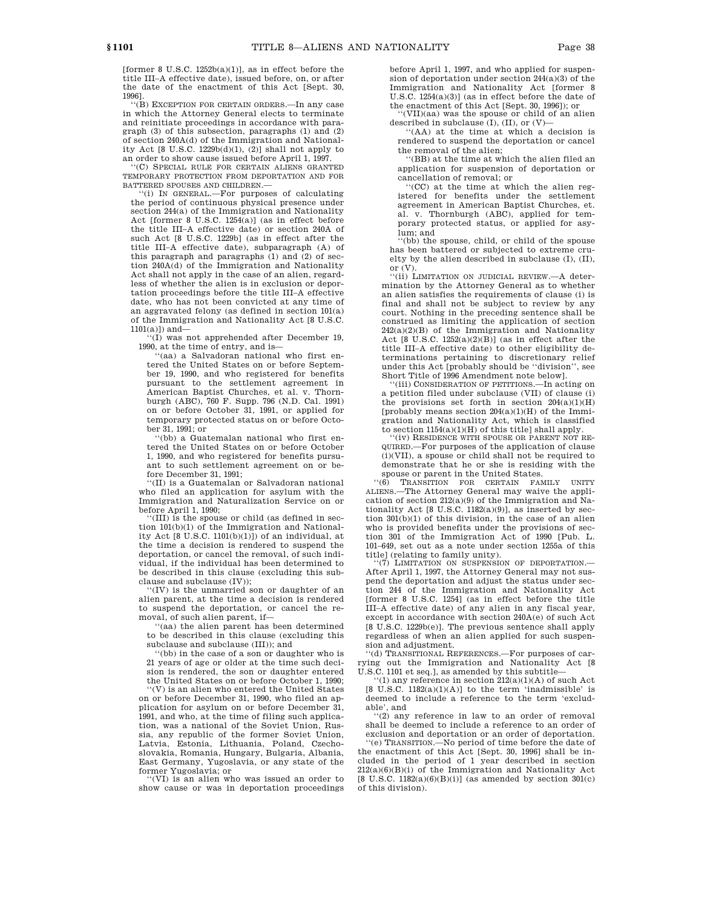[former 8 U.S.C. 1252b(a)(1)], as in effect before the title III–A effective date), issued before, on, or after the date of the enactment of this Act [Sept. 30, 1996].

"(B) EXCEPTION FOR CERTAIN ORDERS.—In any case in which the Attorney General elects to terminate and reinitiate proceedings in accordance with paragraph (3) of this subsection, paragraphs (1) and (2) of section 240A(d) of the Immigration and Nationality Act [8 U.S.C. 1229b(d)(1), (2)] shall not apply to an order to show cause issued before April 1, 1997.

"(C) SPECIAL RULE FOR CERTAIN ALIENS GRANTED TEMPORARY PROTECTION FROM DEPORTATION AND FOR BATTERED SPOUSES AND CHILDREN.—

"(i) IN GENERAL.—For purposes of calculating the period of continuous physical presence under section 244(a) of the Immigration and Nationality Act [former 8 U.S.C. 1254(a)] (as in effect before the title III–A effective date) or section 240A of such Act [8 U.S.C. 1229b] (as in effect after the title III–A effective date), subparagraph (A) of this paragraph and paragraphs (1) and (2) of section 240A(d) of the Immigration and Nationality Act shall not apply in the case of an alien, regardless of whether the alien is in exclusion or deportation proceedings before the title III–A effective date, who has not been convicted at any time of an aggravated felony (as defined in section 101(a) of the Immigration and Nationality Act [8 U.S.C. 1101(a)]) and—

"(I) was not apprehended after December 19, 1990, at the time of entry, and is—

"(aa) a Salvadoran national who first entered the United States on or before September 19, 1990, and who registered for benefits pursuant to the settlement agreement in American Baptist Churches, et al. v. Thornburgh (ABC), 760 F. Supp. 796 (N.D. Cal. 1991) on or before October 31, 1991, or applied for temporary protected status on or before October 31, 1991; or

"(bb) a Guatemalan national who first entered the United States on or before October 1, 1990, and who registered for benefits pursuant to such settlement agreement on or before December 31, 1991;

"(II) is a Guatemalan or Salvadoran national who filed an application for asylum with the Immigration and Naturalization Service on or before April 1, 1990;

"(III) is the spouse or child (as defined in section 101(b)(1) of the Immigration and Nationality Act [8 U.S.C. 1101(b)(1)]) of an individual, at the time a decision is rendered to suspend the deportation, or cancel the removal, of such individual, if the individual has been determined to be described in this clause (excluding this subclause and subclause (IV));

"(IV) is the unmarried son or daughter of an alien parent, at the time a decision is rendered to suspend the deportation, or cancel the removal, of such alien parent, if—

"(aa) the alien parent has been determined to be described in this clause (excluding this subclause and subclause (III)); and

"(bb) in the case of a son or daughter who is 21 years of age or older at the time such decision is rendered, the son or daughter entered the United States on or before October 1, 1990;

"(V) is an alien who entered the United States on or before December 31, 1990, who filed an application for asylum on or before December 31, 1991, and who, at the time of filing such application, was a national of the Soviet Union, Russia, any republic of the former Soviet Union, Latvia, Estonia, Lithuania, Poland, Czechoslovakia, Romania, Hungary, Bulgaria, Albania, East Germany, Yugoslavia, or any state of the former Yugoslavia; or

"(VI) is an alien who was issued an order to show cause or was in deportation proceedings before April 1, 1997, and who applied for suspension of deportation under section 244(a)(3) of the Immigration and Nationality Act [former 8 U.S.C. 1254(a)(3)] (as in effect before the date of the enactment of this Act [Sept. 30, 1996]); or

"(VII)(aa) was the spouse or child of an alien described in subclause (I), (II), or (V)—

"(AA) at the time at which a decision is rendered to suspend the deportation or cancel the removal of the alien;

"(BB) at the time at which the alien filed an application for suspension of deportation or cancellation of removal; or

"(CC) at the time at which the alien registered for benefits under the settlement agreement in American Baptist Churches, et. al. v. Thornburgh (ABC), applied for temporary protected status, or applied for asylum; and

"(bb) the spouse, child, or child of the spouse has been battered or subjected to extreme cruelty by the alien described in subclause (I), (II), or (V).

"(ii) LIMITATION ON JUDICIAL REVIEW.—A determination by the Attorney General as to whether an alien satisfies the requirements of clause (i) is final and shall not be subject to review by any court. Nothing in the preceding sentence shall be construed as limiting the application of section 242(a)(2)(B) of the Immigration and Nationality Act [8 U.S.C. 1252(a)(2)(B)] (as in effect after the title III–A effective date) to other eligibility determinations pertaining to discretionary relief under this Act [probably should be "division", see Short Title of 1996 Amendment note below].

"(iii) CONSIDERATION OF PETITIONS.—In acting on a petition filed under subclause (VII) of clause (i) the provisions set forth in section 204(a)(1)(H) [probably means section 204(a)(1)(H) of the Immigration and Nationality Act, which is classified to section 1154(a)(1)(H) of this title] shall apply.

"(iv) RESIDENCE WITH SPOUSE OR PARENT NOT REQUIRED.—For purposes of the application of clause (i)(VII), a spouse or child shall not be required to demonstrate that he or she is residing with the spouse or parent in the United States.

"(6) TRANSITION FOR CERTAIN FAMILY UNITY ALIENS.—The Attorney General may waive the application of section 212(a)(9) of the Immigration and Nationality Act [8 U.S.C. 1182(a)(9)], as inserted by section 301(b)(1) of this division, in the case of an alien who is provided benefits under the provisions of section 301 of the Immigration Act of 1990 [Pub. L. 101–649, set out as a note under section 1255a of this title] (relating to family unity).

"(7) LIMITATION ON SUSPENSION OF DEPORTATION.—After April 1, 1997, the Attorney General may not suspend the deportation and adjust the status under section 244 of the Immigration and Nationality Act [former 8 U.S.C. 1254] (as in effect before the title III–A effective date) of any alien in any fiscal year, except in accordance with section 240A(e) of such Act [8 U.S.C. 1229b(e)]. The previous sentence shall apply regardless of when an alien applied for such suspension and adjustment.

"(d) TRANSITIONAL REFERENCES.—For purposes of carrying out the Immigration and Nationality Act [8 U.S.C. 1101 et seq.], as amended by this subtitle—

"(1) any reference in section 212(a)(1)(A) of such Act [8 U.S.C. 1182(a)(1)(A)] to the term 'inadmissible' is deemed to include a reference to the term 'excludable', and

"(2) any reference in law to an order of removal shall be deemed to include a reference to an order of exclusion and deportation or an order of deportation.

"(e) TRANSITION.—No period of time before the date of the enactment of this Act [Sept. 30, 1996] shall be included in the period of 1 year described in section 212(a)(6)(B)(i) of the Immigration and Nationality Act [8 U.S.C. 1182(a)(6)(B)(i)] (as amended by section 301(c) of this division).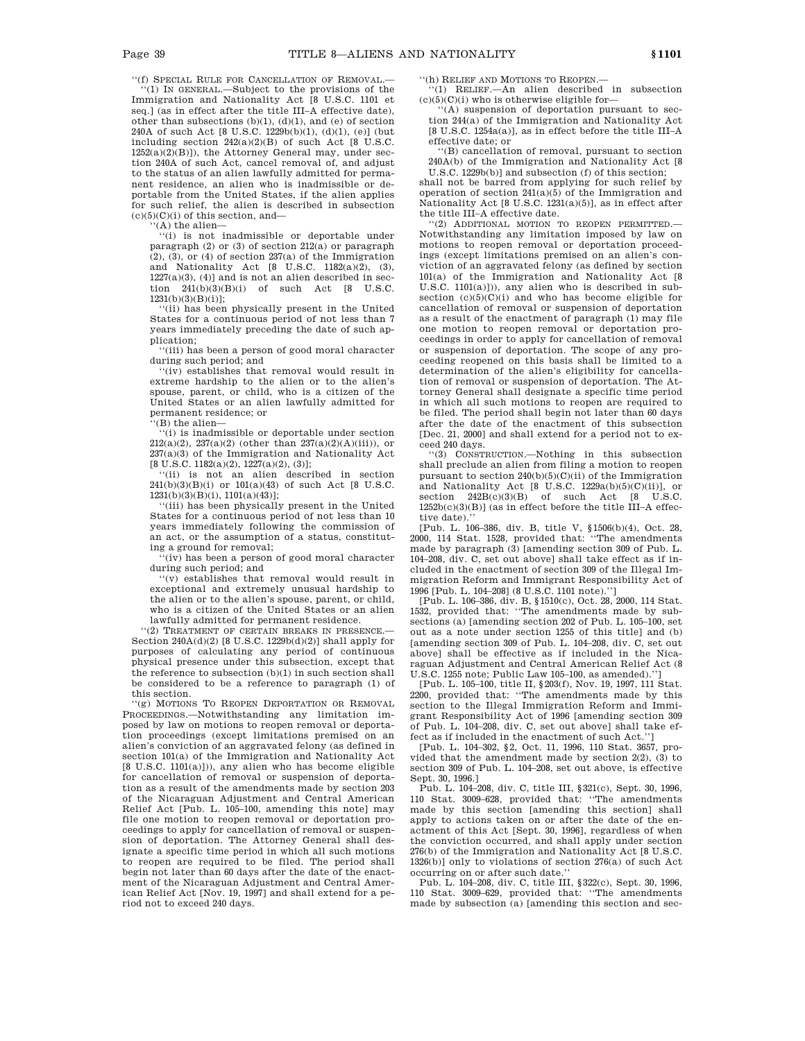''(f) SPECIAL RULE FOR CANCELLATION OF REMOVAL.—

''(1) IN GENERAL.—Subject to the provisions of the Immigration and Nationality Act [8 U.S.C. 1101 et seq.] (as in effect after the title III–A effective date), other than subsections (b)(1), (d)(1), and (e) of section 240A of such Act [8 U.S.C. 1229b(b)(1), (d)(1), (e)] (but including section 242(a)(2)(B) of such Act [8 U.S.C. 1252(a)(2)(B)]), the Attorney General may, under section 240A of such Act, cancel removal of, and adjust to the status of an alien lawfully admitted for permanent residence, an alien who is inadmissible or deportable from the United States, if the alien applies for such relief, the alien is described in subsection (c)(5)(C)(i) of this section, and—

''(A) the alien—

''(i) is not inadmissible or deportable under paragraph (2) or (3) of section 212(a) or paragraph (2), (3), or (4) of section 237(a) of the Immigration and Nationality Act [8 U.S.C. 1182(a)(2), (3), 1227(a)(3), (4)] and is not an alien described in section 241(b)(3)(B)(i) of such Act [8 U.S.C. 1231(b)(3)(B)(i)];

''(ii) has been physically present in the United States for a continuous period of not less than 7 years immediately preceding the date of such application;

''(iii) has been a person of good moral character during such period; and

''(iv) establishes that removal would result in extreme hardship to the alien or to the alien's spouse, parent, or child, who is a citizen of the United States or an alien lawfully admitted for permanent residence; or

''(B) the alien—

''(i) is inadmissible or deportable under section 212(a)(2), 237(a)(2) (other than 237(a)(2)(A)(iii)), or 237(a)(3) of the Immigration and Nationality Act [8 U.S.C. 1182(a)(2), 1227(a)(2), (3)];

''(ii) is not an alien described in section 241(b)(3)(B)(i) or 101(a)(43) of such Act [8 U.S.C. 1231(b)(3)(B)(i), 1101(a)(43)];

''(iii) has been physically present in the United States for a continuous period of not less than 10 years immediately following the commission of an act, or the assumption of a status, constituting a ground for removal;

''(iv) has been a person of good moral character during such period; and

''(v) establishes that removal would result in exceptional and extremely unusual hardship to the alien or to the alien's spouse, parent, or child, who is a citizen of the United States or an alien lawfully admitted for permanent residence.

''(2) TREATMENT OF CERTAIN BREAKS IN PRESENCE.—Section 240A(d)(2) [8 U.S.C. 1229b(d)(2)] shall apply for purposes of calculating any period of continuous physical presence under this subsection, except that the reference to subsection (b)(1) in such section shall be considered to be a reference to paragraph (1) of this section.

''(g) MOTIONS TO REOPEN DEPORTATION OR REMOVAL PROCEEDINGS.—Notwithstanding any limitation imposed by law on motions to reopen removal or deportation proceedings (except limitations premised on an alien's conviction of an aggravated felony (as defined in section 101(a) of the Immigration and Nationality Act [8 U.S.C. 1101(a)])), any alien who has become eligible for cancellation of removal or suspension of deportation as a result of the amendments made by section 203 of the Nicaraguan Adjustment and Central American Relief Act [Pub. L. 105–100, amending this note] may file one motion to reopen removal or deportation proceedings to apply for cancellation of removal or suspension of deportation. The Attorney General shall designate a specific time period in which all such motions to reopen are required to be filed. The period shall begin not later than 60 days after the date of the enactment of the Nicaraguan Adjustment and Central American Relief Act [Nov. 19, 1997] and shall extend for a period not to exceed 240 days.

''(h) RELIEF AND MOTIONS TO REOPEN.—

''(1) RELIEF.—An alien described in subsection (c)(5)(C)(i) who is otherwise eligible for—

''(A) suspension of deportation pursuant to section 244(a) of the Immigration and Nationality Act [8 U.S.C. 1254a(a)], as in effect before the title III–A effective date; or

''(B) cancellation of removal, pursuant to section 240A(b) of the Immigration and Nationality Act [8 U.S.C. 1229b(b)] and subsection (f) of this section;

shall not be barred from applying for such relief by operation of section 241(a)(5) of the Immigration and Nationality Act [8 U.S.C. 1231(a)(5)], as in effect after the title III–A effective date.

''(2) ADDITIONAL MOTION TO REOPEN PERMITTED.—Notwithstanding any limitation imposed by law on motions to reopen removal or deportation proceedings (except limitations premised on an alien's conviction of an aggravated felony (as defined by section 101(a) of the Immigration and Nationality Act [8 U.S.C. 1101(a)])), any alien who is described in subsection (c)(5)(C)(i) and who has become eligible for cancellation of removal or suspension of deportation as a result of the enactment of paragraph (1) may file one motion to reopen removal or deportation proceedings in order to apply for cancellation of removal or suspension of deportation. The scope of any proceeding reopened on this basis shall be limited to a determination of the alien's eligibility for cancellation of removal or suspension of deportation. The Attorney General shall designate a specific time period in which all such motions to reopen are required to be filed. The period shall begin not later than 60 days after the date of the enactment of this subsection [Dec. 21, 2000] and shall extend for a period not to exceed 240 days.

''(3) CONSTRUCTION.—Nothing in this subsection shall preclude an alien from filing a motion to reopen pursuant to section 240(b)(5)(C)(ii) of the Immigration and Nationality Act [8 U.S.C. 1229a(b)(5)(C)(ii)], or section 242B(c)(3)(B) of such Act [8 U.S.C. 1252b(c)(3)(B)] (as in effect before the title III–A effective date).''

[Pub. L. 106–386, div. B, title V, §1506(b)(4), Oct. 28, 2000, 114 Stat. 1528, provided that: ''The amendments made by paragraph (3) [amending section 309 of Pub. L. 104–208, div. C, set out above] shall take effect as if included in the enactment of section 309 of the Illegal Immigration Reform and Immigrant Responsibility Act of 1996 [Pub. L. 104–208] (8 U.S.C. 1101 note).'']

[Pub. L. 106–386, div. B, §1510(c), Oct. 28, 2000, 114 Stat. 1532, provided that: ''The amendments made by subsections (a) [amending section 202 of Pub. L. 105–100, set out as a note under section 1255 of this title] and (b) [amending section 309 of Pub. L. 104–208, div. C, set out above] shall be effective as if included in the Nicaraguan Adjustment and Central American Relief Act (8 U.S.C. 1255 note; Public Law 105–100, as amended).'']

[Pub. L. 105–100, title II, §203(f), Nov. 19, 1997, 111 Stat. 2200, provided that: ''The amendments made by this section to the Illegal Immigration Reform and Immigrant Responsibility Act of 1996 [amending section 309 of Pub. L. 104–208, div. C, set out above] shall take effect as if included in the enactment of such Act.'']

[Pub. L. 104–302, §2, Oct. 11, 1996, 110 Stat. 3657, provided that the amendment made by section 2(2), (3) to section 309 of Pub. L. 104–208, set out above, is effective Sept. 30, 1996.]

Pub. L. 104–208, div. C, title III, §321(c), Sept. 30, 1996, 110 Stat. 3009–628, provided that: ''The amendments made by this section [amending this section] shall apply to actions taken on or after the date of the enactment of this Act [Sept. 30, 1996], regardless of when the conviction occurred, and shall apply under section 276(b) of the Immigration and Nationality Act [8 U.S.C. 1326(b)] only to violations of section 276(a) of such Act occurring on or after such date.''

Pub. L. 104–208, div. C, title III, §322(c), Sept. 30, 1996, 110 Stat. 3009–629, provided that: ''The amendments made by subsection (a) [amending this section and sec-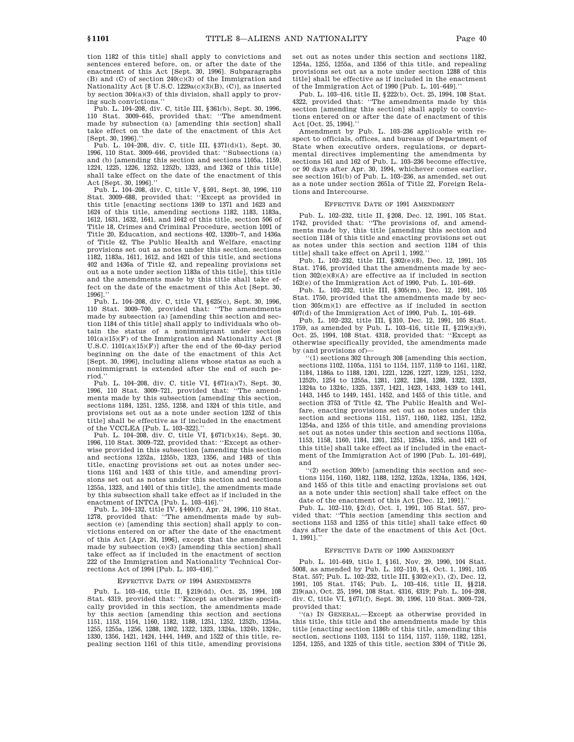tion 1182 of this title] shall apply to convictions and sentences entered before, on, or after the date of the enactment of this Act [Sept. 30, 1996]. Subparagraphs (B) and (C) of section 240(c)(3) of the Immigration and Nationality Act [8 U.S.C. 1229a(c)(3)(B), (C)], as inserted by section 304(a)(3) of this division, shall apply to proving such convictions.''

Pub. L. 104–208, div. C, title III, §361(b), Sept. 30, 1996, 110 Stat. 3009–645, provided that: ''The amendment made by subsection (a) [amending this section] shall take effect on the date of the enactment of this Act [Sept. 30, 1996].''

Pub. L. 104–208, div. C, title III, §371(d)(1), Sept. 30, 1996, 110 Stat. 3009–646, provided that: ''Subsections (a) and (b) [amending this section and sections 1105a, 1159, 1224, 1225, 1226, 1252, 1252b, 1323, and 1362 of this title] shall take effect on the date of the enactment of this Act [Sept. 30, 1996].''

Pub. L. 104–208, div. C, title V, §591, Sept. 30, 1996, 110 Stat. 3009–688, provided that: ''Except as provided in this title [enacting sections 1369 to 1371 and 1623 and 1624 of this title, amending sections 1182, 1183, 1183a, 1612, 1631, 1632, 1641, and 1642 of this title, section 506 of Title 18, Crimes and Criminal Procedure, section 1091 of Title 20, Education, and sections 402, 1320b–7, and 1436a of Title 42, The Public Health and Welfare, enacting provisions set out as notes under this section, sections 1182, 1183a, 1611, 1612, and 1621 of this title, and sections 402 and 1436a of Title 42, and repealing provisions set out as a note under section 1183a of this title], this title and the amendments made by this title shall take effect on the date of the enactment of this Act [Sept. 30, 1996].''

Pub. L. 104–208, div. C, title VI, §625(c), Sept. 30, 1996, 110 Stat. 3009–700, provided that: ''The amendments made by subsection (a) [amending this section and section 1184 of this title] shall apply to individuals who obtain the status of a nonimmigrant under section 101(a)(15)(F) of the Immigration and Nationality Act [8 U.S.C. 1101(a)(15)(F)] after the end of the 60-day period beginning on the date of the enactment of this Act [Sept. 30, 1996], including aliens whose status as such a nonimmigrant is extended after the end of such period.''

Pub. L. 104–208, div. C, title VI, §671(a)(7), Sept. 30, 1996, 110 Stat. 3009–721, provided that: ''The amendments made by this subsection [amending this section, sections 1184, 1251, 1255, 1258, and 1324 of this title, and provisions set out as a note under section 1252 of this title] shall be effective as if included in the enactment of the VCCLEA [Pub. L. 103–322].''

Pub. L. 104–208, div. C, title VI, §671(b)(14), Sept. 30, 1996, 110 Stat. 3009–722, provided that: ''Except as otherwise provided in this subsection [amending this section and sections 1252a, 1255b, 1323, 1356, and 1483 of this title, enacting provisions set out as notes under sections 1161 and 1433 of this title, and amending provisions set out as notes under this section and sections 1255a, 1323, and 1401 of this title], the amendments made by this subsection shall take effect as if included in the enactment of INTCA [Pub. L. 103–416].''

Pub. L. 104–132, title IV, §440(f), Apr. 24, 1996, 110 Stat. 1278, provided that: ''The amendments made by subsection (e) [amending this section] shall apply to convictions entered on or after the date of the enactment of this Act [Apr. 24, 1996], except that the amendment made by subsection (e)(3) [amending this section] shall take effect as if included in the enactment of section 222 of the Immigration and Nationality Technical Corrections Act of 1994 [Pub. L. 103–416].''

### EFFECTIVE DATE OF 1994 AMENDMENTS

Pub. L. 103–416, title II, §219(dd), Oct. 25, 1994, 108 Stat. 4319, provided that: ''Except as otherwise specifically provided in this section, the amendments made by this section [amending this section and sections 1151, 1153, 1154, 1160, 1182, 1188, 1251, 1252, 1252b, 1254a, 1255, 1255a, 1256, 1288, 1302, 1322, 1323, 1324a, 1324b, 1324c, 1330, 1356, 1421, 1424, 1444, 1449, and 1522 of this title, repealing section 1161 of this title, amending provisions set out as notes under this section and sections 1182, 1254a, 1255, 1255a, and 1356 of this title, and repealing provisions set out as a note under section 1288 of this title] shall be effective as if included in the enactment of the Immigration Act of 1990 [Pub. L. 101–649].''

Pub. L. 103–416, title II, §222(b), Oct. 25, 1994, 108 Stat. 4322, provided that: ''The amendments made by this section [amending this section] shall apply to convictions entered on or after the date of enactment of this Act [Oct. 25, 1994].''

Amendment by Pub. L. 103–236 applicable with respect to officials, offices, and bureaus of Department of State when executive orders, regulations, or departmental directives implementing the amendments by sections 161 and 162 of Pub. L. 103–236 become effective, or 90 days after Apr. 30, 1994, whichever comes earlier, see section 161(b) of Pub. L. 103–236, as amended, set out as a note under section 2651a of Title 22, Foreign Relations and Intercourse.

### EFFECTIVE DATE OF 1991 AMENDMENT

Pub. L. 102–232, title II, §208, Dec. 12, 1991, 105 Stat. 1742, provided that: ''The provisions of, and amendments made by, this title [amending this section and section 1184 of this title and enacting provisions set out as notes under this section and section 1184 of this title] shall take effect on April 1, 1992.''

Pub. L. 102–232, title III, §302(e)(8), Dec. 12, 1991, 105 Stat. 1746, provided that the amendments made by section 302(e)(8)(A) are effective as if included in section 162(e) of the Immigration Act of 1990, Pub. L. 101–649.

Pub. L. 102–232, title III, §305(m), Dec. 12, 1991, 105 Stat. 1750, provided that the amendments made by section 305(m)(1) are effective as if included in section 407(d) of the Immigration Act of 1990, Pub. L. 101–649.

Pub. L. 102–232, title III, §310, Dec. 12, 1991, 105 Stat. 1759, as amended by Pub. L. 103–416, title II, §219(z)(9), Oct. 25, 1994, 108 Stat. 4318, provided that: ''Except as otherwise specifically provided, the amendments made by (and provisions of)—

''(1) sections 302 through 308 [amending this section, sections 1102, 1105a, 1151 to 1154, 1157, 1159 to 1161, 1182, 1184, 1186a to 1188, 1201, 1221, 1226, 1227, 1229, 1251, 1252, 1252b, 1254 to 1255a, 1281, 1282, 1284, 1288, 1322, 1323, 1324a to 1324c, 1325, 1357, 1421, 1423, 1433, 1439 to 1441, 1443, 1445 to 1449, 1451, 1452, and 1455 of this title, and section 3753 of Title 42, The Public Health and Welfare, enacting provisions set out as notes under this section and sections 1151, 1157, 1160, 1182, 1251, 1252, 1254a, and 1255 of this title, and amending provisions set out as notes under this section and sections 1105a, 1153, 1158, 1160, 1184, 1201, 1251, 1254a, 1255, and 1421 of this title] shall take effect as if included in the enactment of the Immigration Act of 1990 [Pub. L. 101–649], and

''(2) section 309(b) [amending this section and sections 1154, 1160, 1182, 1188, 1252, 1252a, 1324a, 1356, 1424, and 1455 of this title and enacting provisions set out as a note under this section] shall take effect on the date of the enactment of this Act [Dec. 12, 1991].''

Pub. L. 102–110, §2(d), Oct. 1, 1991, 105 Stat. 557, provided that: ''This section [amending this section and sections 1153 and 1255 of this title] shall take effect 60 days after the date of the enactment of this Act [Oct. 1, 1991].''

### EFFECTIVE DATE OF 1990 AMENDMENT

Pub. L. 101–649, title I, §161, Nov. 29, 1990, 104 Stat. 5008, as amended by Pub. L. 102–110, §4, Oct. 1, 1991, 105 Stat. 557; Pub. L. 102–232, title III, §302(e)(1), (2), Dec. 12, 1991, 105 Stat. 1745; Pub. L. 103–416, title II, §§218, 219(aa), Oct. 25, 1994, 108 Stat. 4316, 4319; Pub. L. 104–208, div. C, title VI, §671(f), Sept. 30, 1996, 110 Stat. 3009–724, provided that:

''(a) IN GENERAL.—Except as otherwise provided in this title, this title and the amendments made by this title [enacting section 1186b of this title, amending this section, sections 1103, 1151 to 1154, 1157, 1159, 1182, 1251, 1254, 1255, and 1325 of this title, section 3304 of Title 26,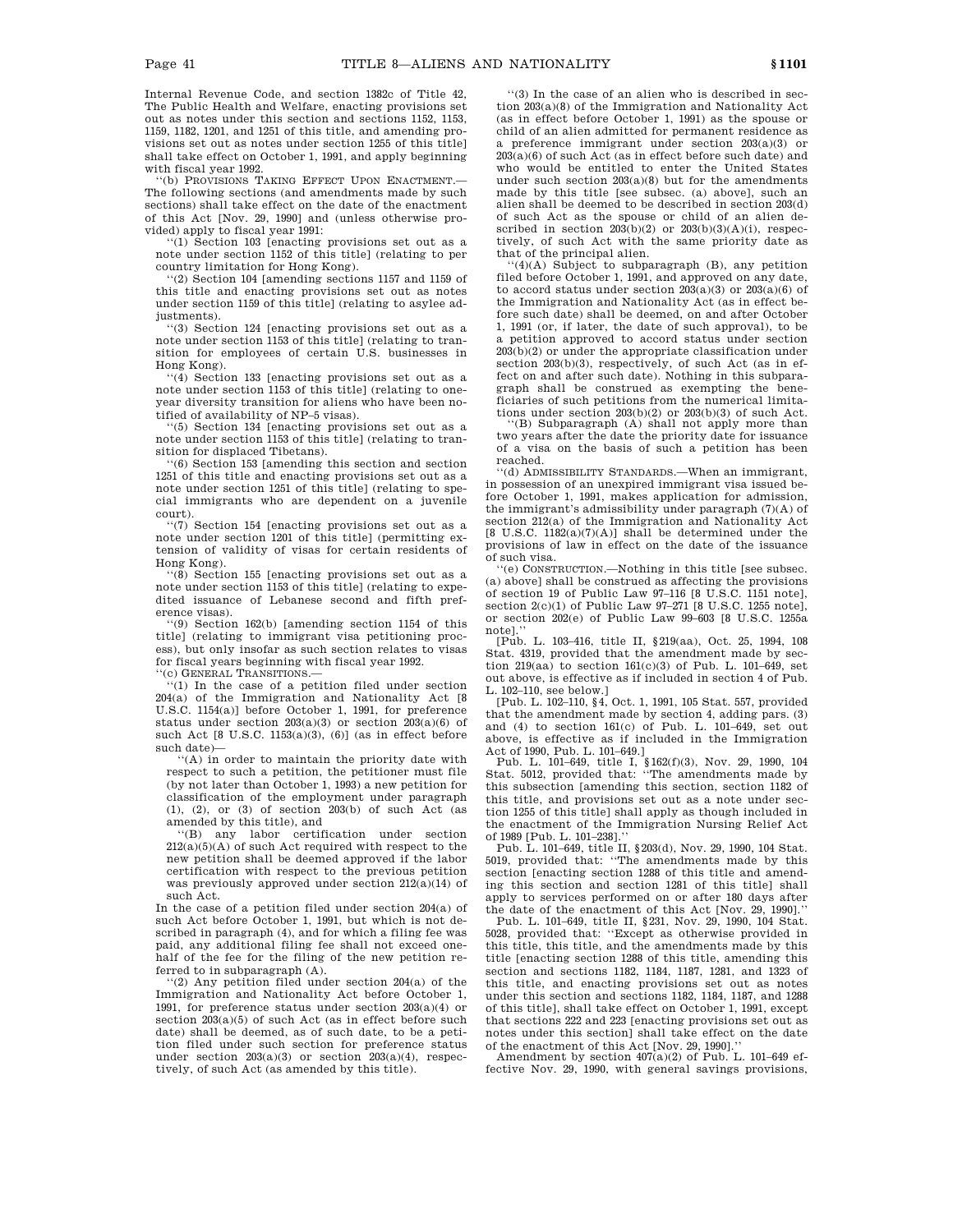Internal Revenue Code, and section 1382c of Title 42, The Public Health and Welfare, enacting provisions set out as notes under this section and sections 1152, 1153, 1159, 1182, 1201, and 1251 of this title, and amending provisions set out as notes under section 1255 of this title] shall take effect on October 1, 1991, and apply beginning with fiscal year 1992.

''(b) PROVISIONS TAKING EFFECT UPON ENACTMENT.—The following sections (and amendments made by such sections) shall take effect on the date of the enactment of this Act [Nov. 29, 1990] and (unless otherwise provided) apply to fiscal year 1991:

''(1) Section 103 [enacting provisions set out as a note under section 1152 of this title] (relating to per country limitation for Hong Kong).

''(2) Section 104 [amending sections 1157 and 1159 of this title and enacting provisions set out as notes under section 1159 of this title] (relating to asylee adjustments).

''(3) Section 124 [enacting provisions set out as a note under section 1153 of this title] (relating to transition for employees of certain U.S. businesses in Hong Kong).

''(4) Section 133 [enacting provisions set out as a note under section 1153 of this title] (relating to one-year diversity transition for aliens who have been notified of availability of NP–5 visas).

''(5) Section 134 [enacting provisions set out as a note under section 1153 of this title] (relating to transition for displaced Tibetans).

''(6) Section 153 [amending this section and section 1251 of this title and enacting provisions set out as a note under section 1251 of this title] (relating to special immigrants who are dependent on a juvenile court).

''(7) Section 154 [enacting provisions set out as a note under section 1201 of this title] (permitting extension of validity of visas for certain residents of Hong Kong).

''(8) Section 155 [enacting provisions set out as a note under section 1153 of this title] (relating to expedited issuance of Lebanese second and fifth preference visas).

''(9) Section 162(b) [amending section 1154 of this title] (relating to immigrant visa petitioning process), but only insofar as such section relates to visas for fiscal years beginning with fiscal year 1992.

''(c) GENERAL TRANSITIONS.—

''(1) In the case of a petition filed under section 204(a) of the Immigration and Nationality Act [8 U.S.C. 1154(a)] before October 1, 1991, for preference status under section 203(a)(3) or section 203(a)(6) of such Act [8 U.S.C. 1153(a)(3), (6)] (as in effect before such date)—

''(A) in order to maintain the priority date with respect to such a petition, the petitioner must file (by not later than October 1, 1993) a new petition for classification of the employment under paragraph (1), (2), or (3) of section 203(b) of such Act (as amended by this title), and

''(B) any labor certification under section 212(a)(5)(A) of such Act required with respect to the new petition shall be deemed approved if the labor certification with respect to the previous petition was previously approved under section 212(a)(14) of such Act.

In the case of a petition filed under section 204(a) of such Act before October 1, 1991, but which is not described in paragraph (4), and for which a filing fee was paid, any additional filing fee shall not exceed one-half of the fee for the filing of the new petition referred to in subparagraph (A).

''(2) Any petition filed under section 204(a) of the Immigration and Nationality Act before October 1, 1991, for preference status under section 203(a)(4) or section 203(a)(5) of such Act (as in effect before such date) shall be deemed, as of such date, to be a petition filed under such section for preference status under section 203(a)(3) or section 203(a)(4), respectively, of such Act (as amended by this title).

''(3) In the case of an alien who is described in section 203(a)(8) of the Immigration and Nationality Act (as in effect before October 1, 1991) as the spouse or child of an alien admitted for permanent residence as a preference immigrant under section 203(a)(3) or 203(a)(6) of such Act (as in effect before such date) and who would be entitled to enter the United States under such section 203(a)(8) but for the amendments made by this title [see subsec. (a) above], such an alien shall be deemed to be described in section 203(d) of such Act as the spouse or child of an alien described in section 203(b)(2) or 203(b)(3)(A)(i), respectively, of such Act with the same priority date as that of the principal alien.

''(4)(A) Subject to subparagraph (B), any petition filed before October 1, 1991, and approved on any date, to accord status under section 203(a)(3) or 203(a)(6) of the Immigration and Nationality Act (as in effect before such date) shall be deemed, on and after October 1, 1991 (or, if later, the date of such approval), to be a petition approved to accord status under section 203(b)(2) or under the appropriate classification under section 203(b)(3), respectively, of such Act (as in effect on and after such date). Nothing in this subparagraph shall be construed as exempting the beneficiaries of such petitions from the numerical limitations under section 203(b)(2) or 203(b)(3) of such Act.

''(B) Subparagraph (A) shall not apply more than two years after the date the priority date for issuance of a visa on the basis of such a petition has been reached.

''(d) ADMISSIBILITY STANDARDS.—When an immigrant, in possession of an unexpired immigrant visa issued before October 1, 1991, makes application for admission, the immigrant's admissibility under paragraph (7)(A) of section 212(a) of the Immigration and Nationality Act [8 U.S.C. 1182(a)(7)(A)] shall be determined under the provisions of law in effect on the date of the issuance of such visa.

''(e) CONSTRUCTION.—Nothing in this title [see subsec. (a) above] shall be construed as affecting the provisions of section 19 of Public Law 97–116 [8 U.S.C. 1151 note], section 2(c)(1) of Public Law 97–271 [8 U.S.C. 1255 note], or section 202(e) of Public Law 99–603 [8 U.S.C. 1255a note].''

[Pub. L. 103–416, title II, §219(aa), Oct. 25, 1994, 108 Stat. 4319, provided that the amendment made by section 219(aa) to section 161(c)(3) of Pub. L. 101–649, set out above, is effective as if included in section 4 of Pub. L. 102–110, see below.]

[Pub. L. 102–110, §4, Oct. 1, 1991, 105 Stat. 557, provided that the amendment made by section 4, adding pars. (3) and (4) to section 161(c) of Pub. L. 101–649, set out above, is effective as if included in the Immigration Act of 1990, Pub. L. 101–649.]

Pub. L. 101–649, title I, §162(f)(3), Nov. 29, 1990, 104 Stat. 5012, provided that: ''The amendments made by this subsection [amending this section, section 1182 of this title, and provisions set out as a note under section 1255 of this title] shall apply as though included in the enactment of the Immigration Nursing Relief Act of 1989 [Pub. L. 101–238].''

Pub. L. 101–649, title II, §203(d), Nov. 29, 1990, 104 Stat. 5019, provided that: ''The amendments made by this section [enacting section 1288 of this title and amending this section and section 1281 of this title] shall apply to services performed on or after 180 days after the date of the enactment of this Act [Nov. 29, 1990].''

Pub. L. 101–649, title II, §231, Nov. 29, 1990, 104 Stat. 5028, provided that: ''Except as otherwise provided in this title, this title, and the amendments made by this title [enacting section 1288 of this title, amending this section and sections 1182, 1184, 1187, 1281, and 1323 of this title, and enacting provisions set out as notes under this section and sections 1182, 1184, 1187, and 1288 of this title], shall take effect on October 1, 1991, except that sections 222 and 223 [enacting provisions set out as notes under this section] shall take effect on the date of the enactment of this Act [Nov. 29, 1990].''

Amendment by section 407(a)(2) of Pub. L. 101–649 effective Nov. 29, 1990, with general savings provisions,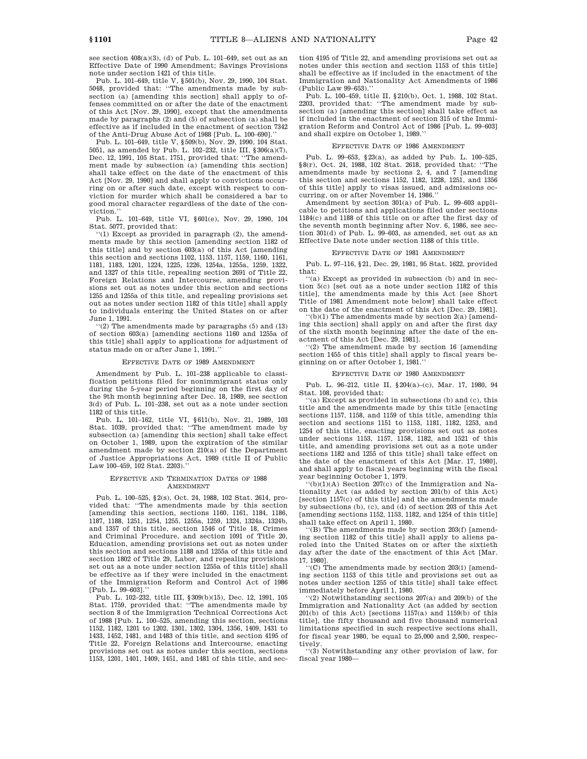see section 408(a)(3), (d) of Pub. L. 101–649, set out as an Effective Date of 1990 Amendment; Savings Provisions note under section 1421 of this title.

Pub. L. 101–649, title V, §501(b), Nov. 29, 1990, 104 Stat. 5048, provided that: ''The amendments made by subsection (a) [amending this section] shall apply to offenses committed on or after the date of the enactment of this Act [Nov. 29, 1990], except that the amendments made by paragraphs (2) and (5) of subsection (a) shall be effective as if included in the enactment of section 7342 of the Anti-Drug Abuse Act of 1988 [Pub. L. 100–690].''

Pub. L. 101–649, title V, §509(b), Nov. 29, 1990, 104 Stat. 5051, as amended by Pub. L. 102–232, title III, §306(a)(7), Dec. 12, 1991, 105 Stat. 1751, provided that: ''The amendment made by subsection (a) [amending this section] shall take effect on the date of the enactment of this Act [Nov. 29, 1990] and shall apply to convictions occurring on or after such date, except with respect to conviction for murder which shall be considered a bar to good moral character regardless of the date of the conviction.''

Pub. L. 101–649, title VI, §601(e), Nov. 29, 1990, 104 Stat. 5077, provided that:

''(1) Except as provided in paragraph (2), the amendments made by this section [amending section 1182 of this title] and by section 603(a) of this Act [amending this section and sections 1102, 1153, 1157, 1159, 1160, 1161, 1181, 1183, 1201, 1224, 1225, 1226, 1254a, 1255a, 1259, 1322, and 1327 of this title, repealing section 2691 of Title 22, Foreign Relations and Intercourse, amending provisions set out as notes under this section and sections 1255 and 1255a of this title, and repealing provisions set out as notes under section 1182 of this title] shall apply to individuals entering the United States on or after June 1, 1991.

''(2) The amendments made by paragraphs (5) and (13) of section 603(a) [amending sections 1160 and 1255a of this title] shall apply to applications for adjustment of status made on or after June 1, 1991.''

EFFECTIVE DATE OF 1989 AMENDMENT

Amendment by Pub. L. 101–238 applicable to classification petitions filed for nonimmigrant status only during the 5-year period beginning on the first day of the 9th month beginning after Dec. 18, 1989, see section 3(d) of Pub. L. 101–238, set out as a note under section 1182 of this title.

Pub. L. 101–162, title VI, §611(b), Nov. 21, 1989, 103 Stat. 1039, provided that: ''The amendment made by subsection (a) [amending this section] shall take effect on October 1, 1989, upon the expiration of the similar amendment made by section 210(a) of the Department of Justice Appropriations Act, 1989 (title II of Public Law 100–459, 102 Stat. 2203).''

EFFECTIVE AND TERMINATION DATES OF 1988 AMENDMENT

Pub. L. 100–525, §2(s), Oct. 24, 1988, 102 Stat. 2614, provided that: ''The amendments made by this section [amending this section, sections 1160, 1161, 1184, 1186, 1187, 1188, 1251, 1254, 1255, 1255a, 1259, 1324, 1324a, 1324b, and 1357 of this title, section 1546 of Title 18, Crimes and Criminal Procedure, and section 1091 of Title 20, Education, amending provisions set out as notes under this section and sections 1188 and 1255a of this title and section 1802 of Title 29, Labor, and repealing provisions set out as a note under section 1255a of this title] shall be effective as if they were included in the enactment of the Immigration Reform and Control Act of 1986 [Pub. L. 99–603].''

Pub. L. 102–232, title III, §309(b)(15), Dec. 12, 1991, 105 Stat. 1759, provided that: ''The amendments made by section 8 of the Immigration Technical Corrections Act of 1988 [Pub. L. 100–525, amending this section, sections 1152, 1182, 1201 to 1202, 1301, 1302, 1304, 1356, 1409, 1431 to 1433, 1452, 1481, and 1483 of this title, and section 4195 of Title 22, Foreign Relations and Intercourse, enacting provisions set out as notes under this section, sections 1153, 1201, 1401, 1409, 1451, and 1481 of this title, and section 4195 of Title 22, and amending provisions set out as notes under this section and section 1153 of this title] shall be effective as if included in the enactment of the Immigration and Nationality Act Amendments of 1986 (Public Law 99–653).''

Pub. L. 100–459, title II, §210(b), Oct. 1, 1988, 102 Stat. 2203, provided that: ''The amendment made by subsection (a) [amending this section] shall take effect as if included in the enactment of section 315 of the Immigration Reform and Control Act of 1986 [Pub. L. 99–603] and shall expire on October 1, 1989.''

EFFECTIVE DATE OF 1986 AMENDMENT

Pub. L. 99–653, §23(a), as added by Pub. L. 100–525, §8(r), Oct. 24, 1988, 102 Stat. 2618, provided that: ''The amendments made by sections 2, 4, and 7 [amending this section and sections 1152, 1182, 1228, 1251, and 1356 of this title] apply to visas issued, and admissions occurring, on or after November 14, 1986.''

Amendment by section 301(a) of Pub. L. 99–603 applicable to petitions and applications filed under sections 1184(c) and 1188 of this title on or after the first day of the seventh month beginning after Nov. 6, 1986, see section 301(d) of Pub. L. 99–603, as amended, set out as an Effective Date note under section 1188 of this title.

EFFECTIVE DATE OF 1981 AMENDMENT

Pub. L. 97–116, §21, Dec. 29, 1981, 95 Stat. 1622, provided that:

''(a) Except as provided in subsection (b) and in section 5(c) [set out as a note under section 1182 of this title], the amendments made by this Act [see Short Title of 1981 Amendment note below] shall take effect on the date of the enactment of this Act [Dec. 29, 1981].

''(b)(1) The amendments made by section 2(a) [amending this section] shall apply on and after the first day of the sixth month beginning after the date of the enactment of this Act [Dec. 29, 1981].

''(2) The amendment made by section 16 [amending section 1455 of this title] shall apply to fiscal years beginning on or after October 1, 1981.''

EFFECTIVE DATE OF 1980 AMENDMENT

Pub. L. 96–212, title II, §204(a)–(c), Mar. 17, 1980, 94 Stat. 108, provided that:

''(a) Except as provided in subsections (b) and (c), this title and the amendments made by this title [enacting sections 1157, 1158, and 1159 of this title, amending this section and sections 1151 to 1153, 1181, 1182, 1253, and 1254 of this title, enacting provisions set out as notes under sections 1153, 1157, 1158, 1182, and 1521 of this title, and amending provisions set out as a note under sections 1182 and 1255 of this title] shall take effect on the date of the enactment of this Act [Mar. 17, 1980], and shall apply to fiscal years beginning with the fiscal year beginning October 1, 1979.

''(b)(1)(A) Section 207(c) of the Immigration and Nationality Act (as added by section 201(b) of this Act) [section 1157(c) of this title] and the amendments made by subsections (b), (c), and (d) of section 203 of this Act [amending sections 1152, 1153, 1182, and 1254 of this title] shall take effect on April 1, 1980.

''(B) The amendments made by section 203(f) [amending section 1182 of this title] shall apply to aliens paroled into the United States on or after the sixtieth day after the date of the enactment of this Act [Mar. 17, 1980].

''(C) The amendments made by section 203(i) [amending section 1153 of this title and provisions set out as notes under section 1255 of this title] shall take effect immediately before April 1, 1980.

''(2) Notwithstanding sections 207(a) and 209(b) of the Immigration and Nationality Act (as added by section 201(b) of this Act) [sections 1157(a) and 1159(b) of this title], the fifty thousand and five thousand numerical limitations specified in such respective sections shall, for fiscal year 1980, be equal to 25,000 and 2,500, respectively.

''(3) Notwithstanding any other provision of law, for fiscal year 1980—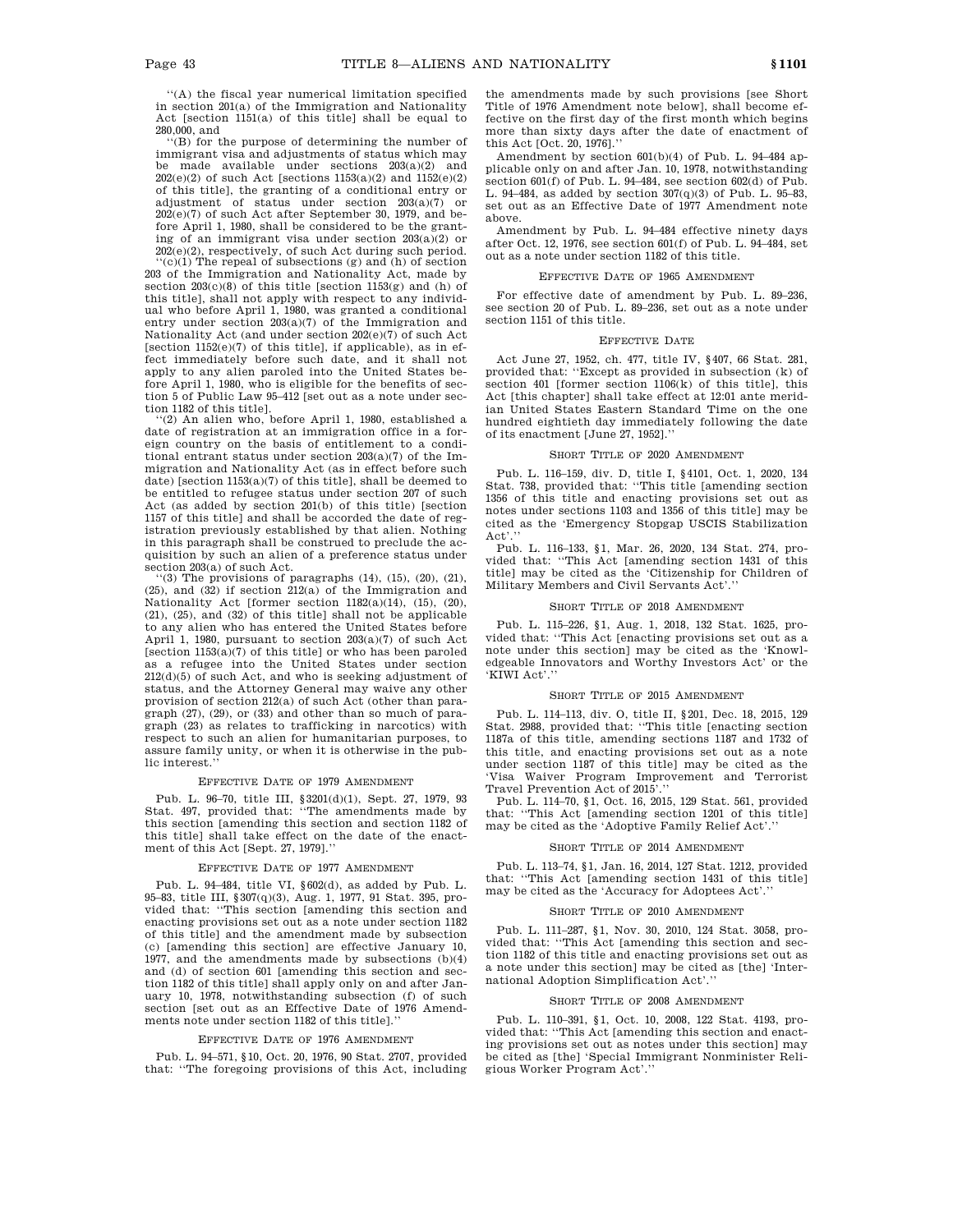''(A) the fiscal year numerical limitation specified in section 201(a) of the Immigration and Nationality Act [section 1151(a) of this title] shall be equal to 280,000, and

''(B) for the purpose of determining the number of immigrant visa and adjustments of status which may be made available under sections 203(a)(2) and 202(e)(2) of such Act [sections 1153(a)(2) and 1152(e)(2) of this title], the granting of a conditional entry or adjustment of status under section 203(a)(7) or 202(e)(7) of such Act after September 30, 1979, and before April 1, 1980, shall be considered to be the granting of an immigrant visa under section 203(a)(2) or 202(e)(2), respectively, of such Act during such period.

''(c)(1) The repeal of subsections (g) and (h) of section 203 of the Immigration and Nationality Act, made by section 203(c)(8) of this title [section 1153(g) and (h) of this title], shall not apply with respect to any individual who before April 1, 1980, was granted a conditional entry under section 203(a)(7) of the Immigration and Nationality Act (and under section 202(e)(7) of such Act [section 1152(e)(7) of this title], if applicable), as in effect immediately before such date, and it shall not apply to any alien paroled into the United States before April 1, 1980, who is eligible for the benefits of section 5 of Public Law 95–412 [set out as a note under section 1182 of this title].

''(2) An alien who, before April 1, 1980, established a date of registration at an immigration office in a foreign country on the basis of entitlement to a conditional entrant status under section 203(a)(7) of the Immigration and Nationality Act (as in effect before such date) [section 1153(a)(7) of this title], shall be deemed to be entitled to refugee status under section 207 of such Act (as added by section 201(b) of this title) [section 1157 of this title] and shall be accorded the date of registration previously established by that alien. Nothing in this paragraph shall be construed to preclude the acquisition by such an alien of a preference status under section 203(a) of such Act.

''(3) The provisions of paragraphs (14), (15), (20), (21), (25), and (32) if section 212(a) of the Immigration and Nationality Act [former section 1182(a)(14), (15), (20), (21), (25), and (32) of this title] shall not be applicable to any alien who has entered the United States before April 1, 1980, pursuant to section 203(a)(7) of such Act [section 1153(a)(7) of this title] or who has been paroled as a refugee into the United States under section 212(d)(5) of such Act, and who is seeking adjustment of status, and the Attorney General may waive any other provision of section 212(a) of such Act (other than paragraph (27), (29), or (33) and other than so much of paragraph (23) as relates to trafficking in narcotics) with respect to such an alien for humanitarian purposes, to assure family unity, or when it is otherwise in the public interest.''

EFFECTIVE DATE OF 1979 AMENDMENT

Pub. L. 96–70, title III, §3201(d)(1), Sept. 27, 1979, 93 Stat. 497, provided that: ''The amendments made by this section [amending this section and section 1182 of this title] shall take effect on the date of the enactment of this Act [Sept. 27, 1979].''

EFFECTIVE DATE OF 1977 AMENDMENT

Pub. L. 94–484, title VI, §602(d), as added by Pub. L. 95–83, title III, §307(q)(3), Aug. 1, 1977, 91 Stat. 395, provided that: ''This section [amending this section and enacting provisions set out as a note under section 1182 of this title] and the amendment made by subsection (c) [amending this section] are effective January 10, 1977, and the amendments made by subsections (b)(4) and (d) of section 601 [amending this section and section 1182 of this title] shall apply only on and after January 10, 1978, notwithstanding subsection (f) of such section [set out as an Effective Date of 1976 Amendments note under section 1182 of this title].''

EFFECTIVE DATE OF 1976 AMENDMENT

Pub. L. 94–571, §10, Oct. 20, 1976, 90 Stat. 2707, provided that: ''The foregoing provisions of this Act, including the amendments made by such provisions [see Short Title of 1976 Amendment note below], shall become effective on the first day of the first month which begins more than sixty days after the date of enactment of this Act [Oct. 20, 1976].''

Amendment by section 601(b)(4) of Pub. L. 94–484 applicable only on and after Jan. 10, 1978, notwithstanding section 601(f) of Pub. L. 94–484, see section 602(d) of Pub. L. 94–484, as added by section 307(q)(3) of Pub. L. 95–83, set out as an Effective Date of 1977 Amendment note above.

Amendment by Pub. L. 94–484 effective ninety days after Oct. 12, 1976, see section 601(f) of Pub. L. 94–484, set out as a note under section 1182 of this title.

EFFECTIVE DATE OF 1965 AMENDMENT

For effective date of amendment by Pub. L. 89–236, see section 20 of Pub. L. 89–236, set out as a note under section 1151 of this title.

EFFECTIVE DATE

Act June 27, 1952, ch. 477, title IV, §407, 66 Stat. 281, provided that: ''Except as provided in subsection (k) of section 401 [former section 1106(k) of this title], this Act [this chapter] shall take effect at 12:01 ante meridian United States Eastern Standard Time on the one hundred eightieth day immediately following the date of its enactment [June 27, 1952].''

SHORT TITLE OF 2020 AMENDMENT

Pub. L. 116–159, div. D, title I, §4101, Oct. 1, 2020, 134 Stat. 738, provided that: ''This title [amending section 1356 of this title and enacting provisions set out as notes under sections 1103 and 1356 of this title] may be cited as the 'Emergency Stopgap USCIS Stabilization Act'.''

Pub. L. 116–133, §1, Mar. 26, 2020, 134 Stat. 274, provided that: ''This Act [amending section 1431 of this title] may be cited as the 'Citizenship for Children of Military Members and Civil Servants Act'.''

SHORT TITLE OF 2018 AMENDMENT

Pub. L. 115–226, §1, Aug. 1, 2018, 132 Stat. 1625, provided that: ''This Act [enacting provisions set out as a note under this section] may be cited as the 'Knowledgeable Innovators and Worthy Investors Act' or the 'KIWI Act'.''

SHORT TITLE OF 2015 AMENDMENT

Pub. L. 114–113, div. O, title II, §201, Dec. 18, 2015, 129 Stat. 2988, provided that: ''This title [enacting section 1187a of this title, amending sections 1187 and 1732 of this title, and enacting provisions set out as a note under section 1187 of this title] may be cited as the 'Visa Waiver Program Improvement and Terrorist Travel Prevention Act of 2015'.''

Pub. L. 114–70, §1, Oct. 16, 2015, 129 Stat. 561, provided that: ''This Act [amending section 1201 of this title] may be cited as the 'Adoptive Family Relief Act'.''

SHORT TITLE OF 2014 AMENDMENT

Pub. L. 113–74, §1, Jan. 16, 2014, 127 Stat. 1212, provided that: ''This Act [amending section 1431 of this title] may be cited as the 'Accuracy for Adoptees Act'.''

SHORT TITLE OF 2010 AMENDMENT

Pub. L. 111–287, §1, Nov. 30, 2010, 124 Stat. 3058, provided that: ''This Act [amending this section and section 1182 of this title and enacting provisions set out as a note under this section] may be cited as [the] 'International Adoption Simplification Act'.''

SHORT TITLE OF 2008 AMENDMENT

Pub. L. 110–391, §1, Oct. 10, 2008, 122 Stat. 4193, provided that: ''This Act [amending this section and enacting provisions set out as notes under this section] may be cited as [the] 'Special Immigrant Nonminister Religious Worker Program Act'.''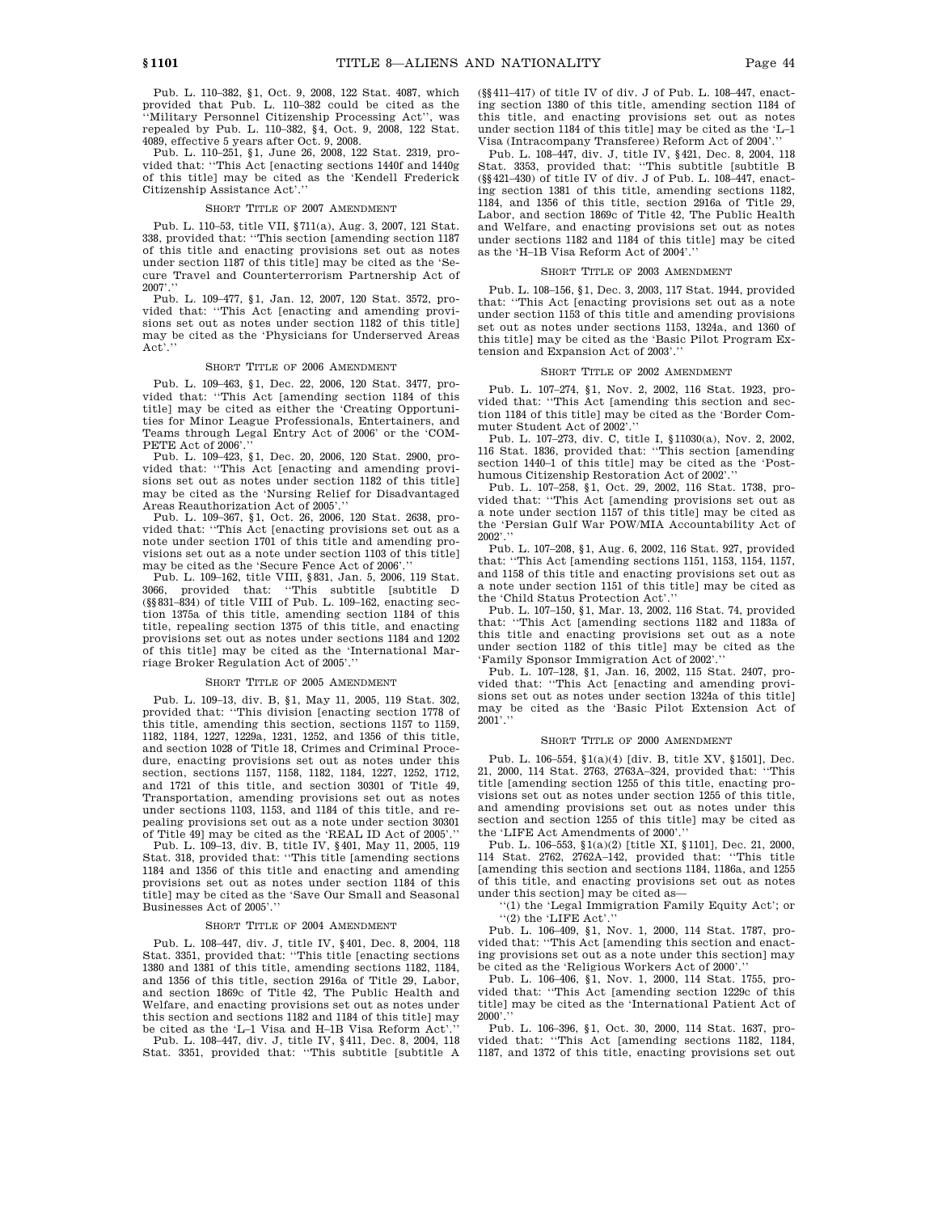Pub. L. 110–382, §1, Oct. 9, 2008, 122 Stat. 4087, which provided that Pub. L. 110–382 could be cited as the ''Military Personnel Citizenship Processing Act'', was repealed by Pub. L. 110–382, §4, Oct. 9, 2008, 122 Stat. 4089, effective 5 years after Oct. 9, 2008.

Pub. L. 110–251, §1, June 26, 2008, 122 Stat. 2319, provided that: ''This Act [enacting sections 1440f and 1440g of this title] may be cited as the 'Kendell Frederick Citizenship Assistance Act'.''

### SHORT TITLE OF 2007 AMENDMENT

Pub. L. 110–53, title VII, §711(a), Aug. 3, 2007, 121 Stat. 338, provided that: ''This section [amending section 1187 of this title and enacting provisions set out as notes under section 1187 of this title] may be cited as the 'Secure Travel and Counterterrorism Partnership Act of 2007'.''

Pub. L. 109–477, §1, Jan. 12, 2007, 120 Stat. 3572, provided that: ''This Act [enacting and amending provisions set out as notes under section 1182 of this title] may be cited as the 'Physicians for Underserved Areas Act'.''

### SHORT TITLE OF 2006 AMENDMENT

Pub. L. 109–463, §1, Dec. 22, 2006, 120 Stat. 3477, provided that: ''This Act [amending section 1184 of this title] may be cited as either the 'Creating Opportunities for Minor League Professionals, Entertainers, and Teams through Legal Entry Act of 2006' or the 'COMPETE Act of 2006'.''

Pub. L. 109–423, §1, Dec. 20, 2006, 120 Stat. 2900, provided that: ''This Act [enacting and amending provisions set out as notes under section 1182 of this title] may be cited as the 'Nursing Relief for Disadvantaged Areas Reauthorization Act of 2005'.''

Pub. L. 109–367, §1, Oct. 26, 2006, 120 Stat. 2638, provided that: ''This Act [enacting provisions set out as a note under section 1701 of this title and amending provisions set out as a note under section 1103 of this title] may be cited as the 'Secure Fence Act of 2006'.''

Pub. L. 109–162, title VIII, §831, Jan. 5, 2006, 119 Stat. 3066, provided that: ''This subtitle [subtitle D (§§831–834) of title VIII of Pub. L. 109–162, enacting section 1375a of this title, amending section 1184 of this title, repealing section 1375 of this title, and enacting provisions set out as notes under sections 1184 and 1202 of this title] may be cited as the 'International Marriage Broker Regulation Act of 2005'.''

### SHORT TITLE OF 2005 AMENDMENT

Pub. L. 109–13, div. B, §1, May 11, 2005, 119 Stat. 302, provided that: ''This division [enacting section 1778 of this title, amending this section, sections 1157 to 1159, 1182, 1184, 1227, 1229a, 1231, 1252, and 1356 of this title, and section 1028 of Title 18, Crimes and Criminal Procedure, enacting provisions set out as notes under this section, sections 1157, 1158, 1182, 1184, 1227, 1252, 1712, and 1721 of this title, and section 30301 of Title 49, Transportation, amending provisions set out as notes under sections 1103, 1153, and 1184 of this title, and repealing provisions set out as a note under section 30301 of Title 49] may be cited as the 'REAL ID Act of 2005'.''

Pub. L. 109–13, div. B, title IV, §401, May 11, 2005, 119 Stat. 318, provided that: ''This title [amending sections 1184 and 1356 of this title and enacting and amending provisions set out as notes under section 1184 of this title] may be cited as the 'Save Our Small and Seasonal Businesses Act of 2005'.''

### SHORT TITLE OF 2004 AMENDMENT

Pub. L. 108–447, div. J, title IV, §401, Dec. 8, 2004, 118 Stat. 3351, provided that: ''This title [enacting sections 1380 and 1381 of this title, amending sections 1182, 1184, and 1356 of this title, section 2916a of Title 29, Labor, and section 1869c of Title 42, The Public Health and Welfare, and enacting provisions set out as notes under this section and sections 1182 and 1184 of this title] may be cited as the 'L–1 Visa and H–1B Visa Reform Act'.''

Pub. L. 108–447, div. J, title IV, §411, Dec. 8, 2004, 118 Stat. 3351, provided that: ''This subtitle [subtitle A (§§411–417) of title IV of div. J of Pub. L. 108–447, enacting section 1380 of this title, amending section 1184 of this title, and enacting provisions set out as notes under section 1184 of this title] may be cited as the 'L–1 Visa (Intracompany Transferee) Reform Act of 2004'.''

Pub. L. 108–447, div. J, title IV, §421, Dec. 8, 2004, 118 Stat. 3353, provided that: ''This subtitle [subtitle B (§§421–430) of title IV of div. J of Pub. L. 108–447, enacting section 1381 of this title, amending sections 1182, 1184, and 1356 of this title, section 2916a of Title 29, Labor, and section 1869c of Title 42, The Public Health and Welfare, and enacting provisions set out as notes under sections 1182 and 1184 of this title] may be cited as the 'H–1B Visa Reform Act of 2004'.''

### SHORT TITLE OF 2003 AMENDMENT

Pub. L. 108–156, §1, Dec. 3, 2003, 117 Stat. 1944, provided that: ''This Act [enacting provisions set out as a note under section 1153 of this title and amending provisions set out as notes under sections 1153, 1324a, and 1360 of this title] may be cited as the 'Basic Pilot Program Extension and Expansion Act of 2003'.''

### SHORT TITLE OF 2002 AMENDMENT

Pub. L. 107–274, §1, Nov. 2, 2002, 116 Stat. 1923, provided that: ''This Act [amending this section and section 1184 of this title] may be cited as the 'Border Commuter Student Act of 2002'.''

Pub. L. 107–273, div. C, title I, §11030(a), Nov. 2, 2002, 116 Stat. 1836, provided that: ''This section [amending section 1440–1 of this title] may be cited as the 'Posthumous Citizenship Restoration Act of 2002'.''

Pub. L. 107–258, §1, Oct. 29, 2002, 116 Stat. 1738, provided that: ''This Act [amending provisions set out as a note under section 1157 of this title] may be cited as the 'Persian Gulf War POW/MIA Accountability Act of 2002'.''

Pub. L. 107–208, §1, Aug. 6, 2002, 116 Stat. 927, provided that: ''This Act [amending sections 1151, 1153, 1154, 1157, and 1158 of this title and enacting provisions set out as a note under section 1151 of this title] may be cited as the 'Child Status Protection Act'.''

Pub. L. 107–150, §1, Mar. 13, 2002, 116 Stat. 74, provided that: ''This Act [amending sections 1182 and 1183a of this title and enacting provisions set out as a note under section 1182 of this title] may be cited as the 'Family Sponsor Immigration Act of 2002'.''

Pub. L. 107–128, §1, Jan. 16, 2002, 115 Stat. 2407, provided that: ''This Act [enacting and amending provisions set out as notes under section 1324a of this title] may be cited as the 'Basic Pilot Extension Act of 2001'.''

### SHORT TITLE OF 2000 AMENDMENT

Pub. L. 106–554, §1(a)(4) [div. B, title XV, §1501], Dec. 21, 2000, 114 Stat. 2763, 2763A–324, provided that: ''This title [amending section 1255 of this title, enacting provisions set out as notes under section 1255 of this title, and amending provisions set out as notes under this section and section 1255 of this title] may be cited as the 'LIFE Act Amendments of 2000'.''

Pub. L. 106–553, §1(a)(2) [title XI, §1101], Dec. 21, 2000, 114 Stat. 2762, 2762A–142, provided that: ''This title [amending this section and sections 1184, 1186a, and 1255 of this title, and enacting provisions set out as notes under this section] may be cited as—

''(1) the 'Legal Immigration Family Equity Act'; or

''(2) the 'LIFE Act'.''

Pub. L. 106–409, §1, Nov. 1, 2000, 114 Stat. 1787, provided that: ''This Act [amending this section and enacting provisions set out as a note under this section] may be cited as the 'Religious Workers Act of 2000'.''

Pub. L. 106–406, §1, Nov. 1, 2000, 114 Stat. 1755, provided that: ''This Act [amending section 1229c of this title] may be cited as the 'International Patient Act of 2000'.''

Pub. L. 106–396, §1, Oct. 30, 2000, 114 Stat. 1637, provided that: ''This Act [amending sections 1182, 1184, 1187, and 1372 of this title, enacting provisions set out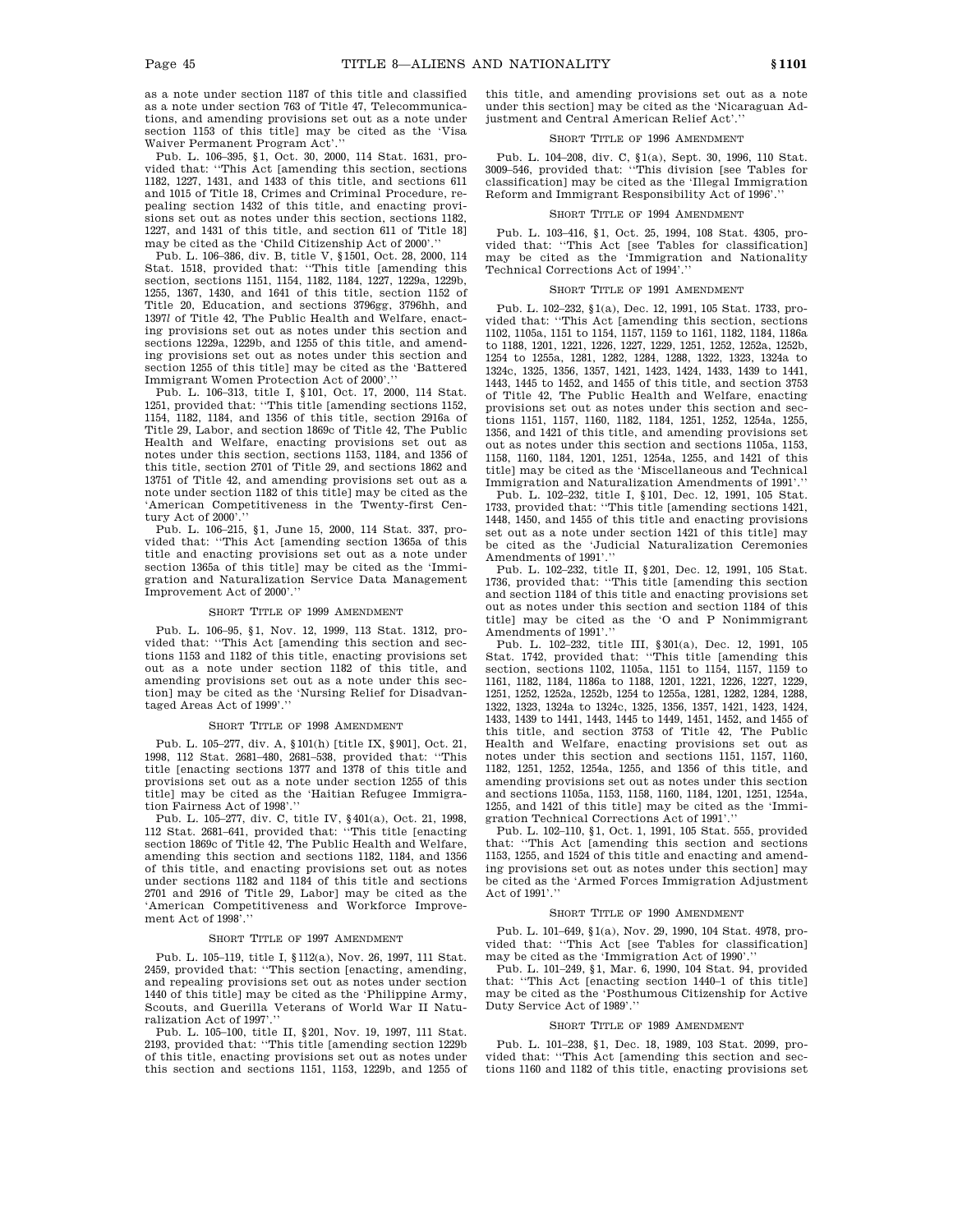as a note under section 1187 of this title and classified as a note under section 763 of Title 47, Telecommunications, and amending provisions set out as a note under section 1153 of this title] may be cited as the 'Visa Waiver Permanent Program Act'.''

Pub. L. 106–395, §1, Oct. 30, 2000, 114 Stat. 1631, provided that: ''This Act [amending this section, sections 1182, 1227, 1431, and 1433 of this title, and sections 611 and 1015 of Title 18, Crimes and Criminal Procedure, repealing section 1432 of this title, and enacting provisions set out as notes under this section, sections 1182, 1227, and 1431 of this title, and section 611 of Title 18] may be cited as the 'Child Citizenship Act of 2000'.''

Pub. L. 106–386, div. B, title V, §1501, Oct. 28, 2000, 114 Stat. 1518, provided that: ''This title [amending this section, sections 1151, 1154, 1182, 1184, 1227, 1229a, 1229b, 1255, 1367, 1430, and 1641 of this title, section 1152 of Title 20, Education, and sections 3796gg, 3796hh, and 1397*l* of Title 42, The Public Health and Welfare, enacting provisions set out as notes under this section and sections 1229a, 1229b, and 1255 of this title, and amending provisions set out as notes under this section and section 1255 of this title] may be cited as the 'Battered Immigrant Women Protection Act of 2000'.''

Pub. L. 106–313, title I, §101, Oct. 17, 2000, 114 Stat. 1251, provided that: ''This title [amending sections 1152, 1154, 1182, 1184, and 1356 of this title, section 2916a of Title 29, Labor, and section 1869c of Title 42, The Public Health and Welfare, enacting provisions set out as notes under this section, sections 1153, 1184, and 1356 of this title, section 2701 of Title 29, and sections 1862 and 13751 of Title 42, and amending provisions set out as a note under section 1182 of this title] may be cited as the 'American Competitiveness in the Twenty-first Century Act of 2000'.''

Pub. L. 106–215, §1, June 15, 2000, 114 Stat. 337, provided that: ''This Act [amending section 1365a of this title and enacting provisions set out as a note under section 1365a of this title] may be cited as the 'Immigration and Naturalization Service Data Management Improvement Act of 2000'.''

### SHORT TITLE OF 1999 AMENDMENT

Pub. L. 106–95, §1, Nov. 12, 1999, 113 Stat. 1312, provided that: ''This Act [amending this section and sections 1153 and 1182 of this title, enacting provisions set out as a note under section 1182 of this title, and amending provisions set out as a note under this section] may be cited as the 'Nursing Relief for Disadvantaged Areas Act of 1999'.''

### SHORT TITLE OF 1998 AMENDMENT

Pub. L. 105–277, div. A, §101(h) [title IX, §901], Oct. 21, 1998, 112 Stat. 2681–480, 2681–538, provided that: ''This title [enacting sections 1377 and 1378 of this title and provisions set out as a note under section 1255 of this title] may be cited as the 'Haitian Refugee Immigration Fairness Act of 1998'.''

Pub. L. 105–277, div. C, title IV, §401(a), Oct. 21, 1998, 112 Stat. 2681–641, provided that: ''This title [enacting section 1869c of Title 42, The Public Health and Welfare, amending this section and sections 1182, 1184, and 1356 of this title, and enacting provisions set out as notes under sections 1182 and 1184 of this title and sections 2701 and 2916 of Title 29, Labor] may be cited as the 'American Competitiveness and Workforce Improvement Act of 1998'.''

### SHORT TITLE OF 1997 AMENDMENT

Pub. L. 105–119, title I, §112(a), Nov. 26, 1997, 111 Stat. 2459, provided that: ''This section [enacting, amending, and repealing provisions set out as notes under section 1440 of this title] may be cited as the 'Philippine Army, Scouts, and Guerilla Veterans of World War II Naturalization Act of 1997'.''

Pub. L. 105–100, title II, §201, Nov. 19, 1997, 111 Stat. 2193, provided that: ''This title [amending section 1229b of this title, enacting provisions set out as notes under this section and sections 1151, 1153, 1229b, and 1255 of this title, and amending provisions set out as a note under this section] may be cited as the 'Nicaraguan Adjustment and Central American Relief Act'.''

### SHORT TITLE OF 1996 AMENDMENT

Pub. L. 104–208, div. C, §1(a), Sept. 30, 1996, 110 Stat. 3009–546, provided that: ''This division [see Tables for classification] may be cited as the 'Illegal Immigration Reform and Immigrant Responsibility Act of 1996'.''

### SHORT TITLE OF 1994 AMENDMENT

Pub. L. 103–416, §1, Oct. 25, 1994, 108 Stat. 4305, provided that: ''This Act [see Tables for classification] may be cited as the 'Immigration and Nationality Technical Corrections Act of 1994'.''

### SHORT TITLE OF 1991 AMENDMENT

Pub. L. 102–232, §1(a), Dec. 12, 1991, 105 Stat. 1733, provided that: ''This Act [amending this section, sections 1102, 1105a, 1151 to 1154, 1157, 1159 to 1161, 1182, 1184, 1186a to 1188, 1201, 1221, 1226, 1227, 1229, 1251, 1252, 1252a, 1252b, 1254 to 1255a, 1281, 1282, 1284, 1288, 1322, 1323, 1324a to 1324c, 1325, 1356, 1357, 1421, 1423, 1424, 1433, 1439 to 1441, 1443, 1445 to 1452, and 1455 of this title, and section 3753 of Title 42, The Public Health and Welfare, enacting provisions set out as notes under this section and sections 1151, 1157, 1160, 1182, 1184, 1251, 1252, 1254a, 1255, 1356, and 1421 of this title, and amending provisions set out as notes under this section and sections 1105a, 1153, 1158, 1160, 1184, 1201, 1251, 1254a, 1255, and 1421 of this title] may be cited as the 'Miscellaneous and Technical Immigration and Naturalization Amendments of 1991'.''

Pub. L. 102–232, title I, §101, Dec. 12, 1991, 105 Stat. 1733, provided that: ''This title [amending sections 1421, 1448, 1450, and 1455 of this title and enacting provisions set out as a note under section 1421 of this title] may be cited as the 'Judicial Naturalization Ceremonies Amendments of 1991'.''

Pub. L. 102–232, title II, §201, Dec. 12, 1991, 105 Stat. 1736, provided that: ''This title [amending this section and section 1184 of this title and enacting provisions set out as notes under this section and section 1184 of this title] may be cited as the 'O and P Nonimmigrant Amendments of 1991'.''

Pub. L. 102–232, title III, §301(a), Dec. 12, 1991, 105 Stat. 1742, provided that: ''This title [amending this section, sections 1102, 1105a, 1151 to 1154, 1157, 1159 to 1161, 1182, 1184, 1186a to 1188, 1201, 1221, 1226, 1227, 1229, 1251, 1252, 1252a, 1252b, 1254 to 1255a, 1281, 1282, 1284, 1288, 1322, 1323, 1324a to 1324c, 1325, 1356, 1357, 1421, 1423, 1424, 1433, 1439 to 1441, 1443, 1445 to 1449, 1451, 1452, and 1455 of this title, and section 3753 of Title 42, The Public Health and Welfare, enacting provisions set out as notes under this section and sections 1151, 1157, 1160, 1182, 1251, 1252, 1254a, 1255, and 1356 of this title, and amending provisions set out as notes under this section and sections 1105a, 1153, 1158, 1160, 1184, 1201, 1251, 1254a, 1255, and 1421 of this title] may be cited as the 'Immigration Technical Corrections Act of 1991'.''

Pub. L. 102–110, §1, Oct. 1, 1991, 105 Stat. 555, provided that: ''This Act [amending this section and sections 1153, 1255, and 1524 of this title and enacting and amending provisions set out as notes under this section] may be cited as the 'Armed Forces Immigration Adjustment Act of 1991'.''

### SHORT TITLE OF 1990 AMENDMENT

Pub. L. 101–649, §1(a), Nov. 29, 1990, 104 Stat. 4978, provided that: ''This Act [see Tables for classification] may be cited as the 'Immigration Act of 1990'.''

Pub. L. 101–249, §1, Mar. 6, 1990, 104 Stat. 94, provided that: ''This Act [enacting section 1440–1 of this title] may be cited as the 'Posthumous Citizenship for Active Duty Service Act of 1989'.''

### SHORT TITLE OF 1989 AMENDMENT

Pub. L. 101–238, §1, Dec. 18, 1989, 103 Stat. 2099, provided that: ''This Act [amending this section and sections 1160 and 1182 of this title, enacting provisions set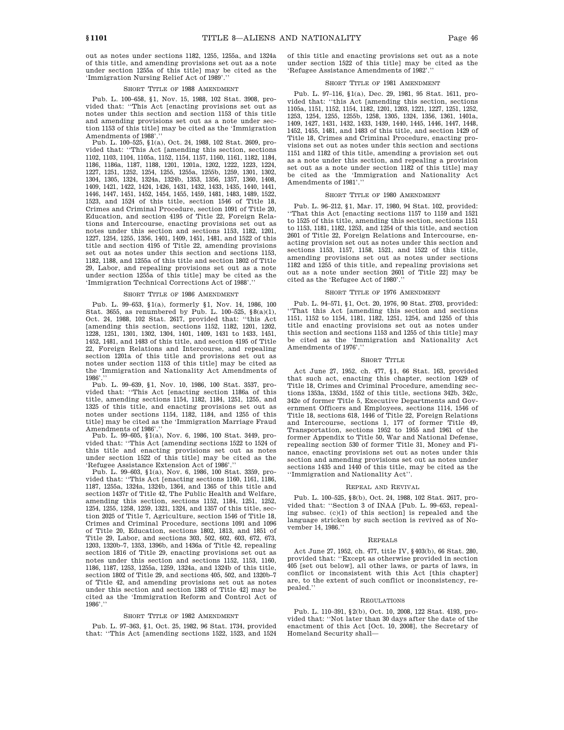out as notes under sections 1182, 1255, 1255a, and 1324a of this title, and amending provisions set out as a note under section 1255a of this title] may be cited as the 'Immigration Nursing Relief Act of 1989'.''

SHORT TITLE OF 1988 AMENDMENT

Pub. L. 100–658, §1, Nov. 15, 1988, 102 Stat. 3908, provided that: ''This Act [enacting provisions set out as notes under this section and section 1153 of this title and amending provisions set out as a note under section 1153 of this title] may be cited as the 'Immigration Amendments of 1988'.''

Pub. L. 100–525, §1(a), Oct. 24, 1988, 102 Stat. 2609, provided that: ''This Act [amending this section, sections 1102, 1103, 1104, 1105a, 1152, 1154, 1157, 1160, 1161, 1182, 1184, 1186, 1186a, 1187, 1188, 1201, 1201a, 1202, 1222, 1223, 1224, 1227, 1251, 1252, 1254, 1255, 1255a, 1255b, 1259, 1301, 1302, 1304, 1305, 1324, 1324a, 1324b, 1353, 1356, 1357, 1360, 1408, 1409, 1421, 1422, 1424, 1426, 1431, 1432, 1433, 1435, 1440, 1441, 1446, 1447, 1451, 1452, 1454, 1455, 1459, 1481, 1483, 1489, 1522, 1523, and 1524 of this title, section 1546 of Title 18, Crimes and Criminal Procedure, section 1091 of Title 20, Education, and section 4195 of Title 22, Foreign Relations and Intercourse, enacting provisions set out as notes under this section and sections 1153, 1182, 1201, 1227, 1254, 1255, 1356, 1401, 1409, 1451, 1481, and 1522 of this title and section 4195 of Title 22, amending provisions set out as notes under this section and sections 1153, 1182, 1188, and 1255a of this title and section 1802 of Title 29, Labor, and repealing provisions set out as a note under section 1255a of this title] may be cited as the 'Immigration Technical Corrections Act of 1988'.''

SHORT TITLE OF 1986 AMENDMENT

Pub. L. 99–653, §1(a), formerly §1, Nov. 14, 1986, 100 Stat. 3655, as renumbered by Pub. L. 100–525, §8(a)(1), Oct. 24, 1988, 102 Stat. 2617, provided that: ''this Act [amending this section, sections 1152, 1182, 1201, 1202, 1228, 1251, 1301, 1302, 1304, 1401, 1409, 1431 to 1433, 1451, 1452, 1481, and 1483 of this title, and section 4195 of Title 22, Foreign Relations and Intercourse, and repealing section 1201a of this title and provisions set out as notes under section 1153 of this title] may be cited as the 'Immigration and Nationality Act Amendments of 1986'.''

Pub. L. 99–639, §1, Nov. 10, 1986, 100 Stat. 3537, provided that: ''This Act [enacting section 1186a of this title, amending sections 1154, 1182, 1184, 1251, 1255, and 1325 of this title, and enacting provisions set out as notes under sections 1154, 1182, 1184, and 1255 of this title] may be cited as the 'Immigration Marriage Fraud Amendments of 1986'.''

Pub. L. 99–605, §1(a), Nov. 6, 1986, 100 Stat. 3449, provided that: ''This Act [amending sections 1522 to 1524 of this title and enacting provisions set out as notes under section 1522 of this title] may be cited as the 'Refugee Assistance Extension Act of 1986'.''

Pub. L. 99–603, §1(a), Nov. 6, 1986, 100 Stat. 3359, provided that: ''This Act [enacting sections 1160, 1161, 1186, 1187, 1255a, 1324a, 1324b, 1364, and 1365 of this title and section 1437r of Title 42, The Public Health and Welfare, amending this section, sections 1152, 1184, 1251, 1252, 1254, 1255, 1258, 1259, 1321, 1324, and 1357 of this title, section 2025 of Title 7, Agriculture, section 1546 of Title 18, Crimes and Criminal Procedure, sections 1091 and 1096 of Title 20, Education, sections 1802, 1813, and 1851 of Title 29, Labor, and sections 303, 502, 602, 603, 672, 673, 1203, 1320b–7, 1353, 1396b, and 1436a of Title 42, repealing section 1816 of Title 29, enacting provisions set out as notes under this section and sections 1152, 1153, 1160, 1186, 1187, 1253, 1255a, 1259, 1324a, and 1324b of this title, section 1802 of Title 29, and sections 405, 502, and 1320b–7 of Title 42, and amending provisions set out as notes under this section and section 1383 of Title 42] may be cited as the 'Immigration Reform and Control Act of 1986'.''

SHORT TITLE OF 1982 AMENDMENT

Pub. L. 97–363, §1, Oct. 25, 1982, 96 Stat. 1734, provided that: ''This Act [amending sections 1522, 1523, and 1524 of this title and enacting provisions set out as a note under section 1522 of this title] may be cited as the 'Refugee Assistance Amendments of 1982'.''

SHORT TITLE OF 1981 AMENDMENT

Pub. L. 97–116, §1(a), Dec. 29, 1981, 95 Stat. 1611, provided that: ''this Act [amending this section, sections 1105a, 1151, 1152, 1154, 1182, 1201, 1203, 1221, 1227, 1251, 1252, 1253, 1254, 1255, 1255b, 1258, 1305, 1324, 1356, 1361, 1401a, 1409, 1427, 1431, 1432, 1433, 1439, 1440, 1445, 1446, 1447, 1448, 1452, 1455, 1481, and 1483 of this title, and section 1429 of Title 18, Crimes and Criminal Procedure, enacting provisions set out as notes under this section and sections 1151 and 1182 of this title, amending a provision set out as a note under this section, and repealing a provision set out as a note under section 1182 of this title] may be cited as the 'Immigration and Nationality Act Amendments of 1981'.''

SHORT TITLE OF 1980 AMENDMENT

Pub. L. 96–212, §1, Mar. 17, 1980, 94 Stat. 102, provided: ''That this Act [enacting sections 1157 to 1159 and 1521 to 1525 of this title, amending this section, sections 1151 to 1153, 1181, 1182, 1253, and 1254 of this title, and section 2601 of Title 22, Foreign Relations and Intercourse, enacting provision set out as notes under this section and sections 1153, 1157, 1158, 1521, and 1522 of this title, amending provisions set out as notes under sections 1182 and 1255 of this title, and repealing provisions set out as a note under section 2601 of Title 22] may be cited as the 'Refugee Act of 1980'.''

SHORT TITLE OF 1976 AMENDMENT

Pub. L. 94–571, §1, Oct. 20, 1976, 90 Stat. 2703, provided: ''That this Act [amending this section and sections 1151, 1152 to 1154, 1181, 1182, 1251, 1254, and 1255 of this title and enacting provisions set out as notes under this section and sections 1153 and 1255 of this title] may be cited as the 'Immigration and Nationality Act Amendments of 1976'.''

SHORT TITLE

Act June 27, 1952, ch. 477, §1, 66 Stat. 163, provided that such act, enacting this chapter, section 1429 of Title 18, Crimes and Criminal Procedure, amending sections 1353a, 1353d, 1552 of this title, sections 342b, 342c, 342e of former Title 5, Executive Departments and Government Officers and Employees, sections 1114, 1546 of Title 18, sections 618, 1446 of Title 22, Foreign Relations and Intercourse, sections 1, 177 of former Title 49, Transportation, sections 1952 to 1955 and 1961 of the former Appendix to Title 50, War and National Defense, repealing section 530 of former Title 31, Money and Finance, enacting provisions set out as notes under this section and amending provisions set out as notes under sections 1435 and 1440 of this title, may be cited as the ''Immigration and Nationality Act''.

REPEAL AND REVIVAL

Pub. L. 100–525, §8(b), Oct. 24, 1988, 102 Stat. 2617, provided that: ''Section 3 of INAA [Pub. L. 99–653, repealing subsec. (c)(1) of this section] is repealed and the language stricken by such section is revived as of November 14, 1986.''

REPEALS

Act June 27, 1952, ch. 477, title IV, §403(b), 66 Stat. 280, provided that: ''Except as otherwise provided in section 405 [set out below], all other laws, or parts of laws, in conflict or inconsistent with this Act [this chapter] are, to the extent of such conflict or inconsistency, repealed.''

REGULATIONS

Pub. L. 110–391, §2(b), Oct. 10, 2008, 122 Stat. 4193, provided that: ''Not later than 30 days after the date of the enactment of this Act [Oct. 10, 2008], the Secretary of Homeland Security shall—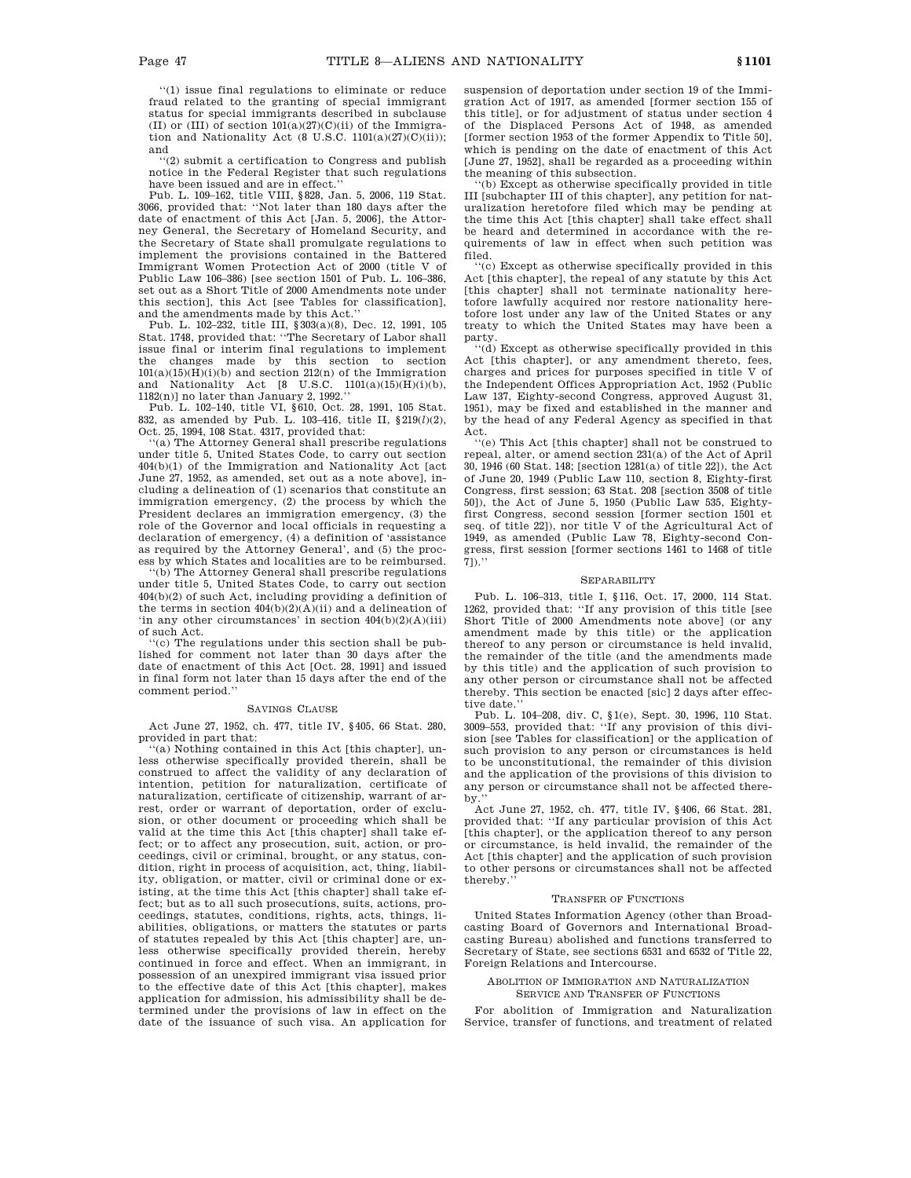"(1) issue final regulations to eliminate or reduce fraud related to the granting of special immigrant status for special immigrants described in subclause (II) or (III) of section 101(a)(27)(C)(ii) of the Immigration and Nationality Act (8 U.S.C. 1101(a)(27)(C)(ii)); and

"(2) submit a certification to Congress and publish notice in the Federal Register that such regulations have been issued and are in effect."

Pub. L. 109–162, title VIII, §828, Jan. 5, 2006, 119 Stat. 3066, provided that: "Not later than 180 days after the date of enactment of this Act [Jan. 5, 2006], the Attorney General, the Secretary of Homeland Security, and the Secretary of State shall promulgate regulations to implement the provisions contained in the Battered Immigrant Women Protection Act of 2000 (title V of Public Law 106–386) [see section 1501 of Pub. L. 106–386, set out as a Short Title of 2000 Amendments note under this section], this Act [see Tables for classification], and the amendments made by this Act."

Pub. L. 102–232, title III, §303(a)(8), Dec. 12, 1991, 105 Stat. 1748, provided that: "The Secretary of Labor shall issue final or interim final regulations to implement the changes made by this section to section 101(a)(15)(H)(i)(b) and section 212(n) of the Immigration and Nationality Act [8 U.S.C. 1101(a)(15)(H)(i)(b), 1182(n)] no later than January 2, 1992."

Pub. L. 102–140, title VI, §610, Oct. 28, 1991, 105 Stat. 832, as amended by Pub. L. 103–416, title II, §219(*l*)(2), Oct. 25, 1994, 108 Stat. 4317, provided that:

"(a) The Attorney General shall prescribe regulations under title 5, United States Code, to carry out section 404(b)(1) of the Immigration and Nationality Act [act June 27, 1952, as amended, set out as a note above], including a delineation of (1) scenarios that constitute an immigration emergency, (2) the process by which the President declares an immigration emergency, (3) the role of the Governor and local officials in requesting a declaration of emergency, (4) a definition of 'assistance as required by the Attorney General', and (5) the process by which States and localities are to be reimbursed.

"(b) The Attorney General shall prescribe regulations under title 5, United States Code, to carry out section 404(b)(2) of such Act, including providing a definition of the terms in section 404(b)(2)(A)(ii) and a delineation of 'in any other circumstances' in section 404(b)(2)(A)(iii) of such Act.

"(c) The regulations under this section shall be published for comment not later than 30 days after the date of enactment of this Act [Oct. 28, 1991] and issued in final form not later than 15 days after the end of the comment period."

## Savings Clause

Act June 27, 1952, ch. 477, title IV, §405, 66 Stat. 280, provided in part that:

"(a) Nothing contained in this Act [this chapter], unless otherwise specifically provided therein, shall be construed to affect the validity of any declaration of intention, petition for naturalization, certificate of naturalization, certificate of citizenship, warrant of arrest, order or warrant of deportation, order of exclusion, or other document or proceeding which shall be valid at the time this Act [this chapter] shall take effect; or to affect any prosecution, suit, action, or proceedings, civil or criminal, brought, or any status, condition, right in process of acquisition, act, thing, liability, obligation, or matter, civil or criminal done or existing, at the time this Act [this chapter] shall take effect; but as to all such prosecutions, suits, actions, proceedings, statutes, conditions, rights, acts, things, liabilities, obligations, or matters the statutes or parts of statutes repealed by this Act [this chapter] are, unless otherwise specifically provided therein, hereby continued in force and effect. When an immigrant, in possession of an unexpired immigrant visa issued prior to the effective date of this Act [this chapter], makes application for admission, his admissibility shall be determined under the provisions of law in effect on the date of the issuance of such visa. An application for suspension of deportation under section 19 of the Immigration Act of 1917, as amended [former section 155 of this title], or for adjustment of status under section 4 of the Displaced Persons Act of 1948, as amended [former section 1953 of the former Appendix to Title 50], which is pending on the date of enactment of this Act [June 27, 1952], shall be regarded as a proceeding within the meaning of this subsection.

"(b) Except as otherwise specifically provided in title III [subchapter III of this chapter], any petition for naturalization heretofore filed which may be pending at the time this Act [this chapter] shall take effect shall be heard and determined in accordance with the requirements of law in effect when such petition was filed.

"(c) Except as otherwise specifically provided in this Act [this chapter], the repeal of any statute by this Act [this chapter] shall not terminate nationality heretofore lawfully acquired nor restore nationality heretofore lost under any law of the United States or any treaty to which the United States may have been a party.

"(d) Except as otherwise specifically provided in this Act [this chapter], or any amendment thereto, fees, charges and prices for purposes specified in title V of the Independent Offices Appropriation Act, 1952 (Public Law 137, Eighty-second Congress, approved August 31, 1951), may be fixed and established in the manner and by the head of any Federal Agency as specified in that Act.

"(e) This Act [this chapter] shall not be construed to repeal, alter, or amend section 231(a) of the Act of April 30, 1946 (60 Stat. 148; [section 1281(a) of title 22]), the Act of June 20, 1949 (Public Law 110, section 8, Eighty-first Congress, first session; 63 Stat. 208 [section 3508 of title 50]), the Act of June 5, 1950 (Public Law 535, Eighty-first Congress, second session [former section 1501 et seq. of title 22]), nor title V of the Agricultural Act of 1949, as amended (Public Law 78, Eighty-second Congress, first session [former sections 1461 to 1468 of title 7])."

## Separability

Pub. L. 106–313, title I, §116, Oct. 17, 2000, 114 Stat. 1262, provided that: "If any provision of this title [see Short Title of 2000 Amendments note above] (or any amendment made by this title) or the application thereof to any person or circumstance is held invalid, the remainder of the title (and the amendments made by this title) and the application of such provision to any other person or circumstance shall not be affected thereby. This section be enacted [sic] 2 days after effective date."

Pub. L. 104–208, div. C, §1(e), Sept. 30, 1996, 110 Stat. 3009–553, provided that: "If any provision of this division [see Tables for classification] or the application of such provision to any person or circumstances is held to be unconstitutional, the remainder of this division and the application of the provisions of this division to any person or circumstance shall not be affected thereby."

Act June 27, 1952, ch. 477, title IV, §406, 66 Stat. 281, provided that: "If any particular provision of this Act [this chapter], or the application thereof to any person or circumstance, is held invalid, the remainder of the Act [this chapter] and the application of such provision to other persons or circumstances shall not be affected thereby."

## Transfer of Functions

United States Information Agency (other than Broadcasting Board of Governors and International Broadcasting Bureau) abolished and functions transferred to Secretary of State, see sections 6531 and 6532 of Title 22, Foreign Relations and Intercourse.

## Abolition of Immigration and Naturalization Service and Transfer of Functions

For abolition of Immigration and Naturalization Service, transfer of functions, and treatment of related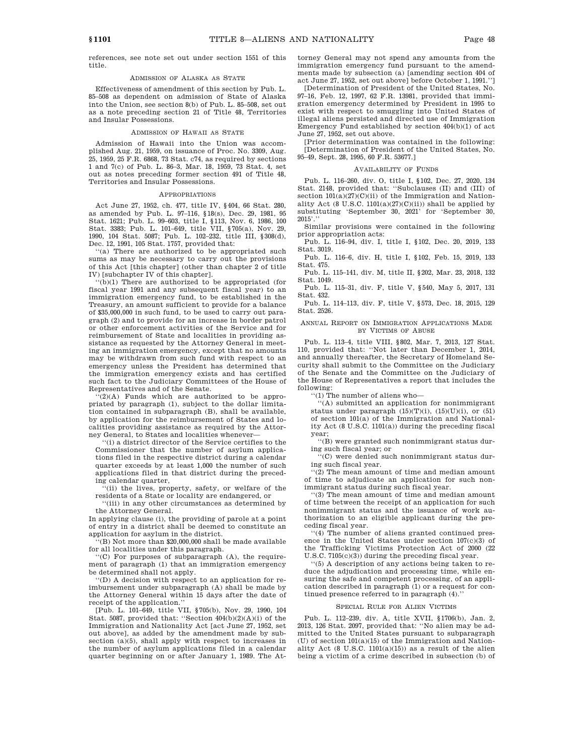references, see note set out under section 1551 of this title.

### Admission of Alaska as State

Effectiveness of amendment of this section by Pub. L. 85–508 as dependent on admission of State of Alaska into the Union, see section 8(b) of Pub. L. 85–508, set out as a note preceding section 21 of Title 48, Territories and Insular Possessions.

### Admission of Hawaii as State

Admission of Hawaii into the Union was accomplished Aug. 21, 1959, on issuance of Proc. No. 3309, Aug. 25, 1959, 25 F.R. 6868, 73 Stat. c74, as required by sections 1 and 7(c) of Pub. L. 86–3, Mar. 18, 1959, 73 Stat. 4, set out as notes preceding former section 491 of Title 48, Territories and Insular Possessions.

### Appropriations

Act June 27, 1952, ch. 477, title IV, §404, 66 Stat. 280, as amended by Pub. L. 97–116, §18(s), Dec. 29, 1981, 95 Stat. 1621; Pub. L. 99–603, title I, §113, Nov. 6, 1986, 100 Stat. 3383; Pub. L. 101–649, title VII, §705(a), Nov. 29, 1990, 104 Stat. 5087; Pub. L. 102–232, title III, §308(d), Dec. 12, 1991, 105 Stat. 1757, provided that:

''(a) There are authorized to be appropriated such sums as may be necessary to carry out the provisions of this Act [this chapter] (other than chapter 2 of title IV) [subchapter IV of this chapter].

''(b)(1) There are authorized to be appropriated (for fiscal year 1991 and any subsequent fiscal year) to an immigration emergency fund, to be established in the Treasury, an amount sufficient to provide for a balance of $35,000,000 in such fund, to be used to carry out paragraph (2) and to provide for an increase in border patrol or other enforcement activities of the Service and for reimbursement of State and localities in providing assistance as requested by the Attorney General in meeting an immigration emergency, except that no amounts may be withdrawn from such fund with respect to an emergency unless the President has determined that the immigration emergency exists and has certified such fact to the Judiciary Committees of the House of Representatives and of the Senate.

''(2)(A) Funds which are authorized to be appropriated by paragraph (1), subject to the dollar limitation contained in subparagraph (B), shall be available, by application for the reimbursement of States and localities providing assistance as required by the Attorney General, to States and localities whenever—

''(i) a district director of the Service certifies to the Commissioner that the number of asylum applications filed in the respective district during a calendar quarter exceeds by at least 1,000 the number of such applications filed in that district during the preceding calendar quarter,

''(ii) the lives, property, safety, or welfare of the residents of a State or locality are endangered, or

''(iii) in any other circumstances as determined by the Attorney General.

In applying clause (i), the providing of parole at a point of entry in a district shall be deemed to constitute an application for asylum in the district.

''(B) Not more than $20,000,000 shall be made available for all localities under this paragraph.

''(C) For purposes of subparagraph (A), the requirement of paragraph (1) that an immigration emergency be determined shall not apply.

''(D) A decision with respect to an application for reimbursement under subparagraph (A) shall be made by the Attorney General within 15 days after the date of receipt of the application.''

[Pub. L. 101–649, title VII, §705(b), Nov. 29, 1990, 104 Stat. 5087, provided that: ''Section 404(b)(2)(A)(i) of the Immigration and Nationality Act [act June 27, 1952, set out above], as added by the amendment made by subsection (a)(5), shall apply with respect to increases in the number of asylum applications filed in a calendar quarter beginning on or after January 1, 1989. The Attorney General may not spend any amounts from the immigration emergency fund pursuant to the amendments made by subsection (a) [amending section 404 of act June 27, 1952, set out above] before October 1, 1991.'']

[Determination of President of the United States, No. 97–16, Feb. 12, 1997, 62 F.R. 13981, provided that immigration emergency determined by President in 1995 to exist with respect to smuggling into United States of illegal aliens persisted and directed use of Immigration Emergency Fund established by section 404(b)(1) of act June 27, 1952, set out above.

[Prior determination was contained in the following: [Determination of President of the United States, No. 95–49, Sept. 28, 1995, 60 F.R. 53677.]

### Availability of Funds

Pub. L. 116–260, div. O, title I, §102, Dec. 27, 2020, 134 Stat. 2148, provided that: ''Subclauses (II) and (III) of section 101(a)(27)(C)(ii) of the Immigration and Nationality Act (8 U.S.C. 1101(a)(27)(C)(ii)) shall be applied by substituting 'September 30, 2021' for 'September 30, 2015'.''

Similar provisions were contained in the following prior appropriation acts:

Pub. L. 116–94, div. I, title I, §102, Dec. 20, 2019, 133 Stat. 3019.

Pub. L. 116–6, div. H, title I, §102, Feb. 15, 2019, 133 Stat. 475.

Pub. L. 115–141, div. M, title II, §202, Mar. 23, 2018, 132 Stat. 1049.

Pub. L. 115–31, div. F, title V, §540, May 5, 2017, 131 Stat. 432.

Pub. L. 114–113, div. F, title V, §573, Dec. 18, 2015, 129 Stat. 2526.

### Annual Report on Immigration Applications Made by Victims of Abuse

Pub. L. 113–4, title VIII, §802, Mar. 7, 2013, 127 Stat. 110, provided that: ''Not later than December 1, 2014, and annually thereafter, the Secretary of Homeland Security shall submit to the Committee on the Judiciary of the Senate and the Committee on the Judiciary of the House of Representatives a report that includes the following:

''(1) The number of aliens who—

''(A) submitted an application for nonimmigrant status under paragraph (15)(T)(i), (15)(U)(i), or (51) of section 101(a) of the Immigration and Nationality Act (8 U.S.C. 1101(a)) during the preceding fiscal year;

''(B) were granted such nonimmigrant status during such fiscal year; or

''(C) were denied such nonimmigrant status during such fiscal year.

''(2) The mean amount of time and median amount of time to adjudicate an application for such nonimmigrant status during such fiscal year.

''(3) The mean amount of time and median amount of time between the receipt of an application for such nonimmigrant status and the issuance of work authorization to an eligible applicant during the preceding fiscal year.

''(4) The number of aliens granted continued presence in the United States under section 107(c)(3) of the Trafficking Victims Protection Act of 2000 (22 U.S.C. 7105(c)(3)) during the preceding fiscal year.

''(5) A description of any actions being taken to reduce the adjudication and processing time, while ensuring the safe and competent processing, of an application described in paragraph (1) or a request for continued presence referred to in paragraph (4).''

### Special Rule for Alien Victims

Pub. L. 112–239, div. A, title XVII, §1706(b), Jan. 2, 2013, 126 Stat. 2097, provided that: ''No alien may be admitted to the United States pursuant to subparagraph (U) of section 101(a)(15) of the Immigration and Nationality Act (8 U.S.C. 1101(a)(15)) as a result of the alien being a victim of a crime described in subsection (b) of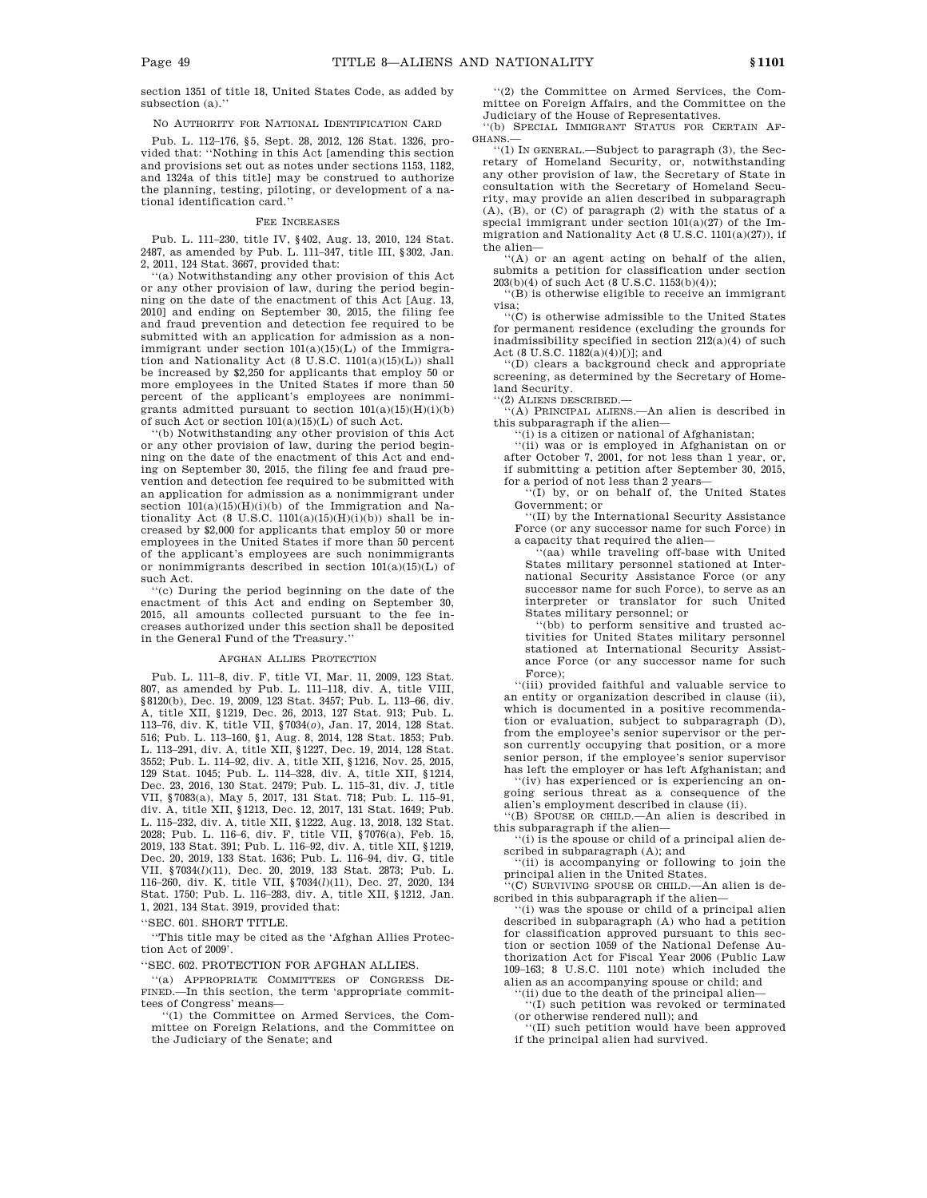section 1351 of title 18, United States Code, as added by subsection (a).''

NO AUTHORITY FOR NATIONAL IDENTIFICATION CARD

Pub. L. 112–176, §5, Sept. 28, 2012, 126 Stat. 1326, provided that: ''Nothing in this Act [amending this section and provisions set out as notes under sections 1153, 1182, and 1324a of this title] may be construed to authorize the planning, testing, piloting, or development of a national identification card.''

FEE INCREASES

Pub. L. 111–230, title IV, §402, Aug. 13, 2010, 124 Stat. 2487, as amended by Pub. L. 111–347, title III, §302, Jan. 2, 2011, 124 Stat. 3667, provided that:

''(a) Notwithstanding any other provision of this Act or any other provision of law, during the period beginning on the date of the enactment of this Act [Aug. 13, 2010] and ending on September 30, 2015, the filing fee and fraud prevention and detection fee required to be submitted with an application for admission as a nonimmigrant under section 101(a)(15)(L) of the Immigration and Nationality Act (8 U.S.C. 1101(a)(15)(L)) shall be increased by $2,250 for applicants that employ 50 or more employees in the United States if more than 50 percent of the applicant's employees are nonimmigrants admitted pursuant to section 101(a)(15)(H)(i)(b) of such Act or section 101(a)(15)(L) of such Act.

''(b) Notwithstanding any other provision of this Act or any other provision of law, during the period beginning on the date of the enactment of this Act and ending on September 30, 2015, the filing fee and fraud prevention and detection fee required to be submitted with an application for admission as a nonimmigrant under section 101(a)(15)(H)(i)(b) of the Immigration and Nationality Act (8 U.S.C. 1101(a)(15)(H)(i)(b)) shall be increased by $2,000 for applicants that employ 50 or more employees in the United States if more than 50 percent of the applicant's employees are such nonimmigrants or nonimmigrants described in section 101(a)(15)(L) of such Act.

''(c) During the period beginning on the date of the enactment of this Act and ending on September 30, 2015, all amounts collected pursuant to the fee increases authorized under this section shall be deposited in the General Fund of the Treasury.''

AFGHAN ALLIES PROTECTION

Pub. L. 111–8, div. F, title VI, Mar. 11, 2009, 123 Stat. 807, as amended by Pub. L. 111–118, div. A, title VIII, §8120(b), Dec. 19, 2009, 123 Stat. 3457; Pub. L. 113–66, div. A, title XII, §1219, Dec. 26, 2013, 127 Stat. 913; Pub. L. 113–76, div. K, title VII, §7034(*o*), Jan. 17, 2014, 128 Stat. 516; Pub. L. 113–160, §1, Aug. 8, 2014, 128 Stat. 1853; Pub. L. 113–291, div. A, title XII, §1227, Dec. 19, 2014, 128 Stat. 3552; Pub. L. 114–92, div. A, title XII, §1216, Nov. 25, 2015, 129 Stat. 1045; Pub. L. 114–328, div. A, title XII, §1214, Dec. 23, 2016, 130 Stat. 2479; Pub. L. 115–31, div. J, title VII, §7083(a), May 5, 2017, 131 Stat. 718; Pub. L. 115–91, div. A, title XII, §1213, Dec. 12, 2017, 131 Stat. 1649; Pub. L. 115–232, div. A, title XII, §1222, Aug. 13, 2018, 132 Stat. 2028; Pub. L. 116–6, div. F, title VII, §7076(a), Feb. 15, 2019, 133 Stat. 391; Pub. L. 116–92, div. A, title XII, §1219, Dec. 20, 2019, 133 Stat. 1636; Pub. L. 116–94, div. G, title VII, §7034(*l*)(11), Dec. 20, 2019, 133 Stat. 2873; Pub. L. 116–260, div. K, title VII, §7034(*l*)(11), Dec. 27, 2020, 134 Stat. 1750; Pub. L. 116–283, div. A, title XII, §1212, Jan. 1, 2021, 134 Stat. 3919, provided that:

''SEC. 601. SHORT TITLE.

''This title may be cited as the 'Afghan Allies Protection Act of 2009'.

''SEC. 602. PROTECTION FOR AFGHAN ALLIES.

''(a) APPROPRIATE COMMITTEES OF CONGRESS DEFINED.—In this section, the term 'appropriate committees of Congress' means—

''(1) the Committee on Armed Services, the Committee on Foreign Relations, and the Committee on the Judiciary of the Senate; and

''(2) the Committee on Armed Services, the Committee on Foreign Affairs, and the Committee on the Judiciary of the House of Representatives.

''(b) SPECIAL IMMIGRANT STATUS FOR CERTAIN AFGHANS.—

''(1) IN GENERAL.—Subject to paragraph (3), the Secretary of Homeland Security, or, notwithstanding any other provision of law, the Secretary of State in consultation with the Secretary of Homeland Security, may provide an alien described in subparagraph (A), (B), or (C) of paragraph (2) with the status of a special immigrant under section 101(a)(27) of the Immigration and Nationality Act (8 U.S.C. 1101(a)(27)), if the alien—

''(A) or an agent acting on behalf of the alien, submits a petition for classification under section 203(b)(4) of such Act (8 U.S.C. 1153(b)(4));

''(B) is otherwise eligible to receive an immigrant visa;

''(C) is otherwise admissible to the United States for permanent residence (excluding the grounds for inadmissibility specified in section 212(a)(4) of such Act (8 U.S.C. 1182(a)(4))[)]; and

''(D) clears a background check and appropriate screening, as determined by the Secretary of Homeland Security.

''(2) ALIENS DESCRIBED.—

''(A) PRINCIPAL ALIENS.—An alien is described in this subparagraph if the alien—

''(i) is a citizen or national of Afghanistan;

''(ii) was or is employed in Afghanistan on or after October 7, 2001, for not less than 1 year, or, if submitting a petition after September 30, 2015, for a period of not less than 2 years—

''(I) by, or on behalf of, the United States Government; or

''(II) by the International Security Assistance Force (or any successor name for such Force) in a capacity that required the alien—

''(aa) while traveling off-base with United States military personnel stationed at International Security Assistance Force (or any successor name for such Force), to serve as an interpreter or translator for such United States military personnel; or

''(bb) to perform sensitive and trusted activities for United States military personnel stationed at International Security Assistance Force (or any successor name for such Force);

''(iii) provided faithful and valuable service to an entity or organization described in clause (ii), which is documented in a positive recommendation or evaluation, subject to subparagraph (D), from the employee's senior supervisor or the person currently occupying that position, or a more senior person, if the employee's senior supervisor has left the employer or has left Afghanistan; and

''(iv) has experienced or is experiencing an ongoing serious threat as a consequence of the alien's employment described in clause (ii).

''(B) SPOUSE OR CHILD.—An alien is described in this subparagraph if the alien—

''(i) is the spouse or child of a principal alien described in subparagraph (A); and

''(ii) is accompanying or following to join the principal alien in the United States.

''(C) SURVIVING SPOUSE OR CHILD.—An alien is described in this subparagraph if the alien—

''(i) was the spouse or child of a principal alien described in subparagraph (A) who had a petition for classification approved pursuant to this section or section 1059 of the National Defense Authorization Act for Fiscal Year 2006 (Public Law 109–163; 8 U.S.C. 1101 note) which included the alien as an accompanying spouse or child; and

''(ii) due to the death of the principal alien—

''(I) such petition was revoked or terminated (or otherwise rendered null); and

''(II) such petition would have been approved if the principal alien had survived.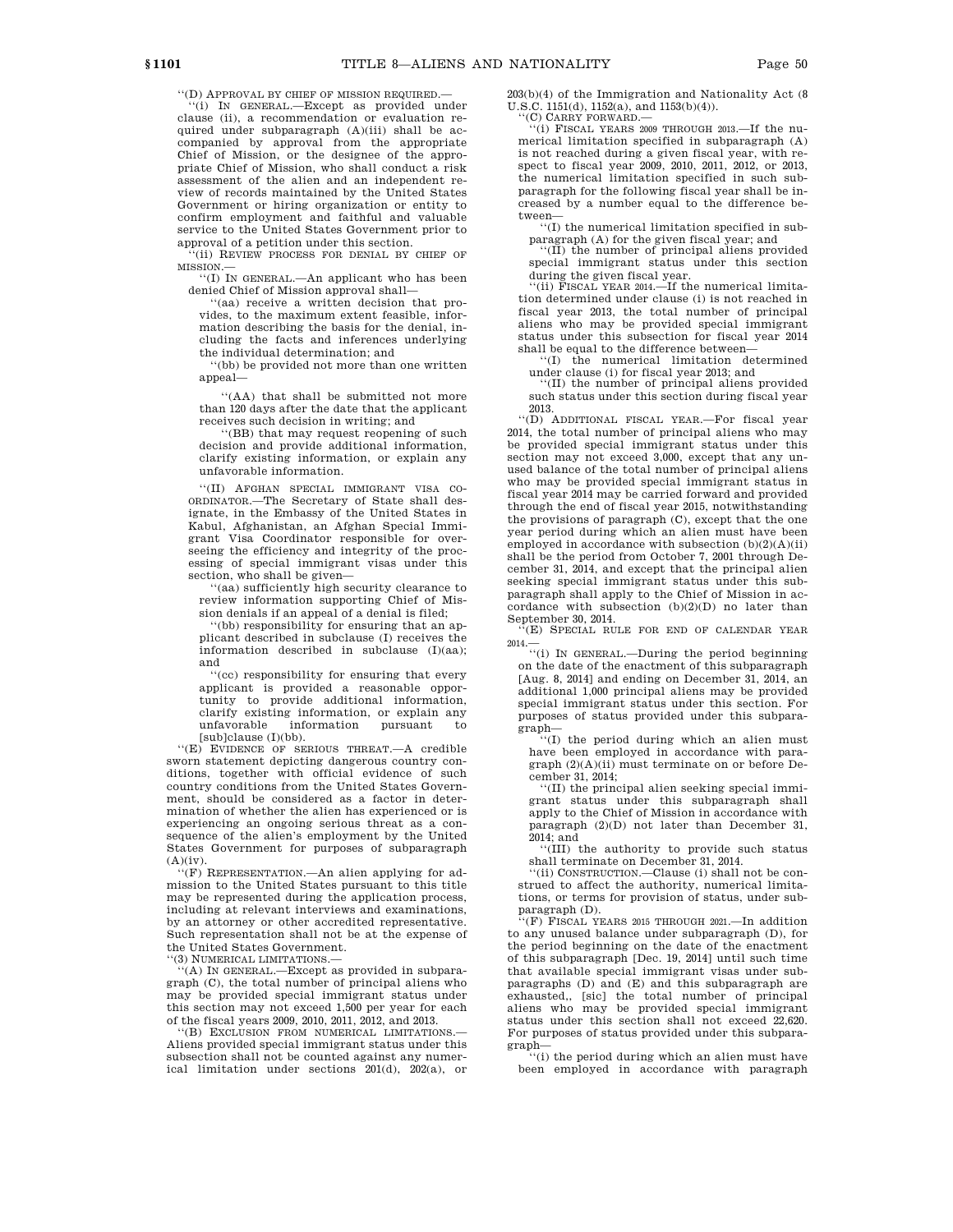''(D) APPROVAL BY CHIEF OF MISSION REQUIRED.—

''(i) IN GENERAL.—Except as provided under clause (ii), a recommendation or evaluation required under subparagraph (A)(iii) shall be accompanied by approval from the appropriate Chief of Mission, or the designee of the appropriate Chief of Mission, who shall conduct a risk assessment of the alien and an independent review of records maintained by the United States Government or hiring organization or entity to confirm employment and faithful and valuable service to the United States Government prior to approval of a petition under this section.

''(ii) REVIEW PROCESS FOR DENIAL BY CHIEF OF MISSION.—

''(I) IN GENERAL.—An applicant who has been denied Chief of Mission approval shall—

''(aa) receive a written decision that provides, to the maximum extent feasible, information describing the basis for the denial, including the facts and inferences underlying the individual determination; and

''(bb) be provided not more than one written appeal—

''(AA) that shall be submitted not more than 120 days after the date that the applicant receives such decision in writing; and

''(BB) that may request reopening of such decision and provide additional information, clarify existing information, or explain any unfavorable information.

''(II) AFGHAN SPECIAL IMMIGRANT VISA COORDINATOR.—The Secretary of State shall designate, in the Embassy of the United States in Kabul, Afghanistan, an Afghan Special Immigrant Visa Coordinator responsible for overseeing the efficiency and integrity of the processing of special immigrant visas under this section, who shall be given—

''(aa) sufficiently high security clearance to review information supporting Chief of Mission denials if an appeal of a denial is filed;

''(bb) responsibility for ensuring that an applicant described in subclause (I) receives the information described in subclause (I)(aa); and

''(cc) responsibility for ensuring that every applicant is provided a reasonable opportunity to provide additional information, clarify existing information, or explain any unfavorable information pursuant to [sub]clause (I)(bb).

''(E) EVIDENCE OF SERIOUS THREAT.—A credible sworn statement depicting dangerous country conditions, together with official evidence of such country conditions from the United States Government, should be considered as a factor in determination of whether the alien has experienced or is experiencing an ongoing serious threat as a consequence of the alien's employment by the United States Government for purposes of subparagraph (A)(iv).

''(F) REPRESENTATION.—An alien applying for admission to the United States pursuant to this title may be represented during the application process, including at relevant interviews and examinations, by an attorney or other accredited representative. Such representation shall not be at the expense of the United States Government.

''(3) NUMERICAL LIMITATIONS.—

''(A) IN GENERAL.—Except as provided in subparagraph (C), the total number of principal aliens who may be provided special immigrant status under this section may not exceed 1,500 per year for each of the fiscal years 2009, 2010, 2011, 2012, and 2013.

''(B) EXCLUSION FROM NUMERICAL LIMITATIONS.—Aliens provided special immigrant status under this subsection shall not be counted against any numerical limitation under sections 201(d), 202(a), or 203(b)(4) of the Immigration and Nationality Act (8 U.S.C. 1151(d), 1152(a), and 1153(b)(4)).

''(C) CARRY FORWARD.—

''(i) FISCAL YEARS 2009 THROUGH 2013.—If the numerical limitation specified in subparagraph (A) is not reached during a given fiscal year, with respect to fiscal year 2009, 2010, 2011, 2012, or 2013, the numerical limitation specified in such subparagraph for the following fiscal year shall be increased by a number equal to the difference between—

''(I) the numerical limitation specified in subparagraph (A) for the given fiscal year; and

''(II) the number of principal aliens provided special immigrant status under this section during the given fiscal year.

''(ii) FISCAL YEAR 2014.—If the numerical limitation determined under clause (i) is not reached in fiscal year 2013, the total number of principal aliens who may be provided special immigrant status under this subsection for fiscal year 2014 shall be equal to the difference between—

''(I) the numerical limitation determined under clause (i) for fiscal year 2013; and

''(II) the number of principal aliens provided such status under this section during fiscal year 2013.

''(D) ADDITIONAL FISCAL YEAR.—For fiscal year 2014, the total number of principal aliens who may be provided special immigrant status under this section may not exceed 3,000, except that any unused balance of the total number of principal aliens who may be provided special immigrant status in fiscal year 2014 may be carried forward and provided through the end of fiscal year 2015, notwithstanding the provisions of paragraph (C), except that the one year period during which an alien must have been employed in accordance with subsection (b)(2)(A)(ii) shall be the period from October 7, 2001 through December 31, 2014, and except that the principal alien seeking special immigrant status under this subparagraph shall apply to the Chief of Mission in accordance with subsection (b)(2)(D) no later than September 30, 2014.

''(E) SPECIAL RULE FOR END OF CALENDAR YEAR 2014.—

''(i) IN GENERAL.—During the period beginning on the date of the enactment of this subparagraph [Aug. 8, 2014] and ending on December 31, 2014, an additional 1,000 principal aliens may be provided special immigrant status under this section. For purposes of status provided under this subparagraph—

''(I) the period during which an alien must have been employed in accordance with paragraph (2)(A)(ii) must terminate on or before December 31, 2014;

''(II) the principal alien seeking special immigrant status under this subparagraph shall apply to the Chief of Mission in accordance with paragraph (2)(D) not later than December 31, 2014; and

''(III) the authority to provide such status shall terminate on December 31, 2014.

''(ii) CONSTRUCTION.—Clause (i) shall not be construed to affect the authority, numerical limitations, or terms for provision of status, under subparagraph (D).

''(F) FISCAL YEARS 2015 THROUGH 2021.—In addition to any unused balance under subparagraph (D), for the period beginning on the date of the enactment of this subparagraph [Dec. 19, 2014] until such time that available special immigrant visas under subparagraphs (D) and (E) and this subparagraph are exhausted,, [sic] the total number of principal aliens who may be provided special immigrant status under this section shall not exceed 22,620. For purposes of status provided under this subparagraph—

''(i) the period during which an alien must have been employed in accordance with paragraph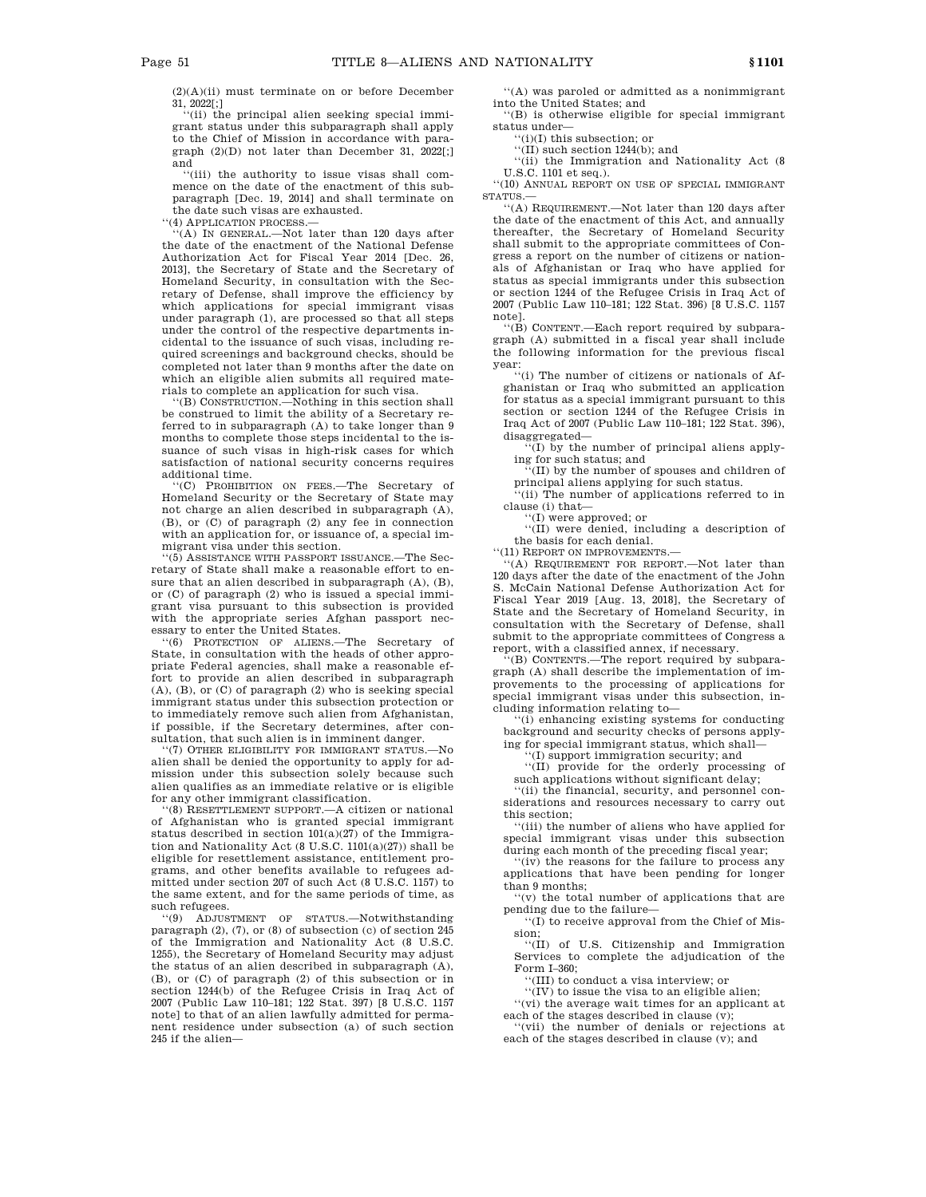(2)(A)(ii) must terminate on or before December 31, 2022[;]

''(ii) the principal alien seeking special immigrant status under this subparagraph shall apply to the Chief of Mission in accordance with paragraph (2)(D) not later than December 31, 2022[;] and

''(iii) the authority to issue visas shall commence on the date of the enactment of this subparagraph [Dec. 19, 2014] and shall terminate on the date such visas are exhausted.

''(4) APPLICATION PROCESS.—

''(A) IN GENERAL.—Not later than 120 days after the date of the enactment of the National Defense Authorization Act for Fiscal Year 2014 [Dec. 26, 2013], the Secretary of State and the Secretary of Homeland Security, in consultation with the Secretary of Defense, shall improve the efficiency by which applications for special immigrant visas under paragraph (1), are processed so that all steps under the control of the respective departments incidental to the issuance of such visas, including required screenings and background checks, should be completed not later than 9 months after the date on which an eligible alien submits all required materials to complete an application for such visa.

''(B) CONSTRUCTION.—Nothing in this section shall be construed to limit the ability of a Secretary referred to in subparagraph (A) to take longer than 9 months to complete those steps incidental to the issuance of such visas in high-risk cases for which satisfaction of national security concerns requires additional time.

''(C) PROHIBITION ON FEES.—The Secretary of Homeland Security or the Secretary of State may not charge an alien described in subparagraph (A), (B), or (C) of paragraph (2) any fee in connection with an application for, or issuance of, a special immigrant visa under this section.

''(5) ASSISTANCE WITH PASSPORT ISSUANCE.—The Secretary of State shall make a reasonable effort to ensure that an alien described in subparagraph (A), (B), or (C) of paragraph (2) who is issued a special immigrant visa pursuant to this subsection is provided with the appropriate series Afghan passport necessary to enter the United States.

''(6) PROTECTION OF ALIENS.—The Secretary of State, in consultation with the heads of other appropriate Federal agencies, shall make a reasonable effort to provide an alien described in subparagraph (A), (B), or (C) of paragraph (2) who is seeking special immigrant status under this subsection protection or to immediately remove such alien from Afghanistan, if possible, if the Secretary determines, after consultation, that such alien is in imminent danger.

''(7) OTHER ELIGIBILITY FOR IMMIGRANT STATUS.—No alien shall be denied the opportunity to apply for admission under this subsection solely because such alien qualifies as an immediate relative or is eligible for any other immigrant classification.

''(8) RESETTLEMENT SUPPORT.—A citizen or national of Afghanistan who is granted special immigrant status described in section 101(a)(27) of the Immigration and Nationality Act (8 U.S.C. 1101(a)(27)) shall be eligible for resettlement assistance, entitlement programs, and other benefits available to refugees admitted under section 207 of such Act (8 U.S.C. 1157) to the same extent, and for the same periods of time, as such refugees.

''(9) ADJUSTMENT OF STATUS.—Notwithstanding paragraph (2), (7), or (8) of subsection (c) of section 245 of the Immigration and Nationality Act (8 U.S.C. 1255), the Secretary of Homeland Security may adjust the status of an alien described in subparagraph (A), (B), or (C) of paragraph (2) of this subsection or in section 1244(b) of the Refugee Crisis in Iraq Act of 2007 (Public Law 110–181; 122 Stat. 397) [8 U.S.C. 1157 note] to that of an alien lawfully admitted for permanent residence under subsection (a) of such section 245 if the alien—

''(A) was paroled or admitted as a nonimmigrant into the United States; and

''(B) is otherwise eligible for special immigrant status under—

''(i)(I) this subsection; or

''(II) such section 1244(b); and

''(ii) the Immigration and Nationality Act (8 U.S.C. 1101 et seq.).

''(10) ANNUAL REPORT ON USE OF SPECIAL IMMIGRANT STATUS.—

''(A) REQUIREMENT.—Not later than 120 days after the date of the enactment of this Act, and annually thereafter, the Secretary of Homeland Security shall submit to the appropriate committees of Congress a report on the number of citizens or nationals of Afghanistan or Iraq who have applied for status as special immigrants under this subsection or section 1244 of the Refugee Crisis in Iraq Act of 2007 (Public Law 110–181; 122 Stat. 396) [8 U.S.C. 1157 note].

''(B) CONTENT.—Each report required by subparagraph (A) submitted in a fiscal year shall include the following information for the previous fiscal year:

''(i) The number of citizens or nationals of Afghanistan or Iraq who submitted an application for status as a special immigrant pursuant to this section or section 1244 of the Refugee Crisis in Iraq Act of 2007 (Public Law 110–181; 122 Stat. 396), disaggregated—

''(I) by the number of principal aliens applying for such status; and

''(II) by the number of spouses and children of principal aliens applying for such status.

''(ii) The number of applications referred to in clause (i) that—

''(I) were approved; or

''(II) were denied, including a description of the basis for each denial.

''(11) REPORT ON IMPROVEMENTS.—

''(A) REQUIREMENT FOR REPORT.—Not later than 120 days after the date of the enactment of the John S. McCain National Defense Authorization Act for Fiscal Year 2019 [Aug. 13, 2018], the Secretary of State and the Secretary of Homeland Security, in consultation with the Secretary of Defense, shall submit to the appropriate committees of Congress a report, with a classified annex, if necessary.

''(B) CONTENTS.—The report required by subparagraph (A) shall describe the implementation of improvements to the processing of applications for special immigrant visas under this subsection, including information relating to—

''(i) enhancing existing systems for conducting background and security checks of persons applying for special immigrant status, which shall—

''(I) support immigration security; and

''(II) provide for the orderly processing of such applications without significant delay;

''(ii) the financial, security, and personnel considerations and resources necessary to carry out this section;

''(iii) the number of aliens who have applied for special immigrant visas under this subsection during each month of the preceding fiscal year;

''(iv) the reasons for the failure to process any applications that have been pending for longer than 9 months;

''(v) the total number of applications that are pending due to the failure—

''(I) to receive approval from the Chief of Mission;

''(II) of U.S. Citizenship and Immigration Services to complete the adjudication of the Form I–360;

''(III) to conduct a visa interview; or

''(IV) to issue the visa to an eligible alien;

''(vi) the average wait times for an applicant at each of the stages described in clause (v);

''(vii) the number of denials or rejections at each of the stages described in clause (v); and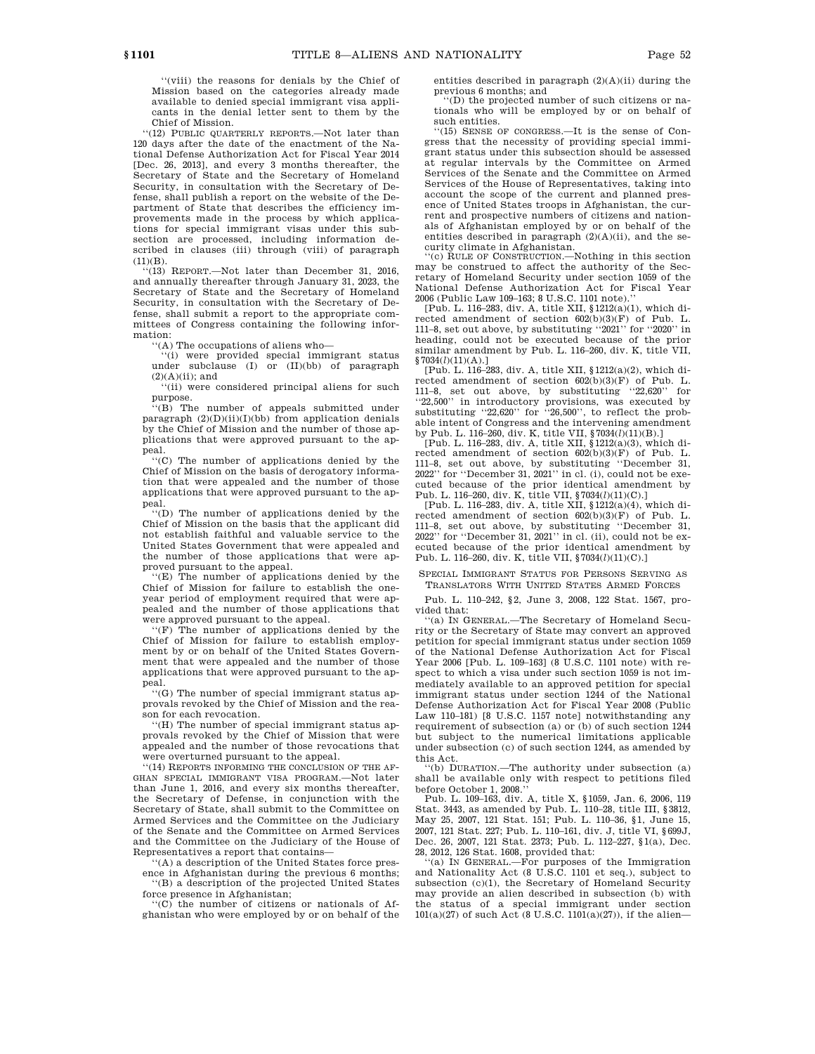''(viii) the reasons for denials by the Chief of Mission based on the categories already made available to denied special immigrant visa applicants in the denial letter sent to them by the Chief of Mission.

''(12) PUBLIC QUARTERLY REPORTS.—Not later than 120 days after the date of the enactment of the National Defense Authorization Act for Fiscal Year 2014 [Dec. 26, 2013], and every 3 months thereafter, the Secretary of State and the Secretary of Homeland Security, in consultation with the Secretary of Defense, shall publish a report on the website of the Department of State that describes the efficiency improvements made in the process by which applications for special immigrant visas under this subsection are processed, including information described in clauses (iii) through (viii) of paragraph (11)(B).

''(13) REPORT.—Not later than December 31, 2016, and annually thereafter through January 31, 2023, the Secretary of State and the Secretary of Homeland Security, in consultation with the Secretary of Defense, shall submit a report to the appropriate committees of Congress containing the following information:

''(A) The occupations of aliens who—

''(i) were provided special immigrant status under subclause (I) or (II)(bb) of paragraph (2)(A)(ii); and

''(ii) were considered principal aliens for such purpose.

''(B) The number of appeals submitted under paragraph (2)(D)(ii)(I)(bb) from application denials by the Chief of Mission and the number of those applications that were approved pursuant to the appeal.

''(C) The number of applications denied by the Chief of Mission on the basis of derogatory information that were appealed and the number of those applications that were approved pursuant to the appeal.

''(D) The number of applications denied by the Chief of Mission on the basis that the applicant did not establish faithful and valuable service to the United States Government that were appealed and the number of those applications that were approved pursuant to the appeal.

''(E) The number of applications denied by the Chief of Mission for failure to establish the one-year period of employment required that were appealed and the number of those applications that were approved pursuant to the appeal.

''(F) The number of applications denied by the Chief of Mission for failure to establish employment by or on behalf of the United States Government that were appealed and the number of those applications that were approved pursuant to the appeal.

''(G) The number of special immigrant status approvals revoked by the Chief of Mission and the reason for each revocation.

''(H) The number of special immigrant status approvals revoked by the Chief of Mission that were appealed and the number of those revocations that were overturned pursuant to the appeal.

''(14) REPORTS INFORMING THE CONCLUSION OF THE AFGHAN SPECIAL IMMIGRANT VISA PROGRAM.—Not later than June 1, 2016, and every six months thereafter, the Secretary of Defense, in conjunction with the Secretary of State, shall submit to the Committee on Armed Services and the Committee on the Judiciary of the Senate and the Committee on Armed Services and the Committee on the Judiciary of the House of Representatives a report that contains—

''(A) a description of the United States force presence in Afghanistan during the previous 6 months;

''(B) a description of the projected United States force presence in Afghanistan;

''(C) the number of citizens or nationals of Afghanistan who were employed by or on behalf of the entities described in paragraph (2)(A)(ii) during the previous 6 months; and

''(D) the projected number of such citizens or nationals who will be employed by or on behalf of such entities.

''(15) SENSE OF CONGRESS.—It is the sense of Congress that the necessity of providing special immigrant status under this subsection should be assessed at regular intervals by the Committee on Armed Services of the Senate and the Committee on Armed Services of the House of Representatives, taking into account the scope of the current and planned presence of United States troops in Afghanistan, the current and prospective numbers of citizens and nationals of Afghanistan employed by or on behalf of the entities described in paragraph (2)(A)(ii), and the security climate in Afghanistan.

''(c) RULE OF CONSTRUCTION.—Nothing in this section may be construed to affect the authority of the Secretary of Homeland Security under section 1059 of the National Defense Authorization Act for Fiscal Year 2006 (Public Law 109–163; 8 U.S.C. 1101 note).''

[Pub. L. 116–283, div. A, title XII, §1212(a)(1), which directed amendment of section 602(b)(3)(F) of Pub. L. 111–8, set out above, by substituting ''2021'' for ''2020'' in heading, could not be executed because of the prior similar amendment by Pub. L. 116–260, div. K, title VII, §7034(*l*)(11)(A).]

[Pub. L. 116–283, div. A, title XII, §1212(a)(2), which directed amendment of section 602(b)(3)(F) of Pub. L. 111–8, set out above, by substituting ''22,620'' for ''22,500'' in introductory provisions, was executed by substituting ''22,620'' for ''26,500'', to reflect the probable intent of Congress and the intervening amendment by Pub. L. 116–260, div. K, title VII, §7034(*l*)(11)(B).]

[Pub. L. 116–283, div. A, title XII, §1212(a)(3), which directed amendment of section 602(b)(3)(F) of Pub. L. 111–8, set out above, by substituting ''December 31, 2022'' for ''December 31, 2021'' in cl. (i), could not be executed because of the prior identical amendment by Pub. L. 116–260, div. K, title VII, §7034(*l*)(11)(C).]

[Pub. L. 116–283, div. A, title XII, §1212(a)(4), which directed amendment of section 602(b)(3)(F) of Pub. L. 111–8, set out above, by substituting ''December 31, 2022'' for ''December 31, 2021'' in cl. (ii), could not be executed because of the prior identical amendment by Pub. L. 116–260, div. K, title VII, §7034(*l*)(11)(C).]

SPECIAL IMMIGRANT STATUS FOR PERSONS SERVING AS TRANSLATORS WITH UNITED STATES ARMED FORCES

Pub. L. 110–242, §2, June 3, 2008, 122 Stat. 1567, provided that:

''(a) IN GENERAL.—The Secretary of Homeland Security or the Secretary of State may convert an approved petition for special immigrant status under section 1059 of the National Defense Authorization Act for Fiscal Year 2006 [Pub. L. 109–163] (8 U.S.C. 1101 note) with respect to which a visa under such section 1059 is not immediately available to an approved petition for special immigrant status under section 1244 of the National Defense Authorization Act for Fiscal Year 2008 (Public Law 110–181) [8 U.S.C. 1157 note] notwithstanding any requirement of subsection (a) or (b) of such section 1244 but subject to the numerical limitations applicable under subsection (c) of such section 1244, as amended by this Act.

''(b) DURATION.—The authority under subsection (a) shall be available only with respect to petitions filed before October 1, 2008.''

Pub. L. 109–163, div. A, title X, §1059, Jan. 6, 2006, 119 Stat. 3443, as amended by Pub. L. 110–28, title III, §3812, May 25, 2007, 121 Stat. 151; Pub. L. 110–36, §1, June 15, 2007, 121 Stat. 227; Pub. L. 110–161, div. J, title VI, §699J, Dec. 26, 2007, 121 Stat. 2373; Pub. L. 112–227, §1(a), Dec. 28, 2012, 126 Stat. 1608, provided that:

''(a) IN GENERAL.—For purposes of the Immigration and Nationality Act (8 U.S.C. 1101 et seq.), subject to subsection (c)(1), the Secretary of Homeland Security may provide an alien described in subsection (b) with the status of a special immigrant under section 101(a)(27) of such Act (8 U.S.C. 1101(a)(27)), if the alien—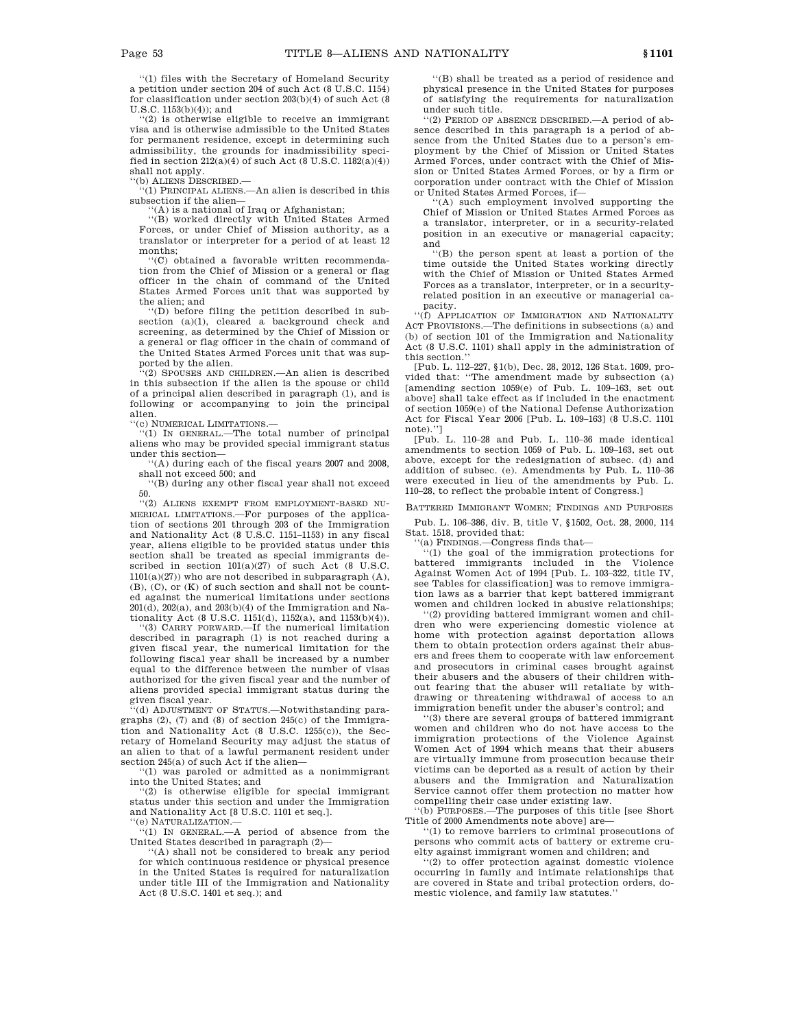''(1) files with the Secretary of Homeland Security a petition under section 204 of such Act (8 U.S.C. 1154) for classification under section 203(b)(4) of such Act (8 U.S.C. 1153(b)(4)); and

''(2) is otherwise eligible to receive an immigrant visa and is otherwise admissible to the United States for permanent residence, except in determining such admissibility, the grounds for inadmissibility specified in section 212(a)(4) of such Act (8 U.S.C. 1182(a)(4)) shall not apply.

''(b) ALIENS DESCRIBED.—

''(1) PRINCIPAL ALIENS.—An alien is described in this subsection if the alien—

''(A) is a national of Iraq or Afghanistan;

''(B) worked directly with United States Armed Forces, or under Chief of Mission authority, as a translator or interpreter for a period of at least 12 months;

''(C) obtained a favorable written recommendation from the Chief of Mission or a general or flag officer in the chain of command of the United States Armed Forces unit that was supported by the alien; and

''(D) before filing the petition described in subsection (a)(1), cleared a background check and screening, as determined by the Chief of Mission or a general or flag officer in the chain of command of the United States Armed Forces unit that was supported by the alien.

''(2) SPOUSES AND CHILDREN.—An alien is described in this subsection if the alien is the spouse or child of a principal alien described in paragraph (1), and is following or accompanying to join the principal alien.

''(c) NUMERICAL LIMITATIONS.—

''(1) IN GENERAL.—The total number of principal aliens who may be provided special immigrant status under this section—

''(A) during each of the fiscal years 2007 and 2008, shall not exceed 500; and

''(B) during any other fiscal year shall not exceed 50.

''(2) ALIENS EXEMPT FROM EMPLOYMENT-BASED NUMERICAL LIMITATIONS.—For purposes of the application of sections 201 through 203 of the Immigration and Nationality Act (8 U.S.C. 1151–1153) in any fiscal year, aliens eligible to be provided status under this section shall be treated as special immigrants described in section 101(a)(27) of such Act (8 U.S.C. 1101(a)(27)) who are not described in subparagraph (A), (B), (C), or (K) of such section and shall not be counted against the numerical limitations under sections 201(d), 202(a), and 203(b)(4) of the Immigration and Nationality Act (8 U.S.C. 1151(d), 1152(a), and 1153(b)(4)).

''(3) CARRY FORWARD.—If the numerical limitation described in paragraph (1) is not reached during a given fiscal year, the numerical limitation for the following fiscal year shall be increased by a number equal to the difference between the number of visas authorized for the given fiscal year and the number of aliens provided special immigrant status during the given fiscal year.

''(d) ADJUSTMENT OF STATUS.—Notwithstanding paragraphs (2), (7) and (8) of section 245(c) of the Immigration and Nationality Act (8 U.S.C. 1255(c)), the Secretary of Homeland Security may adjust the status of an alien to that of a lawful permanent resident under section 245(a) of such Act if the alien—

''(1) was paroled or admitted as a nonimmigrant into the United States; and

''(2) is otherwise eligible for special immigrant status under this section and under the Immigration and Nationality Act [8 U.S.C. 1101 et seq.].

''(e) NATURALIZATION.—

''(1) IN GENERAL.—A period of absence from the United States described in paragraph (2)—

''(A) shall not be considered to break any period for which continuous residence or physical presence in the United States is required for naturalization under title III of the Immigration and Nationality Act (8 U.S.C. 1401 et seq.); and

''(B) shall be treated as a period of residence and physical presence in the United States for purposes of satisfying the requirements for naturalization under such title.

''(2) PERIOD OF ABSENCE DESCRIBED.—A period of absence described in this paragraph is a period of absence from the United States due to a person's employment by the Chief of Mission or United States Armed Forces, under contract with the Chief of Mission or United States Armed Forces, or by a firm or corporation under contract with the Chief of Mission or United States Armed Forces, if—

''(A) such employment involved supporting the Chief of Mission or United States Armed Forces as a translator, interpreter, or in a security-related position in an executive or managerial capacity; and

''(B) the person spent at least a portion of the time outside the United States working directly with the Chief of Mission or United States Armed Forces as a translator, interpreter, or in a security-related position in an executive or managerial capacity.

''(f) APPLICATION OF IMMIGRATION AND NATIONALITY ACT PROVISIONS.—The definitions in subsections (a) and (b) of section 101 of the Immigration and Nationality Act (8 U.S.C. 1101) shall apply in the administration of this section.''

[Pub. L. 112–227, §1(b), Dec. 28, 2012, 126 Stat. 1609, provided that: ''The amendment made by subsection (a) [amending section 1059(e) of Pub. L. 109–163, set out above] shall take effect as if included in the enactment of section 1059(e) of the National Defense Authorization Act for Fiscal Year 2006 [Pub. L. 109–163] (8 U.S.C. 1101 note).'']

[Pub. L. 110–28 and Pub. L. 110–36 made identical amendments to section 1059 of Pub. L. 109–163, set out above, except for the redesignation of subsec. (d) and addition of subsec. (e). Amendments by Pub. L. 110–36 were executed in lieu of the amendments by Pub. L. 110–28, to reflect the probable intent of Congress.]

## BATTERED IMMIGRANT WOMEN; FINDINGS AND PURPOSES

Pub. L. 106–386, div. B, title V, §1502, Oct. 28, 2000, 114 Stat. 1518, provided that:

''(a) FINDINGS.—Congress finds that—

''(1) the goal of the immigration protections for battered immigrants included in the Violence Against Women Act of 1994 [Pub. L. 103–322, title IV, see Tables for classification] was to remove immigration laws as a barrier that kept battered immigrant women and children locked in abusive relationships;

''(2) providing battered immigrant women and children who were experiencing domestic violence at home with protection against deportation allows them to obtain protection orders against their abusers and frees them to cooperate with law enforcement and prosecutors in criminal cases brought against their abusers and the abusers of their children without fearing that the abuser will retaliate by withdrawing or threatening withdrawal of access to an immigration benefit under the abuser's control; and

''(3) there are several groups of battered immigrant women and children who do not have access to the immigration protections of the Violence Against Women Act of 1994 which means that their abusers are virtually immune from prosecution because their victims can be deported as a result of action by their abusers and the Immigration and Naturalization Service cannot offer them protection no matter how compelling their case under existing law.

''(b) PURPOSES.—The purposes of this title [see Short Title of 2000 Amendments note above] are—

''(1) to remove barriers to criminal prosecutions of persons who commit acts of battery or extreme cruelty against immigrant women and children; and

''(2) to offer protection against domestic violence occurring in family and intimate relationships that are covered in State and tribal protection orders, domestic violence, and family law statutes.''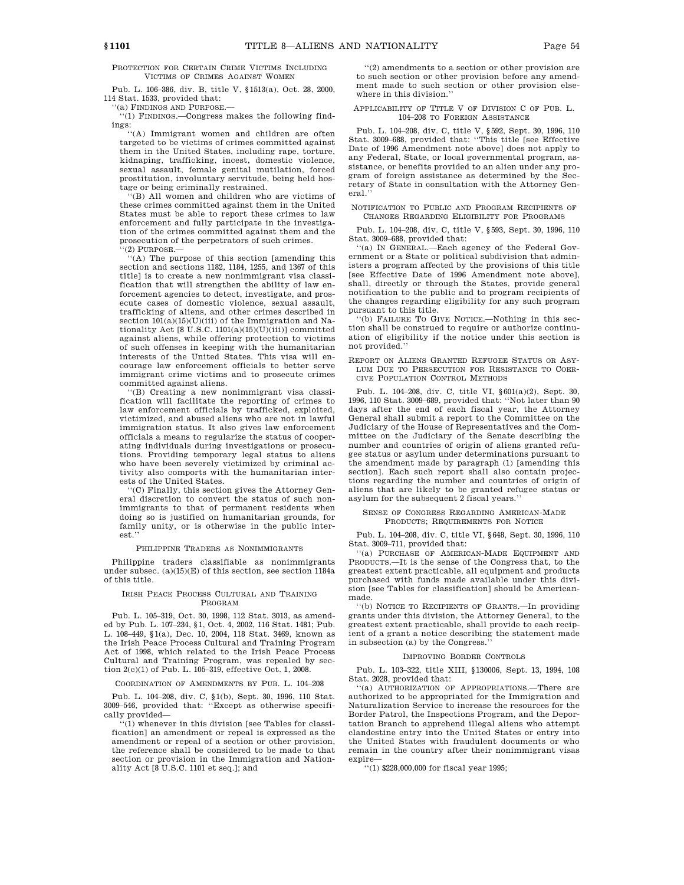### PROTECTION FOR CERTAIN CRIME VICTIMS INCLUDING VICTIMS OF CRIMES AGAINST WOMEN

Pub. L. 106–386, div. B, title V, §1513(a), Oct. 28, 2000, 114 Stat. 1533, provided that:

"(a) FINDINGS AND PURPOSE.—

"(1) FINDINGS.—Congress makes the following findings:

"(A) Immigrant women and children are often targeted to be victims of crimes committed against them in the United States, including rape, torture, kidnaping, trafficking, incest, domestic violence, sexual assault, female genital mutilation, forced prostitution, involuntary servitude, being held hostage or being criminally restrained.

"(B) All women and children who are victims of these crimes committed against them in the United States must be able to report these crimes to law enforcement and fully participate in the investigation of the crimes committed against them and the prosecution of the perpetrators of such crimes.

"(2) PURPOSE.—

"(A) The purpose of this section [amending this section and sections 1182, 1184, 1255, and 1367 of this title] is to create a new nonimmigrant visa classification that will strengthen the ability of law enforcement agencies to detect, investigate, and prosecute cases of domestic violence, sexual assault, trafficking of aliens, and other crimes described in section 101(a)(15)(U)(iii) of the Immigration and Nationality Act [8 U.S.C. 1101(a)(15)(U)(iii)] committed against aliens, while offering protection to victims of such offenses in keeping with the humanitarian interests of the United States. This visa will encourage law enforcement officials to better serve immigrant crime victims and to prosecute crimes committed against aliens.

"(B) Creating a new nonimmigrant visa classification will facilitate the reporting of crimes to law enforcement officials by trafficked, exploited, victimized, and abused aliens who are not in lawful immigration status. It also gives law enforcement officials a means to regularize the status of cooperating individuals during investigations or prosecutions. Providing temporary legal status to aliens who have been severely victimized by criminal activity also comports with the humanitarian interests of the United States.

"(C) Finally, this section gives the Attorney General discretion to convert the status of such nonimmigrants to that of permanent residents when doing so is justified on humanitarian grounds, for family unity, or is otherwise in the public interest."

### PHILIPPINE TRADERS AS NONIMMIGRANTS

Philippine traders classifiable as nonimmigrants under subsec. (a)(15)(E) of this section, see section 1184a of this title.

### IRISH PEACE PROCESS CULTURAL AND TRAINING PROGRAM

Pub. L. 105–319, Oct. 30, 1998, 112 Stat. 3013, as amended by Pub. L. 107–234, §1, Oct. 4, 2002, 116 Stat. 1481; Pub. L. 108–449, §1(a), Dec. 10, 2004, 118 Stat. 3469, known as the Irish Peace Process Cultural and Training Program Act of 1998, which related to the Irish Peace Process Cultural and Training Program, was repealed by section 2(c)(1) of Pub. L. 105–319, effective Oct. 1, 2008.

### COORDINATION OF AMENDMENTS BY PUB. L. 104–208

Pub. L. 104–208, div. C, §1(b), Sept. 30, 1996, 110 Stat. 3009–546, provided that: "Except as otherwise specifically provided—

"(1) whenever in this division [see Tables for classification] an amendment or repeal is expressed as the amendment or repeal of a section or other provision, the reference shall be considered to be made to that section or provision in the Immigration and Nationality Act [8 U.S.C. 1101 et seq.]; and

"(2) amendments to a section or other provision are to such section or other provision before any amendment made to such section or other provision elsewhere in this division."

### APPLICABILITY OF TITLE V OF DIVISION C OF PUB. L. 104–208 TO FOREIGN ASSISTANCE

Pub. L. 104–208, div. C, title V, §592, Sept. 30, 1996, 110 Stat. 3009–688, provided that: "This title [see Effective Date of 1996 Amendment note above] does not apply to any Federal, State, or local governmental program, assistance, or benefits provided to an alien under any program of foreign assistance as determined by the Secretary of State in consultation with the Attorney General."

### NOTIFICATION TO PUBLIC AND PROGRAM RECIPIENTS OF CHANGES REGARDING ELIGIBILITY FOR PROGRAMS

Pub. L. 104–208, div. C, title V, §593, Sept. 30, 1996, 110 Stat. 3009–688, provided that:

"(a) IN GENERAL.—Each agency of the Federal Government or a State or political subdivision that administers a program affected by the provisions of this title [see Effective Date of 1996 Amendment note above], shall, directly or through the States, provide general notification to the public and to program recipients of the changes regarding eligibility for any such program pursuant to this title.

"(b) FAILURE TO GIVE NOTICE.—Nothing in this section shall be construed to require or authorize continuation of eligibility if the notice under this section is not provided."

### REPORT ON ALIENS GRANTED REFUGEE STATUS OR ASYLUM DUE TO PERSECUTION FOR RESISTANCE TO COERCIVE POPULATION CONTROL METHODS

Pub. L. 104–208, div. C, title VI, §601(a)(2), Sept. 30, 1996, 110 Stat. 3009–689, provided that: "Not later than 90 days after the end of each fiscal year, the Attorney General shall submit a report to the Committee on the Judiciary of the House of Representatives and the Committee on the Judiciary of the Senate describing the number and countries of origin of aliens granted refugee status or asylum under determinations pursuant to the amendment made by paragraph (1) [amending this section]. Each such report shall also contain projections regarding the number and countries of origin of aliens that are likely to be granted refugee status or asylum for the subsequent 2 fiscal years."

### SENSE OF CONGRESS REGARDING AMERICAN-MADE PRODUCTS; REQUIREMENTS FOR NOTICE

Pub. L. 104–208, div. C, title VI, §648, Sept. 30, 1996, 110 Stat. 3009–711, provided that:

"(a) PURCHASE OF AMERICAN-MADE EQUIPMENT AND PRODUCTS.—It is the sense of the Congress that, to the greatest extent practicable, all equipment and products purchased with funds made available under this division [see Tables for classification] should be American-made.

"(b) NOTICE TO RECIPIENTS OF GRANTS.—In providing grants under this division, the Attorney General, to the greatest extent practicable, shall provide to each recipient of a grant a notice describing the statement made in subsection (a) by the Congress."

### IMPROVING BORDER CONTROLS

Pub. L. 103–322, title XIII, §130006, Sept. 13, 1994, 108 Stat. 2028, provided that:

"(a) AUTHORIZATION OF APPROPRIATIONS.—There are authorized to be appropriated for the Immigration and Naturalization Service to increase the resources for the Border Patrol, the Inspections Program, and the Deportation Branch to apprehend illegal aliens who attempt clandestine entry into the United States or entry into the United States with fraudulent documents or who remain in the country after their nonimmigrant visas expire—

"(1) $228,000,000 for fiscal year 1995;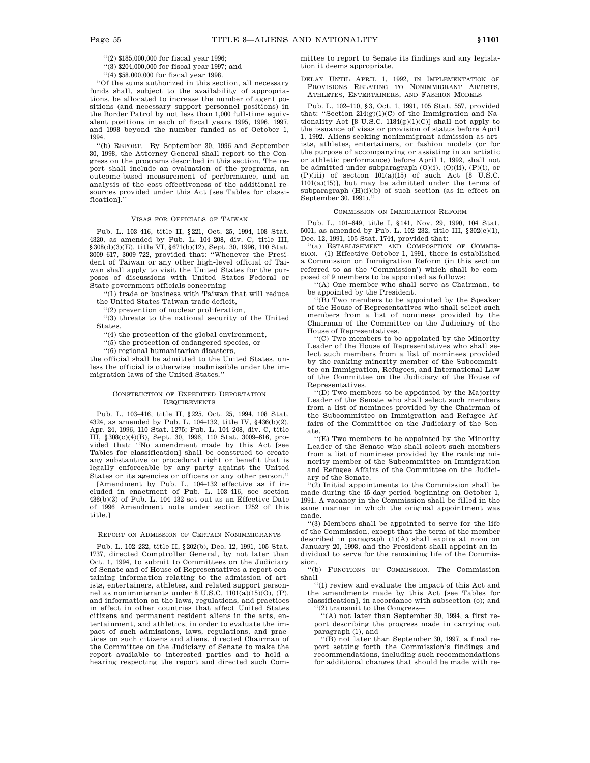''(2) $185,000,000 for fiscal year 1996;

''(3) $204,000,000 for fiscal year 1997; and

''(4) $58,000,000 for fiscal year 1998.

''Of the sums authorized in this section, all necessary funds shall, subject to the availability of appropriations, be allocated to increase the number of agent positions (and necessary support personnel positions) in the Border Patrol by not less than 1,000 full-time equivalent positions in each of fiscal years 1995, 1996, 1997, and 1998 beyond the number funded as of October 1, 1994.

''(b) REPORT.—By September 30, 1996 and September 30, 1998, the Attorney General shall report to the Congress on the programs described in this section. The report shall include an evaluation of the programs, an outcome-based measurement of performance, and an analysis of the cost effectiveness of the additional resources provided under this Act [see Tables for classification].''

### VISAS FOR OFFICIALS OF TAIWAN

Pub. L. 103–416, title II, §221, Oct. 25, 1994, 108 Stat. 4320, as amended by Pub. L. 104–208, div. C, title III, §308(d)(3)(E), title VI, §671(b)(12), Sept. 30, 1996, 110 Stat. 3009–617, 3009–722, provided that: ''Whenever the President of Taiwan or any other high-level official of Taiwan shall apply to visit the United States for the purposes of discussions with United States Federal or State government officials concerning—

''(1) trade or business with Taiwan that will reduce the United States-Taiwan trade deficit,

''(2) prevention of nuclear proliferation,

''(3) threats to the national security of the United States,

''(4) the protection of the global environment,

''(5) the protection of endangered species, or

''(6) regional humanitarian disasters,

the official shall be admitted to the United States, unless the official is otherwise inadmissible under the immigration laws of the United States.''

### CONSTRUCTION OF EXPEDITED DEPORTATION REQUIREMENTS

Pub. L. 103–416, title II, §225, Oct. 25, 1994, 108 Stat. 4324, as amended by Pub. L. 104–132, title IV, §436(b)(2), Apr. 24, 1996, 110 Stat. 1275; Pub. L. 104–208, div. C, title III, §308(c)(4)(B), Sept. 30, 1996, 110 Stat. 3009–616, provided that: ''No amendment made by this Act [see Tables for classification] shall be construed to create any substantive or procedural right or benefit that is legally enforceable by any party against the United States or its agencies or officers or any other person.''

[Amendment by Pub. L. 104–132 effective as if included in enactment of Pub. L. 103–416, see section 436(b)(3) of Pub. L. 104–132 set out as an Effective Date of 1996 Amendment note under section 1252 of this title.]

### REPORT ON ADMISSION OF CERTAIN NONIMMIGRANTS

Pub. L. 102–232, title II, §202(b), Dec. 12, 1991, 105 Stat. 1737, directed Comptroller General, by not later than Oct. 1, 1994, to submit to Committees on the Judiciary of Senate and of House of Representatives a report containing information relating to the admission of artists, entertainers, athletes, and related support personnel as nonimmigrants under 8 U.S.C. 1101(a)(15)(O), (P), and information on the laws, regulations, and practices in effect in other countries that affect United States citizens and permanent resident aliens in the arts, entertainment, and athletics, in order to evaluate the impact of such admissions, laws, regulations, and practices on such citizens and aliens, directed Chairman of the Committee on the Judiciary of Senate to make the report available to interested parties and to hold a hearing respecting the report and directed such Committee to report to Senate its findings and any legislation it deems appropriate.

### DELAY UNTIL APRIL 1, 1992, IN IMPLEMENTATION OF PROVISIONS RELATING TO NONIMMIGRANT ARTISTS, ATHLETES, ENTERTAINERS, AND FASHION MODELS

Pub. L. 102–110, §3, Oct. 1, 1991, 105 Stat. 557, provided that: ''Section 214(g)(1)(C) of the Immigration and Nationality Act [8 U.S.C. 1184(g)(1)(C)] shall not apply to the issuance of visas or provision of status before April 1, 1992. Aliens seeking nonimmigrant admission as artists, athletes, entertainers, or fashion models (or for the purpose of accompanying or assisting in an artistic or athletic performance) before April 1, 1992, shall not be admitted under subparagraph (O)(i), (O)(ii), (P)(i), or (P)(iii) of section 101(a)(15) of such Act [8 U.S.C. 1101(a)(15)], but may be admitted under the terms of subparagraph (H)(i)(b) of such section (as in effect on September 30, 1991).''

### COMMISSION ON IMMIGRATION REFORM

Pub. L. 101–649, title I, §141, Nov. 29, 1990, 104 Stat. 5001, as amended by Pub. L. 102–232, title III, §302(c)(1), Dec. 12, 1991, 105 Stat. 1744, provided that:

''(a) ESTABLISHMENT AND COMPOSITION OF COMMISSION.—(1) Effective October 1, 1991, there is established a Commission on Immigration Reform (in this section referred to as the 'Commission') which shall be composed of 9 members to be appointed as follows:

''(A) One member who shall serve as Chairman, to be appointed by the President.

''(B) Two members to be appointed by the Speaker of the House of Representatives who shall select such members from a list of nominees provided by the Chairman of the Committee on the Judiciary of the House of Representatives.

''(C) Two members to be appointed by the Minority Leader of the House of Representatives who shall select such members from a list of nominees provided by the ranking minority member of the Subcommittee on Immigration, Refugees, and International Law of the Committee on the Judiciary of the House of Representatives.

''(D) Two members to be appointed by the Majority Leader of the Senate who shall select such members from a list of nominees provided by the Chairman of the Subcommittee on Immigration and Refugee Affairs of the Committee on the Judiciary of the Senate.

''(E) Two members to be appointed by the Minority Leader of the Senate who shall select such members from a list of nominees provided by the ranking minority member of the Subcommittee on Immigration and Refugee Affairs of the Committee on the Judiciary of the Senate.

''(2) Initial appointments to the Commission shall be made during the 45-day period beginning on October 1, 1991. A vacancy in the Commission shall be filled in the same manner in which the original appointment was made.

''(3) Members shall be appointed to serve for the life of the Commission, except that the term of the member described in paragraph (1)(A) shall expire at noon on January 20, 1993, and the President shall appoint an individual to serve for the remaining life of the Commission.

''(b) FUNCTIONS OF COMMISSION.—The Commission shall—

''(1) review and evaluate the impact of this Act and the amendments made by this Act [see Tables for classification], in accordance with subsection (c); and

''(2) transmit to the Congress—

''(A) not later than September 30, 1994, a first report describing the progress made in carrying out paragraph (1), and

''(B) not later than September 30, 1997, a final report setting forth the Commission's findings and recommendations, including such recommendations for additional changes that should be made with re-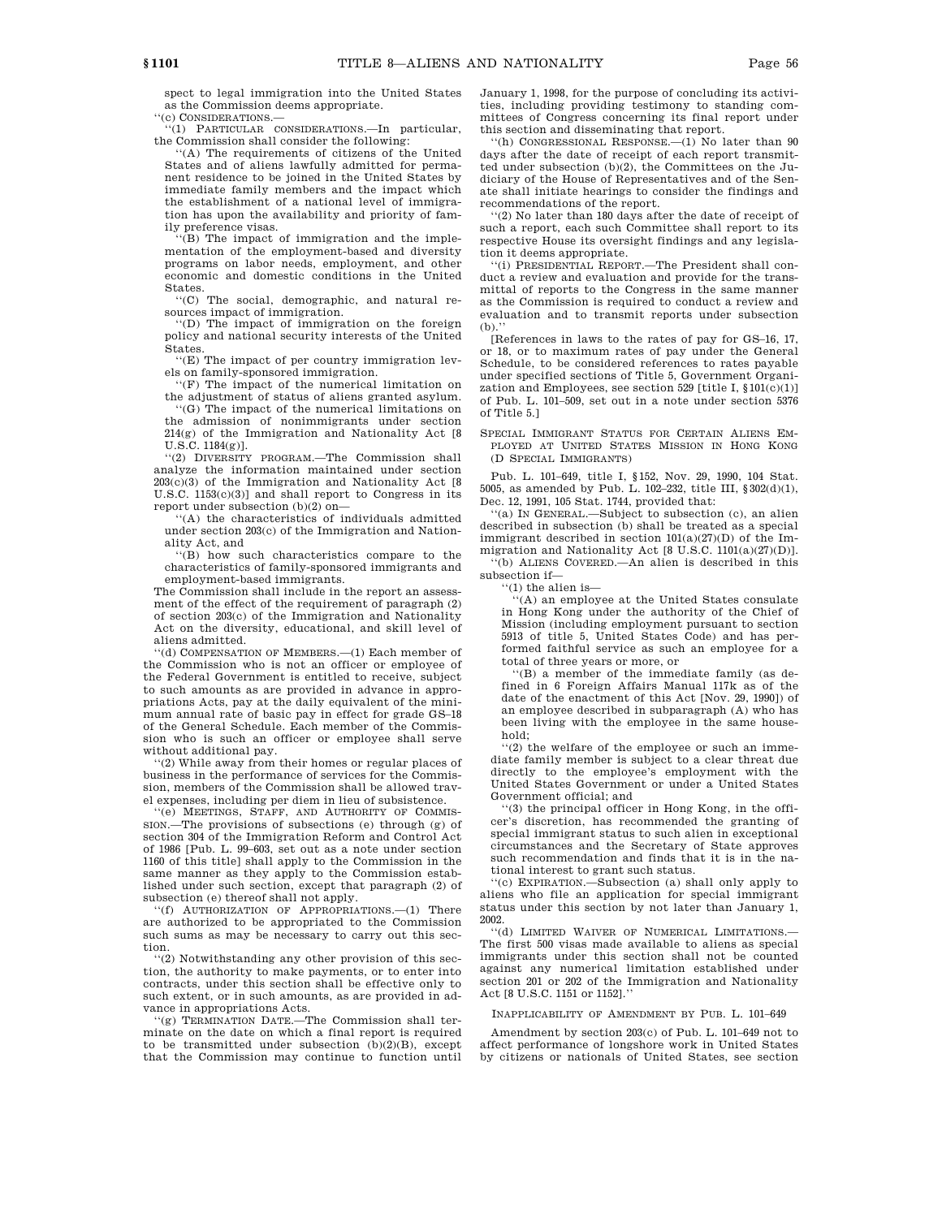spect to legal immigration into the United States as the Commission deems appropriate.

''(c) CONSIDERATIONS.—

''(1) PARTICULAR CONSIDERATIONS.—In particular, the Commission shall consider the following:

''(A) The requirements of citizens of the United States and of aliens lawfully admitted for permanent residence to be joined in the United States by immediate family members and the impact which the establishment of a national level of immigration has upon the availability and priority of family preference visas.

''(B) The impact of immigration and the implementation of the employment-based and diversity programs on labor needs, employment, and other economic and domestic conditions in the United States.

''(C) The social, demographic, and natural resources impact of immigration.

''(D) The impact of immigration on the foreign policy and national security interests of the United States.

''(E) The impact of per country immigration levels on family-sponsored immigration.

''(F) The impact of the numerical limitation on the adjustment of status of aliens granted asylum.

''(G) The impact of the numerical limitations on the admission of nonimmigrants under section 214(g) of the Immigration and Nationality Act [8 U.S.C. 1184(g)].

''(2) DIVERSITY PROGRAM.—The Commission shall analyze the information maintained under section 203(c)(3) of the Immigration and Nationality Act [8 U.S.C. 1153(c)(3)] and shall report to Congress in its report under subsection (b)(2) on—

''(A) the characteristics of individuals admitted under section 203(c) of the Immigration and Nationality Act, and

''(B) how such characteristics compare to the characteristics of family-sponsored immigrants and employment-based immigrants.

The Commission shall include in the report an assessment of the effect of the requirement of paragraph (2) of section 203(c) of the Immigration and Nationality Act on the diversity, educational, and skill level of aliens admitted.

''(d) COMPENSATION OF MEMBERS.—(1) Each member of the Commission who is not an officer or employee of the Federal Government is entitled to receive, subject to such amounts as are provided in advance in appropriations Acts, pay at the daily equivalent of the minimum annual rate of basic pay in effect for grade GS–18 of the General Schedule. Each member of the Commission who is such an officer or employee shall serve without additional pay.

''(2) While away from their homes or regular places of business in the performance of services for the Commission, members of the Commission shall be allowed travel expenses, including per diem in lieu of subsistence.

''(e) MEETINGS, STAFF, AND AUTHORITY OF COMMISSION.—The provisions of subsections (e) through (g) of section 304 of the Immigration Reform and Control Act of 1986 [Pub. L. 99–603, set out as a note under section 1160 of this title] shall apply to the Commission in the same manner as they apply to the Commission established under such section, except that paragraph (2) of subsection (e) thereof shall not apply.

''(f) AUTHORIZATION OF APPROPRIATIONS.—(1) There are authorized to be appropriated to the Commission such sums as may be necessary to carry out this section.

''(2) Notwithstanding any other provision of this section, the authority to make payments, or to enter into contracts, under this section shall be effective only to such extent, or in such amounts, as are provided in advance in appropriations Acts.

''(g) TERMINATION DATE.—The Commission shall terminate on the date on which a final report is required to be transmitted under subsection (b)(2)(B), except that the Commission may continue to function until January 1, 1998, for the purpose of concluding its activities, including providing testimony to standing committees of Congress concerning its final report under this section and disseminating that report.

''(h) CONGRESSIONAL RESPONSE.—(1) No later than 90 days after the date of receipt of each report transmitted under subsection (b)(2), the Committees on the Judiciary of the House of Representatives and of the Senate shall initiate hearings to consider the findings and recommendations of the report.

''(2) No later than 180 days after the date of receipt of such a report, each such Committee shall report to its respective House its oversight findings and any legislation it deems appropriate.

''(i) PRESIDENTIAL REPORT.—The President shall conduct a review and evaluation and provide for the transmittal of reports to the Congress in the same manner as the Commission is required to conduct a review and evaluation and to transmit reports under subsection (b).''

[References in laws to the rates of pay for GS–16, 17, or 18, or to maximum rates of pay under the General Schedule, to be considered references to rates payable under specified sections of Title 5, Government Organization and Employees, see section 529 [title I, §101(c)(1)] of Pub. L. 101–509, set out in a note under section 5376 of Title 5.]

SPECIAL IMMIGRANT STATUS FOR CERTAIN ALIENS EMPLOYED AT UNITED STATES MISSION IN HONG KONG (D SPECIAL IMMIGRANTS)

Pub. L. 101–649, title I, §152, Nov. 29, 1990, 104 Stat. 5005, as amended by Pub. L. 102–232, title III, §302(d)(1), Dec. 12, 1991, 105 Stat. 1744, provided that:

''(a) IN GENERAL.—Subject to subsection (c), an alien described in subsection (b) shall be treated as a special immigrant described in section 101(a)(27)(D) of the Immigration and Nationality Act [8 U.S.C. 1101(a)(27)(D)].

''(b) ALIENS COVERED.—An alien is described in this subsection if—

''(1) the alien is—

''(A) an employee at the United States consulate in Hong Kong under the authority of the Chief of Mission (including employment pursuant to section 5913 of title 5, United States Code) and has performed faithful service as such an employee for a total of three years or more, or

''(B) a member of the immediate family (as defined in 6 Foreign Affairs Manual 117k as of the date of the enactment of this Act [Nov. 29, 1990]) of an employee described in subparagraph (A) who has been living with the employee in the same household;

''(2) the welfare of the employee or such an immediate family member is subject to a clear threat due directly to the employee's employment with the United States Government or under a United States Government official; and

''(3) the principal officer in Hong Kong, in the officer's discretion, has recommended the granting of special immigrant status to such alien in exceptional circumstances and the Secretary of State approves such recommendation and finds that it is in the national interest to grant such status.

''(c) EXPIRATION.—Subsection (a) shall only apply to aliens who file an application for special immigrant status under this section by not later than January 1, 2002.

''(d) LIMITED WAIVER OF NUMERICAL LIMITATIONS.—The first 500 visas made available to aliens as special immigrants under this section shall not be counted against any numerical limitation established under section 201 or 202 of the Immigration and Nationality Act [8 U.S.C. 1151 or 1152].''

INAPPLICABILITY OF AMENDMENT BY PUB. L. 101–649

Amendment by section 203(c) of Pub. L. 101–649 not to affect performance of longshore work in United States by citizens or nationals of United States, see section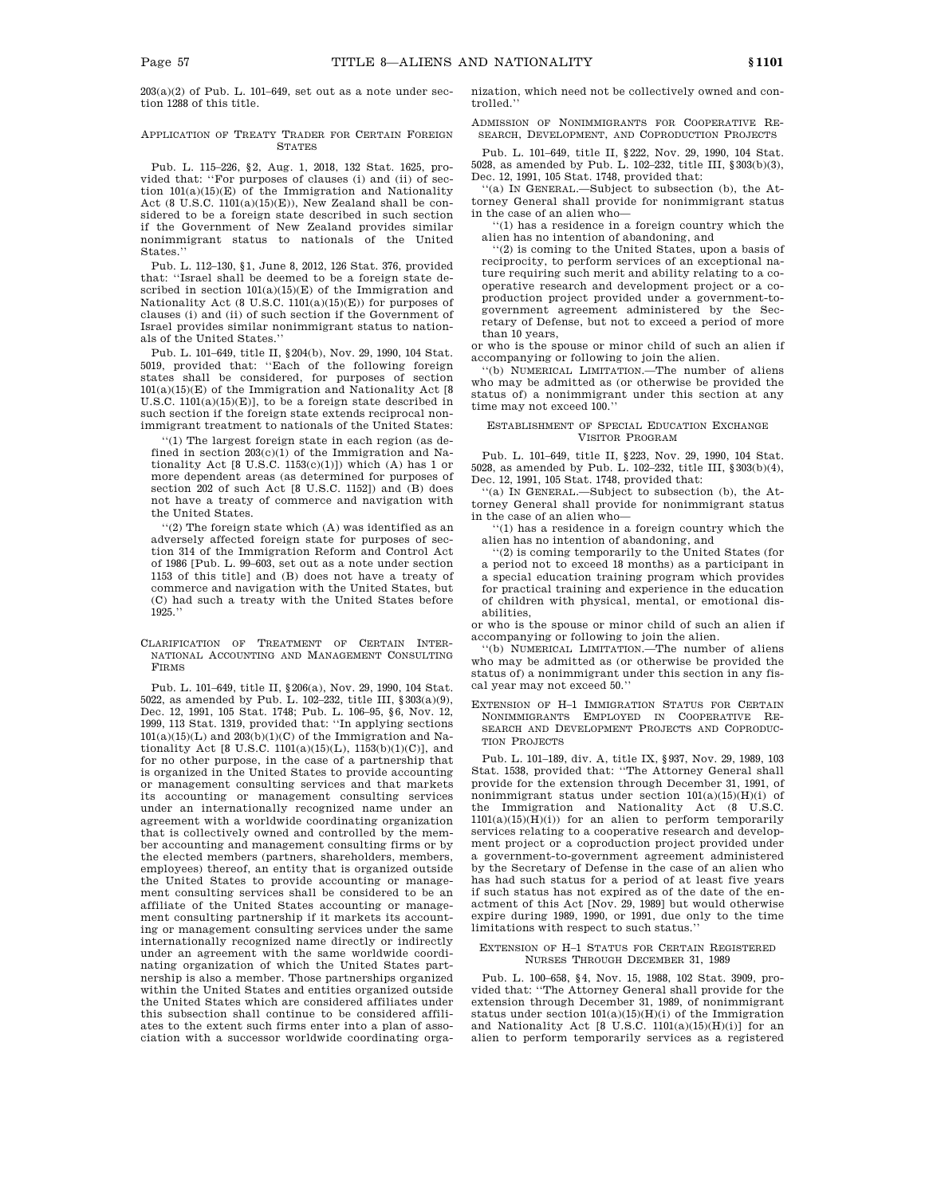203(a)(2) of Pub. L. 101–649, set out as a note under section 1288 of this title.

### Application of Treaty Trader for Certain Foreign States

Pub. L. 115–226, §2, Aug. 1, 2018, 132 Stat. 1625, provided that: ''For purposes of clauses (i) and (ii) of section 101(a)(15)(E) of the Immigration and Nationality Act (8 U.S.C. 1101(a)(15)(E)), New Zealand shall be considered to be a foreign state described in such section if the Government of New Zealand provides similar nonimmigrant status to nationals of the United States.''

Pub. L. 112–130, §1, June 8, 2012, 126 Stat. 376, provided that: ''Israel shall be deemed to be a foreign state described in section 101(a)(15)(E) of the Immigration and Nationality Act (8 U.S.C. 1101(a)(15)(E)) for purposes of clauses (i) and (ii) of such section if the Government of Israel provides similar nonimmigrant status to nationals of the United States.''

Pub. L. 101–649, title II, §204(b), Nov. 29, 1990, 104 Stat. 5019, provided that: ''Each of the following foreign states shall be considered, for purposes of section 101(a)(15)(E) of the Immigration and Nationality Act [8 U.S.C. 1101(a)(15)(E)], to be a foreign state described in such section if the foreign state extends reciprocal nonimmigrant treatment to nationals of the United States:

''(1) The largest foreign state in each region (as defined in section 203(c)(1) of the Immigration and Nationality Act [8 U.S.C. 1153(c)(1)]) which (A) has 1 or more dependent areas (as determined for purposes of section 202 of such Act [8 U.S.C. 1152]) and (B) does not have a treaty of commerce and navigation with the United States.

''(2) The foreign state which (A) was identified as an adversely affected foreign state for purposes of section 314 of the Immigration Reform and Control Act of 1986 [Pub. L. 99–603, set out as a note under section 1153 of this title] and (B) does not have a treaty of commerce and navigation with the United States, but (C) had such a treaty with the United States before 1925.''

### Clarification of Treatment of Certain International Accounting and Management Consulting Firms

Pub. L. 101–649, title II, §206(a), Nov. 29, 1990, 104 Stat. 5022, as amended by Pub. L. 102–232, title III, §303(a)(9), Dec. 12, 1991, 105 Stat. 1748; Pub. L. 106–95, §6, Nov. 12, 1999, 113 Stat. 1319, provided that: ''In applying sections 101(a)(15)(L) and 203(b)(1)(C) of the Immigration and Nationality Act [8 U.S.C. 1101(a)(15)(L), 1153(b)(1)(C)], and for no other purpose, in the case of a partnership that is organized in the United States to provide accounting or management consulting services and that markets its accounting or management consulting services under an internationally recognized name under an agreement with a worldwide coordinating organization that is collectively owned and controlled by the member accounting and management consulting firms or by the elected members (partners, shareholders, members, employees) thereof, an entity that is organized outside the United States to provide accounting or management consulting services shall be considered to be an affiliate of the United States accounting or management consulting partnership if it markets its accounting or management consulting services under the same internationally recognized name directly or indirectly under an agreement with the same worldwide coordinating organization of which the United States partnership is also a member. Those partnerships organized within the United States and entities organized outside the United States which are considered affiliates under this subsection shall continue to be considered affiliates to the extent such firms enter into a plan of association with a successor worldwide coordinating organization, which need not be collectively owned and controlled.''

### Admission of Nonimmigrants for Cooperative Research, Development, and Coproduction Projects

Pub. L. 101–649, title II, §222, Nov. 29, 1990, 104 Stat. 5028, as amended by Pub. L. 102–232, title III, §303(b)(3), Dec. 12, 1991, 105 Stat. 1748, provided that:

''(a) In General.—Subject to subsection (b), the Attorney General shall provide for nonimmigrant status in the case of an alien who—

''(1) has a residence in a foreign country which the alien has no intention of abandoning, and

''(2) is coming to the United States, upon a basis of reciprocity, to perform services of an exceptional nature requiring such merit and ability relating to a cooperative research and development project or a coproduction project provided under a government-to-government agreement administered by the Secretary of Defense, but not to exceed a period of more than 10 years,

or who is the spouse or minor child of such an alien if accompanying or following to join the alien.

''(b) Numerical Limitation.—The number of aliens who may be admitted as (or otherwise be provided the status of) a nonimmigrant under this section at any time may not exceed 100.''

### Establishment of Special Education Exchange Visitor Program

Pub. L. 101–649, title II, §223, Nov. 29, 1990, 104 Stat. 5028, as amended by Pub. L. 102–232, title III, §303(b)(4), Dec. 12, 1991, 105 Stat. 1748, provided that:

''(a) In General.—Subject to subsection (b), the Attorney General shall provide for nonimmigrant status in the case of an alien who—

''(1) has a residence in a foreign country which the alien has no intention of abandoning, and

''(2) is coming temporarily to the United States (for a period not to exceed 18 months) as a participant in a special education training program which provides for practical training and experience in the education of children with physical, mental, or emotional disabilities,

or who is the spouse or minor child of such an alien if accompanying or following to join the alien.

''(b) Numerical Limitation.—The number of aliens who may be admitted as (or otherwise be provided the status of) a nonimmigrant under this section in any fiscal year may not exceed 50.''

### Extension of H–1 Immigration Status for Certain Nonimmigrants Employed in Cooperative Research and Development Projects and Coproduction Projects

Pub. L. 101–189, div. A, title IX, §937, Nov. 29, 1989, 103 Stat. 1538, provided that: ''The Attorney General shall provide for the extension through December 31, 1991, of nonimmigrant status under section 101(a)(15)(H)(i) of the Immigration and Nationality Act (8 U.S.C. 1101(a)(15)(H)(i)) for an alien to perform temporarily services relating to a cooperative research and development project or a coproduction project provided under a government-to-government agreement administered by the Secretary of Defense in the case of an alien who has had such status for a period of at least five years if such status has not expired as of the date of the enactment of this Act [Nov. 29, 1989] but would otherwise expire during 1989, 1990, or 1991, due only to the time limitations with respect to such status.''

### Extension of H–1 Status for Certain Registered Nurses Through December 31, 1989

Pub. L. 100–658, §4, Nov. 15, 1988, 102 Stat. 3909, provided that: ''The Attorney General shall provide for the extension through December 31, 1989, of nonimmigrant status under section 101(a)(15)(H)(i) of the Immigration and Nationality Act [8 U.S.C. 1101(a)(15)(H)(i)] for an alien to perform temporarily services as a registered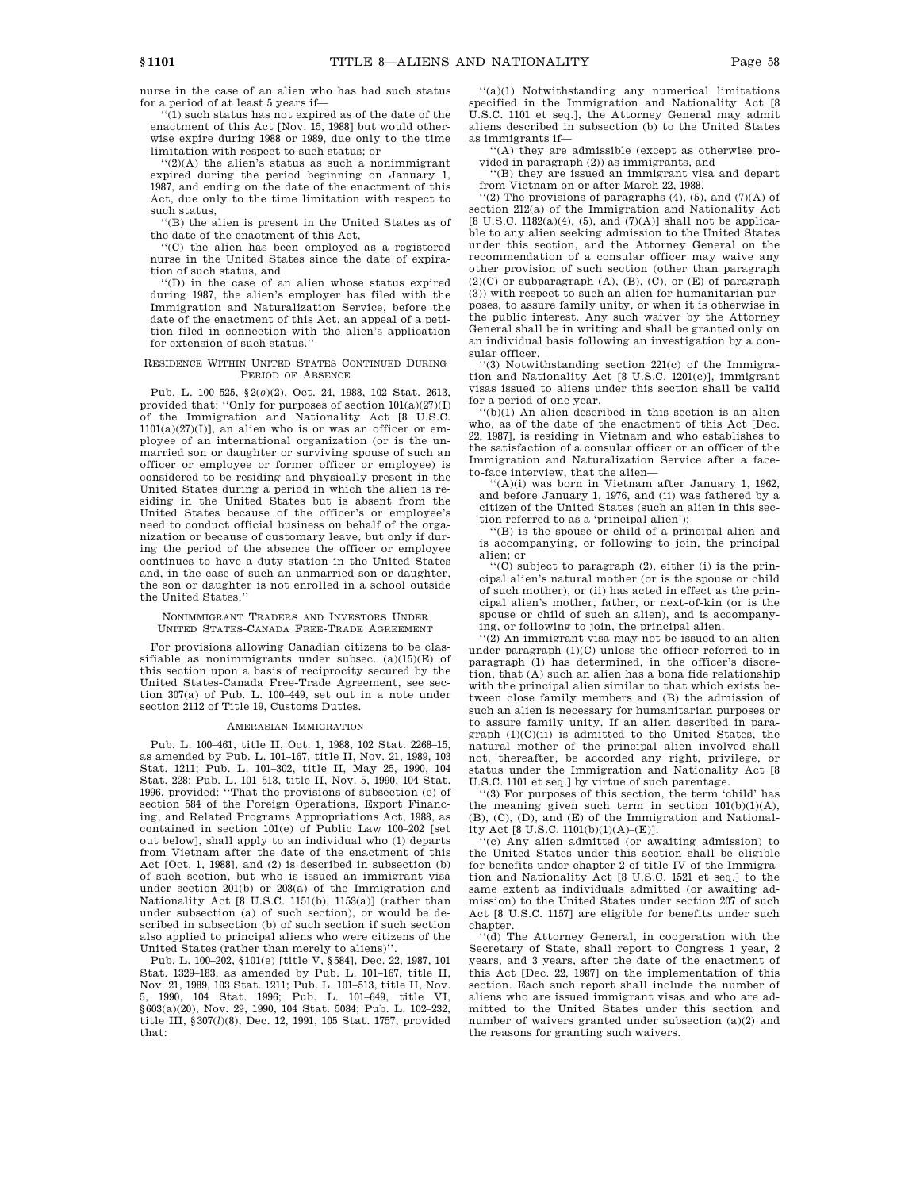nurse in the case of an alien who has had such status for a period of at least 5 years if—

"(1) such status has not expired as of the date of the enactment of this Act [Nov. 15, 1988] but would otherwise expire during 1988 or 1989, due only to the time limitation with respect to such status; or

"(2)(A) the alien's status as such a nonimmigrant expired during the period beginning on January 1, 1987, and ending on the date of the enactment of this Act, due only to the time limitation with respect to such status,

"(B) the alien is present in the United States as of the date of the enactment of this Act,

"(C) the alien has been employed as a registered nurse in the United States since the date of expiration of such status, and

"(D) in the case of an alien whose status expired during 1987, the alien's employer has filed with the Immigration and Naturalization Service, before the date of the enactment of this Act, an appeal of a petition filed in connection with the alien's application for extension of such status."

### RESIDENCE WITHIN UNITED STATES CONTINUED DURING PERIOD OF ABSENCE

Pub. L. 100–525, §2(*o*)(2), Oct. 24, 1988, 102 Stat. 2613, provided that: "Only for purposes of section 101(a)(27)(I) of the Immigration and Nationality Act [8 U.S.C. 1101(a)(27)(I)], an alien who is or was an officer or employee of an international organization (or is the unmarried son or daughter or surviving spouse of such an officer or employee or former officer or employee) is considered to be residing and physically present in the United States during a period in which the alien is residing in the United States but is absent from the United States because of the officer's or employee's need to conduct official business on behalf of the organization or because of customary leave, but only if during the period of the absence the officer or employee continues to have a duty station in the United States and, in the case of such an unmarried son or daughter, the son or daughter is not enrolled in a school outside the United States."

### NONIMMIGRANT TRADERS AND INVESTORS UNDER UNITED STATES-CANADA FREE-TRADE AGREEMENT

For provisions allowing Canadian citizens to be classifiable as nonimmigrants under subsec. (a)(15)(E) of this section upon a basis of reciprocity secured by the United States-Canada Free-Trade Agreement, see section 307(a) of Pub. L. 100–449, set out in a note under section 2112 of Title 19, Customs Duties.

### AMERASIAN IMMIGRATION

Pub. L. 100–461, title II, Oct. 1, 1988, 102 Stat. 2268–15, as amended by Pub. L. 101–167, title II, Nov. 21, 1989, 103 Stat. 1211; Pub. L. 101–302, title II, May 25, 1990, 104 Stat. 228; Pub. L. 101–513, title II, Nov. 5, 1990, 104 Stat. 1996, provided: "That the provisions of subsection (c) of section 584 of the Foreign Operations, Export Financing, and Related Programs Appropriations Act, 1988, as contained in section 101(e) of Public Law 100–202 [set out below], shall apply to an individual who (1) departs from Vietnam after the date of the enactment of this Act [Oct. 1, 1988], and (2) is described in subsection (b) of such section, but who is issued an immigrant visa under section 201(b) or 203(a) of the Immigration and Nationality Act [8 U.S.C. 1151(b), 1153(a)] (rather than under subsection (a) of such section), or would be described in subsection (b) of such section if such section also applied to principal aliens who were citizens of the United States (rather than merely to aliens)".

Pub. L. 100–202, §101(e) [title V, §584], Dec. 22, 1987, 101 Stat. 1329–183, as amended by Pub. L. 101–167, title II, Nov. 21, 1989, 103 Stat. 1211; Pub. L. 101–513, title II, Nov. 5, 1990, 104 Stat. 1996; Pub. L. 101–649, title VI, §603(a)(20), Nov. 29, 1990, 104 Stat. 5084; Pub. L. 102–232, title III, §307(*l*)(8), Dec. 12, 1991, 105 Stat. 1757, provided that:

"(a)(1) Notwithstanding any numerical limitations specified in the Immigration and Nationality Act [8 U.S.C. 1101 et seq.], the Attorney General may admit aliens described in subsection (b) to the United States as immigrants if—

"(A) they are admissible (except as otherwise provided in paragraph (2)) as immigrants, and

"(B) they are issued an immigrant visa and depart from Vietnam on or after March 22, 1988.

"(2) The provisions of paragraphs (4), (5), and (7)(A) of section 212(a) of the Immigration and Nationality Act [8 U.S.C. 1182(a)(4), (5), and (7)(A)] shall not be applicable to any alien seeking admission to the United States under this section, and the Attorney General on the recommendation of a consular officer may waive any other provision of such section (other than paragraph (2)(C) or subparagraph (A), (B), (C), or (E) of paragraph (3)) with respect to such an alien for humanitarian purposes, to assure family unity, or when it is otherwise in the public interest. Any such waiver by the Attorney General shall be in writing and shall be granted only on an individual basis following an investigation by a consular officer.

"(3) Notwithstanding section 221(c) of the Immigration and Nationality Act [8 U.S.C. 1201(c)], immigrant visas issued to aliens under this section shall be valid for a period of one year.

"(b)(1) An alien described in this section is an alien who, as of the date of the enactment of this Act [Dec. 22, 1987], is residing in Vietnam and who establishes to the satisfaction of a consular officer or an officer of the Immigration and Naturalization Service after a face-to-face interview, that the alien—

"(A)(i) was born in Vietnam after January 1, 1962, and before January 1, 1976, and (ii) was fathered by a citizen of the United States (such an alien in this section referred to as a 'principal alien');

"(B) is the spouse or child of a principal alien and is accompanying, or following to join, the principal alien; or

"(C) subject to paragraph (2), either (i) is the principal alien's natural mother (or is the spouse or child of such mother), or (ii) has acted in effect as the principal alien's mother, father, or next-of-kin (or is the spouse or child of such an alien), and is accompanying, or following to join, the principal alien.

"(2) An immigrant visa may not be issued to an alien under paragraph (1)(C) unless the officer referred to in paragraph (1) has determined, in the officer's discretion, that (A) such an alien has a bona fide relationship with the principal alien similar to that which exists between close family members and (B) the admission of such an alien is necessary for humanitarian purposes or to assure family unity. If an alien described in paragraph (1)(C)(ii) is admitted to the United States, the natural mother of the principal alien involved shall not, thereafter, be accorded any right, privilege, or status under the Immigration and Nationality Act [8 U.S.C. 1101 et seq.] by virtue of such parentage.

"(3) For purposes of this section, the term 'child' has the meaning given such term in section 101(b)(1)(A), (B), (C), (D), and (E) of the Immigration and Nationality Act [8 U.S.C. 1101(b)(1)(A)–(E)].

"(c) Any alien admitted (or awaiting admission) to the United States under this section shall be eligible for benefits under chapter 2 of title IV of the Immigration and Nationality Act [8 U.S.C. 1521 et seq.] to the same extent as individuals admitted (or awaiting admission) to the United States under section 207 of such Act [8 U.S.C. 1157] are eligible for benefits under such chapter.

"(d) The Attorney General, in cooperation with the Secretary of State, shall report to Congress 1 year, 2 years, and 3 years, after the date of the enactment of this Act [Dec. 22, 1987] on the implementation of this section. Each such report shall include the number of aliens who are issued immigrant visas and who are admitted to the United States under this section and number of waivers granted under subsection (a)(2) and the reasons for granting such waivers.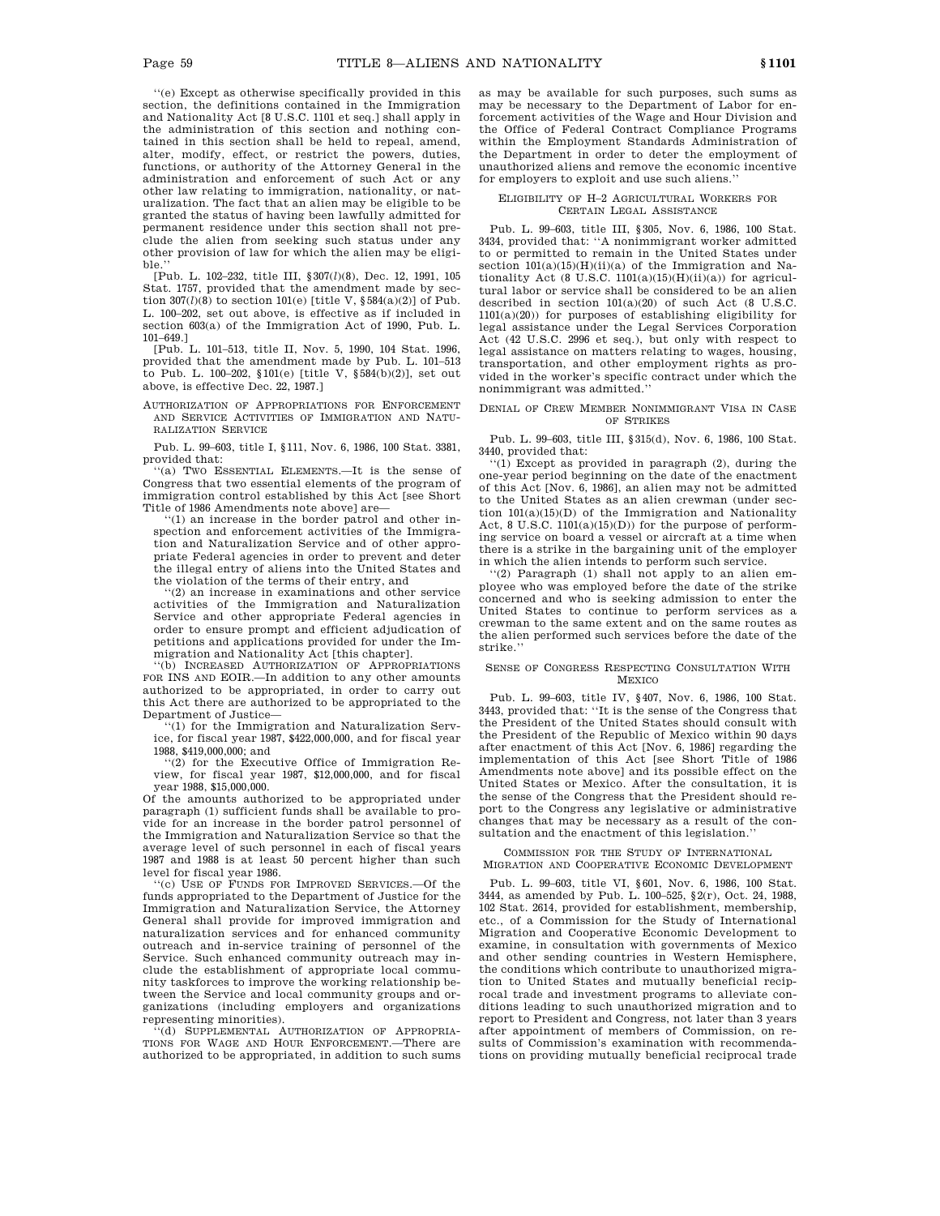"(e) Except as otherwise specifically provided in this section, the definitions contained in the Immigration and Nationality Act [8 U.S.C. 1101 et seq.] shall apply in the administration of this section and nothing contained in this section shall be held to repeal, amend, alter, modify, effect, or restrict the powers, duties, functions, or authority of the Attorney General in the administration and enforcement of such Act or any other law relating to immigration, nationality, or naturalization. The fact that an alien may be eligible to be granted the status of having been lawfully admitted for permanent residence under this section shall not preclude the alien from seeking such status under any other provision of law for which the alien may be eligible."

[Pub. L. 102–232, title III, §307(*l*)(8), Dec. 12, 1991, 105 Stat. 1757, provided that the amendment made by section 307(*l*)(8) to section 101(e) [title V, §584(a)(2)] of Pub. L. 100–202, set out above, is effective as if included in section 603(a) of the Immigration Act of 1990, Pub. L. 101–649.]

[Pub. L. 101–513, title II, Nov. 5, 1990, 104 Stat. 1996, provided that the amendment made by Pub. L. 101–513 to Pub. L. 100–202, §101(e) [title V, §584(b)(2)], set out above, is effective Dec. 22, 1987.]

### Authorization of Appropriations for Enforcement and Service Activities of Immigration and Naturalization Service

Pub. L. 99–603, title I, §111, Nov. 6, 1986, 100 Stat. 3381, provided that:

"(a) Two Essential Elements.—It is the sense of Congress that two essential elements of the program of immigration control established by this Act [see Short Title of 1986 Amendments note above] are—

"(1) an increase in the border patrol and other inspection and enforcement activities of the Immigration and Naturalization Service and of other appropriate Federal agencies in order to prevent and deter the illegal entry of aliens into the United States and the violation of the terms of their entry, and

"(2) an increase in examinations and other service activities of the Immigration and Naturalization Service and other appropriate Federal agencies in order to ensure prompt and efficient adjudication of petitions and applications provided for under the Immigration and Nationality Act [this chapter].

"(b) Increased Authorization of Appropriations for INS and EOIR.—In addition to any other amounts authorized to be appropriated, in order to carry out this Act there are authorized to be appropriated to the Department of Justice—

"(1) for the Immigration and Naturalization Service, for fiscal year 1987, $422,000,000, and for fiscal year 1988, $419,000,000; and

"(2) for the Executive Office of Immigration Review, for fiscal year 1987, $12,000,000, and for fiscal year 1988, $15,000,000.

Of the amounts authorized to be appropriated under paragraph (1) sufficient funds shall be available to provide for an increase in the border patrol personnel of the Immigration and Naturalization Service so that the average level of such personnel in each of fiscal years 1987 and 1988 is at least 50 percent higher than such level for fiscal year 1986.

"(c) Use of Funds for Improved Services.—Of the funds appropriated to the Department of Justice for the Immigration and Naturalization Service, the Attorney General shall provide for improved immigration and naturalization services and for enhanced community outreach and in-service training of personnel of the Service. Such enhanced community outreach may include the establishment of appropriate local community taskforces to improve the working relationship between the Service and local community groups and organizations (including employers and organizations representing minorities).

"(d) Supplemental Authorization of Appropriations for Wage and Hour Enforcement.—There are authorized to be appropriated, in addition to such sums as may be available for such purposes, such sums as may be necessary to the Department of Labor for enforcement activities of the Wage and Hour Division and the Office of Federal Contract Compliance Programs within the Employment Standards Administration of the Department in order to deter the employment of unauthorized aliens and remove the economic incentive for employers to exploit and use such aliens."

### Eligibility of H–2 Agricultural Workers for Certain Legal Assistance

Pub. L. 99–603, title III, §305, Nov. 6, 1986, 100 Stat. 3434, provided that: "A nonimmigrant worker admitted to or permitted to remain in the United States under section 101(a)(15)(H)(ii)(a) of the Immigration and Nationality Act (8 U.S.C. 1101(a)(15)(H)(ii)(a)) for agricultural labor or service shall be considered to be an alien described in section 101(a)(20) of such Act (8 U.S.C. 1101(a)(20)) for purposes of establishing eligibility for legal assistance under the Legal Services Corporation Act (42 U.S.C. 2996 et seq.), but only with respect to legal assistance on matters relating to wages, housing, transportation, and other employment rights as provided in the worker's specific contract under which the nonimmigrant was admitted."

### Denial of Crew Member Nonimmigrant Visa in Case of Strikes

Pub. L. 99–603, title III, §315(d), Nov. 6, 1986, 100 Stat. 3440, provided that:

"(1) Except as provided in paragraph (2), during the one-year period beginning on the date of the enactment of this Act [Nov. 6, 1986], an alien may not be admitted to the United States as an alien crewman (under section 101(a)(15)(D) of the Immigration and Nationality Act, 8 U.S.C. 1101(a)(15)(D)) for the purpose of performing service on board a vessel or aircraft at a time when there is a strike in the bargaining unit of the employer in which the alien intends to perform such service.

"(2) Paragraph (1) shall not apply to an alien employee who was employed before the date of the strike concerned and who is seeking admission to enter the United States to continue to perform services as a crewman to the same extent and on the same routes as the alien performed such services before the date of the strike."

### Sense of Congress Respecting Consultation With Mexico

Pub. L. 99–603, title IV, §407, Nov. 6, 1986, 100 Stat. 3443, provided that: "It is the sense of the Congress that the President of the United States should consult with the President of the Republic of Mexico within 90 days after enactment of this Act [Nov. 6, 1986] regarding the implementation of this Act [see Short Title of 1986 Amendments note above] and its possible effect on the United States or Mexico. After the consultation, it is the sense of the Congress that the President should report to the Congress any legislative or administrative changes that may be necessary as a result of the consultation and the enactment of this legislation."

### Commission for the Study of International Migration and Cooperative Economic Development

Pub. L. 99–603, title VI, §601, Nov. 6, 1986, 100 Stat. 3444, as amended by Pub. L. 100–525, §2(r), Oct. 24, 1988, 102 Stat. 2614, provided for establishment, membership, etc., of a Commission for the Study of International Migration and Cooperative Economic Development to examine, in consultation with governments of Mexico and other sending countries in Western Hemisphere, the conditions which contribute to unauthorized migration to United States and mutually beneficial reciprocal trade and investment programs to alleviate conditions leading to such unauthorized migration and to report to President and Congress, not later than 3 years after appointment of members of Commission, on results of Commission's examination with recommendations on providing mutually beneficial reciprocal trade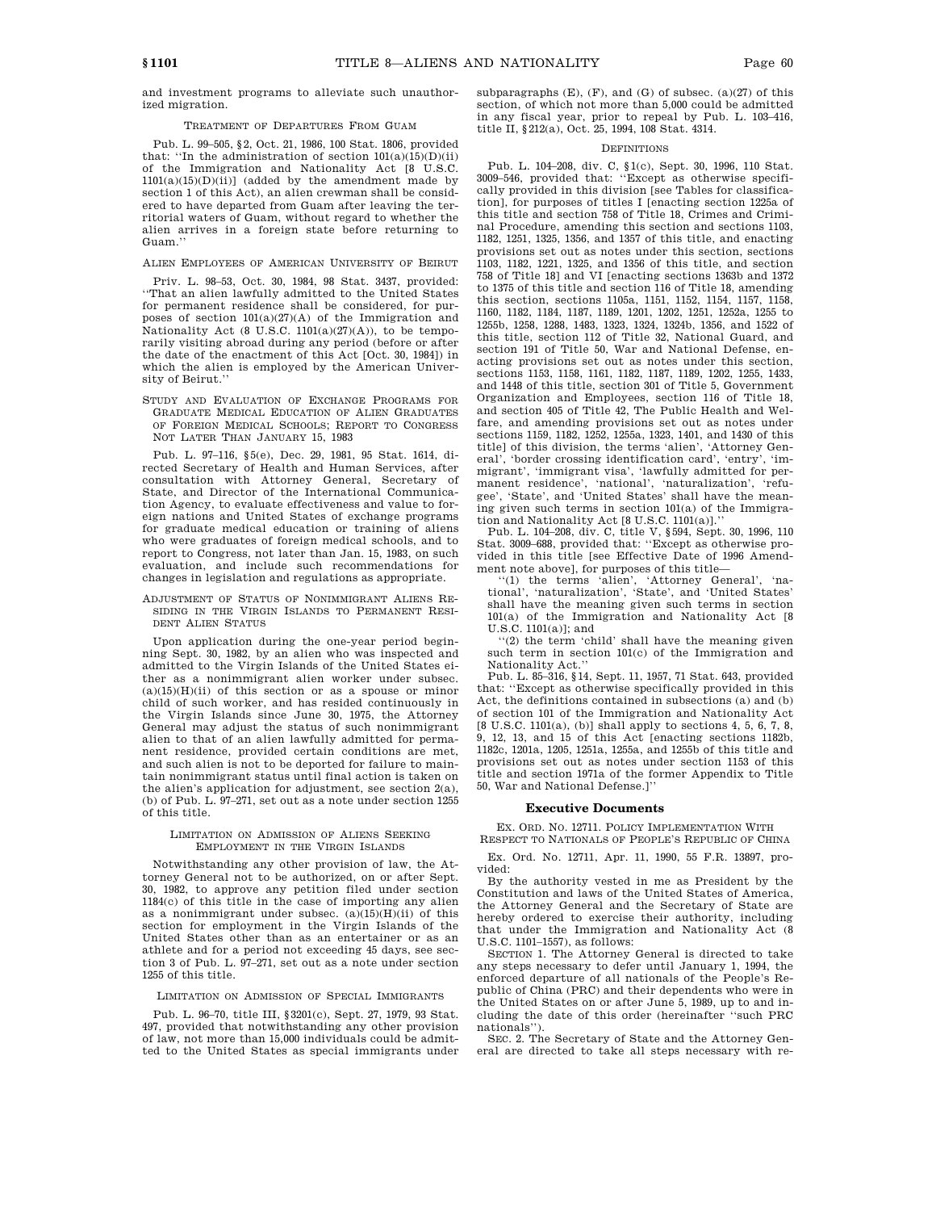and investment programs to alleviate such unauthorized migration.

#### Treatment of Departures From Guam

Pub. L. 99–505, §2, Oct. 21, 1986, 100 Stat. 1806, provided that: ''In the administration of section 101(a)(15)(D)(ii) of the Immigration and Nationality Act [8 U.S.C. 1101(a)(15)(D)(ii)] (added by the amendment made by section 1 of this Act), an alien crewman shall be considered to have departed from Guam after leaving the territorial waters of Guam, without regard to whether the alien arrives in a foreign state before returning to Guam.''

#### Alien Employees of American University of Beirut

Priv. L. 98–53, Oct. 30, 1984, 98 Stat. 3437, provided: ''That an alien lawfully admitted to the United States for permanent residence shall be considered, for purposes of section 101(a)(27)(A) of the Immigration and Nationality Act (8 U.S.C. 1101(a)(27)(A)), to be temporarily visiting abroad during any period (before or after the date of the enactment of this Act [Oct. 30, 1984]) in which the alien is employed by the American University of Beirut.''

#### Study and Evaluation of Exchange Programs for Graduate Medical Education of Alien Graduates of Foreign Medical Schools; Report to Congress Not Later Than January 15, 1983

Pub. L. 97–116, §5(e), Dec. 29, 1981, 95 Stat. 1614, directed Secretary of Health and Human Services, after consultation with Attorney General, Secretary of State, and Director of the International Communication Agency, to evaluate effectiveness and value to foreign nations and United States of exchange programs for graduate medical education or training of aliens who were graduates of foreign medical schools, and to report to Congress, not later than Jan. 15, 1983, on such evaluation, and include such recommendations for changes in legislation and regulations as appropriate.

#### Adjustment of Status of Nonimmigrant Aliens Residing in the Virgin Islands to Permanent Resident Alien Status

Upon application during the one-year period beginning Sept. 30, 1982, by an alien who was inspected and admitted to the Virgin Islands of the United States either as a nonimmigrant alien worker under subsec. (a)(15)(H)(ii) of this section or as a spouse or minor child of such worker, and has resided continuously in the Virgin Islands since June 30, 1975, the Attorney General may adjust the status of such nonimmigrant alien to that of an alien lawfully admitted for permanent residence, provided certain conditions are met, and such alien is not to be deported for failure to maintain nonimmigrant status until final action is taken on the alien's application for adjustment, see section 2(a), (b) of Pub. L. 97–271, set out as a note under section 1255 of this title.

#### Limitation on Admission of Aliens Seeking Employment in the Virgin Islands

Notwithstanding any other provision of law, the Attorney General not to be authorized, on or after Sept. 30, 1982, to approve any petition filed under section 1184(c) of this title in the case of importing any alien as a nonimmigrant under subsec. (a)(15)(H)(ii) of this section for employment in the Virgin Islands of the United States other than as an entertainer or as an athlete and for a period not exceeding 45 days, see section 3 of Pub. L. 97–271, set out as a note under section 1255 of this title.

#### Limitation on Admission of Special Immigrants

Pub. L. 96–70, title III, §3201(c), Sept. 27, 1979, 93 Stat. 497, provided that notwithstanding any other provision of law, not more than 15,000 individuals could be admitted to the United States as special immigrants under subparagraphs (E), (F), and (G) of subsec. (a)(27) of this section, of which not more than 5,000 could be admitted in any fiscal year, prior to repeal by Pub. L. 103–416, title II, §212(a), Oct. 25, 1994, 108 Stat. 4314.

#### Definitions

Pub. L. 104–208, div. C, §1(c), Sept. 30, 1996, 110 Stat. 3009–546, provided that: ''Except as otherwise specifically provided in this division [see Tables for classification], for purposes of titles I [enacting section 1225a of this title and section 758 of Title 18, Crimes and Criminal Procedure, amending this section and sections 1103, 1182, 1251, 1325, 1356, and 1357 of this title, and enacting provisions set out as notes under this section, sections 1103, 1182, 1221, 1325, and 1356 of this title, and section 758 of Title 18] and VI [enacting sections 1363b and 1372 to 1375 of this title and section 116 of Title 18, amending this section, sections 1105a, 1151, 1152, 1154, 1157, 1158, 1160, 1182, 1184, 1187, 1189, 1201, 1202, 1251, 1252a, 1255 to 1255b, 1258, 1288, 1483, 1323, 1324, 1324b, 1356, and 1522 of this title, section 112 of Title 32, National Guard, and section 191 of Title 50, War and National Defense, enacting provisions set out as notes under this section, sections 1153, 1158, 1161, 1182, 1187, 1189, 1202, 1255, 1433, and 1448 of this title, section 301 of Title 5, Government Organization and Employees, section 116 of Title 18, and section 405 of Title 42, The Public Health and Welfare, and amending provisions set out as notes under sections 1159, 1182, 1252, 1255a, 1323, 1401, and 1430 of this title] of this division, the terms 'alien', 'Attorney General', 'border crossing identification card', 'entry', 'immigrant', 'immigrant visa', 'lawfully admitted for permanent residence', 'national', 'naturalization', 'refugee', 'State', and 'United States' shall have the meaning given such terms in section 101(a) of the Immigration and Nationality Act [8 U.S.C. 1101(a)].''

Pub. L. 104–208, div. C, title V, §594, Sept. 30, 1996, 110 Stat. 3009–688, provided that: ''Except as otherwise provided in this title [see Effective Date of 1996 Amendment note above], for purposes of this title—

''(1) the terms 'alien', 'Attorney General', 'national', 'naturalization', 'State', and 'United States' shall have the meaning given such terms in section 101(a) of the Immigration and Nationality Act [8 U.S.C. 1101(a)]; and

''(2) the term 'child' shall have the meaning given such term in section 101(c) of the Immigration and Nationality Act.''

Pub. L. 85–316, §14, Sept. 11, 1957, 71 Stat. 643, provided that: ''Except as otherwise specifically provided in this Act, the definitions contained in subsections (a) and (b) of section 101 of the Immigration and Nationality Act [8 U.S.C. 1101(a), (b)] shall apply to sections 4, 5, 6, 7, 8, 9, 12, 13, and 15 of this Act [enacting sections 1182b, 1182c, 1201a, 1205, 1251a, 1255a, and 1255b of this title and provisions set out as notes under section 1153 of this title and section 1971a of the former Appendix to Title 50, War and National Defense.]''

## Executive Documents

#### Ex. Ord. No. 12711. Policy Implementation With Respect to Nationals of People's Republic of China

Ex. Ord. No. 12711, Apr. 11, 1990, 55 F.R. 13897, provided:

By the authority vested in me as President by the Constitution and laws of the United States of America, the Attorney General and the Secretary of State are hereby ordered to exercise their authority, including that under the Immigration and Nationality Act (8 U.S.C. 1101–1557), as follows:

Section 1. The Attorney General is directed to take any steps necessary to defer until January 1, 1994, the enforced departure of all nationals of the People's Republic of China (PRC) and their dependents who were in the United States on or after June 5, 1989, up to and including the date of this order (hereinafter ''such PRC nationals'').

Sec. 2. The Secretary of State and the Attorney General are directed to take all steps necessary with re-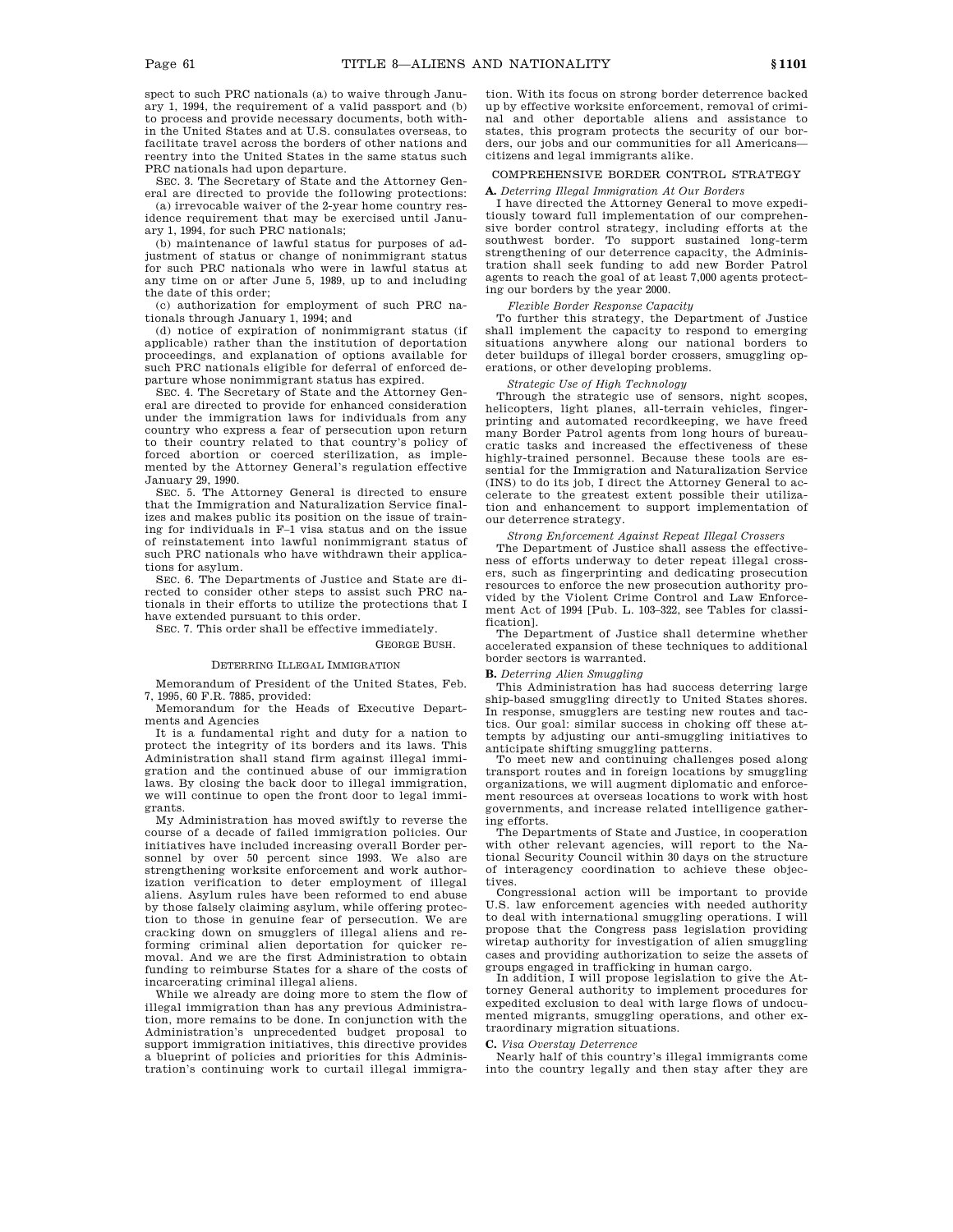spect to such PRC nationals (a) to waive through January 1, 1994, the requirement of a valid passport and (b) to process and provide necessary documents, both within the United States and at U.S. consulates overseas, to facilitate travel across the borders of other nations and reentry into the United States in the same status such PRC nationals had upon departure.

SEC. 3. The Secretary of State and the Attorney General are directed to provide the following protections:

(a) irrevocable waiver of the 2-year home country residence requirement that may be exercised until January 1, 1994, for such PRC nationals;

(b) maintenance of lawful status for purposes of adjustment of status or change of nonimmigrant status for such PRC nationals who were in lawful status at any time on or after June 5, 1989, up to and including the date of this order;

(c) authorization for employment of such PRC nationals through January 1, 1994; and

(d) notice of expiration of nonimmigrant status (if applicable) rather than the institution of deportation proceedings, and explanation of options available for such PRC nationals eligible for deferral of enforced departure whose nonimmigrant status has expired.

SEC. 4. The Secretary of State and the Attorney General are directed to provide for enhanced consideration under the immigration laws for individuals from any country who express a fear of persecution upon return to their country related to that country's policy of forced abortion or coerced sterilization, as implemented by the Attorney General's regulation effective January 29, 1990.

SEC. 5. The Attorney General is directed to ensure that the Immigration and Naturalization Service finalizes and makes public its position on the issue of training for individuals in F–1 visa status and on the issue of reinstatement into lawful nonimmigrant status of such PRC nationals who have withdrawn their applications for asylum.

SEC. 6. The Departments of Justice and State are directed to consider other steps to assist such PRC nationals in their efforts to utilize the protections that I have extended pursuant to this order.

SEC. 7. This order shall be effective immediately.

GEORGE BUSH.

## DETERRING ILLEGAL IMMIGRATION

Memorandum of President of the United States, Feb. 7, 1995, 60 F.R. 7885, provided:

Memorandum for the Heads of Executive Departments and Agencies

It is a fundamental right and duty for a nation to protect the integrity of its borders and its laws. This Administration shall stand firm against illegal immigration and the continued abuse of our immigration laws. By closing the back door to illegal immigration, we will continue to open the front door to legal immigrants.

My Administration has moved swiftly to reverse the course of a decade of failed immigration policies. Our initiatives have included increasing overall Border personnel by over 50 percent since 1993. We also are strengthening worksite enforcement and work authorization verification to deter employment of illegal aliens. Asylum rules have been reformed to end abuse by those falsely claiming asylum, while offering protection to those in genuine fear of persecution. We are cracking down on smugglers of illegal aliens and reforming criminal alien deportation for quicker removal. And we are the first Administration to obtain funding to reimburse States for a share of the costs of incarcerating criminal illegal aliens.

While we already are doing more to stem the flow of illegal immigration than has any previous Administration, more remains to be done. In conjunction with the Administration's unprecedented budget proposal to support immigration initiatives, this directive provides a blueprint of policies and priorities for this Administration's continuing work to curtail illegal immigration. With its focus on strong border deterrence backed up by effective worksite enforcement, removal of criminal and other deportable aliens and assistance to states, this program protects the security of our borders, our jobs and our communities for all Americans—citizens and legal immigrants alike.

### COMPREHENSIVE BORDER CONTROL STRATEGY

**A.** *Deterring Illegal Immigration At Our Borders*

I have directed the Attorney General to move expeditiously toward full implementation of our comprehensive border control strategy, including efforts at the southwest border. To support sustained long-term strengthening of our deterrence capacity, the Administration shall seek funding to add new Border Patrol agents to reach the goal of at least 7,000 agents protecting our borders by the year 2000.

*Flexible Border Response Capacity*

To further this strategy, the Department of Justice shall implement the capacity to respond to emerging situations anywhere along our national borders to deter buildups of illegal border crossers, smuggling operations, or other developing problems.

*Strategic Use of High Technology*

Through the strategic use of sensors, night scopes, helicopters, light planes, all-terrain vehicles, fingerprinting and automated recordkeeping, we have freed many Border Patrol agents from long hours of bureaucratic tasks and increased the effectiveness of these highly-trained personnel. Because these tools are essential for the Immigration and Naturalization Service (INS) to do its job, I direct the Attorney General to accelerate to the greatest extent possible their utilization and enhancement to support implementation of our deterrence strategy.

*Strong Enforcement Against Repeat Illegal Crossers*

The Department of Justice shall assess the effectiveness of efforts underway to deter repeat illegal crossers, such as fingerprinting and dedicating prosecution resources to enforce the new prosecution authority provided by the Violent Crime Control and Law Enforcement Act of 1994 [Pub. L. 103–322, see Tables for classification].

The Department of Justice shall determine whether accelerated expansion of these techniques to additional border sectors is warranted.

**B.** *Deterring Alien Smuggling*

This Administration has had success deterring large ship-based smuggling directly to United States shores. In response, smugglers are testing new routes and tactics. Our goal: similar success in choking off these attempts by adjusting our anti-smuggling initiatives to anticipate shifting smuggling patterns.

To meet new and continuing challenges posed along transport routes and in foreign locations by smuggling organizations, we will augment diplomatic and enforcement resources at overseas locations to work with host governments, and increase related intelligence gathering efforts.

The Departments of State and Justice, in cooperation with other relevant agencies, will report to the National Security Council within 30 days on the structure of interagency coordination to achieve these objectives.

Congressional action will be important to provide U.S. law enforcement agencies with needed authority to deal with international smuggling operations. I will propose that the Congress pass legislation providing wiretap authority for investigation of alien smuggling cases and providing authorization to seize the assets of groups engaged in trafficking in human cargo.

In addition, I will propose legislation to give the Attorney General authority to implement procedures for expedited exclusion to deal with large flows of undocumented migrants, smuggling operations, and other extraordinary migration situations.

**C.** *Visa Overstay Deterrence*

Nearly half of this country's illegal immigrants come into the country legally and then stay after they are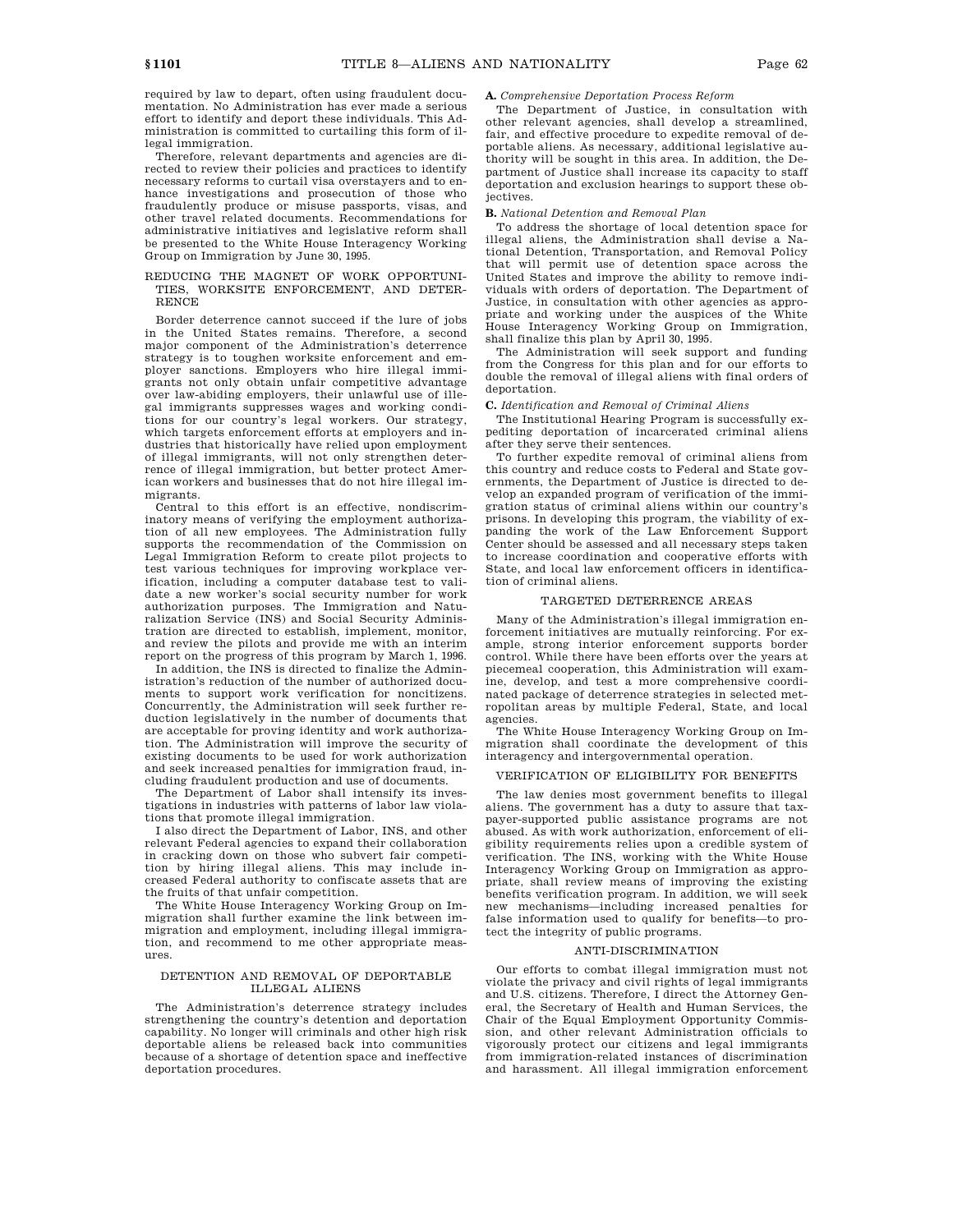required by law to depart, often using fraudulent documentation. No Administration has ever made a serious effort to identify and deport these individuals. This Administration is committed to curtailing this form of illegal immigration.

Therefore, relevant departments and agencies are directed to review their policies and practices to identify necessary reforms to curtail visa overstayers and to enhance investigations and prosecution of those who fraudulently produce or misuse passports, visas, and other travel related documents. Recommendations for administrative initiatives and legislative reform shall be presented to the White House Interagency Working Group on Immigration by June 30, 1995.

REDUCING THE MAGNET OF WORK OPPORTUNITIES, WORKSITE ENFORCEMENT, AND DETERRENCE

Border deterrence cannot succeed if the lure of jobs in the United States remains. Therefore, a second major component of the Administration's deterrence strategy is to toughen worksite enforcement and employer sanctions. Employers who hire illegal immigrants not only obtain unfair competitive advantage over law-abiding employers, their unlawful use of illegal immigrants suppresses wages and working conditions for our country's legal workers. Our strategy, which targets enforcement efforts at employers and industries that historically have relied upon employment of illegal immigrants, will not only strengthen deterrence of illegal immigration, but better protect American workers and businesses that do not hire illegal immigrants.

Central to this effort is an effective, nondiscriminatory means of verifying the employment authorization of all new employees. The Administration fully supports the recommendation of the Commission on Legal Immigration Reform to create pilot projects to test various techniques for improving workplace verification, including a computer database test to validate a new worker's social security number for work authorization purposes. The Immigration and Naturalization Service (INS) and Social Security Administration are directed to establish, implement, monitor, and review the pilots and provide me with an interim report on the progress of this program by March 1, 1996.

In addition, the INS is directed to finalize the Administration's reduction of the number of authorized documents to support work verification for noncitizens. Concurrently, the Administration will seek further reduction legislatively in the number of documents that are acceptable for proving identity and work authorization. The Administration will improve the security of existing documents to be used for work authorization and seek increased penalties for immigration fraud, including fraudulent production and use of documents.

The Department of Labor shall intensify its investigations in industries with patterns of labor law violations that promote illegal immigration.

I also direct the Department of Labor, INS, and other relevant Federal agencies to expand their collaboration in cracking down on those who subvert fair competition by hiring illegal aliens. This may include increased Federal authority to confiscate assets that are the fruits of that unfair competition.

The White House Interagency Working Group on Immigration shall further examine the link between immigration and employment, including illegal immigration, and recommend to me other appropriate measures.

DETENTION AND REMOVAL OF DEPORTABLE ILLEGAL ALIENS

The Administration's deterrence strategy includes strengthening the country's detention and deportation capability. No longer will criminals and other high risk deportable aliens be released back into communities because of a shortage of detention space and ineffective deportation procedures.

**A.** *Comprehensive Deportation Process Reform*

The Department of Justice, in consultation with other relevant agencies, shall develop a streamlined, fair, and effective procedure to expedite removal of deportable aliens. As necessary, additional legislative authority will be sought in this area. In addition, the Department of Justice shall increase its capacity to staff deportation and exclusion hearings to support these objectives.

**B.** *National Detention and Removal Plan*

To address the shortage of local detention space for illegal aliens, the Administration shall devise a National Detention, Transportation, and Removal Policy that will permit use of detention space across the United States and improve the ability to remove individuals with orders of deportation. The Department of Justice, in consultation with other agencies as appropriate and working under the auspices of the White House Interagency Working Group on Immigration, shall finalize this plan by April 30, 1995.

The Administration will seek support and funding from the Congress for this plan and for our efforts to double the removal of illegal aliens with final orders of deportation.

**C.** *Identification and Removal of Criminal Aliens*

The Institutional Hearing Program is successfully expediting deportation of incarcerated criminal aliens after they serve their sentences.

To further expedite removal of criminal aliens from this country and reduce costs to Federal and State governments, the Department of Justice is directed to develop an expanded program of verification of the immigration status of criminal aliens within our country's prisons. In developing this program, the viability of expanding the work of the Law Enforcement Support Center should be assessed and all necessary steps taken to increase coordination and cooperative efforts with State, and local law enforcement officers in identification of criminal aliens.

TARGETED DETERRENCE AREAS

Many of the Administration's illegal immigration enforcement initiatives are mutually reinforcing. For example, strong interior enforcement supports border control. While there have been efforts over the years at piecemeal cooperation, this Administration will examine, develop, and test a more comprehensive coordinated package of deterrence strategies in selected metropolitan areas by multiple Federal, State, and local agencies.

The White House Interagency Working Group on Immigration shall coordinate the development of this interagency and intergovernmental operation.

VERIFICATION OF ELIGIBILITY FOR BENEFITS

The law denies most government benefits to illegal aliens. The government has a duty to assure that taxpayer-supported public assistance programs are not abused. As with work authorization, enforcement of eligibility requirements relies upon a credible system of verification. The INS, working with the White House Interagency Working Group on Immigration as appropriate, shall review means of improving the existing benefits verification program. In addition, we will seek new mechanisms—including increased penalties for false information used to qualify for benefits—to protect the integrity of public programs.

ANTI-DISCRIMINATION

Our efforts to combat illegal immigration must not violate the privacy and civil rights of legal immigrants and U.S. citizens. Therefore, I direct the Attorney General, the Secretary of Health and Human Services, the Chair of the Equal Employment Opportunity Commission, and other relevant Administration officials to vigorously protect our citizens and legal immigrants from immigration-related instances of discrimination and harassment. All illegal immigration enforcement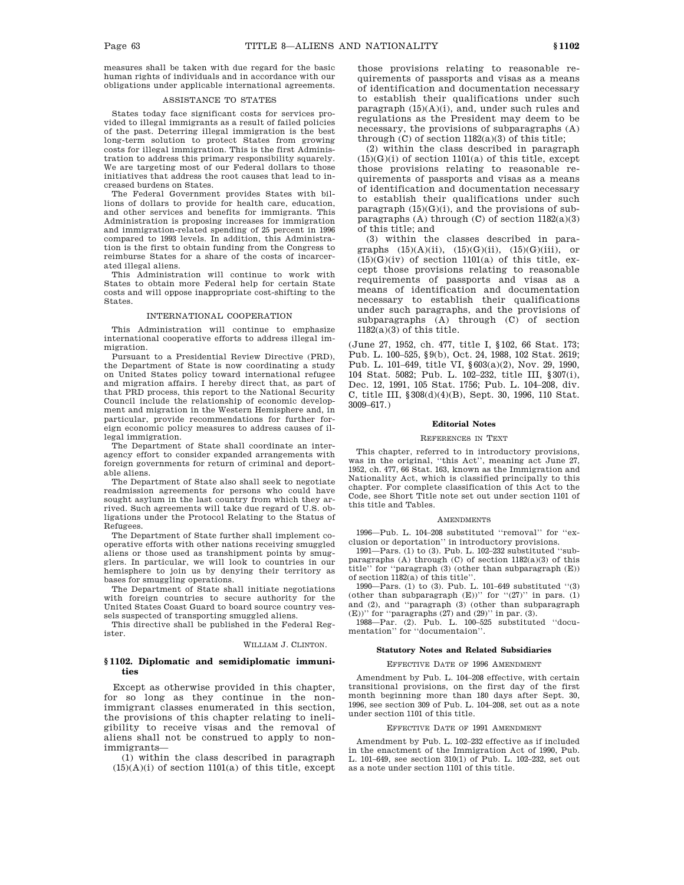measures shall be taken with due regard for the basic human rights of individuals and in accordance with our obligations under applicable international agreements.

ASSISTANCE TO STATES

States today face significant costs for services provided to illegal immigrants as a result of failed policies of the past. Deterring illegal immigration is the best long-term solution to protect States from growing costs for illegal immigration. This is the first Administration to address this primary responsibility squarely. We are targeting most of our Federal dollars to those initiatives that address the root causes that lead to increased burdens on States.

The Federal Government provides States with billions of dollars to provide for health care, education, and other services and benefits for immigrants. This Administration is proposing increases for immigration and immigration-related spending of 25 percent in 1996 compared to 1993 levels. In addition, this Administration is the first to obtain funding from the Congress to reimburse States for a share of the costs of incarcerated illegal aliens.

This Administration will continue to work with States to obtain more Federal help for certain State costs and will oppose inappropriate cost-shifting to the States.

INTERNATIONAL COOPERATION

This Administration will continue to emphasize international cooperative efforts to address illegal immigration.

Pursuant to a Presidential Review Directive (PRD), the Department of State is now coordinating a study on United States policy toward international refugee and migration affairs. I hereby direct that, as part of that PRD process, this report to the National Security Council include the relationship of economic development and migration in the Western Hemisphere and, in particular, provide recommendations for further foreign economic policy measures to address causes of illegal immigration.

The Department of State shall coordinate an interagency effort to consider expanded arrangements with foreign governments for return of criminal and deportable aliens.

The Department of State also shall seek to negotiate readmission agreements for persons who could have sought asylum in the last country from which they arrived. Such agreements will take due regard of U.S. obligations under the Protocol Relating to the Status of Refugees.

The Department of State further shall implement cooperative efforts with other nations receiving smuggled aliens or those used as transhipment points by smugglers. In particular, we will look to countries in our hemisphere to join us by denying their territory as bases for smuggling operations.

The Department of State shall initiate negotiations with foreign countries to secure authority for the United States Coast Guard to board source country vessels suspected of transporting smuggled aliens.

This directive shall be published in the Federal Register.

WILLIAM J. CLINTON.

## §1102. Diplomatic and semidiplomatic immunities

Except as otherwise provided in this chapter, for so long as they continue in the nonimmigrant classes enumerated in this section, the provisions of this chapter relating to ineligibility to receive visas and the removal of aliens shall not be construed to apply to nonimmigrants—

(1) within the class described in paragraph (15)(A)(i) of section 1101(a) of this title, except those provisions relating to reasonable requirements of passports and visas as a means of identification and documentation necessary to establish their qualifications under such paragraph (15)(A)(i), and, under such rules and regulations as the President may deem to be necessary, the provisions of subparagraphs (A) through (C) of section 1182(a)(3) of this title;

(2) within the class described in paragraph (15)(G)(i) of section 1101(a) of this title, except those provisions relating to reasonable requirements of passports and visas as a means of identification and documentation necessary to establish their qualifications under such paragraph (15)(G)(i), and the provisions of subparagraphs (A) through (C) of section 1182(a)(3) of this title; and

(3) within the classes described in paragraphs (15)(A)(ii), (15)(G)(ii), (15)(G)(iii), or (15)(G)(iv) of section 1101(a) of this title, except those provisions relating to reasonable requirements of passports and visas as a means of identification and documentation necessary to establish their qualifications under such paragraphs, and the provisions of subparagraphs (A) through (C) of section 1182(a)(3) of this title.

(June 27, 1952, ch. 477, title I, §102, 66 Stat. 173; Pub. L. 100–525, §9(b), Oct. 24, 1988, 102 Stat. 2619; Pub. L. 101–649, title VI, §603(a)(2), Nov. 29, 1990, 104 Stat. 5082; Pub. L. 102–232, title III, §307(i), Dec. 12, 1991, 105 Stat. 1756; Pub. L. 104–208, div. C, title III, §308(d)(4)(B), Sept. 30, 1996, 110 Stat. 3009–617.)

### Editorial Notes

REFERENCES IN TEXT

This chapter, referred to in introductory provisions, was in the original, "this Act", meaning act June 27, 1952, ch. 477, 66 Stat. 163, known as the Immigration and Nationality Act, which is classified principally to this chapter. For complete classification of this Act to the Code, see Short Title note set out under section 1101 of this title and Tables.

AMENDMENTS

1996—Pub. L. 104–208 substituted "removal" for "exclusion or deportation" in introductory provisions.

1991—Pars. (1) to (3). Pub. L. 102–232 substituted "subparagraphs (A) through (C) of section 1182(a)(3) of this title" for "paragraph (3) (other than subparagraph (E)) of section 1182(a) of this title".

1990—Pars. (1) to (3). Pub. L. 101–649 substituted "(3) (other than subparagraph (E))" for "(27)" in pars. (1) and (2), and "paragraph (3) (other than subparagraph (E))" for "paragraphs (27) and (29)" in par. (3).

1988—Par. (2). Pub. L. 100–525 substituted "documentation" for "documentaion".

### Statutory Notes and Related Subsidiaries

EFFECTIVE DATE OF 1996 AMENDMENT

Amendment by Pub. L. 104–208 effective, with certain transitional provisions, on the first day of the first month beginning more than 180 days after Sept. 30, 1996, see section 309 of Pub. L. 104–208, set out as a note under section 1101 of this title.

EFFECTIVE DATE OF 1991 AMENDMENT

Amendment by Pub. L. 102–232 effective as if included in the enactment of the Immigration Act of 1990, Pub. L. 101–649, see section 310(1) of Pub. L. 102–232, set out as a note under section 1101 of this title.